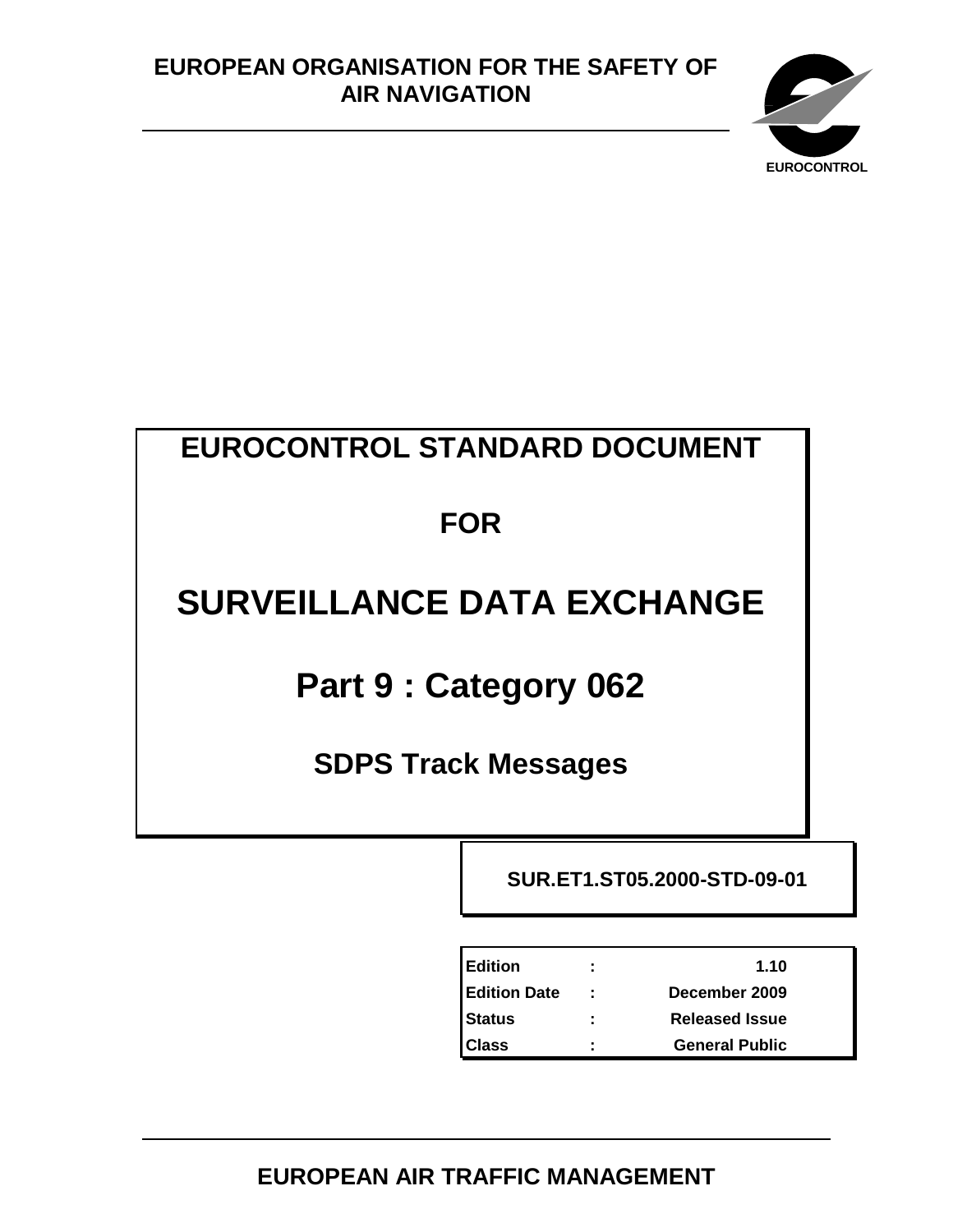**EUROPEAN ORGANISATION FOR THE SAFETY OF AIR NAVIGATION**

EUROCONTROL

# EUROCONTROL STANDARD DOCUMENT

# FOR

# SURVEILLANCE DATA EXCHANGE

# Part 9 : Category 062

## SDPS Track Messages

**SUR.ET1.ST05.2000-STD-09-01**

| | | |
|---|---|---|
| **Edition** | **:** | **1.10** |
| **Edition Date** | **:** | **December 2009** |
| **Status** | **:** | **Released Issue** |
| **Class** | **:** | **General Public** |

**EUROPEAN AIR TRAFFIC MANAGEMENT**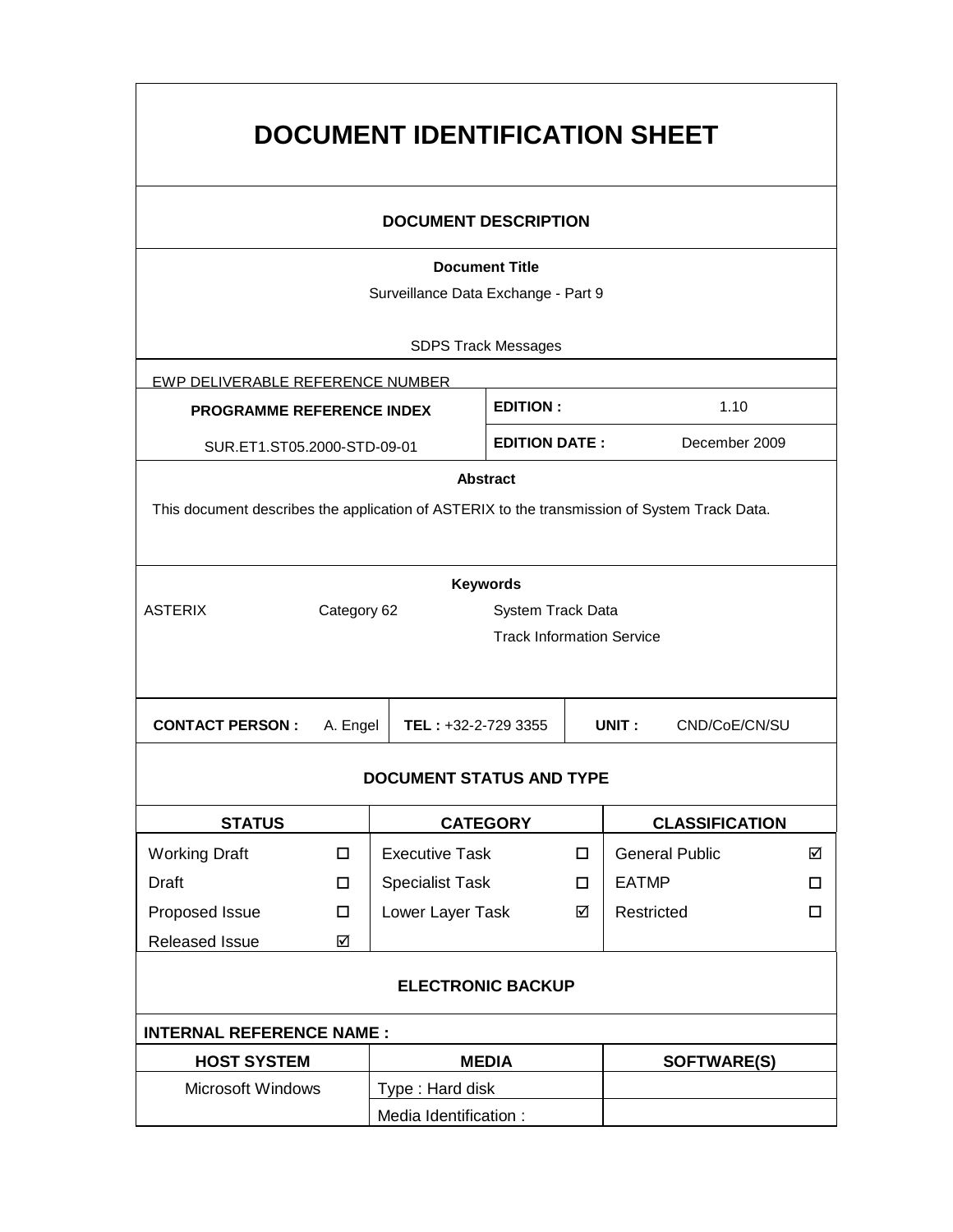# DOCUMENT IDENTIFICATION SHEET

## DOCUMENT DESCRIPTION

**Document Title**

Surveillance Data Exchange - Part 9

SDPS Track Messages

| EWP DELIVERABLE REFERENCE NUMBER | | |
|---|---|---|
| **PROGRAMME REFERENCE INDEX** | **EDITION :** | 1.10 |
| SUR.ET1.ST05.2000-STD-09-01 | **EDITION DATE :** | December 2009 |

**Abstract**

This document describes the application of ASTERIX to the transmission of System Track Data.

**Keywords**

| | | |
|---|---|---|
| ASTERIX | Category 62 | System Track Data |
| | | Track Information Service |

| **CONTACT PERSON :** | A. Engel | **TEL :** +32-2-729 3355 | **UNIT :** | CND/CoE/CN/SU |
|---|---|---|---|---|

## DOCUMENT STATUS AND TYPE

| STATUS | | CATEGORY | | CLASSIFICATION | |
|---|---|---|---|---|---|
| Working Draft | ☐ | Executive Task | ☐ | General Public | ☑ |
| Draft | ☐ | Specialist Task | ☐ | EATMP | ☐ |
| Proposed Issue | ☐ | Lower Layer Task | ☑ | Restricted | ☐ |
| Released Issue | ☑ | | | | |

## ELECTRONIC BACKUP

**INTERNAL REFERENCE NAME :**

| HOST SYSTEM | MEDIA | SOFTWARE(S) |
|---|---|---|
| Microsoft Windows | Type : Hard disk | |
| | Media Identification : | |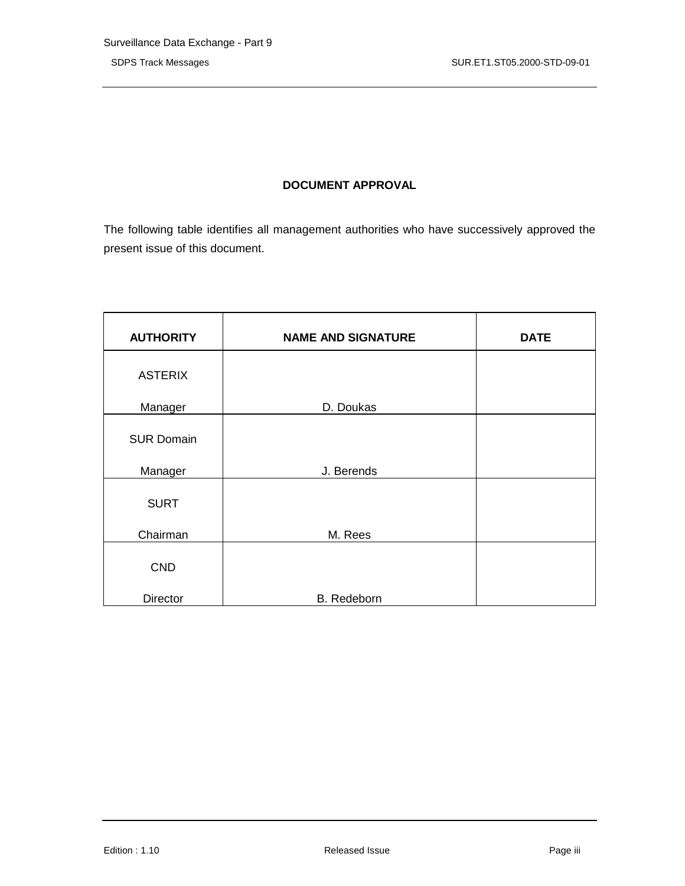# DOCUMENT APPROVAL

The following table identifies all management authorities who have successively approved the present issue of this document.

| AUTHORITY | NAME AND SIGNATURE | DATE |
|---|---|---|
| ASTERIX Manager | D. Doukas | |
| SUR Domain Manager | J. Berends | |
| SURT Chairman | M. Rees | |
| CND Director | B. Redeborn | |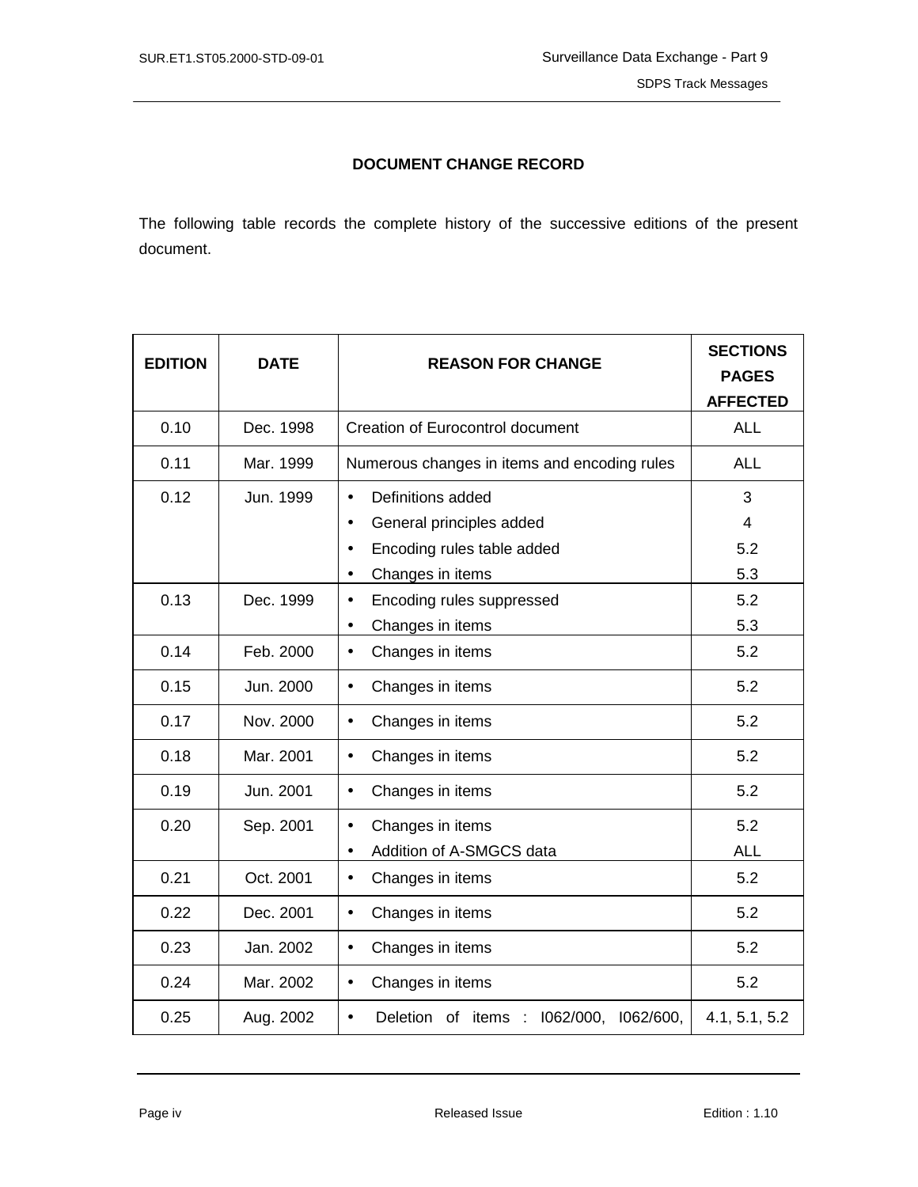**DOCUMENT CHANGE RECORD**

The following table records the complete history of the successive editions of the present document.

| EDITION | DATE | REASON FOR CHANGE | SECTIONS PAGES AFFECTED |
|---|---|---|---|
| 0.10 | Dec. 1998 | Creation of Eurocontrol document | ALL |
| 0.11 | Mar. 1999 | Numerous changes in items and encoding rules | ALL |
| 0.12 | Jun. 1999 | • Definitions added<br>• General principles added<br>• Encoding rules table added<br>• Changes in items | 3<br>4<br>5.2<br>5.3 |
| 0.13 | Dec. 1999 | • Encoding rules suppressed<br>• Changes in items | 5.2<br>5.3 |
| 0.14 | Feb. 2000 | • Changes in items | 5.2 |
| 0.15 | Jun. 2000 | • Changes in items | 5.2 |
| 0.17 | Nov. 2000 | • Changes in items | 5.2 |
| 0.18 | Mar. 2001 | • Changes in items | 5.2 |
| 0.19 | Jun. 2001 | • Changes in items | 5.2 |
| 0.20 | Sep. 2001 | • Changes in items<br>• Addition of A-SMGCS data | 5.2<br>ALL |
| 0.21 | Oct. 2001 | • Changes in items | 5.2 |
| 0.22 | Dec. 2001 | • Changes in items | 5.2 |
| 0.23 | Jan. 2002 | • Changes in items | 5.2 |
| 0.24 | Mar. 2002 | • Changes in items | 5.2 |
| 0.25 | Aug. 2002 | • Deletion of items : I062/000, I062/600, | 4.1, 5.1, 5.2 |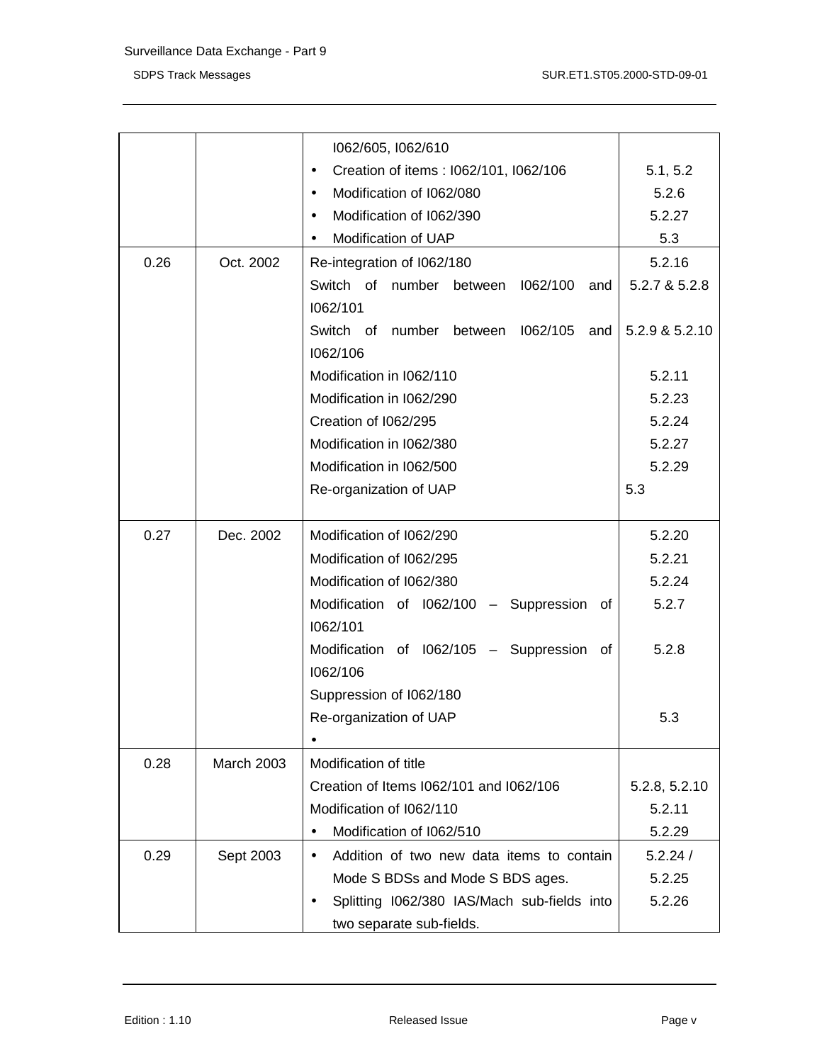| | | | |
|---|---|---|---|
| | | I062/605, I062/610<br>• Creation of items : I062/101, I062/106<br>• Modification of I062/080<br>• Modification of I062/390<br>• Modification of UAP | <br>5.1, 5.2<br>5.2.6<br>5.2.27<br>5.3 |
| 0.26 | Oct. 2002 | Re-integration of I062/180<br>Switch of number between I062/100 and I062/101<br>Switch of number between I062/105 and I062/106<br>Modification in I062/110<br>Modification in I062/290<br>Creation of I062/295<br>Modification in I062/380<br>Modification in I062/500<br>Re-organization of UAP | 5.2.16<br>5.2.7 & 5.2.8<br><br>5.2.9 & 5.2.10<br><br>5.2.11<br>5.2.23<br>5.2.24<br>5.2.27<br>5.2.29<br>5.3 |
| 0.27 | Dec. 2002 | Modification of I062/290<br>Modification of I062/295<br>Modification of I062/380<br>Modification of I062/100 – Suppression of I062/101<br>Modification of I062/105 – Suppression of I062/106<br>Suppression of I062/180<br>Re-organization of UAP<br>• | 5.2.20<br>5.2.21<br>5.2.24<br>5.2.7<br><br>5.2.8<br><br><br>5.3 |
| 0.28 | March 2003 | Modification of title<br>Creation of Items I062/101 and I062/106<br>Modification of I062/110<br>• Modification of I062/510 | <br>5.2.8, 5.2.10<br>5.2.11<br>5.2.29 |
| 0.29 | Sept 2003 | • Addition of two new data items to contain Mode S BDSs and Mode S BDS ages.<br>• Splitting I062/380 IAS/Mach sub-fields into two separate sub-fields. | 5.2.24 /<br>5.2.25<br>5.2.26 |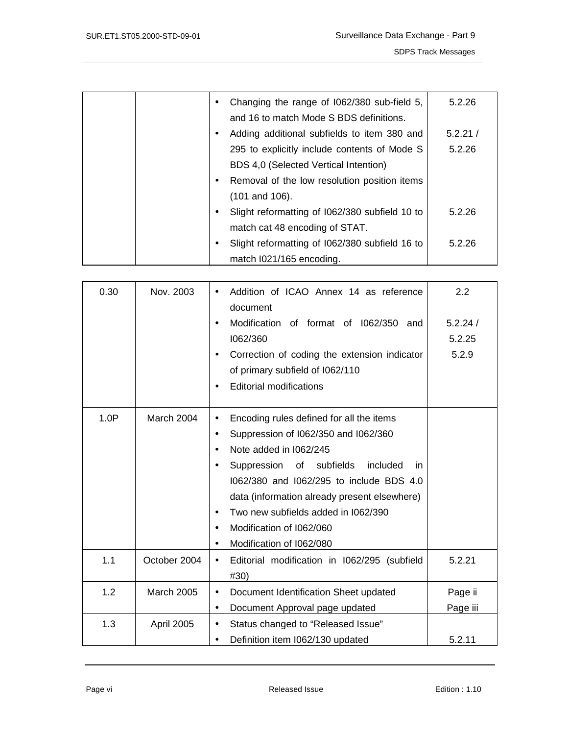| | | | |
|---|---|---|---|
| | | • Changing the range of I062/380 sub-field 5, and 16 to match Mode S BDS definitions.<br>• Adding additional subfields to item 380 and 295 to explicitly include contents of Mode S BDS 4,0 (Selected Vertical Intention)<br>• Removal of the low resolution position items (101 and 106).<br>• Slight reformatting of I062/380 subfield 10 to match cat 48 encoding of STAT.<br>• Slight reformatting of I062/380 subfield 16 to match I021/165 encoding. | 5.2.26<br><br>5.2.21 / 5.2.26<br><br><br><br>5.2.26<br><br>5.2.26 |

| | | | |
|---|---|---|---|
| 0.30 | Nov. 2003 | • Addition of ICAO Annex 14 as reference document<br>• Modification of format of I062/350 and I062/360<br>• Correction of coding the extension indicator of primary subfield of I062/110<br>• Editorial modifications | 2.2<br><br>5.2.24 / 5.2.25<br>5.2.9 |
| 1.0P | March 2004 | • Encoding rules defined for all the items<br>• Suppression of I062/350 and I062/360<br>• Note added in I062/245<br>• Suppression of subfields included in I062/380 and I062/295 to include BDS 4.0 data (information already present elsewhere)<br>• Two new subfields added in I062/390<br>• Modification of I062/060<br>• Modification of I062/080 | |
| 1.1 | October 2004 | • Editorial modification in I062/295 (subfield #30) | 5.2.21 |
| 1.2 | March 2005 | • Document Identification Sheet updated<br>• Document Approval page updated | Page ii<br>Page iii |
| 1.3 | April 2005 | • Status changed to “Released Issue”<br>• Definition item I062/130 updated | <br>5.2.11 |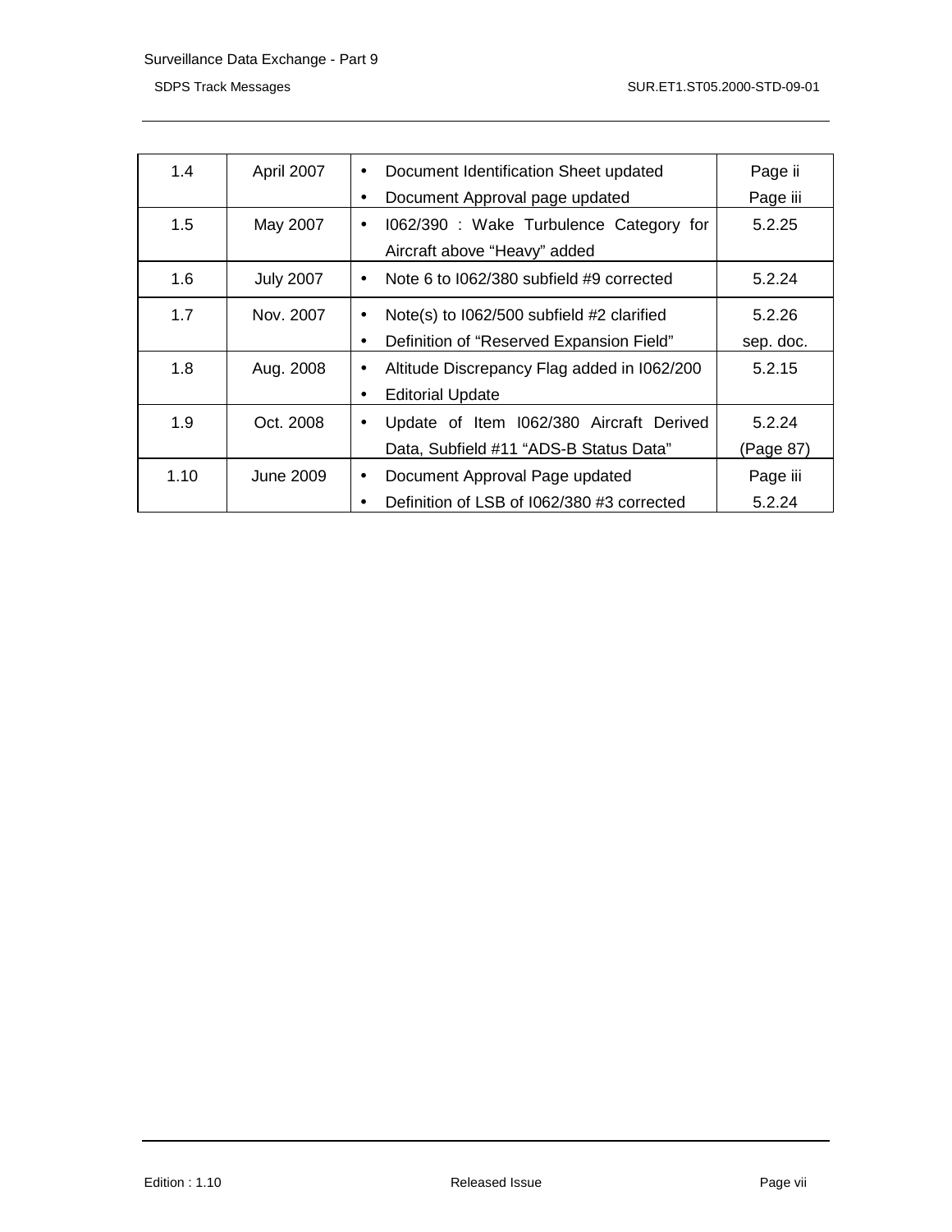| 1.4 | April 2007 | • Document Identification Sheet updated<br>• Document Approval page updated | Page ii<br>Page iii |
|---|---|---|---|
| 1.5 | May 2007 | • I062/390 : Wake Turbulence Category for Aircraft above “Heavy” added | 5.2.25 |
| 1.6 | July 2007 | • Note 6 to I062/380 subfield #9 corrected | 5.2.24 |
| 1.7 | Nov. 2007 | • Note(s) to I062/500 subfield #2 clarified<br>• Definition of “Reserved Expansion Field” | 5.2.26<br>sep. doc. |
| 1.8 | Aug. 2008 | • Altitude Discrepancy Flag added in I062/200<br>• Editorial Update | 5.2.15 |
| 1.9 | Oct. 2008 | • Update of Item I062/380 Aircraft Derived Data, Subfield #11 “ADS-B Status Data” | 5.2.24<br>(Page 87) |
| 1.10 | June 2009 | • Document Approval Page updated<br>• Definition of LSB of I062/380 #3 corrected | Page iii<br>5.2.24 |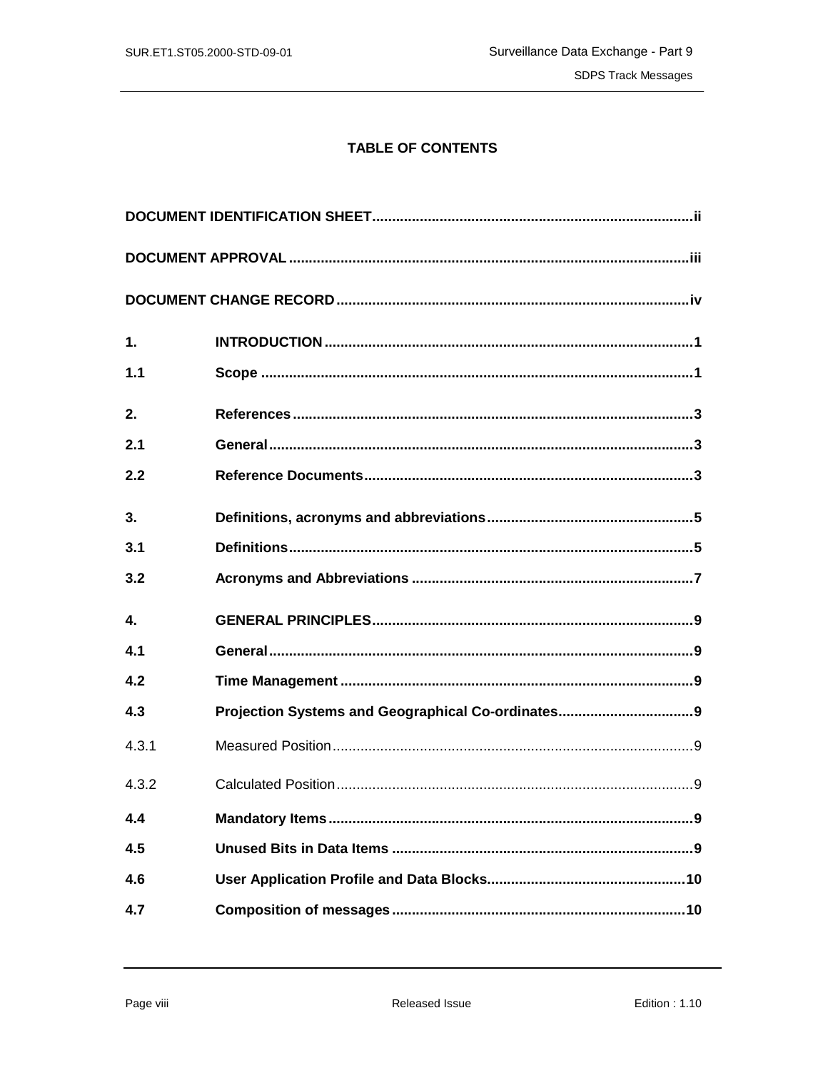# TABLE OF CONTENTS

**DOCUMENT IDENTIFICATION SHEET** .......... ii

**DOCUMENT APPROVAL** .......... iii

**DOCUMENT CHANGE RECORD** .......... iv

**1. INTRODUCTION** .......... 1

**1.1 Scope** .......... 1

**2. References** .......... 3

**2.1 General** .......... 3

**2.2 Reference Documents** .......... 3

**3. Definitions, acronyms and abbreviations** .......... 5

**3.1 Definitions** .......... 5

**3.2 Acronyms and Abbreviations** .......... 7

**4. GENERAL PRINCIPLES** .......... 9

**4.1 General** .......... 9

**4.2 Time Management** .......... 9

**4.3 Projection Systems and Geographical Co-ordinates** .......... 9

4.3.1 Measured Position .......... 9

4.3.2 Calculated Position .......... 9

**4.4 Mandatory Items** .......... 9

**4.5 Unused Bits in Data Items** .......... 9

**4.6 User Application Profile and Data Blocks** .......... 10

**4.7 Composition of messages** .......... 10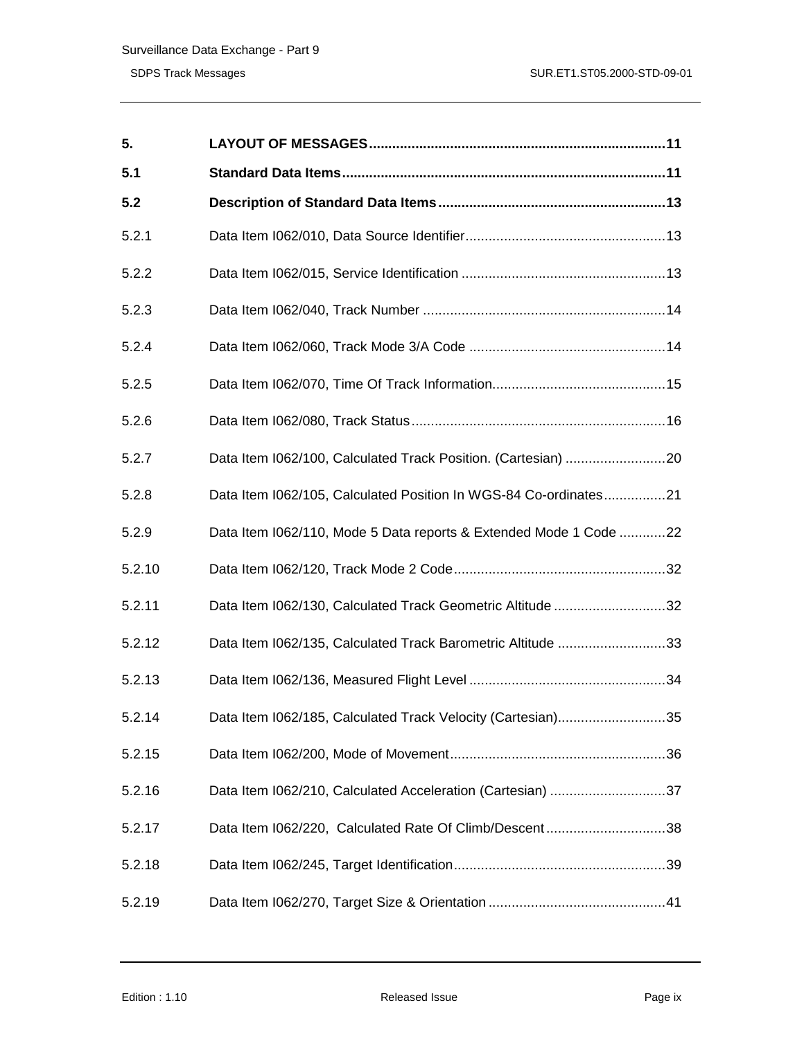| | | |
|---|---|---|
| **5.** | **LAYOUT OF MESSAGES** | **11** |
| **5.1** | **Standard Data Items** | **11** |
| **5.2** | **Description of Standard Data Items** | **13** |
| 5.2.1 | Data Item I062/010, Data Source Identifier | 13 |
| 5.2.2 | Data Item I062/015, Service Identification | 13 |
| 5.2.3 | Data Item I062/040, Track Number | 14 |
| 5.2.4 | Data Item I062/060, Track Mode 3/A Code | 14 |
| 5.2.5 | Data Item I062/070, Time Of Track Information | 15 |
| 5.2.6 | Data Item I062/080, Track Status | 16 |
| 5.2.7 | Data Item I062/100, Calculated Track Position. (Cartesian) | 20 |
| 5.2.8 | Data Item I062/105, Calculated Position In WGS-84 Co-ordinates | 21 |
| 5.2.9 | Data Item I062/110, Mode 5 Data reports & Extended Mode 1 Code | 22 |
| 5.2.10 | Data Item I062/120, Track Mode 2 Code | 32 |
| 5.2.11 | Data Item I062/130, Calculated Track Geometric Altitude | 32 |
| 5.2.12 | Data Item I062/135, Calculated Track Barometric Altitude | 33 |
| 5.2.13 | Data Item I062/136, Measured Flight Level | 34 |
| 5.2.14 | Data Item I062/185, Calculated Track Velocity (Cartesian) | 35 |
| 5.2.15 | Data Item I062/200, Mode of Movement | 36 |
| 5.2.16 | Data Item I062/210, Calculated Acceleration (Cartesian) | 37 |
| 5.2.17 | Data Item I062/220,  Calculated Rate Of Climb/Descent | 38 |
| 5.2.18 | Data Item I062/245, Target Identification | 39 |
| 5.2.19 | Data Item I062/270, Target Size & Orientation | 41 |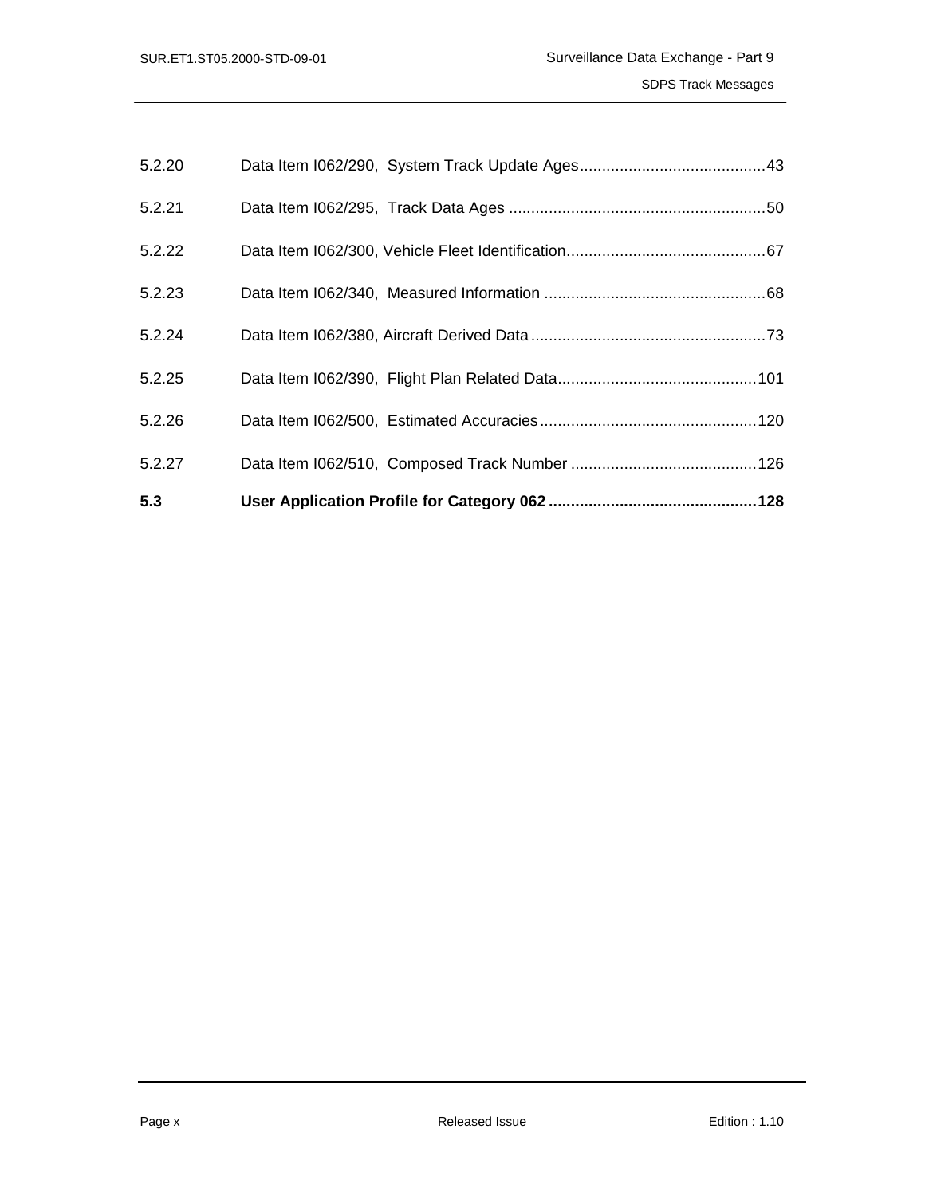5.2.20 Data Item I062/290, System Track Update Ages..........................................43

5.2.21 Data Item I062/295, Track Data Ages ..........................................................50

5.2.22 Data Item I062/300, Vehicle Fleet Identification............................................67

5.2.23 Data Item I062/340, Measured Information ..................................................68

5.2.24 Data Item I062/380, Aircraft Derived Data.....................................................73

5.2.25 Data Item I062/390, Flight Plan Related Data.............................................101

5.2.26 Data Item I062/500, Estimated Accuracies.................................................120

5.2.27 Data Item I062/510, Composed Track Number ..........................................126

**5.3 User Application Profile for Category 062...............................................128**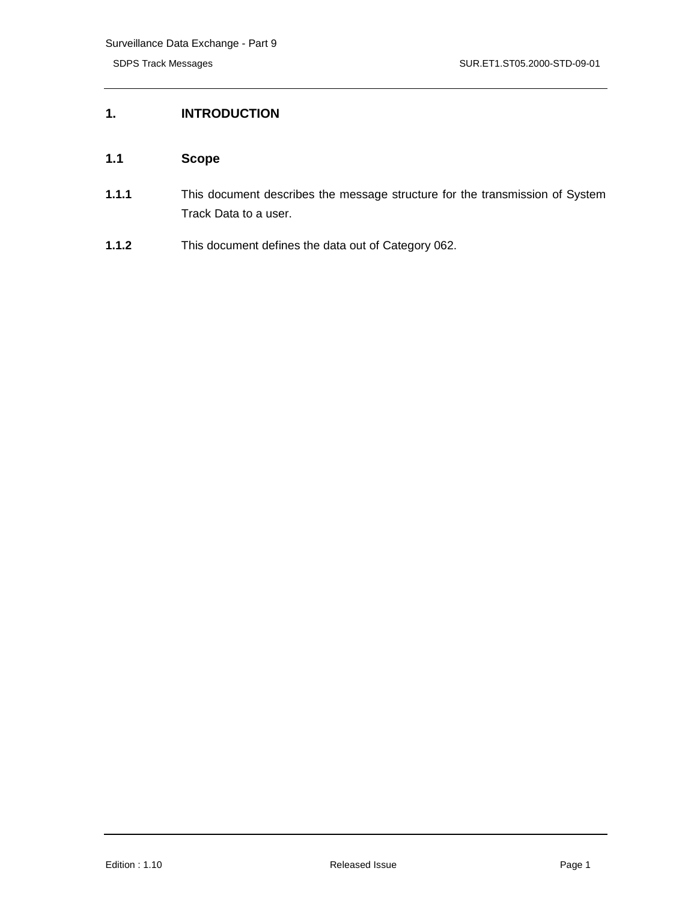# 1. INTRODUCTION

## 1.1 Scope

**1.1.1** This document describes the message structure for the transmission of System Track Data to a user.

**1.1.2** This document defines the data out of Category 062.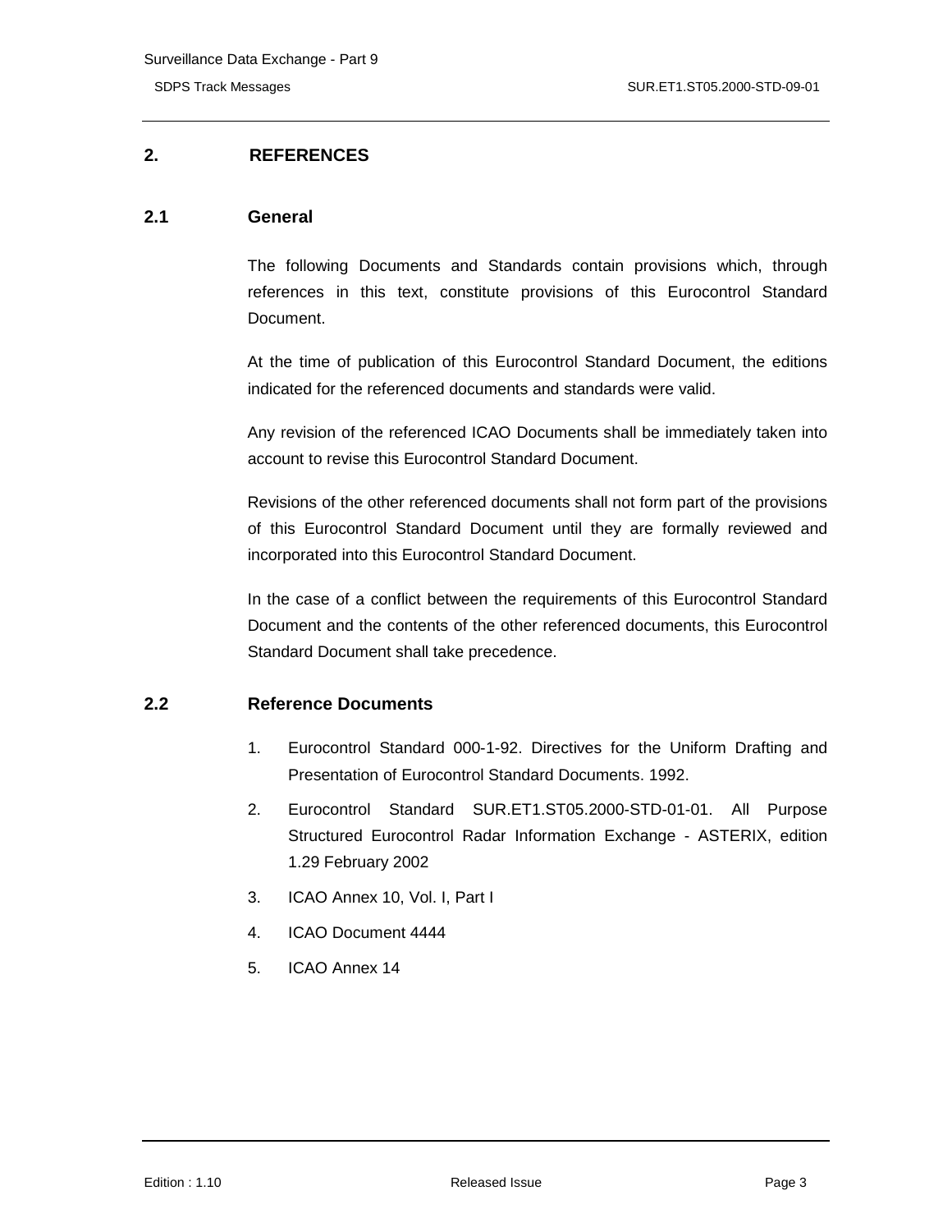# 2. REFERENCES

## 2.1 General

The following Documents and Standards contain provisions which, through references in this text, constitute provisions of this Eurocontrol Standard Document.

At the time of publication of this Eurocontrol Standard Document, the editions indicated for the referenced documents and standards were valid.

Any revision of the referenced ICAO Documents shall be immediately taken into account to revise this Eurocontrol Standard Document.

Revisions of the other referenced documents shall not form part of the provisions of this Eurocontrol Standard Document until they are formally reviewed and incorporated into this Eurocontrol Standard Document.

In the case of a conflict between the requirements of this Eurocontrol Standard Document and the contents of the other referenced documents, this Eurocontrol Standard Document shall take precedence.

## 2.2 Reference Documents

1. Eurocontrol Standard 000-1-92. Directives for the Uniform Drafting and Presentation of Eurocontrol Standard Documents. 1992.
2. Eurocontrol Standard SUR.ET1.ST05.2000-STD-01-01. All Purpose Structured Eurocontrol Radar Information Exchange - ASTERIX, edition 1.29 February 2002
3. ICAO Annex 10, Vol. I, Part I
4. ICAO Document 4444
5. ICAO Annex 14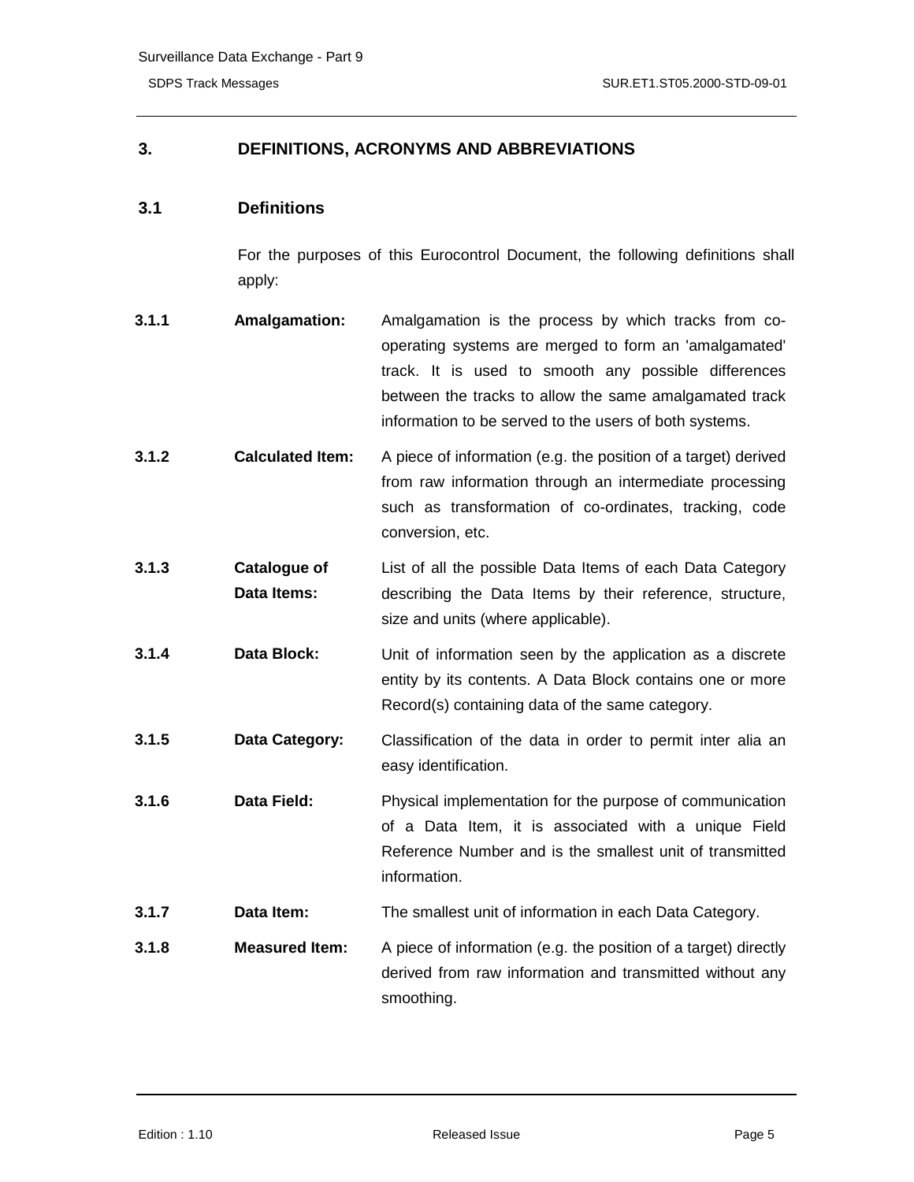# 3. DEFINITIONS, ACRONYMS AND ABBREVIATIONS

## 3.1 Definitions

For the purposes of this Eurocontrol Document, the following definitions shall apply:

**3.1.1 Amalgamation:** Amalgamation is the process by which tracks from co-operating systems are merged to form an 'amalgamated' track. It is used to smooth any possible differences between the tracks to allow the same amalgamated track information to be served to the users of both systems.

**3.1.2 Calculated Item:** A piece of information (e.g. the position of a target) derived from raw information through an intermediate processing such as transformation of co-ordinates, tracking, code conversion, etc.

**3.1.3 Catalogue of Data Items:** List of all the possible Data Items of each Data Category describing the Data Items by their reference, structure, size and units (where applicable).

**3.1.4 Data Block:** Unit of information seen by the application as a discrete entity by its contents. A Data Block contains one or more Record(s) containing data of the same category.

**3.1.5 Data Category:** Classification of the data in order to permit inter alia an easy identification.

**3.1.6 Data Field:** Physical implementation for the purpose of communication of a Data Item, it is associated with a unique Field Reference Number and is the smallest unit of transmitted information.

**3.1.7 Data Item:** The smallest unit of information in each Data Category.

**3.1.8 Measured Item:** A piece of information (e.g. the position of a target) directly derived from raw information and transmitted without any smoothing.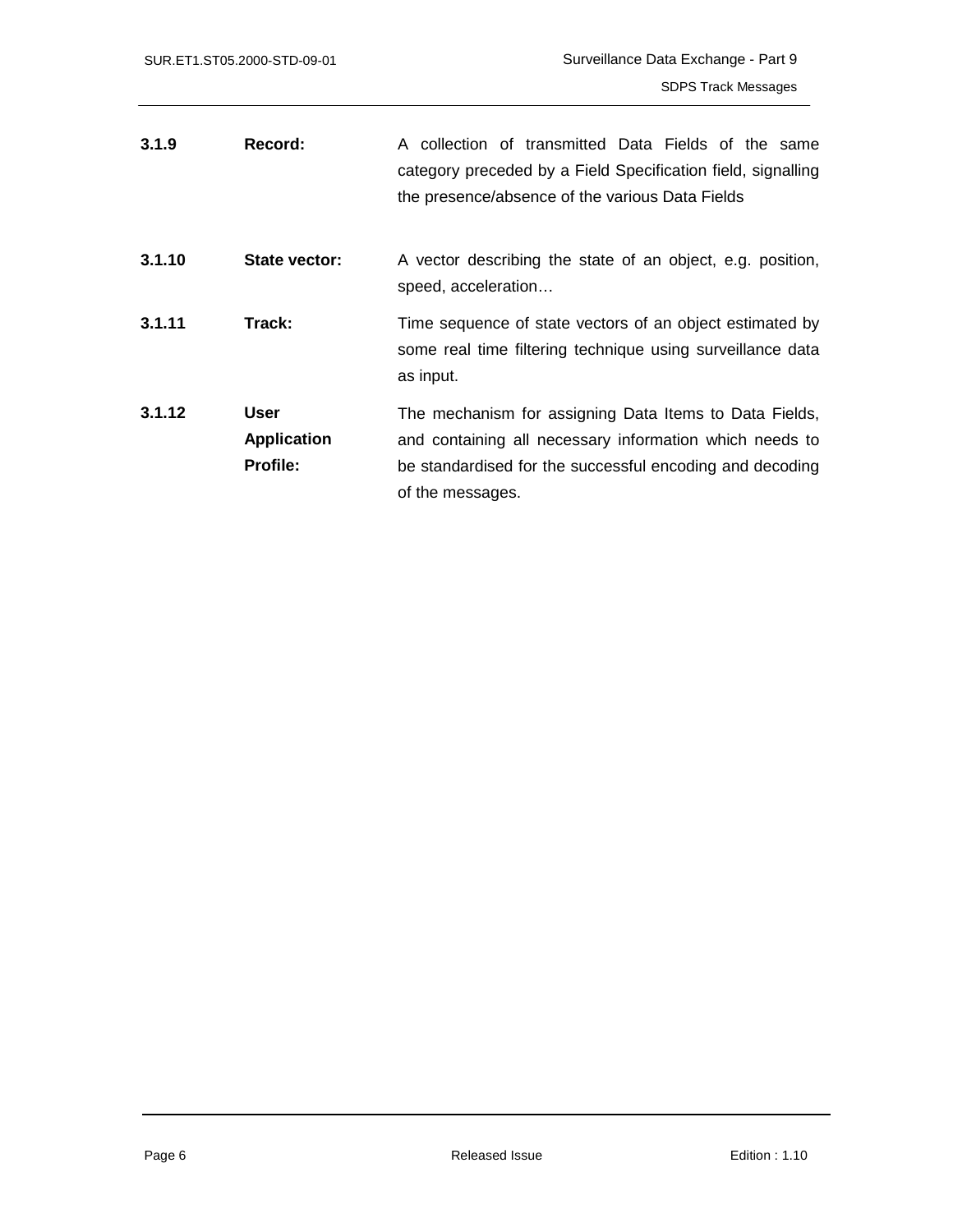**3.1.9** **Record:** A collection of transmitted Data Fields of the same category preceded by a Field Specification field, signalling the presence/absence of the various Data Fields

**3.1.10** **State vector:** A vector describing the state of an object, e.g. position, speed, acceleration…

**3.1.11** **Track:** Time sequence of state vectors of an object estimated by some real time filtering technique using surveillance data as input.

**3.1.12** **User Application Profile:** The mechanism for assigning Data Items to Data Fields, and containing all necessary information which needs to be standardised for the successful encoding and decoding of the messages.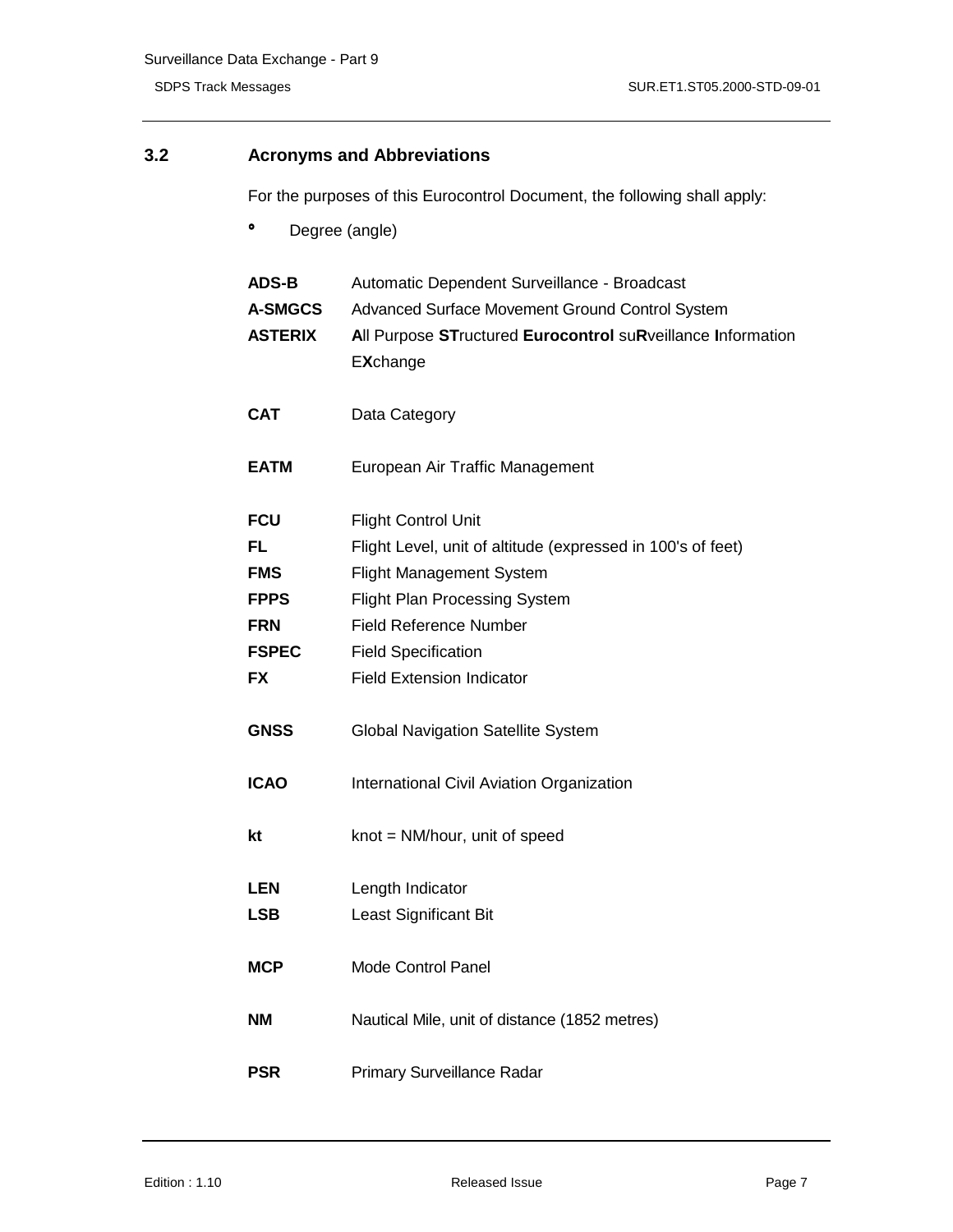## 3.2 Acronyms and Abbreviations

For the purposes of this Eurocontrol Document, the following shall apply:

| | |
|---|---|
| **°** | Degree (angle) |
| **ADS-B** | Automatic Dependent Surveillance - Broadcast |
| **A-SMGCS** | Advanced Surface Movement Ground Control System |
| **ASTERIX** | **A**ll Purpose **ST**ructured **Eurocontrol** su**R**veillance **I**nformation E**X**change |
| **CAT** | Data Category |
| **EATM** | European Air Traffic Management |
| **FCU** | Flight Control Unit |
| **FL** | Flight Level, unit of altitude (expressed in 100's of feet) |
| **FMS** | Flight Management System |
| **FPPS** | Flight Plan Processing System |
| **FRN** | Field Reference Number |
| **FSPEC** | Field Specification |
| **FX** | Field Extension Indicator |
| **GNSS** | Global Navigation Satellite System |
| **ICAO** | International Civil Aviation Organization |
| **kt** | knot = NM/hour, unit of speed |
| **LEN** | Length Indicator |
| **LSB** | Least Significant Bit |
| **MCP** | Mode Control Panel |
| **NM** | Nautical Mile, unit of distance (1852 metres) |
| **PSR** | Primary Surveillance Radar |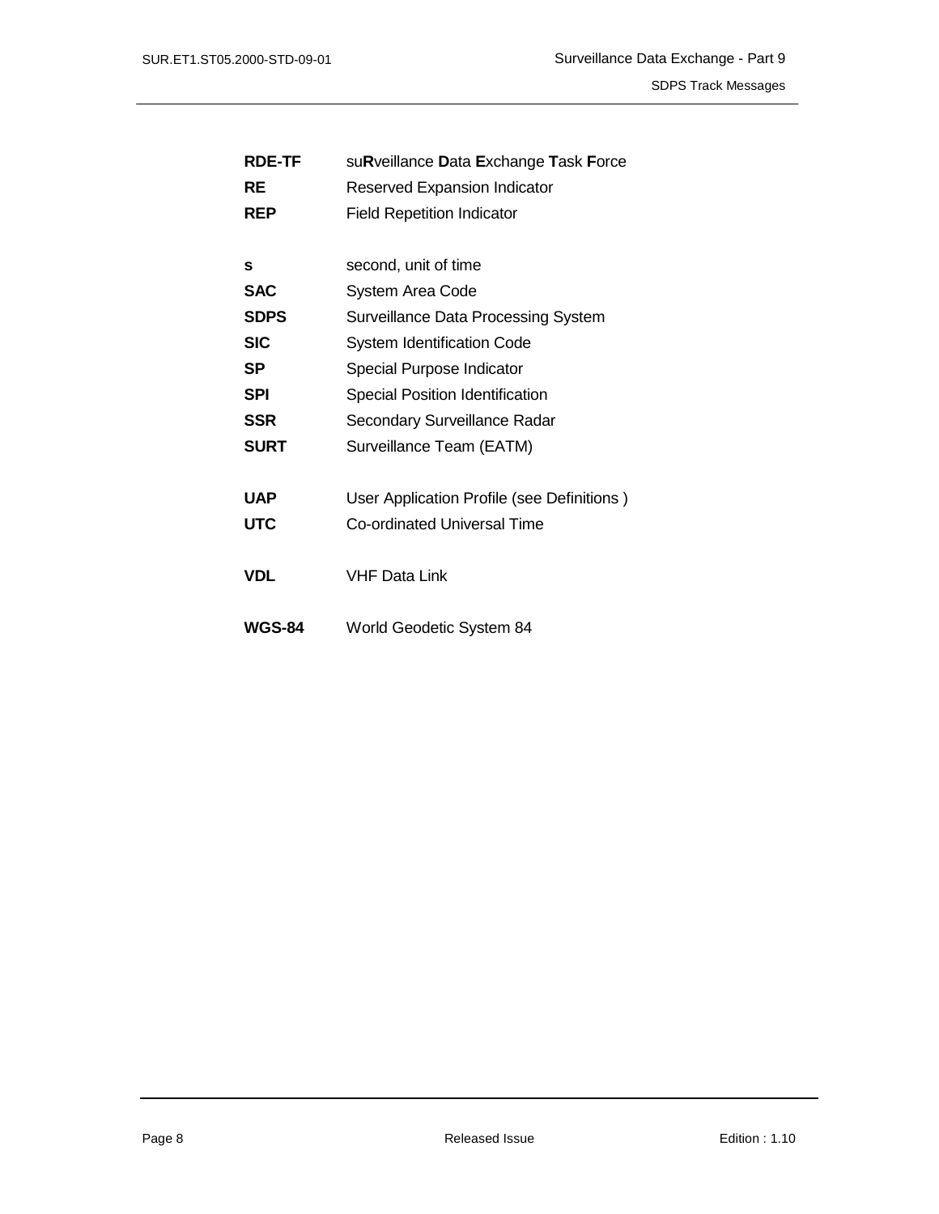| | |
|---|---|
| **RDE-TF** | su**R**veillance **D**ata **E**xchange **T**ask **F**orce |
| **RE** | Reserved Expansion Indicator |
| **REP** | Field Repetition Indicator |
| | |
| **s** | second, unit of time |
| **SAC** | System Area Code |
| **SDPS** | Surveillance Data Processing System |
| **SIC** | System Identification Code |
| **SP** | Special Purpose Indicator |
| **SPI** | Special Position Identification |
| **SSR** | Secondary Surveillance Radar |
| **SURT** | Surveillance Team (EATM) |
| | |
| **UAP** | User Application Profile (see Definitions ) |
| **UTC** | Co-ordinated Universal Time |
| | |
| **VDL** | VHF Data Link |
| | |
| **WGS-84** | World Geodetic System 84 |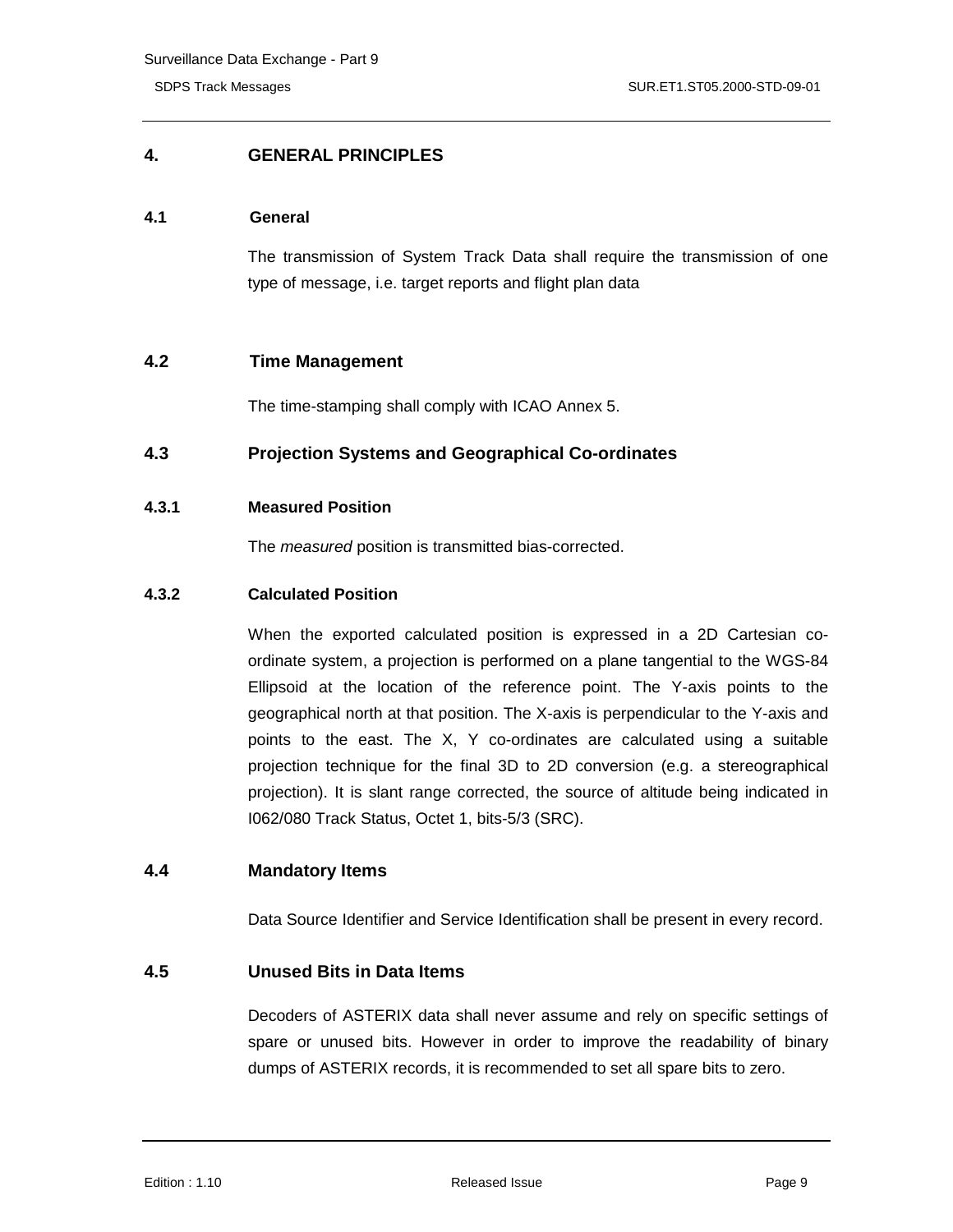# 4. GENERAL PRINCIPLES

## 4.1 General

The transmission of System Track Data shall require the transmission of one type of message, i.e. target reports and flight plan data

## 4.2 Time Management

The time-stamping shall comply with ICAO Annex 5.

## 4.3 Projection Systems and Geographical Co-ordinates

### 4.3.1 Measured Position

The *measured* position is transmitted bias-corrected.

### 4.3.2 Calculated Position

When the exported calculated position is expressed in a 2D Cartesian co-ordinate system, a projection is performed on a plane tangential to the WGS-84 Ellipsoid at the location of the reference point. The Y-axis points to the geographical north at that position. The X-axis is perpendicular to the Y-axis and points to the east. The X, Y co-ordinates are calculated using a suitable projection technique for the final 3D to 2D conversion (e.g. a stereographical projection). It is slant range corrected, the source of altitude being indicated in I062/080 Track Status, Octet 1, bits-5/3 (SRC).

## 4.4 Mandatory Items

Data Source Identifier and Service Identification shall be present in every record.

## 4.5 Unused Bits in Data Items

Decoders of ASTERIX data shall never assume and rely on specific settings of spare or unused bits. However in order to improve the readability of binary dumps of ASTERIX records, it is recommended to set all spare bits to zero.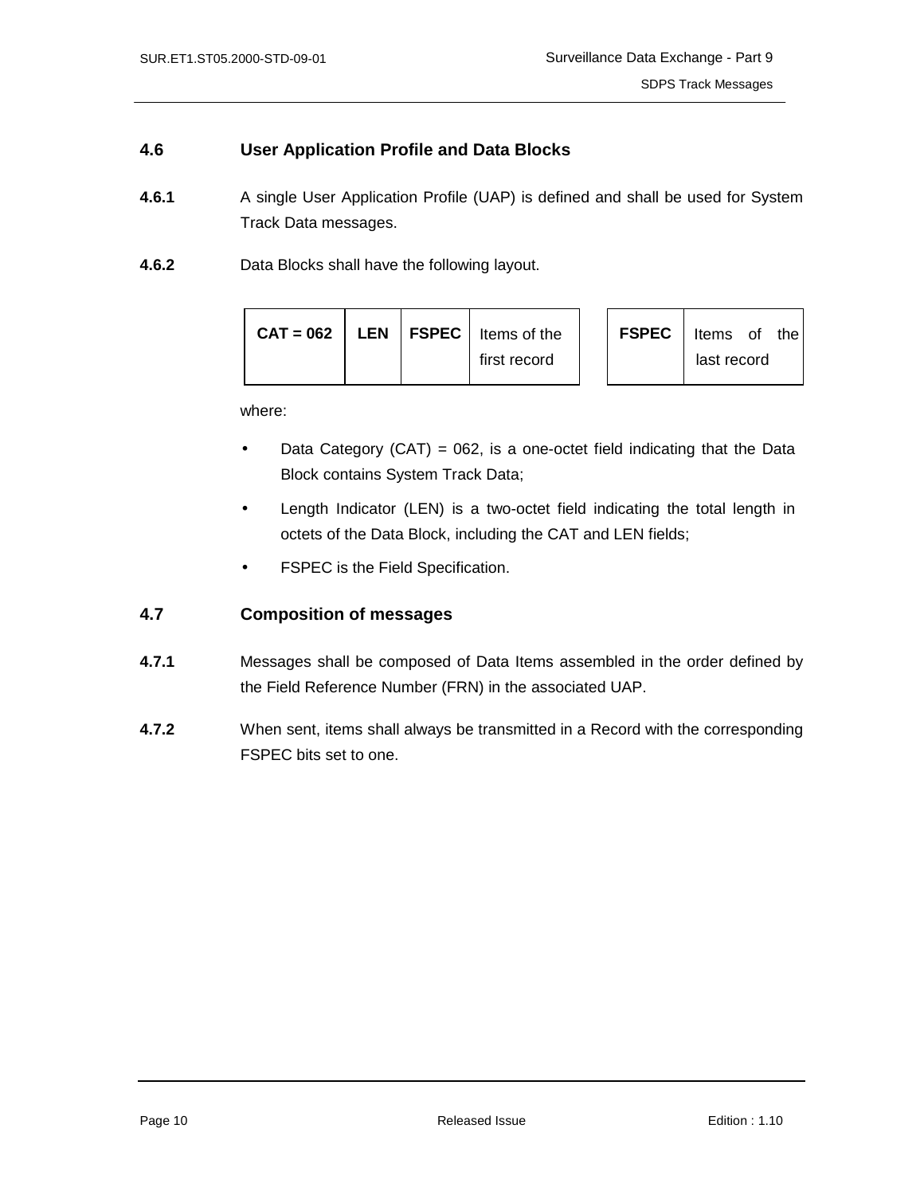## 4.6 User Application Profile and Data Blocks

**4.6.1** A single User Application Profile (UAP) is defined and shall be used for System Track Data messages.

**4.6.2** Data Blocks shall have the following layout.

| **CAT = 062** | **LEN** | **FSPEC** | Items of the first record | | **FSPEC** | Items of the last record |
|---|---|---|---|---|---|---|

where:

- Data Category (CAT) = 062, is a one-octet field indicating that the Data Block contains System Track Data;
- Length Indicator (LEN) is a two-octet field indicating the total length in octets of the Data Block, including the CAT and LEN fields;
- FSPEC is the Field Specification.

## 4.7 Composition of messages

**4.7.1** Messages shall be composed of Data Items assembled in the order defined by the Field Reference Number (FRN) in the associated UAP.

**4.7.2** When sent, items shall always be transmitted in a Record with the corresponding FSPEC bits set to one.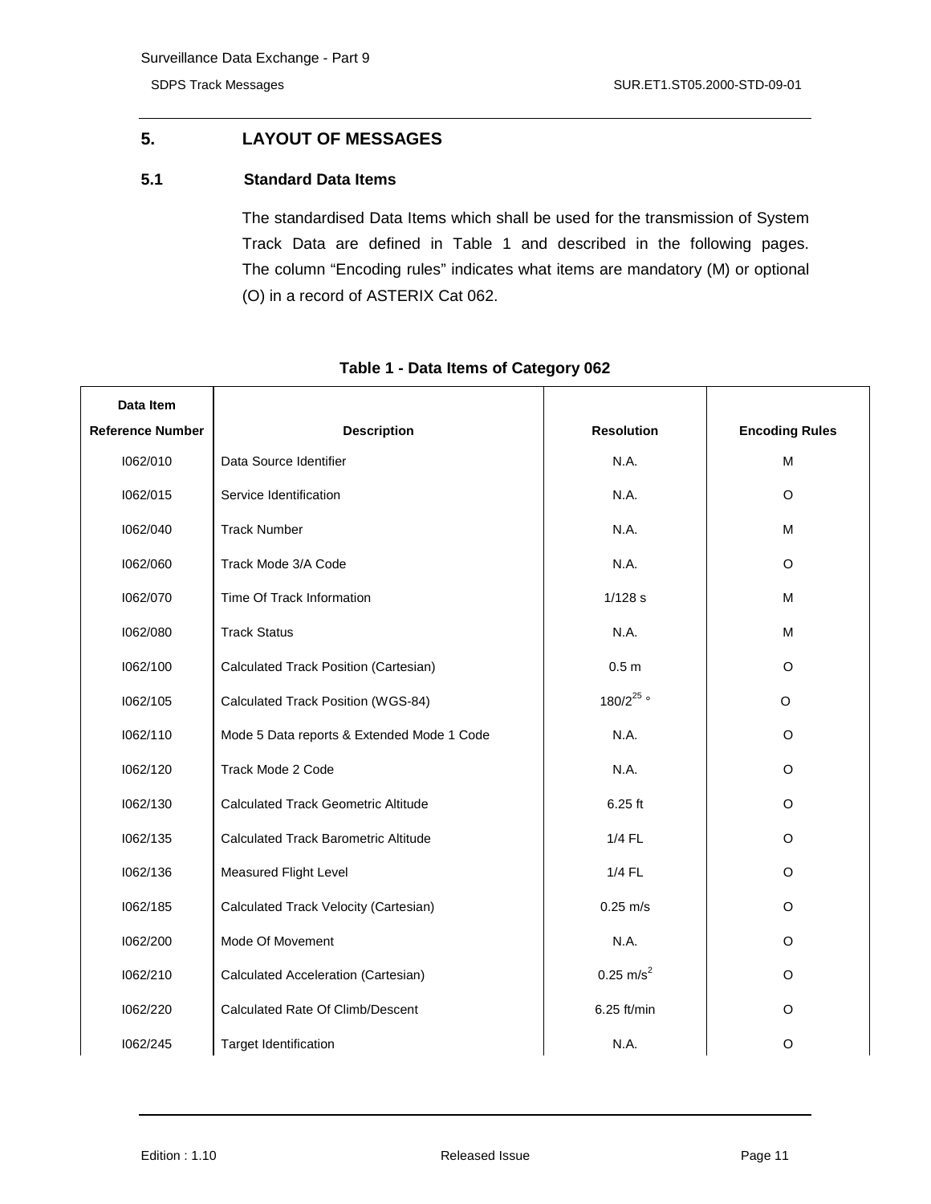# 5. LAYOUT OF MESSAGES

## 5.1 Standard Data Items

The standardised Data Items which shall be used for the transmission of System Track Data are defined in Table 1 and described in the following pages. The column "Encoding rules" indicates what items are mandatory (M) or optional (O) in a record of ASTERIX Cat 062.

**Table 1 - Data Items of Category 062**

| Data Item Reference Number | Description | Resolution | Encoding Rules |
|---|---|---|---|
| I062/010 | Data Source Identifier | N.A. | M |
| I062/015 | Service Identification | N.A. | O |
| I062/040 | Track Number | N.A. | M |
| I062/060 | Track Mode 3/A Code | N.A. | O |
| I062/070 | Time Of Track Information | 1/128 s | M |
| I062/080 | Track Status | N.A. | M |
| I062/100 | Calculated Track Position (Cartesian) | 0.5 m | O |
| I062/105 | Calculated Track Position (WGS-84) | $180/2^{25}$ ° | O |
| I062/110 | Mode 5 Data reports & Extended Mode 1 Code | N.A. | O |
| I062/120 | Track Mode 2 Code | N.A. | O |
| I062/130 | Calculated Track Geometric Altitude | 6.25 ft | O |
| I062/135 | Calculated Track Barometric Altitude | 1/4 FL | O |
| I062/136 | Measured Flight Level | 1/4 FL | O |
| I062/185 | Calculated Track Velocity (Cartesian) | 0.25 m/s | O |
| I062/200 | Mode Of Movement | N.A. | O |
| I062/210 | Calculated Acceleration (Cartesian) | 0.25 $m/s^2$ | O |
| I062/220 | Calculated Rate Of Climb/Descent | 6.25 ft/min | O |
| I062/245 | Target Identification | N.A. | O |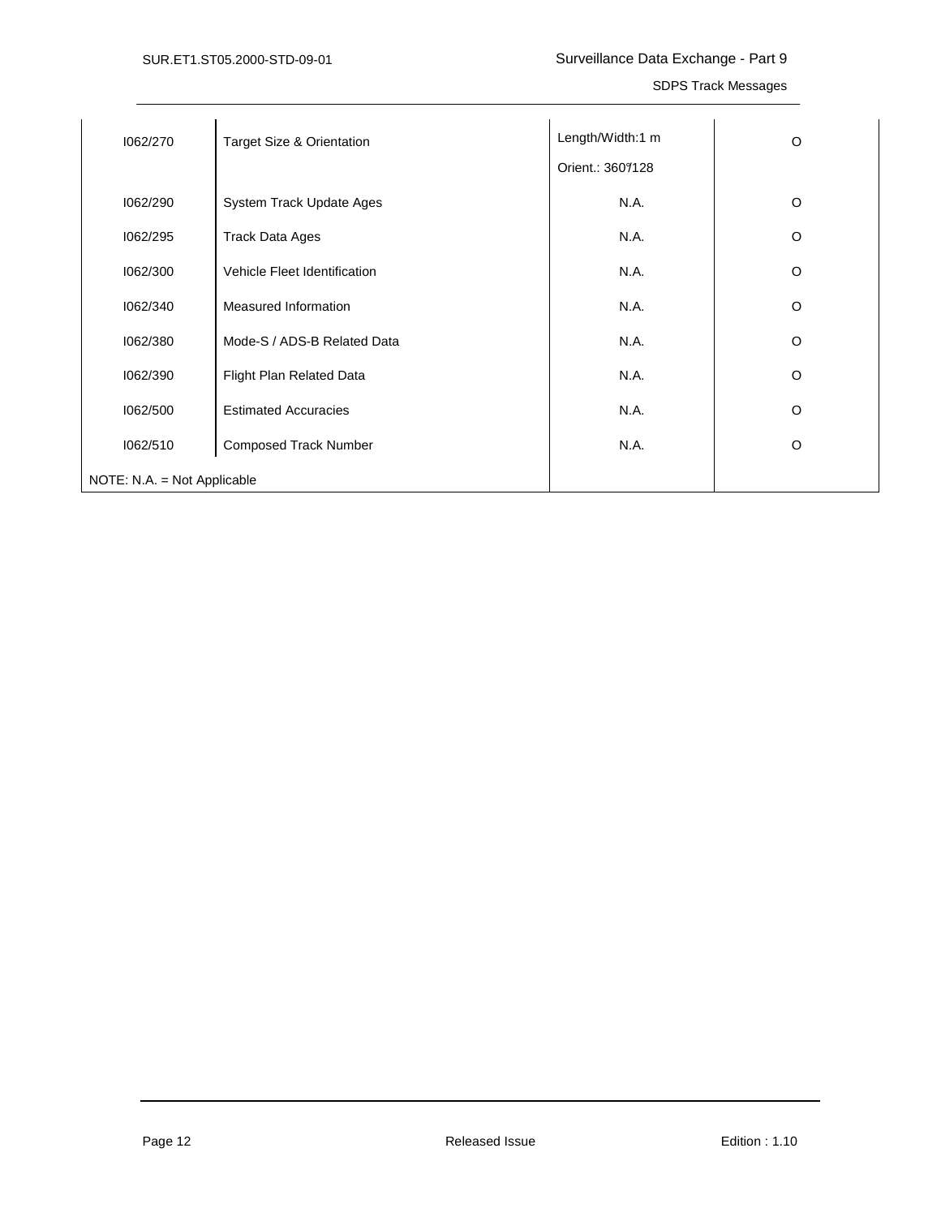| | | | |
|---|---|---|---|
| I062/270 | Target Size & Orientation | Length/Width:1 m<br>Orient.: 360°/128 | O |
| I062/290 | System Track Update Ages | N.A. | O |
| I062/295 | Track Data Ages | N.A. | O |
| I062/300 | Vehicle Fleet Identification | N.A. | O |
| I062/340 | Measured Information | N.A. | O |
| I062/380 | Mode-S / ADS-B Related Data | N.A. | O |
| I062/390 | Flight Plan Related Data | N.A. | O |
| I062/500 | Estimated Accuracies | N.A. | O |
| I062/510 | Composed Track Number | N.A. | O |
| NOTE: N.A. = Not Applicable | | | |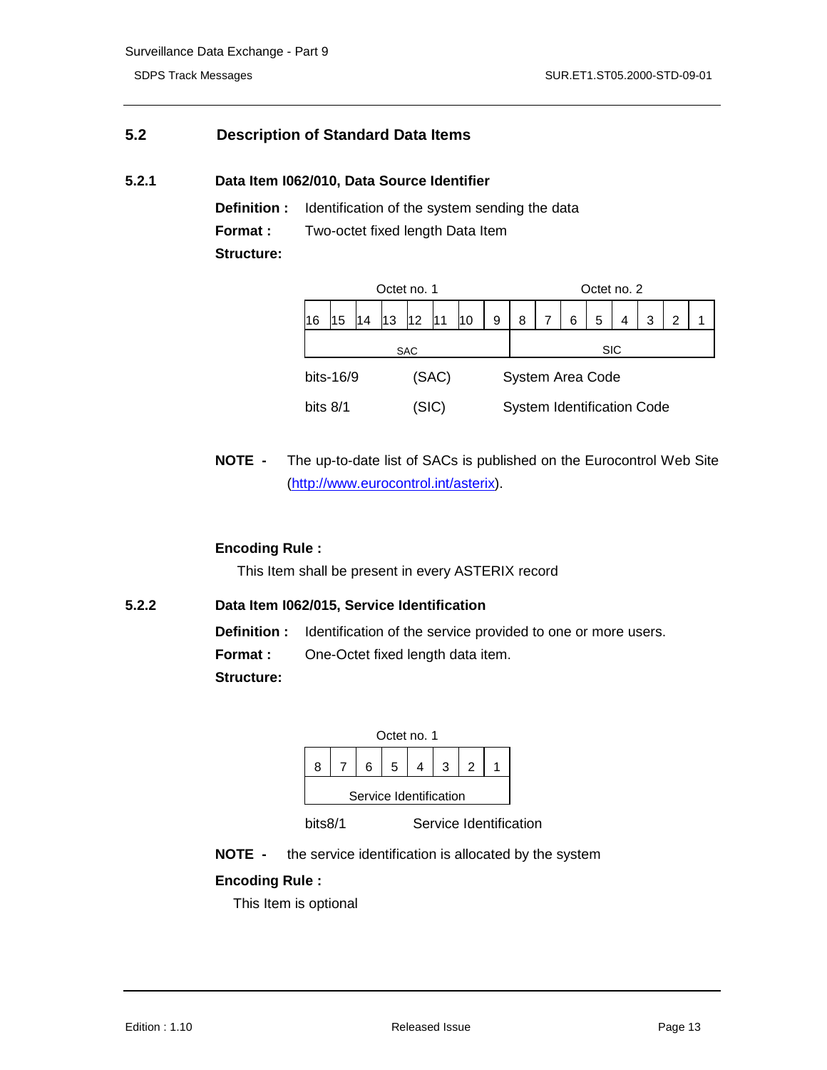## 5.2 Description of Standard Data Items

### 5.2.1 Data Item I062/010, Data Source Identifier

**Definition :** Identification of the system sending the data

**Format :** Two-octet fixed length Data Item

**Structure:**

| Octet no. 1 | | | | | | | | Octet no. 2 | | | | | | | |
|---|---|---|---|---|---|---|---|---|---|---|---|---|---|---|---|
| 16 | 15 | 14 | 13 | 12 | 11 | 10 | 9 | 8 | 7 | 6 | 5 | 4 | 3 | 2 | 1 |
| SAC | | | | | | | | SIC | | | | | | | |

bits-16/9 (SAC) System Area Code

bits 8/1 (SIC) System Identification Code

**NOTE -** The up-to-date list of SACs is published on the Eurocontrol Web Site (http://www.eurocontrol.int/asterix).

**Encoding Rule :**

This Item shall be present in every ASTERIX record

### 5.2.2 Data Item I062/015, Service Identification

**Definition :** Identification of the service provided to one or more users.

**Format :** One-Octet fixed length data item.

**Structure:**

| Octet no. 1 | | | | | | | |
|---|---|---|---|---|---|---|---|
| 8 | 7 | 6 | 5 | 4 | 3 | 2 | 1 |
| Service Identification | | | | | | | |

bits8/1 Service Identification

**NOTE -** the service identification is allocated by the system

**Encoding Rule :**

This Item is optional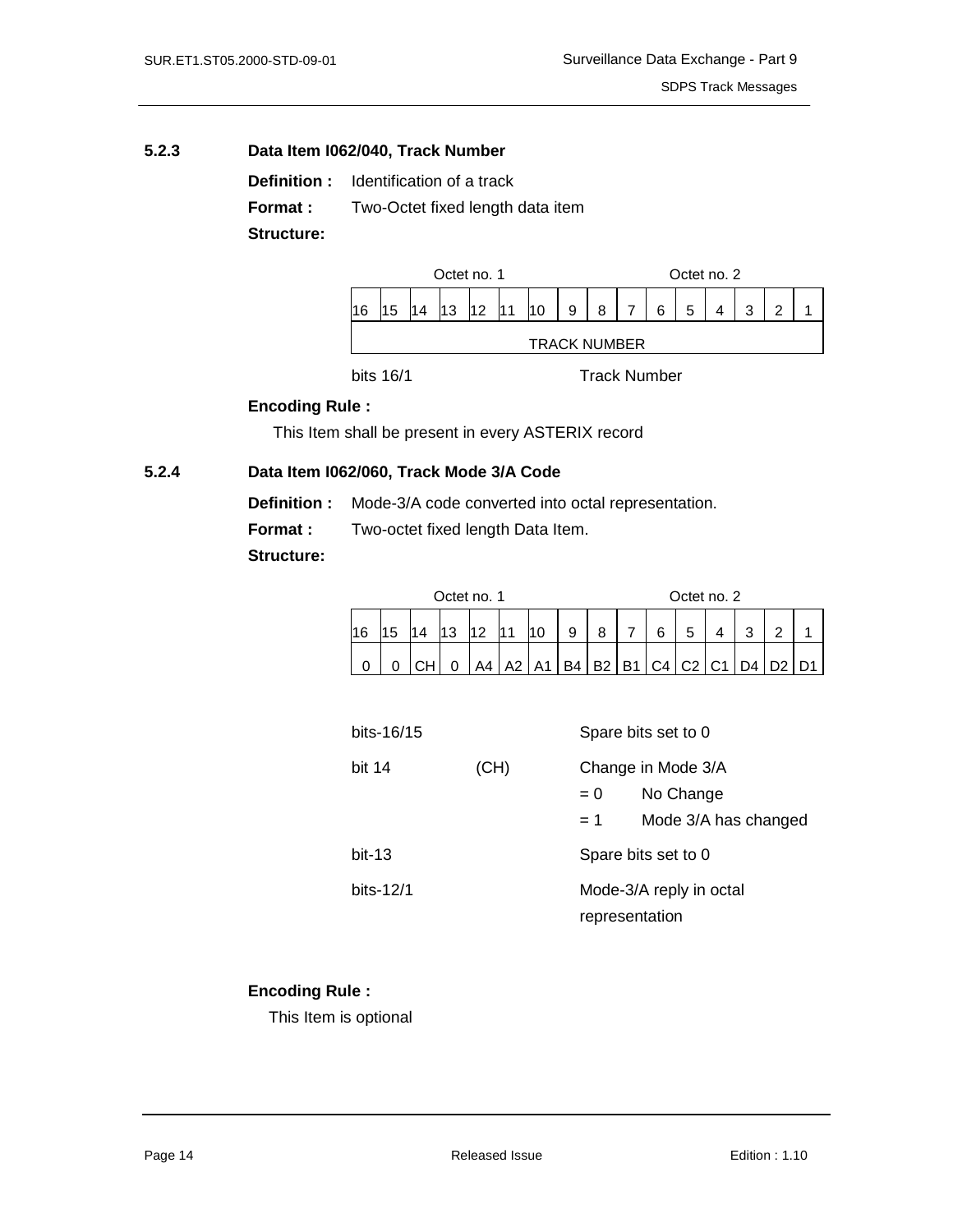### 5.2.3 Data Item I062/040, Track Number

**Definition :** Identification of a track

**Format :** Two-Octet fixed length data item

**Structure:**

| Octet no. 1 | | | | | | | | Octet no. 2 | | | | | | | |
|---|---|---|---|---|---|---|---|---|---|---|---|---|---|---|---|
| 16 | 15 | 14 | 13 | 12 | 11 | 10 | 9 | 8 | 7 | 6 | 5 | 4 | 3 | 2 | 1 |
| TRACK NUMBER | | | | | | | | | | | | | | | |

bits 16/1 Track Number

**Encoding Rule :**

This Item shall be present in every ASTERIX record

### 5.2.4 Data Item I062/060, Track Mode 3/A Code

**Definition :** Mode-3/A code converted into octal representation.

**Format :** Two-octet fixed length Data Item.

**Structure:**

| Octet no. 1 | | | | | | | | Octet no. 2 | | | | | | | |
|---|---|---|---|---|---|---|---|---|---|---|---|---|---|---|---|
| 16 | 15 | 14 | 13 | 12 | 11 | 10 | 9 | 8 | 7 | 6 | 5 | 4 | 3 | 2 | 1 |
| 0 | 0 | CH | 0 | A4 | A2 | A1 | B4 | B2 | B1 | C4 | C2 | C1 | D4 | D2 | D1 |

bits-16/15 Spare bits set to 0

bit 14 (CH) Change in Mode 3/A
- = 0 No Change
- = 1 Mode 3/A has changed

bit-13 Spare bits set to 0

bits-12/1 Mode-3/A reply in octal representation

**Encoding Rule :**

This Item is optional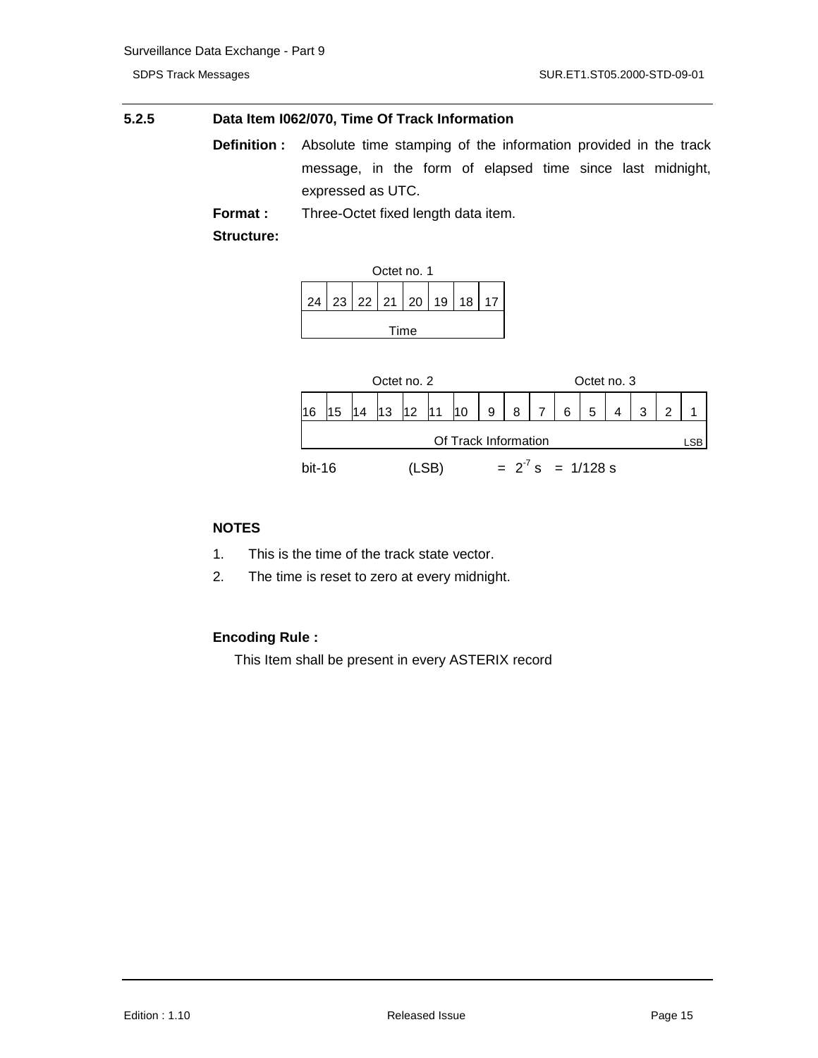### 5.2.5 Data Item I062/070, Time Of Track Information

**Definition :** Absolute time stamping of the information provided in the track message, in the form of elapsed time since last midnight, expressed as UTC.

**Format :** Three-Octet fixed length data item.

**Structure:**

| Octet no. 1 | | | | | | | |
|---|---|---|---|---|---|---|---|
| 24 | 23 | 22 | 21 | 20 | 19 | 18 | 17 |
| Time | | | | | | | |

| Octet no. 2 | | | | | | | | Octet no. 3 | | | | | | | |
|---|---|---|---|---|---|---|---|---|---|---|---|---|---|---|---|
| 16 | 15 | 14 | 13 | 12 | 11 | 10 | 9 | 8 | 7 | 6 | 5 | 4 | 3 | 2 | 1 |
| Of Track Information | | | | | | | | | | | | | | | LSB |

bit-16 (LSB) = $2^{-7}$ s = 1/128 s

**NOTES**

1. This is the time of the track state vector.
2. The time is reset to zero at every midnight.

**Encoding Rule :**

This Item shall be present in every ASTERIX record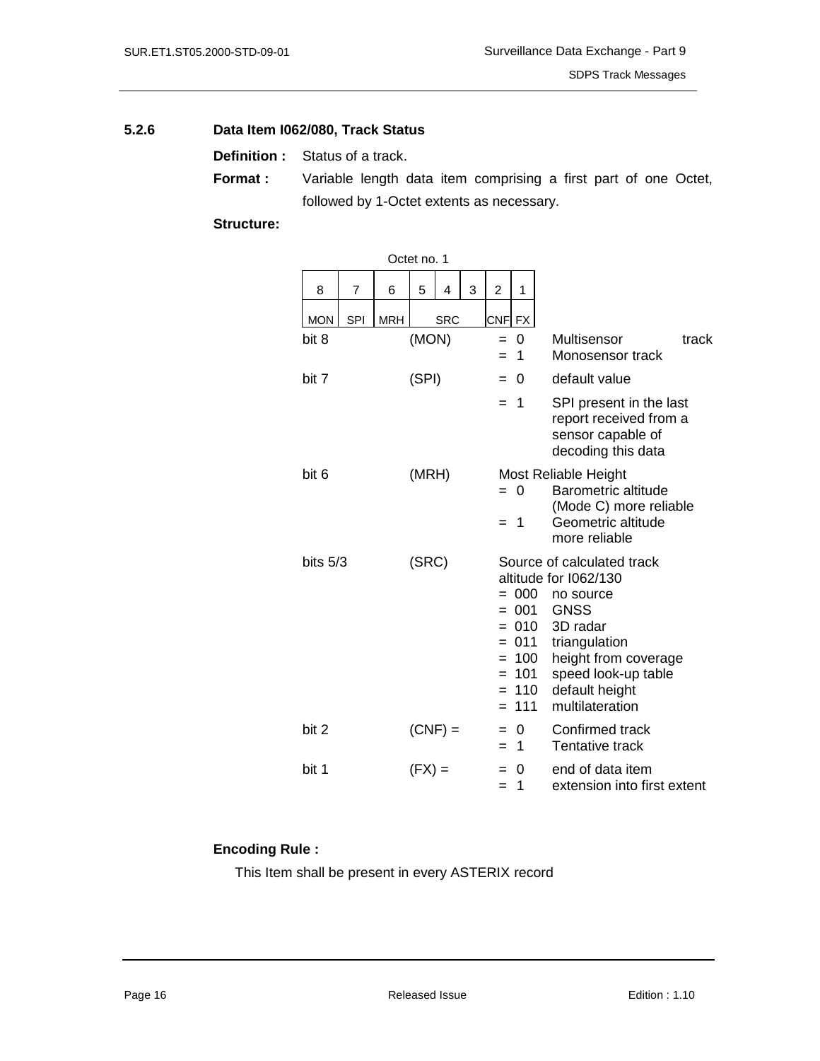### 5.2.6 Data Item I062/080, Track Status

**Definition :** Status of a track.

**Format :** Variable length data item comprising a first part of one Octet, followed by 1-Octet extents as necessary.

**Structure:**

Octet no. 1

| 8 | 7 | 6 | 5 | 4 | 3 | 2 | 1 |
|---|---|---|---|---|---|---|---|
| MON | SPI | MRH | SRC | | | CNF | FX |

| | | | |
|---|---|---|---|
| bit 8 | (MON) | = 0 | Multisensor track |
| | | = 1 | Monosensor track |
| bit 7 | (SPI) | = 0 | default value |
| | | = 1 | SPI present in the last report received from a sensor capable of decoding this data |
| bit 6 | (MRH) | Most Reliable Height | |
| | | = 0 | Barometric altitude (Mode C) more reliable |
| | | = 1 | Geometric altitude more reliable |
| bits 5/3 | (SRC) | Source of calculated track altitude for I062/130 | |
| | | = 000 | no source |
| | | = 001 | GNSS |
| | | = 010 | 3D radar |
| | | = 011 | triangulation |
| | | = 100 | height from coverage |
| | | = 101 | speed look-up table |
| | | = 110 | default height |
| | | = 111 | multilateration |
| bit 2 | (CNF) = | = 0 | Confirmed track |
| | | = 1 | Tentative track |
| bit 1 | (FX) = | = 0 | end of data item |
| | | = 1 | extension into first extent |

**Encoding Rule :**

This Item shall be present in every ASTERIX record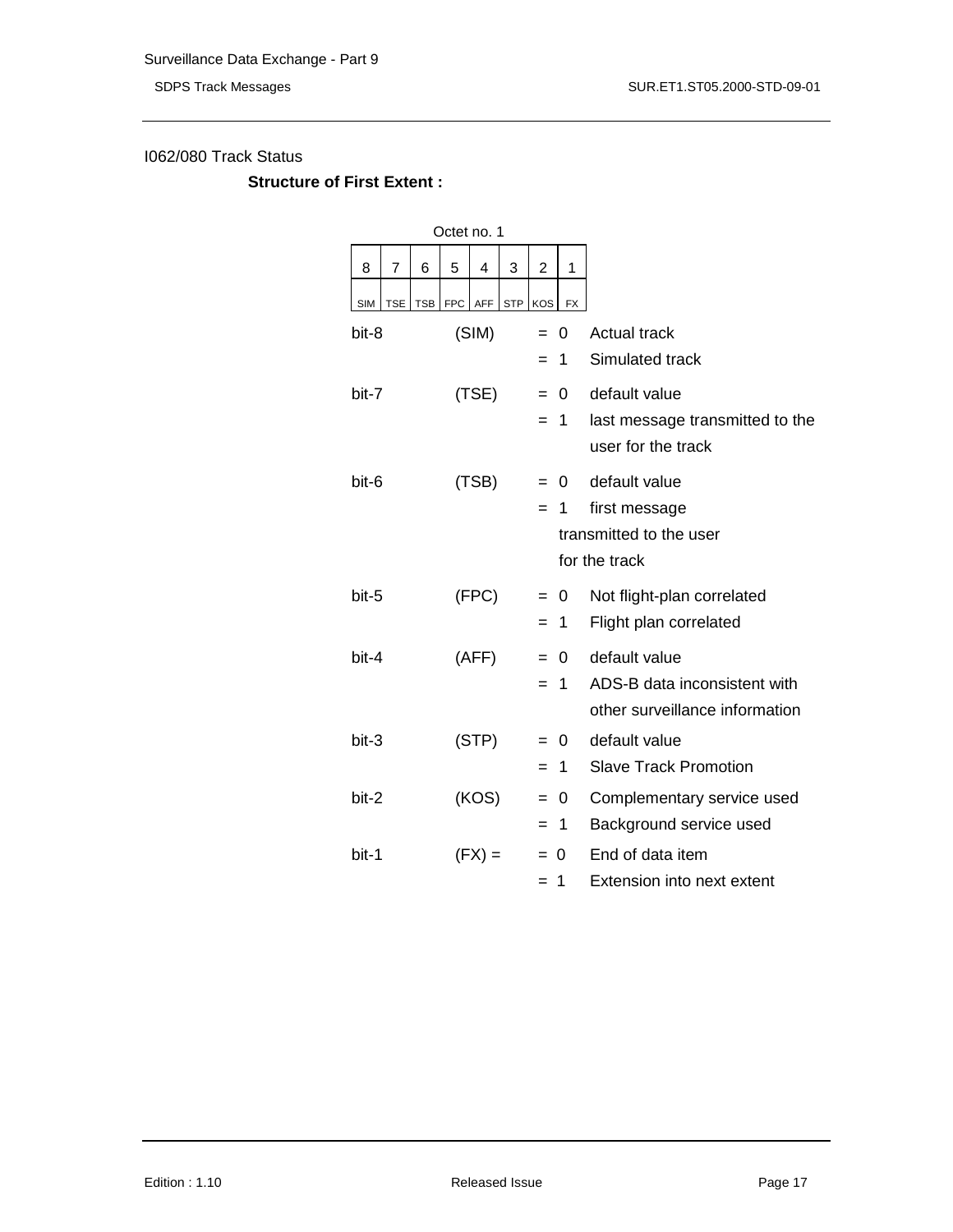I062/080 Track Status

**Structure of First Extent :**

Octet no. 1

| 8 | 7 | 6 | 5 | 4 | 3 | 2 | 1 |
|---|---|---|---|---|---|---|---|
| SIM | TSE | TSB | FPC | AFF | STP | KOS | FX |

| | | | |
|---|---|---|---|
| bit-8 | (SIM) | = 0 | Actual track |
| | | = 1 | Simulated track |
| bit-7 | (TSE) | = 0 | default value |
| | | = 1 | last message transmitted to the user for the track |
| bit-6 | (TSB) | = 0 | default value |
| | | = 1 | first message transmitted to the user for the track |
| bit-5 | (FPC) | = 0 | Not flight-plan correlated |
| | | = 1 | Flight plan correlated |
| bit-4 | (AFF) | = 0 | default value |
| | | = 1 | ADS-B data inconsistent with other surveillance information |
| bit-3 | (STP) | = 0 | default value |
| | | = 1 | Slave Track Promotion |
| bit-2 | (KOS) | = 0 | Complementary service used |
| | | = 1 | Background service used |
| bit-1 | (FX) = | = 0 | End of data item |
| | | = 1 | Extension into next extent |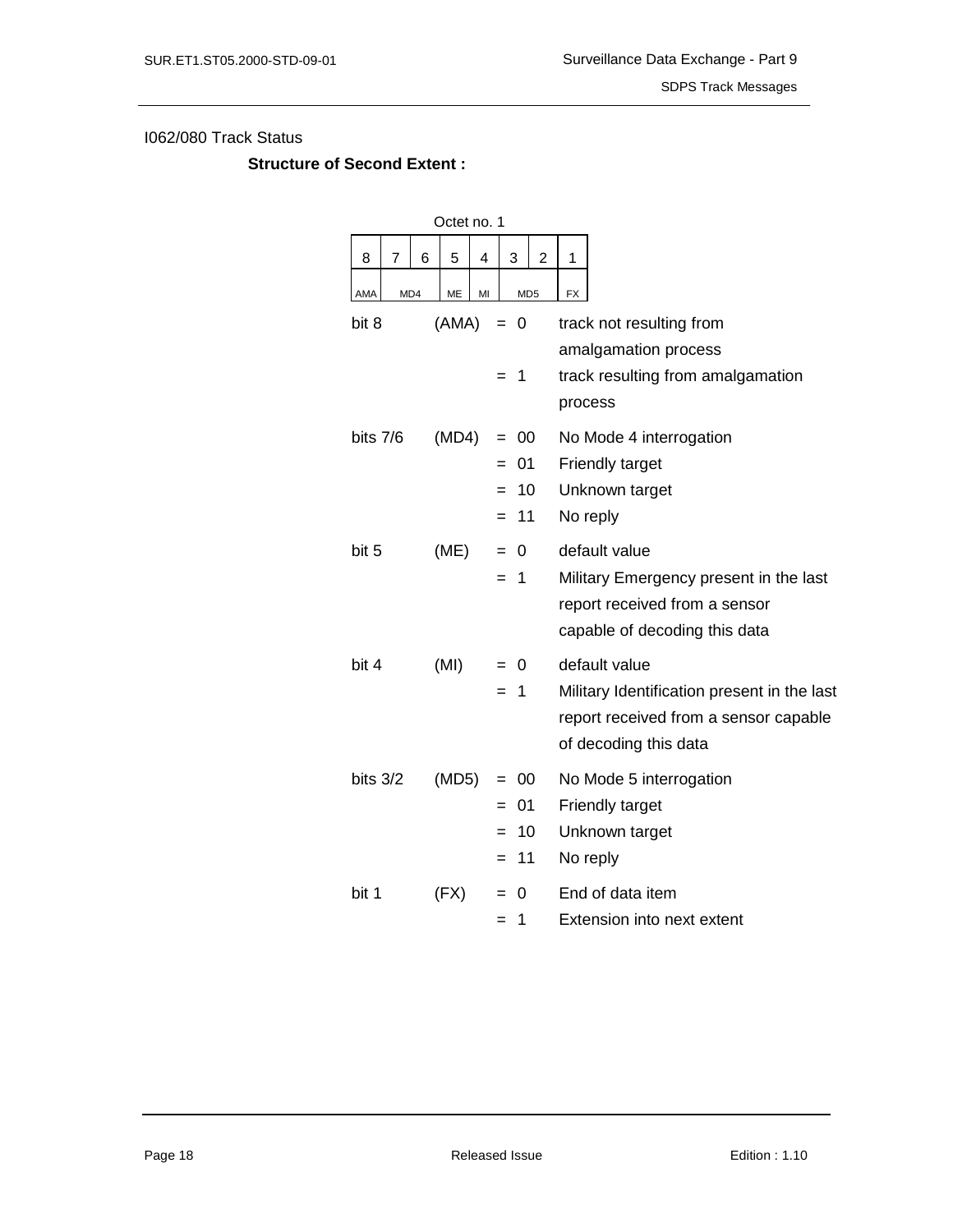I062/080 Track Status

**Structure of Second Extent :**

Octet no. 1

| 8 | 7 | 6 | 5 | 4 | 3 | 2 | 1 |
|---|---|---|---|---|---|---|---|
| AMA | MD4 | | ME | MI | MD5 | | FX |

| | | | |
|---|---|---|---|
| bit 8 | (AMA) | = 0 | track not resulting from amalgamation process |
| | | = 1 | track resulting from amalgamation process |
| bits 7/6 | (MD4) | = 00 | No Mode 4 interrogation |
| | | = 01 | Friendly target |
| | | = 10 | Unknown target |
| | | = 11 | No reply |
| bit 5 | (ME) | = 0 | default value |
| | | = 1 | Military Emergency present in the last report received from a sensor capable of decoding this data |
| bit 4 | (MI) | = 0 | default value |
| | | = 1 | Military Identification present in the last report received from a sensor capable of decoding this data |
| bits 3/2 | (MD5) | = 00 | No Mode 5 interrogation |
| | | = 01 | Friendly target |
| | | = 10 | Unknown target |
| | | = 11 | No reply |
| bit 1 | (FX) | = 0 | End of data item |
| | | = 1 | Extension into next extent |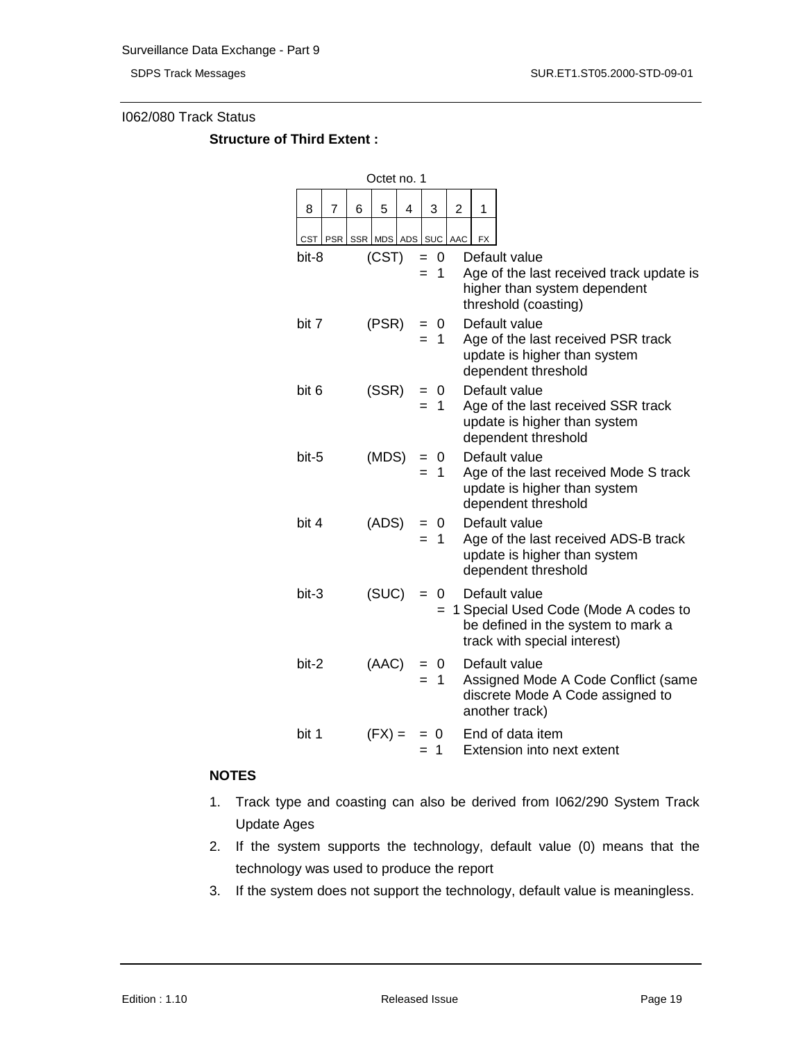I062/080 Track Status

**Structure of Third Extent :**

Octet no. 1

| 8 | 7 | 6 | 5 | 4 | 3 | 2 | 1 |
|---|---|---|---|---|---|---|---|
| CST | PSR | SSR | MDS | ADS | SUC | AAC | FX |

| | | | |
|---|---|---|---|
| bit-8 | (CST) | = 0 | Default value |
| | | = 1 | Age of the last received track update is higher than system dependent threshold (coasting) |
| bit 7 | (PSR) | = 0 | Default value |
| | | = 1 | Age of the last received PSR track update is higher than system dependent threshold |
| bit 6 | (SSR) | = 0 | Default value |
| | | = 1 | Age of the last received SSR track update is higher than system dependent threshold |
| bit-5 | (MDS) | = 0 | Default value |
| | | = 1 | Age of the last received Mode S track update is higher than system dependent threshold |
| bit 4 | (ADS) | = 0 | Default value |
| | | = 1 | Age of the last received ADS-B track update is higher than system dependent threshold |
| bit-3 | (SUC) | = 0 | Default value |
| | | = 1 | Special Used Code (Mode A codes to be defined in the system to mark a track with special interest) |
| bit-2 | (AAC) | = 0 | Default value |
| | | = 1 | Assigned Mode A Code Conflict (same discrete Mode A Code assigned to another track) |
| bit 1 | (FX) = | = 0 | End of data item |
| | | = 1 | Extension into next extent |

**NOTES**

1. Track type and coasting can also be derived from I062/290 System Track Update Ages
2. If the system supports the technology, default value (0) means that the technology was used to produce the report
3. If the system does not support the technology, default value is meaningless.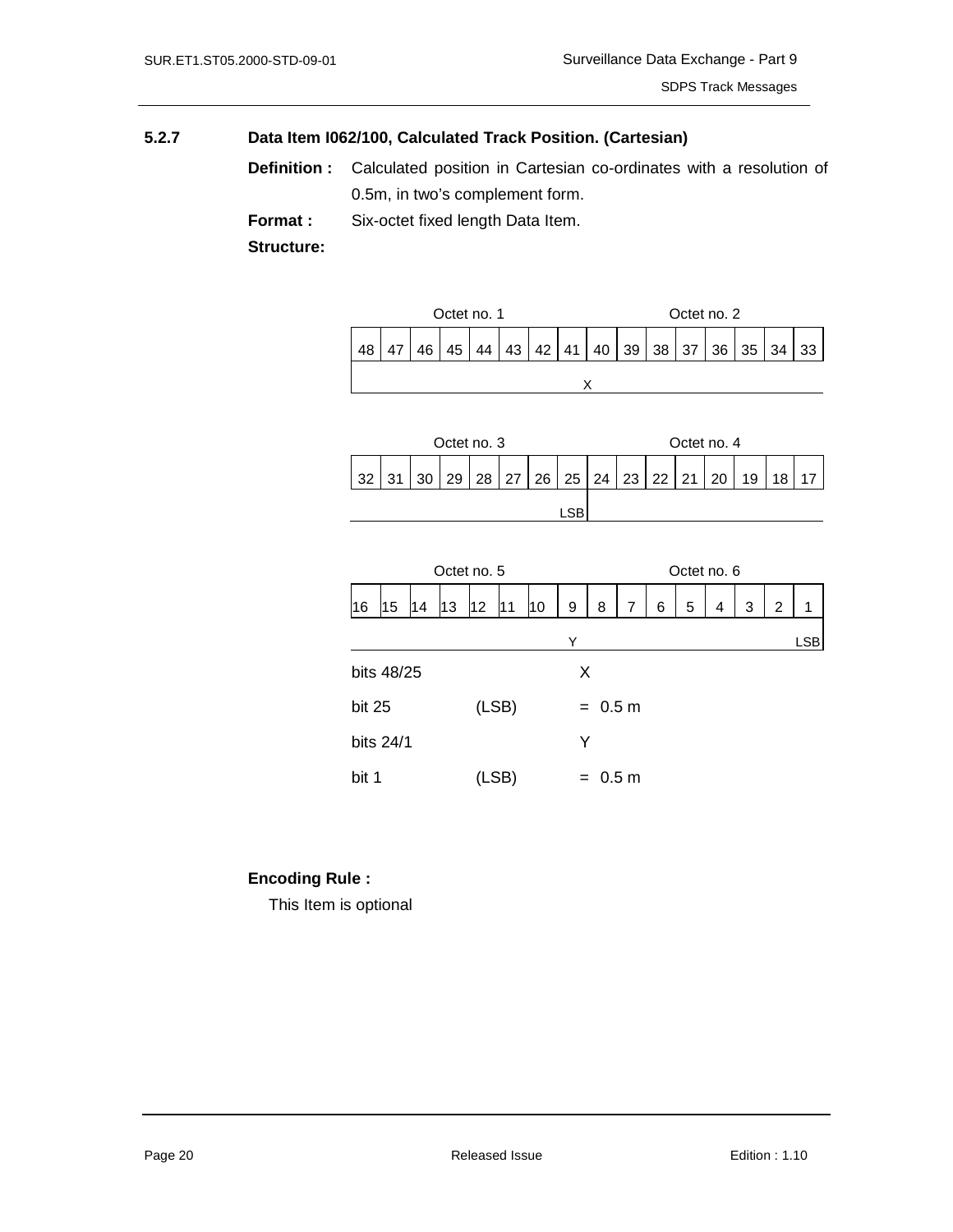### 5.2.7 Data Item I062/100, Calculated Track Position. (Cartesian)

**Definition :** Calculated position in Cartesian co-ordinates with a resolution of 0.5m, in two's complement form.

**Format :** Six-octet fixed length Data Item.

**Structure:**

| Octet no. 1 | | | | | | | | Octet no. 2 | | | | | | | |
|---|---|---|---|---|---|---|---|---|---|---|---|---|---|---|---|
| 48 | 47 | 46 | 45 | 44 | 43 | 42 | 41 | 40 | 39 | 38 | 37 | 36 | 35 | 34 | 33 |
| X | | | | | | | | | | | | | | | |

| Octet no. 3 | | | | | | | | Octet no. 4 | | | | | | | |
|---|---|---|---|---|---|---|---|---|---|---|---|---|---|---|---|
| 32 | 31 | 30 | 29 | 28 | 27 | 26 | 25 | 24 | 23 | 22 | 21 | 20 | 19 | 18 | 17 |
| | | | | | | | LSB | | | | | | | | |

| Octet no. 5 | | | | | | | | Octet no. 6 | | | | | | | |
|---|---|---|---|---|---|---|---|---|---|---|---|---|---|---|---|
| 16 | 15 | 14 | 13 | 12 | 11 | 10 | 9 | 8 | 7 | 6 | 5 | 4 | 3 | 2 | 1 |
| Y | | | | | | | | | | | | | | | LSB |

bits 48/25 X

bit 25 (LSB) = 0.5 m

bits 24/1 Y

bit 1 (LSB) = 0.5 m

**Encoding Rule :**

This Item is optional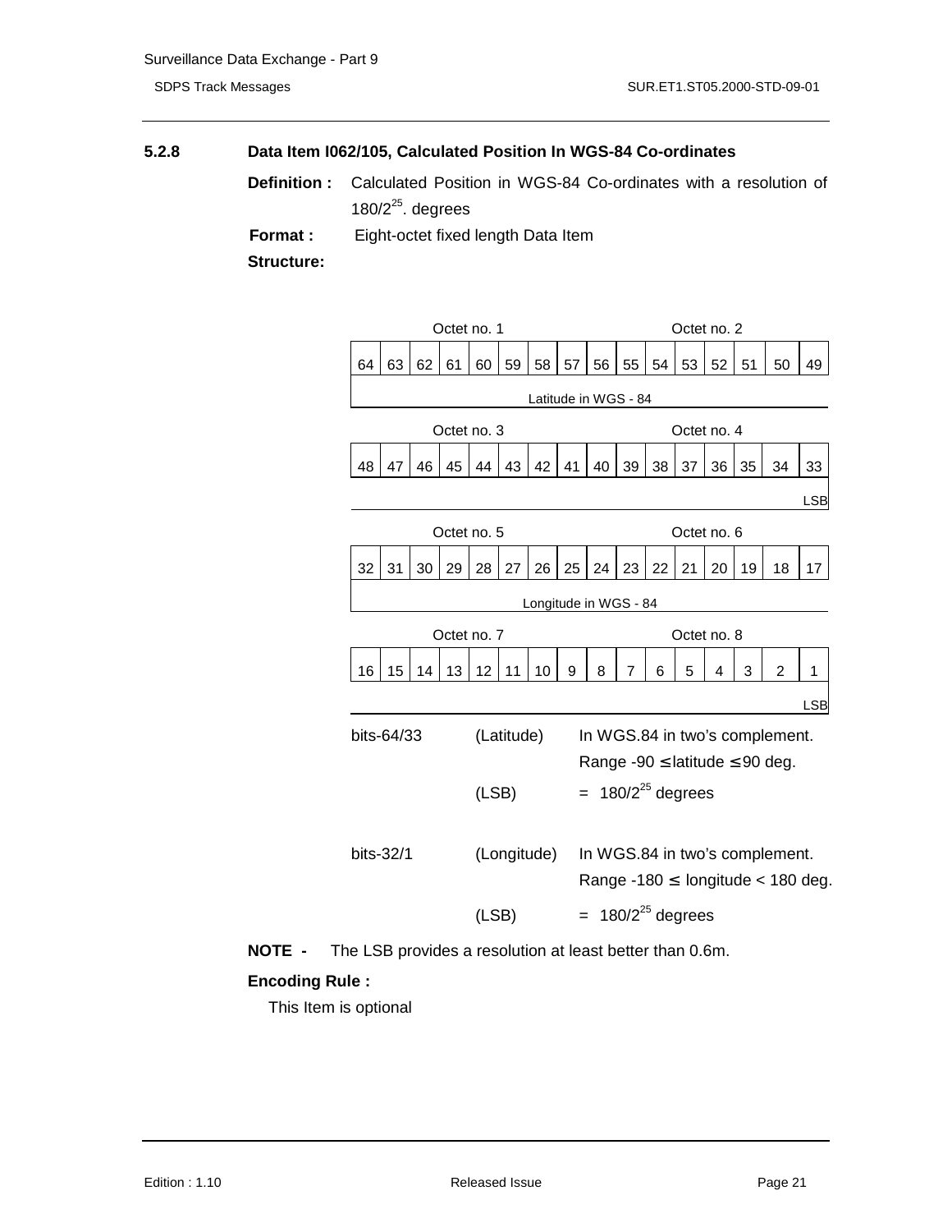### 5.2.8 Data Item I062/105, Calculated Position In WGS-84 Co-ordinates

**Definition :** Calculated Position in WGS-84 Co-ordinates with a resolution of $180/2^{25}$. degrees

**Format :** Eight-octet fixed length Data Item

**Structure:**

| Octet no. 1 | | | | | | | | Octet no. 2 | | | | | | | |
|---|---|---|---|---|---|---|---|---|---|---|---|---|---|---|---|
| 64 | 63 | 62 | 61 | 60 | 59 | 58 | 57 | 56 | 55 | 54 | 53 | 52 | 51 | 50 | 49 |
| Latitude in WGS - 84 | | | | | | | | | | | | | | | |

| Octet no. 3 | | | | | | | | Octet no. 4 | | | | | | | |
|---|---|---|---|---|---|---|---|---|---|---|---|---|---|---|---|
| 48 | 47 | 46 | 45 | 44 | 43 | 42 | 41 | 40 | 39 | 38 | 37 | 36 | 35 | 34 | 33 |
| | | | | | | | | | | | | | | | LSB |

| Octet no. 5 | | | | | | | | Octet no. 6 | | | | | | | |
|---|---|---|---|---|---|---|---|---|---|---|---|---|---|---|---|
| 32 | 31 | 30 | 29 | 28 | 27 | 26 | 25 | 24 | 23 | 22 | 21 | 20 | 19 | 18 | 17 |
| Longitude in WGS - 84 | | | | | | | | | | | | | | | |

| Octet no. 7 | | | | | | | | Octet no. 8 | | | | | | | |
|---|---|---|---|---|---|---|---|---|---|---|---|---|---|---|---|
| 16 | 15 | 14 | 13 | 12 | 11 | 10 | 9 | 8 | 7 | 6 | 5 | 4 | 3 | 2 | 1 |
| | | | | | | | | | | | | | | | LSB |

bits-64/33 (Latitude) In WGS.84 in two's complement.
Range $-90 \leq$ latitude $\leq 90$ deg.

(LSB) $= 180/2^{25}$ degrees

bits-32/1 (Longitude) In WGS.84 in two's complement.
Range $-180 \leq$ longitude $< 180$ deg.

(LSB) $= 180/2^{25}$ degrees

**NOTE -** The LSB provides a resolution at least better than 0.6m.

**Encoding Rule :**

This Item is optional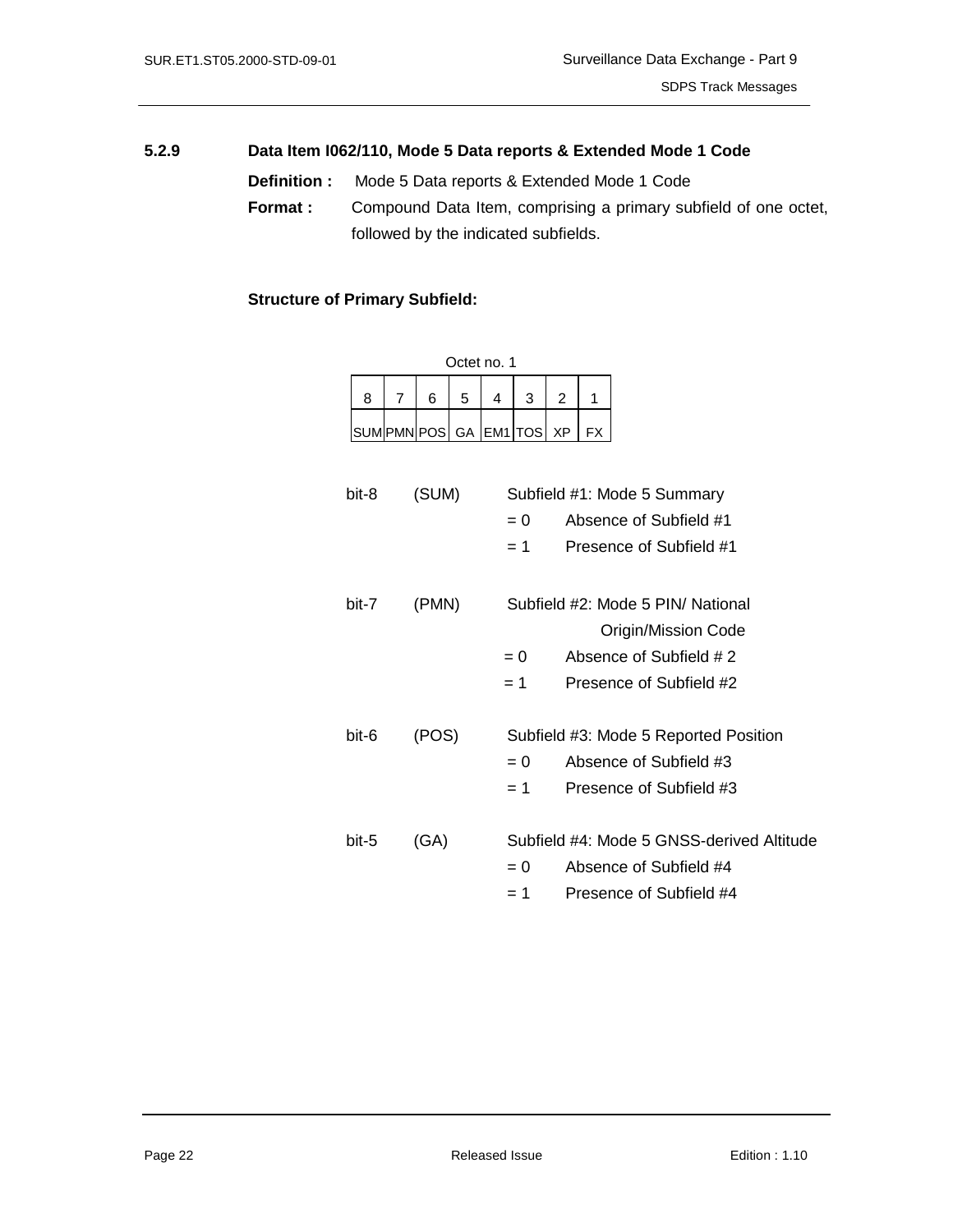### 5.2.9 Data Item I062/110, Mode 5 Data reports & Extended Mode 1 Code

**Definition :** Mode 5 Data reports & Extended Mode 1 Code

**Format :** Compound Data Item, comprising a primary subfield of one octet, followed by the indicated subfields.

**Structure of Primary Subfield:**

Octet no. 1

| 8 | 7 | 6 | 5 | 4 | 3 | 2 | 1 |
|---|---|---|---|---|---|---|---|
| SUM | PMN | POS | GA | EM1 | TOS | XP | FX |

bit-8 (SUM) Subfield #1: Mode 5 Summary
- = 0 Absence of Subfield #1
- = 1 Presence of Subfield #1

bit-7 (PMN) Subfield #2: Mode 5 PIN/ National Origin/Mission Code
- = 0 Absence of Subfield # 2
- = 1 Presence of Subfield #2

bit-6 (POS) Subfield #3: Mode 5 Reported Position
- = 0 Absence of Subfield #3
- = 1 Presence of Subfield #3

bit-5 (GA) Subfield #4: Mode 5 GNSS-derived Altitude
- = 0 Absence of Subfield #4
- = 1 Presence of Subfield #4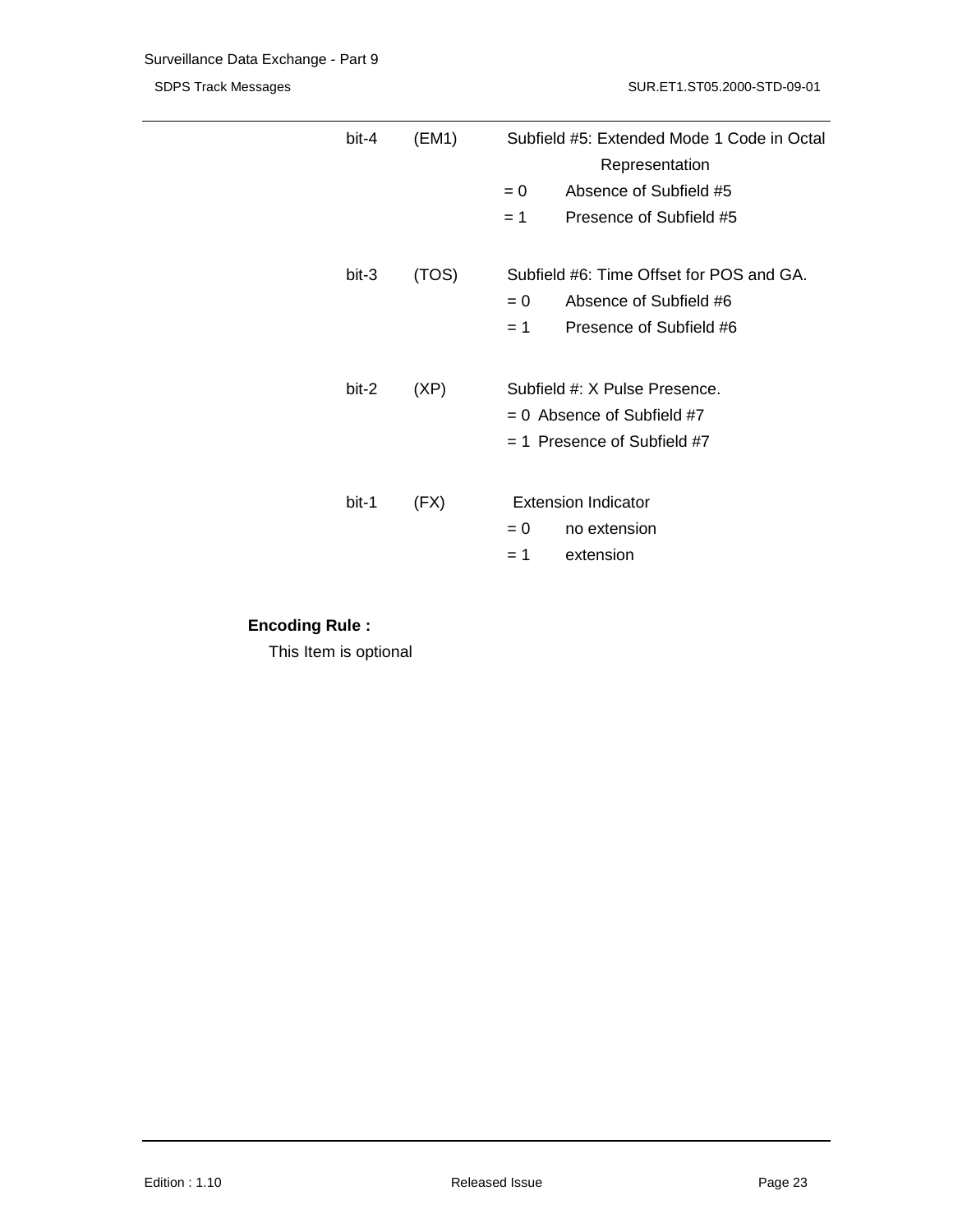| | | |
|---|---|---|
| bit-4 | (EM1) | Subfield #5: Extended Mode 1 Code in Octal Representation |
| | | = 0 Absence of Subfield #5 |
| | | = 1 Presence of Subfield #5 |
| bit-3 | (TOS) | Subfield #6: Time Offset for POS and GA. |
| | | = 0 Absence of Subfield #6 |
| | | = 1 Presence of Subfield #6 |
| bit-2 | (XP) | Subfield #: X Pulse Presence. |
| | | = 0 Absence of Subfield #7 |
| | | = 1 Presence of Subfield #7 |
| bit-1 | (FX) | Extension Indicator |
| | | = 0 no extension |
| | | = 1 extension |

**Encoding Rule :**

This Item is optional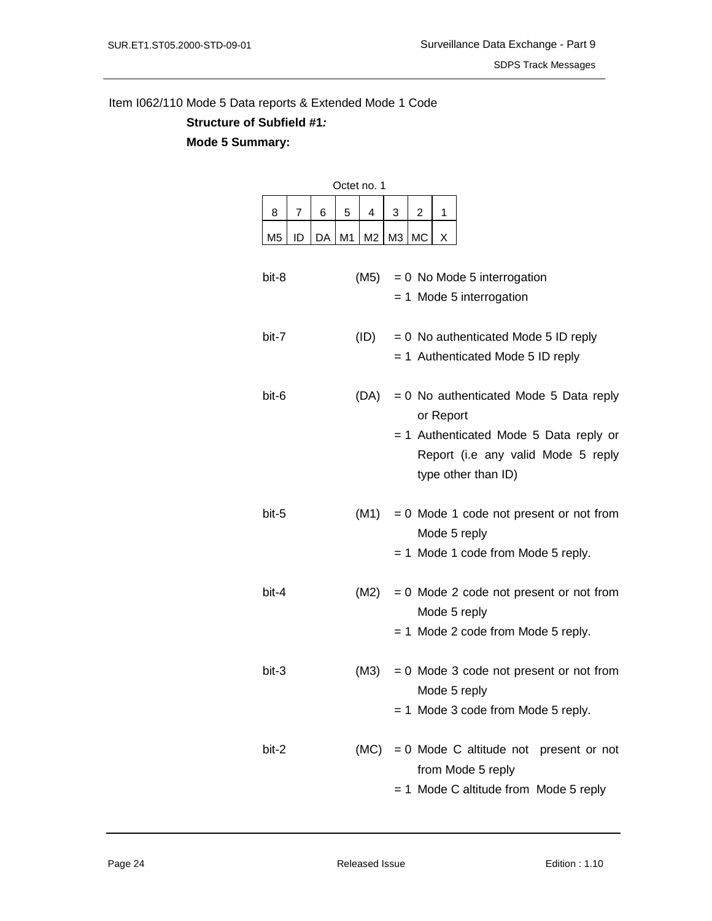Item I062/110 Mode 5 Data reports & Extended Mode 1 Code

**Structure of Subfield #1*:***

**Mode 5 Summary:**

Octet no. 1

| 8 | 7 | 6 | 5 | 4 | 3 | 2 | 1 |
|---|---|---|---|---|---|---|---|
| M5 | ID | DA | M1 | M2 | M3 | MC | X |

bit-8 (M5) = 0 No Mode 5 interrogation
= 1 Mode 5 interrogation

bit-7 (ID) = 0 No authenticated Mode 5 ID reply
= 1 Authenticated Mode 5 ID reply

bit-6 (DA) = 0 No authenticated Mode 5 Data reply or Report
= 1 Authenticated Mode 5 Data reply or Report (i.e any valid Mode 5 reply type other than ID)

bit-5 (M1) = 0 Mode 1 code not present or not from Mode 5 reply
= 1 Mode 1 code from Mode 5 reply.

bit-4 (M2) = 0 Mode 2 code not present or not from Mode 5 reply
= 1 Mode 2 code from Mode 5 reply.

bit-3 (M3) = 0 Mode 3 code not present or not from Mode 5 reply
= 1 Mode 3 code from Mode 5 reply.

bit-2 (MC) = 0 Mode C altitude not present or not from Mode 5 reply
= 1 Mode C altitude from Mode 5 reply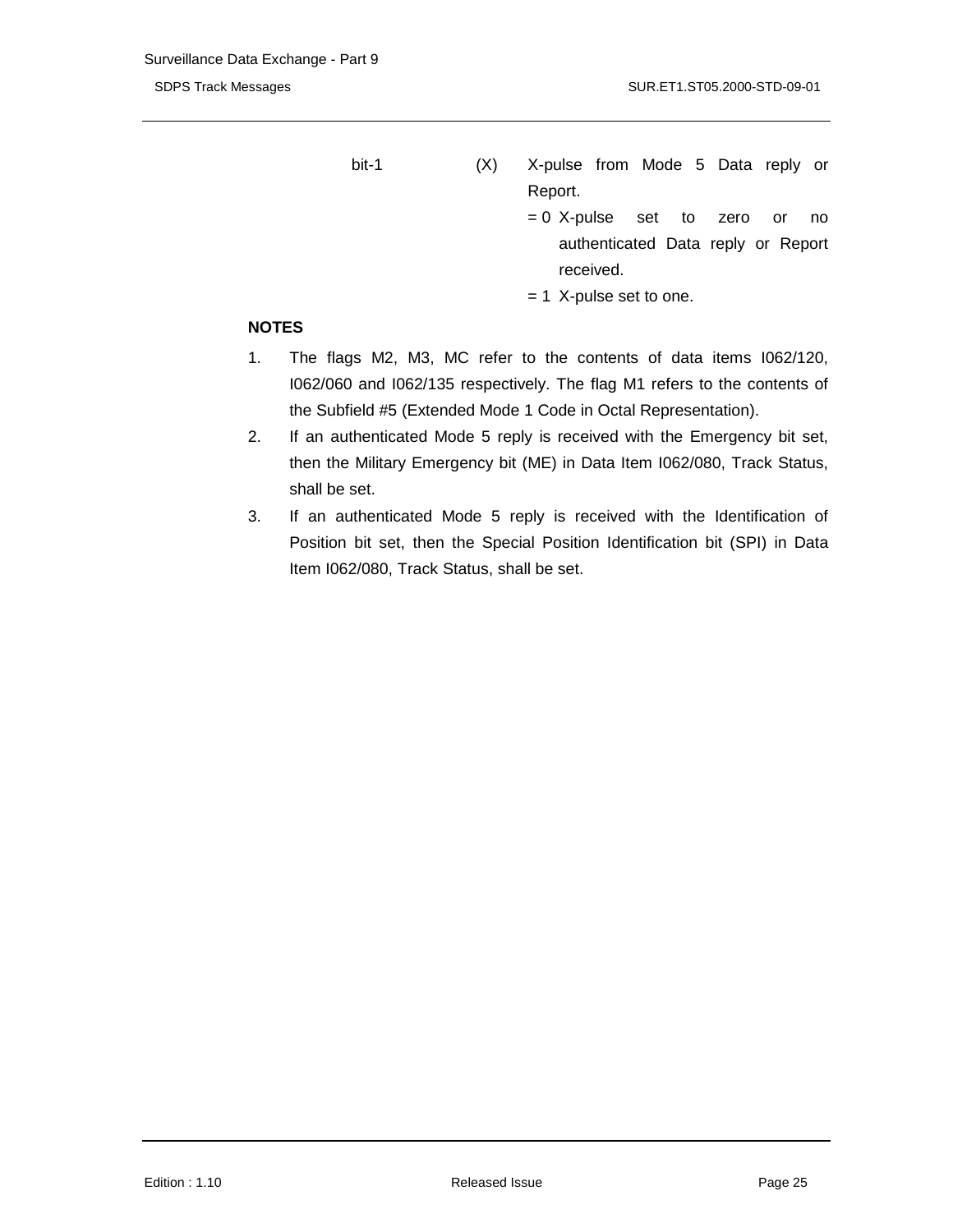bit-1 (X) X-pulse from Mode 5 Data reply or Report.

= 0 X-pulse set to zero or no authenticated Data reply or Report received.

= 1 X-pulse set to one.

**NOTES**

1. The flags M2, M3, MC refer to the contents of data items I062/120, I062/060 and I062/135 respectively. The flag M1 refers to the contents of the Subfield #5 (Extended Mode 1 Code in Octal Representation).
2. If an authenticated Mode 5 reply is received with the Emergency bit set, then the Military Emergency bit (ME) in Data Item I062/080, Track Status, shall be set.
3. If an authenticated Mode 5 reply is received with the Identification of Position bit set, then the Special Position Identification bit (SPI) in Data Item I062/080, Track Status, shall be set.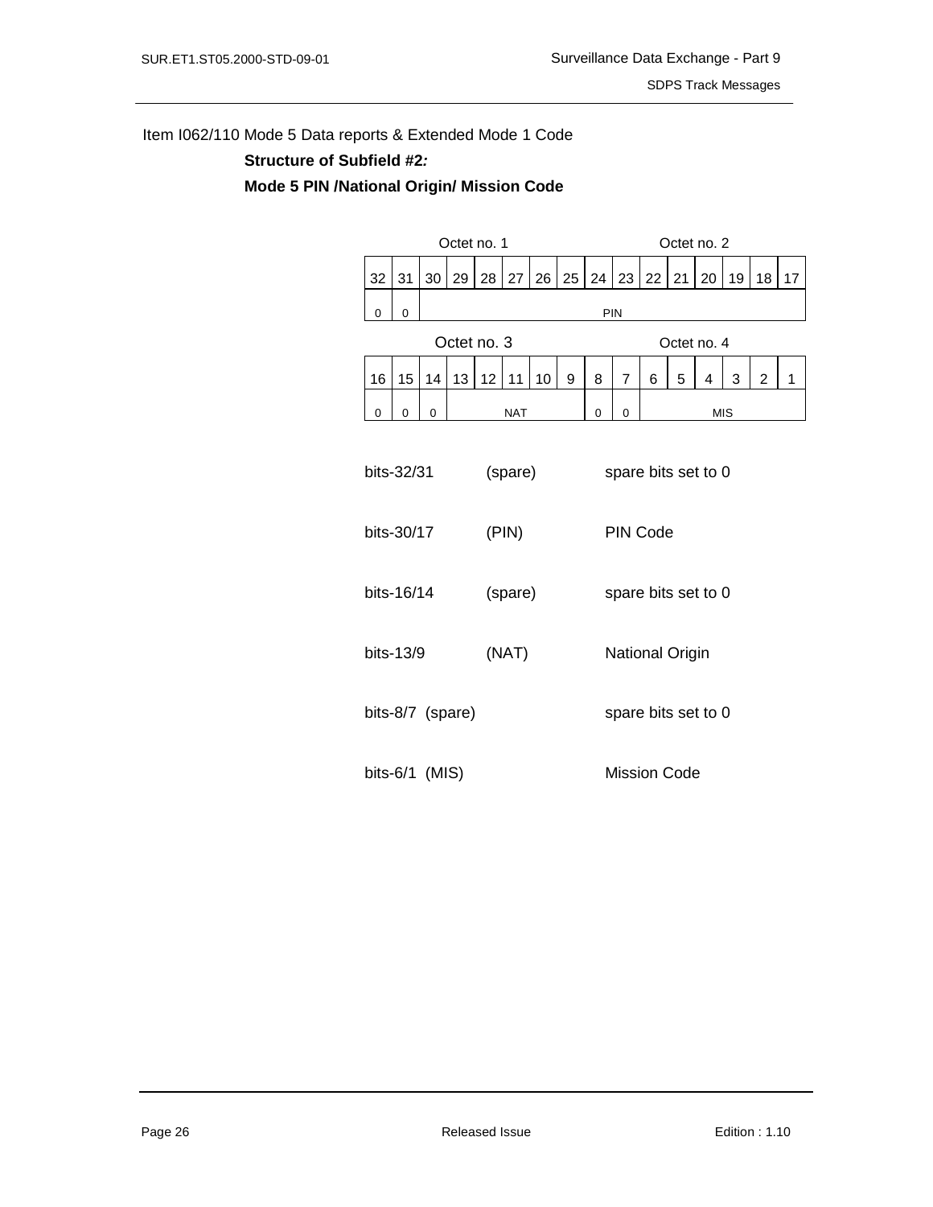Item I062/110 Mode 5 Data reports & Extended Mode 1 Code

**Structure of Subfield #2*:***

**Mode 5 PIN /National Origin/ Mission Code**

| Octet no. 1 | | | | | | | | Octet no. 2 | | | | | | | |
|---|---|---|---|---|---|---|---|---|---|---|---|---|---|---|---|
| 32 | 31 | 30 | 29 | 28 | 27 | 26 | 25 | 24 | 23 | 22 | 21 | 20 | 19 | 18 | 17 |
| 0 | 0 | PIN | | | | | | | | | | | | | |

| Octet no. 3 | | | | | | | | Octet no. 4 | | | | | | | |
|---|---|---|---|---|---|---|---|---|---|---|---|---|---|---|---|
| 16 | 15 | 14 | 13 | 12 | 11 | 10 | 9 | 8 | 7 | 6 | 5 | 4 | 3 | 2 | 1 |
| 0 | 0 | 0 | NAT | | | | | 0 | 0 | MIS | | | | | |

| | | |
|---|---|---|
| bits-32/31 | (spare) | spare bits set to 0 |
| bits-30/17 | (PIN) | PIN Code |
| bits-16/14 | (spare) | spare bits set to 0 |
| bits-13/9 | (NAT) | National Origin |
| bits-8/7 | (spare) | spare bits set to 0 |
| bits-6/1 | (MIS) | Mission Code |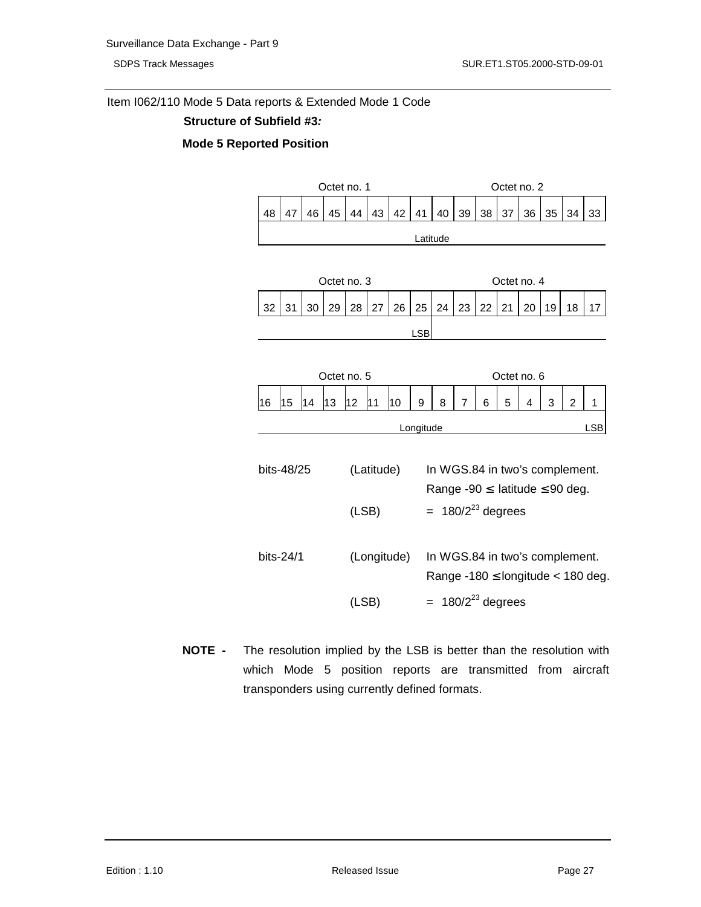Item I062/110 Mode 5 Data reports & Extended Mode 1 Code

**Structure of Subfield #3:**

**Mode 5 Reported Position**

| Octet no. 1 | | | | | | | | Octet no. 2 | | | | | | | |
|---|---|---|---|---|---|---|---|---|---|---|---|---|---|---|---|
| 48 | 47 | 46 | 45 | 44 | 43 | 42 | 41 | 40 | 39 | 38 | 37 | 36 | 35 | 34 | 33 |
| Latitude | | | | | | | | | | | | | | | |

| Octet no. 3 | | | | | | | | Octet no. 4 | | | | | | | |
|---|---|---|---|---|---|---|---|---|---|---|---|---|---|---|---|
| 32 | 31 | 30 | 29 | 28 | 27 | 26 | 25 | 24 | 23 | 22 | 21 | 20 | 19 | 18 | 17 |
| | | | | | | | LSB | | | | | | | | |

| Octet no. 5 | | | | | | | | Octet no. 6 | | | | | | | |
|---|---|---|---|---|---|---|---|---|---|---|---|---|---|---|---|
| 16 | 15 | 14 | 13 | 12 | 11 | 10 | 9 | 8 | 7 | 6 | 5 | 4 | 3 | 2 | 1 |
| Longitude | | | | | | | | | | | | | | | LSB |

bits-48/25 (Latitude) In WGS.84 in two's complement.
Range $-90 \leq$ latitude $\leq 90$ deg.

(LSB) $= 180/2^{23}$ degrees

bits-24/1 (Longitude) In WGS.84 in two's complement.
Range $-180 \leq$ longitude $< 180$ deg.

(LSB) $= 180/2^{23}$ degrees

**NOTE -** The resolution implied by the LSB is better than the resolution with which Mode 5 position reports are transmitted from aircraft transponders using currently defined formats.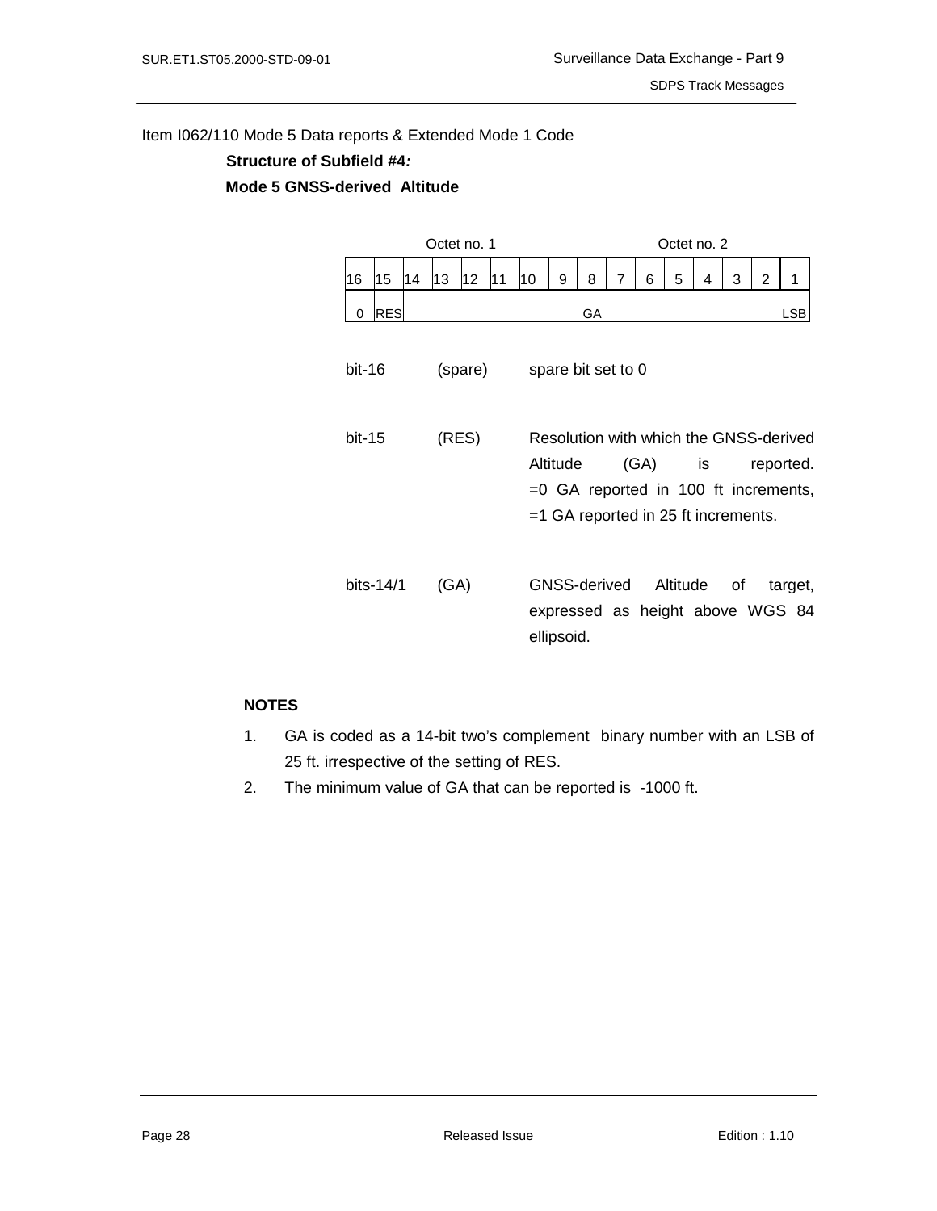Item I062/110 Mode 5 Data reports & Extended Mode 1 Code

**Structure of Subfield #4*:***

**Mode 5 GNSS-derived Altitude**

| Octet no. 1 | | | | | | | | Octet no. 2 | | | | | | | |
|---|---|---|---|---|---|---|---|---|---|---|---|---|---|---|---|
| 16 | 15 | 14 | 13 | 12 | 11 | 10 | 9 | 8 | 7 | 6 | 5 | 4 | 3 | 2 | 1 |
| 0 | RES | GA | | | | | | | | | | | | | LSB |

bit-16 (spare) spare bit set to 0

bit-15 (RES) Resolution with which the GNSS-derived Altitude (GA) is reported.
=0 GA reported in 100 ft increments,
=1 GA reported in 25 ft increments.

bits-14/1 (GA) GNSS-derived Altitude of target, expressed as height above WGS 84 ellipsoid.

**NOTES**

1. GA is coded as a 14-bit two's complement binary number with an LSB of 25 ft. irrespective of the setting of RES.
2. The minimum value of GA that can be reported is -1000 ft.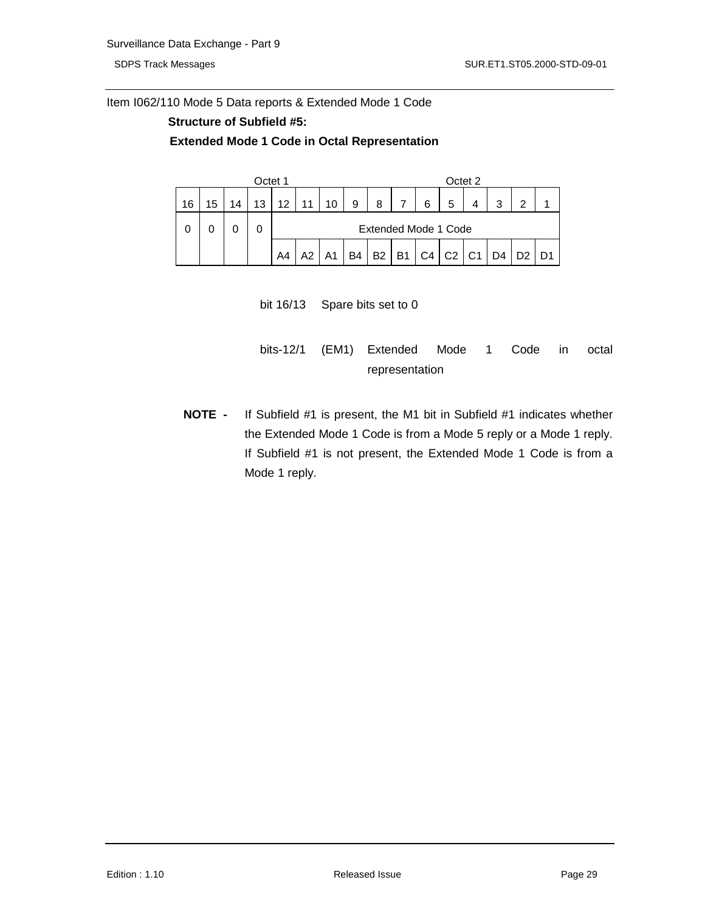Item I062/110 Mode 5 Data reports & Extended Mode 1 Code

**Structure of Subfield #5:**

**Extended Mode 1 Code in Octal Representation**

| Octet 1 | | | | | | | | Octet 2 | | | | | | | |
|---|---|---|---|---|---|---|---|---|---|---|---|---|---|---|---|
| 16 | 15 | 14 | 13 | 12 | 11 | 10 | 9 | 8 | 7 | 6 | 5 | 4 | 3 | 2 | 1 |
| 0 | 0 | 0 | 0 | Extended Mode 1 Code | | | | | | | | | | | |
| | | | | A4 | A2 | A1 | B4 | B2 | B1 | C4 | C2 | C1 | D4 | D2 | D1 |

bit 16/13 Spare bits set to 0

bits-12/1 (EM1) Extended Mode 1 Code in octal representation

**NOTE -** If Subfield #1 is present, the M1 bit in Subfield #1 indicates whether the Extended Mode 1 Code is from a Mode 5 reply or a Mode 1 reply. If Subfield #1 is not present, the Extended Mode 1 Code is from a Mode 1 reply.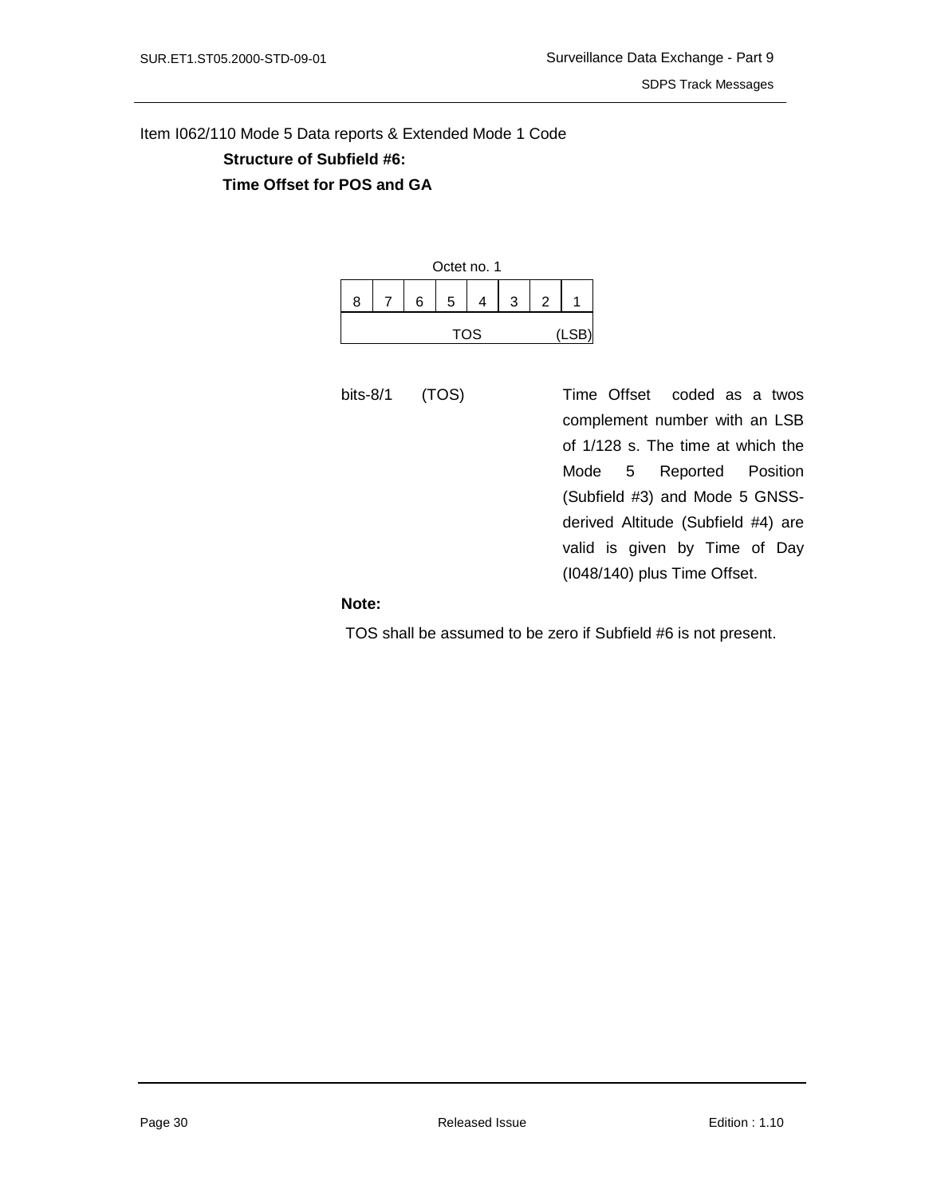Item I062/110 Mode 5 Data reports & Extended Mode 1 Code

**Structure of Subfield #6:**

**Time Offset for POS and GA**

| Octet no. 1 | | | | | | | |
|---|---|---|---|---|---|---|---|
| 8 | 7 | 6 | 5 | 4 | 3 | 2 | 1 |
| | | | TOS | | | | (LSB) |

bits-8/1 (TOS) Time Offset coded as a twos complement number with an LSB of 1/128 s. The time at which the Mode 5 Reported Position (Subfield #3) and Mode 5 GNSS-derived Altitude (Subfield #4) are valid is given by Time of Day (I048/140) plus Time Offset.

**Note:**

TOS shall be assumed to be zero if Subfield #6 is not present.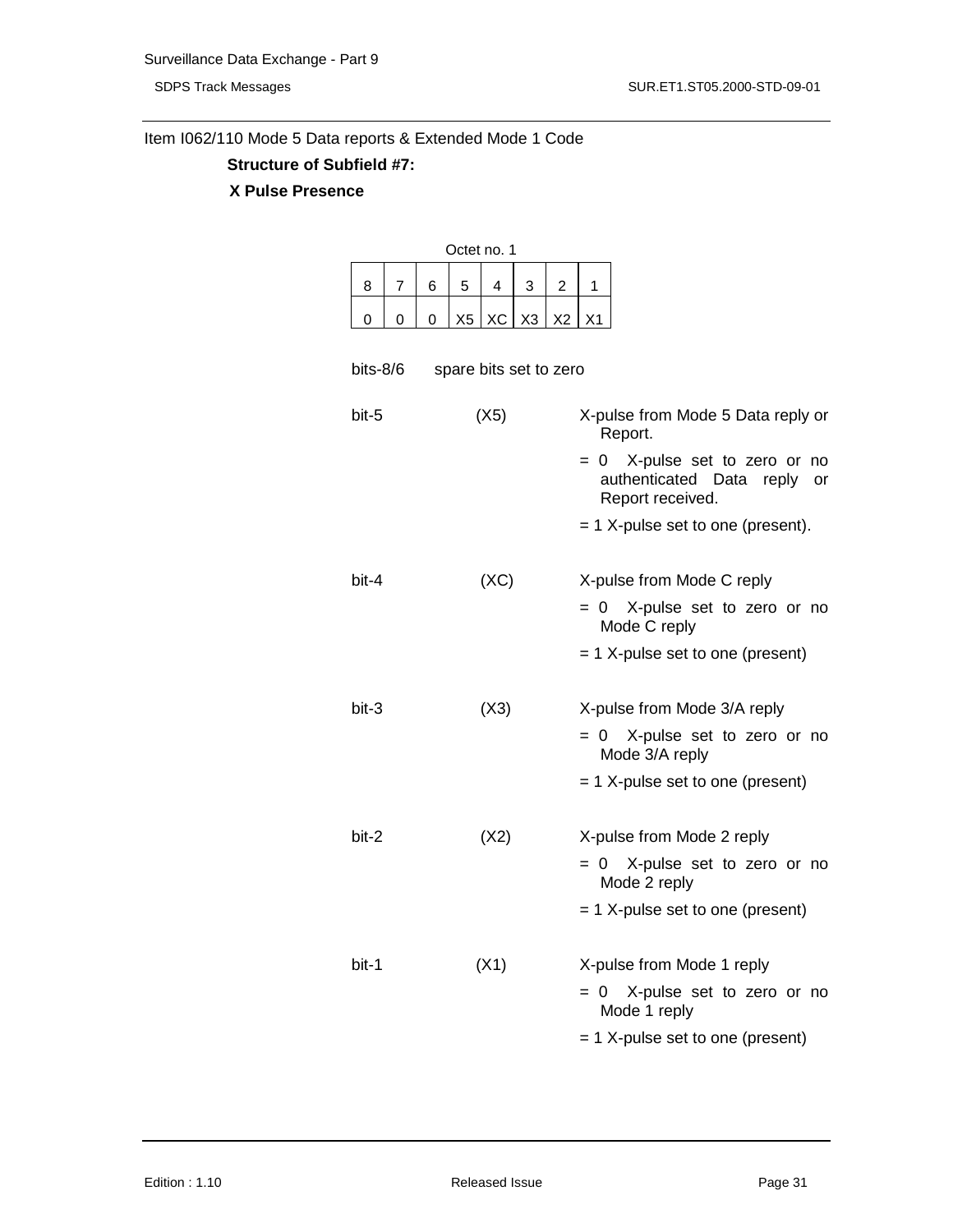Item I062/110 Mode 5 Data reports & Extended Mode 1 Code

**Structure of Subfield #7:**

**X Pulse Presence**

Octet no. 1

| 8 | 7 | 6 | 5 | 4 | 3 | 2 | 1 |
|---|---|---|---|---|---|---|---|
| 0 | 0 | 0 | X5 | XC | X3 | X2 | X1 |

bits-8/6 spare bits set to zero

bit-5 (X5) X-pulse from Mode 5 Data reply or Report.
- = 0 X-pulse set to zero or no authenticated Data reply or Report received.
- = 1 X-pulse set to one (present).

bit-4 (XC) X-pulse from Mode C reply
- = 0 X-pulse set to zero or no Mode C reply
- = 1 X-pulse set to one (present)

bit-3 (X3) X-pulse from Mode 3/A reply
- = 0 X-pulse set to zero or no Mode 3/A reply
- = 1 X-pulse set to one (present)

bit-2 (X2) X-pulse from Mode 2 reply
- = 0 X-pulse set to zero or no Mode 2 reply
- = 1 X-pulse set to one (present)

bit-1 (X1) X-pulse from Mode 1 reply
- = 0 X-pulse set to zero or no Mode 1 reply
- = 1 X-pulse set to one (present)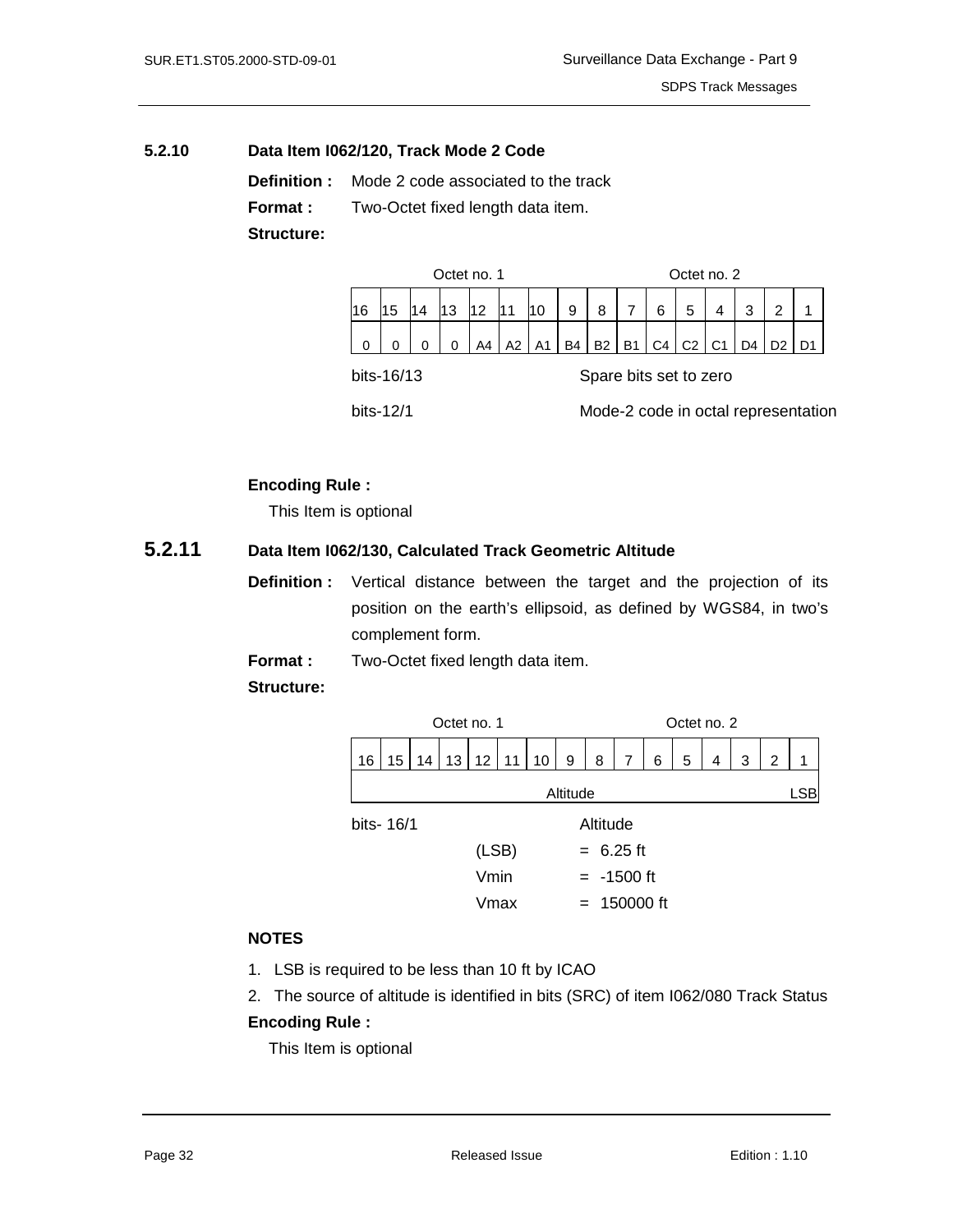### 5.2.10 Data Item I062/120, Track Mode 2 Code

**Definition :** Mode 2 code associated to the track

**Format :** Two-Octet fixed length data item.

**Structure:**

| Octet no. 1 | | | | | | | | Octet no. 2 | | | | | | | |
|---|---|---|---|---|---|---|---|---|---|---|---|---|---|---|---|
| 16 | 15 | 14 | 13 | 12 | 11 | 10 | 9 | 8 | 7 | 6 | 5 | 4 | 3 | 2 | 1 |
| 0 | 0 | 0 | 0 | A4 | A2 | A1 | B4 | B2 | B1 | C4 | C2 | C1 | D4 | D2 | D1 |

bits-16/13 Spare bits set to zero

bits-12/1 Mode-2 code in octal representation

**Encoding Rule :**

This Item is optional

### 5.2.11 Data Item I062/130, Calculated Track Geometric Altitude

**Definition :** Vertical distance between the target and the projection of its position on the earth's ellipsoid, as defined by WGS84, in two's complement form.

**Format :** Two-Octet fixed length data item.

**Structure:**

| Octet no. 1 | | | | | | | | Octet no. 2 | | | | | | | |
|---|---|---|---|---|---|---|---|---|---|---|---|---|---|---|---|
| 16 | 15 | 14 | 13 | 12 | 11 | 10 | 9 | 8 | 7 | 6 | 5 | 4 | 3 | 2 | 1 |
| Altitude | | | | | | | | | | | | | | | LSB |

bits- 16/1 Altitude

(LSB) = 6.25 ft

Vmin = -1500 ft

Vmax = 150000 ft

**NOTES**

1. LSB is required to be less than 10 ft by ICAO
2. The source of altitude is identified in bits (SRC) of item I062/080 Track Status

**Encoding Rule :**

This Item is optional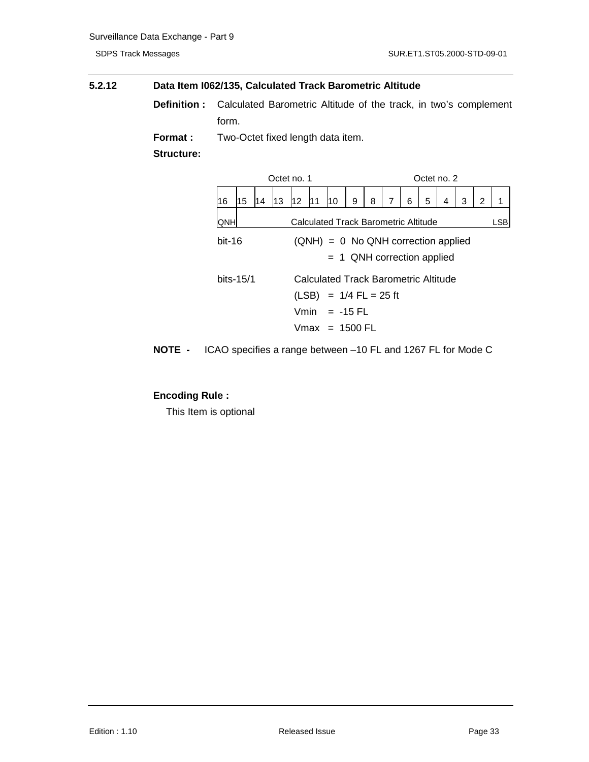### 5.2.12 Data Item I062/135, Calculated Track Barometric Altitude

**Definition :** Calculated Barometric Altitude of the track, in two's complement form.

**Format :** Two-Octet fixed length data item.

**Structure:**

| Octet no. 1 | | | | | | | | Octet no. 2 | | | | | | | |
|---|---|---|---|---|---|---|---|---|---|---|---|---|---|---|---|
| 16 | 15 | 14 | 13 | 12 | 11 | 10 | 9 | 8 | 7 | 6 | 5 | 4 | 3 | 2 | 1 |
| QNH | Calculated Track Barometric Altitude | | | | | | | | | | | | | | LSB |

bit-16 (QNH) = 0 No QNH correction applied
= 1 QNH correction applied

bits-15/1 Calculated Track Barometric Altitude
(LSB) = 1/4 FL = 25 ft
Vmin = -15 FL
Vmax = 1500 FL

**NOTE -** ICAO specifies a range between –10 FL and 1267 FL for Mode C

**Encoding Rule :**

This Item is optional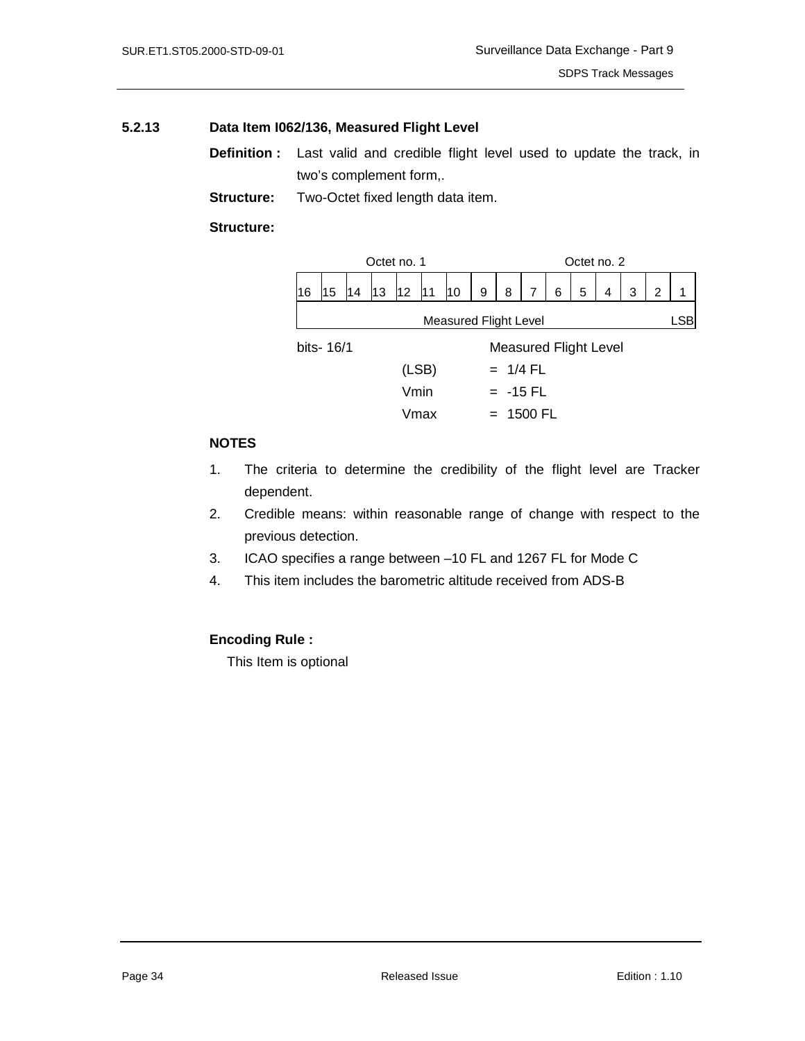### 5.2.13 Data Item I062/136, Measured Flight Level

**Definition :** Last valid and credible flight level used to update the track, in two's complement form,.

**Structure:** Two-Octet fixed length data item.

**Structure:**

| Octet no. 1 | | | | | | | | Octet no. 2 | | | | | | | |
|---|---|---|---|---|---|---|---|---|---|---|---|---|---|---|---|
| 16 | 15 | 14 | 13 | 12 | 11 | 10 | 9 | 8 | 7 | 6 | 5 | 4 | 3 | 2 | 1 |
| Measured Flight Level | | | | | | | | | | | | | | | LSB |

bits- 16/1 Measured Flight Level

(LSB) = 1/4 FL

Vmin = -15 FL

Vmax = 1500 FL

**NOTES**

1. The criteria to determine the credibility of the flight level are Tracker dependent.
2. Credible means: within reasonable range of change with respect to the previous detection.
3. ICAO specifies a range between –10 FL and 1267 FL for Mode C
4. This item includes the barometric altitude received from ADS-B

**Encoding Rule :**

This Item is optional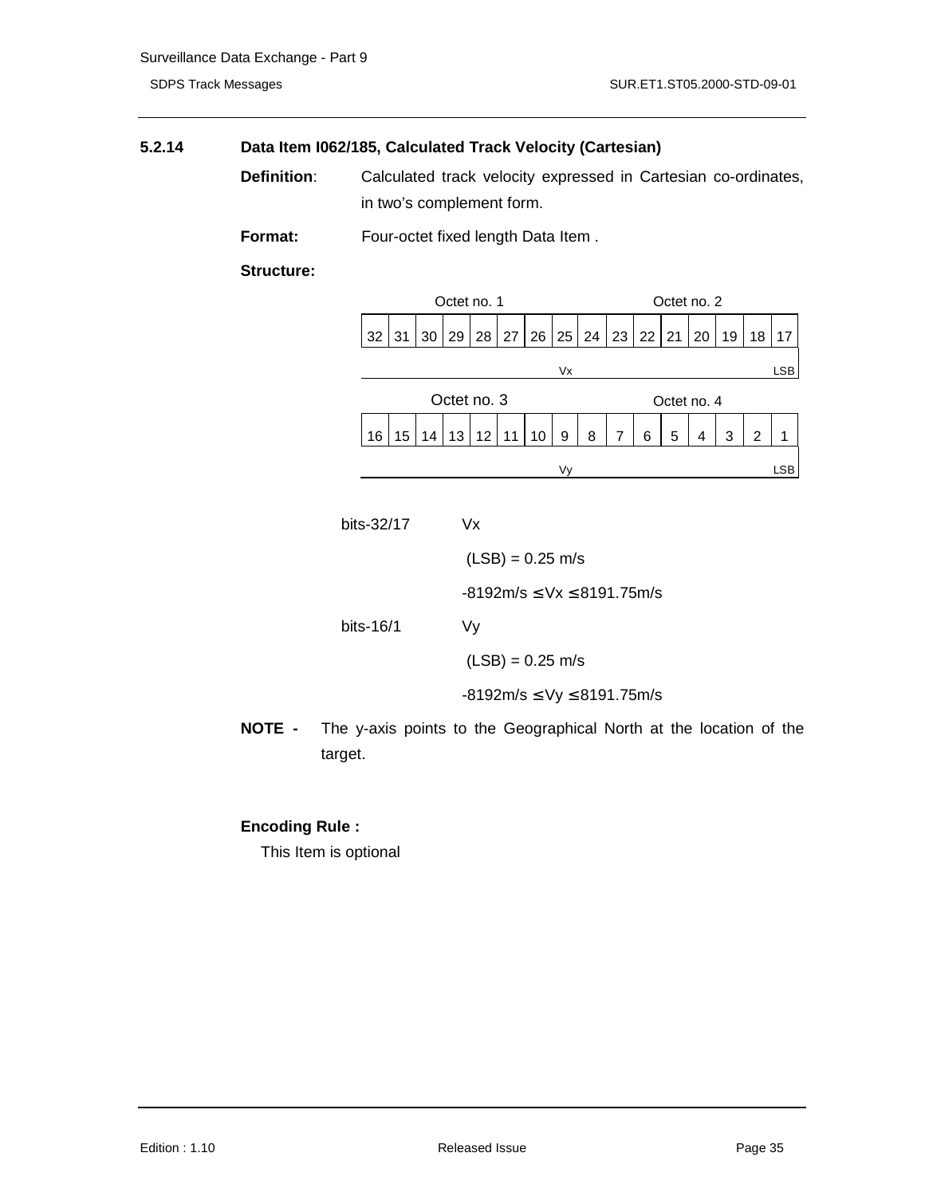### 5.2.14 Data Item I062/185, Calculated Track Velocity (Cartesian)

**Definition**: Calculated track velocity expressed in Cartesian co-ordinates, in two's complement form.

**Format:** Four-octet fixed length Data Item .

**Structure:**

| Octet no. 1 | | | | | | | | Octet no. 2 | | | | | | | |
|---|---|---|---|---|---|---|---|---|---|---|---|---|---|---|---|
| 32 | 31 | 30 | 29 | 28 | 27 | 26 | 25 | 24 | 23 | 22 | 21 | 20 | 19 | 18 | 17 |
| | | | | | | | Vx | | | | | | | | LSB |

| Octet no. 3 | | | | | | | | Octet no. 4 | | | | | | | |
|---|---|---|---|---|---|---|---|---|---|---|---|---|---|---|---|
| 16 | 15 | 14 | 13 | 12 | 11 | 10 | 9 | 8 | 7 | 6 | 5 | 4 | 3 | 2 | 1 |
| | | | | | | | Vy | | | | | | | | LSB |

bits-32/17 Vx

(LSB) = 0.25 m/s

-8192m/s ≤ Vx ≤ 8191.75m/s

bits-16/1 Vy

(LSB) = 0.25 m/s

-8192m/s ≤ Vy ≤ 8191.75m/s

**NOTE -** The y-axis points to the Geographical North at the location of the target.

**Encoding Rule :**

This Item is optional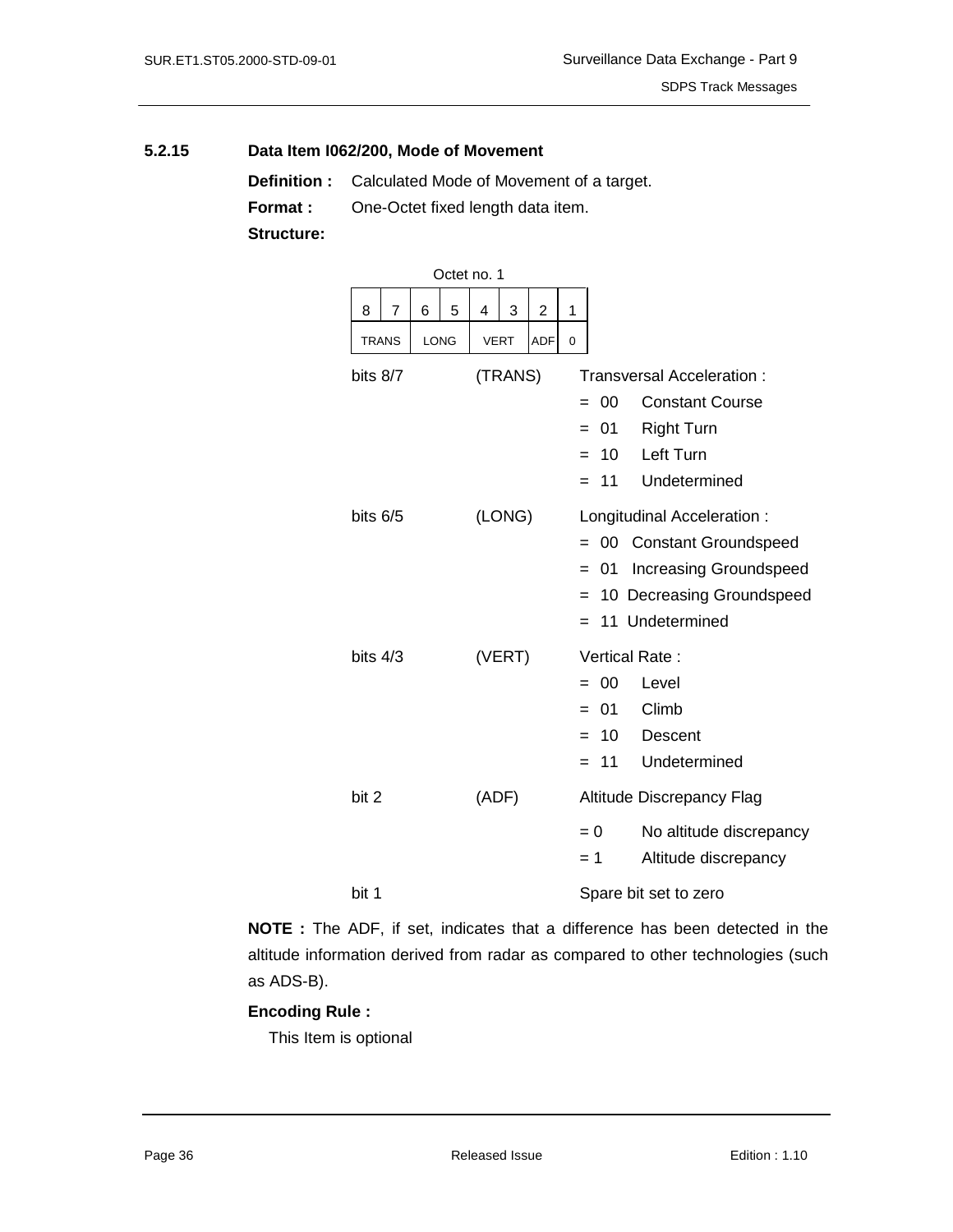### 5.2.15 Data Item I062/200, Mode of Movement

**Definition :** Calculated Mode of Movement of a target.

**Format :** One-Octet fixed length data item.

**Structure:**

Octet no. 1

| 8 | 7 | 6 | 5 | 4 | 3 | 2 | 1 |
|---|---|---|---|---|---|---|---|
| TRANS | | LONG | | VERT | | ADF | 0 |

bits 8/7 (TRANS) Transversal Acceleration :

- = 00 Constant Course
- = 01 Right Turn
- = 10 Left Turn
- = 11 Undetermined

bits 6/5 (LONG) Longitudinal Acceleration :

- = 00 Constant Groundspeed
- = 01 Increasing Groundspeed
- = 10 Decreasing Groundspeed
- = 11 Undetermined

bits 4/3 (VERT) Vertical Rate :

- = 00 Level
- = 01 Climb
- = 10 Descent
- = 11 Undetermined

bit 2 (ADF) Altitude Discrepancy Flag

- = 0 No altitude discrepancy
- = 1 Altitude discrepancy

bit 1 Spare bit set to zero

**NOTE :** The ADF, if set, indicates that a difference has been detected in the altitude information derived from radar as compared to other technologies (such as ADS-B).

**Encoding Rule :**

This Item is optional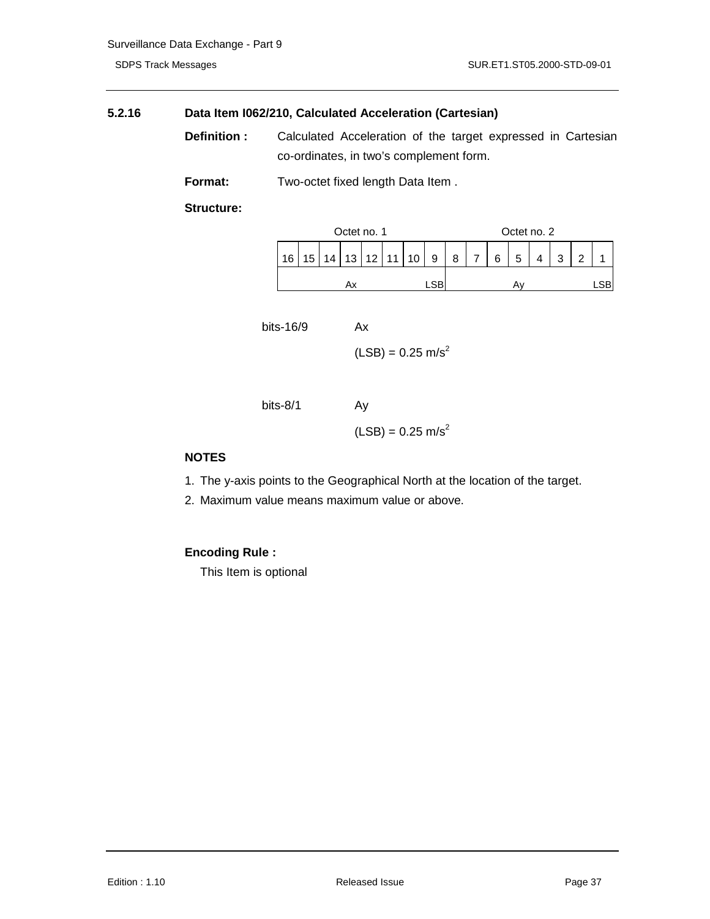### 5.2.16 Data Item I062/210, Calculated Acceleration (Cartesian)

**Definition :** Calculated Acceleration of the target expressed in Cartesian co-ordinates, in two's complement form.

**Format:** Two-octet fixed length Data Item .

**Structure:**

| Octet no. 1 | | | | | | | | Octet no. 2 | | | | | | | |
|---|---|---|---|---|---|---|---|---|---|---|---|---|---|---|---|
| 16 | 15 | 14 | 13 | 12 | 11 | 10 | 9 | 8 | 7 | 6 | 5 | 4 | 3 | 2 | 1 |
| Ax | | | | | | | LSB | Ay | | | | | | | LSB |

bits-16/9 Ax

(LSB) = 0.25 $m/s^2$

bits-8/1 Ay

(LSB) = 0.25 $m/s^2$

**NOTES**

1. The y-axis points to the Geographical North at the location of the target.
2. Maximum value means maximum value or above.

**Encoding Rule :**

This Item is optional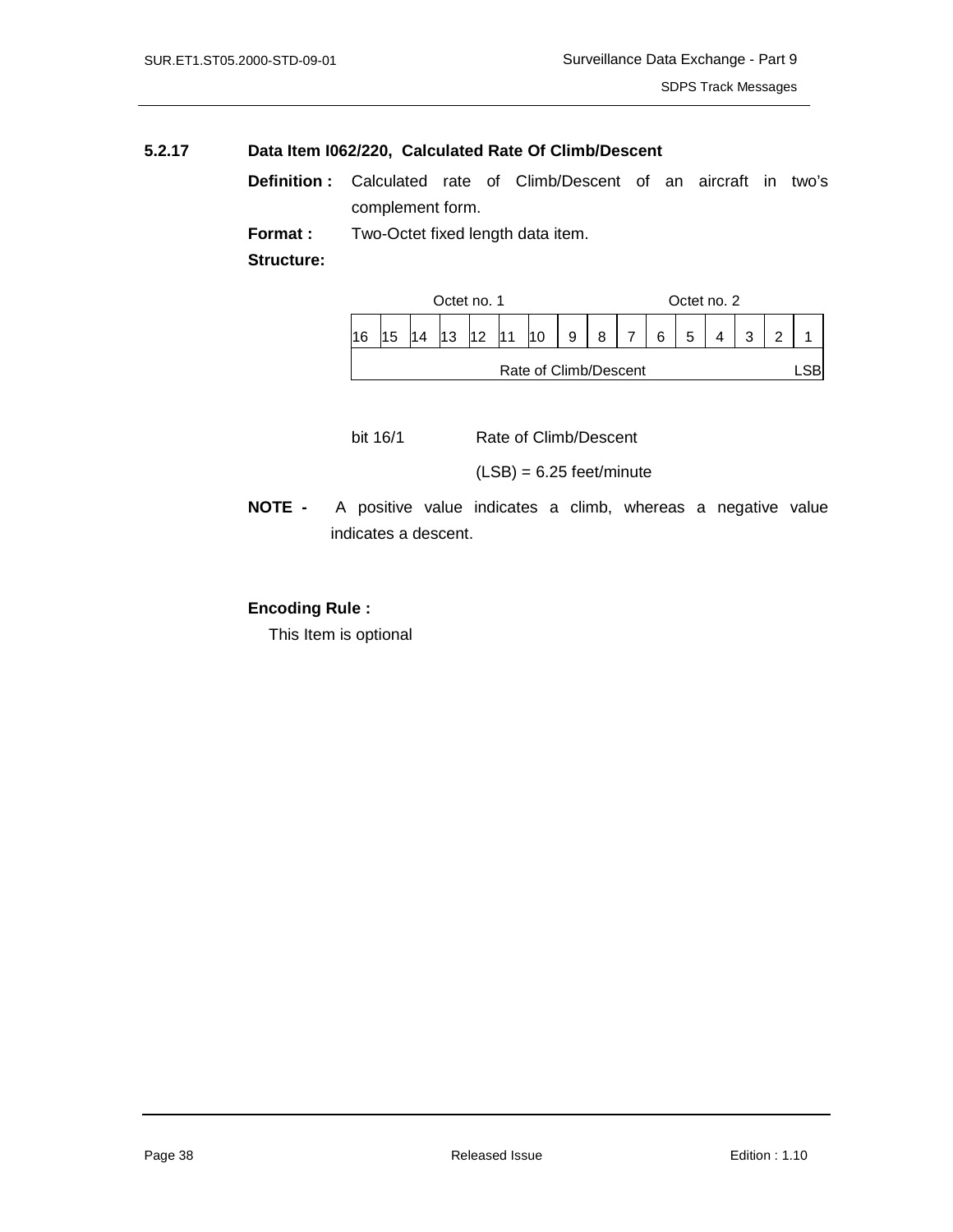### 5.2.17 Data Item I062/220, Calculated Rate Of Climb/Descent

**Definition :** Calculated rate of Climb/Descent of an aircraft in two's complement form.

**Format :** Two-Octet fixed length data item.

**Structure:**

| Octet no. 1 | | | | | | | | Octet no. 2 | | | | | | | |
|---|---|---|---|---|---|---|---|---|---|---|---|---|---|---|---|
| 16 | 15 | 14 | 13 | 12 | 11 | 10 | 9 | 8 | 7 | 6 | 5 | 4 | 3 | 2 | 1 |
| Rate of Climb/Descent | | | | | | | | | | | | | | | LSB |

bit 16/1 Rate of Climb/Descent

(LSB) = 6.25 feet/minute

**NOTE -** A positive value indicates a climb, whereas a negative value indicates a descent.

**Encoding Rule :**

This Item is optional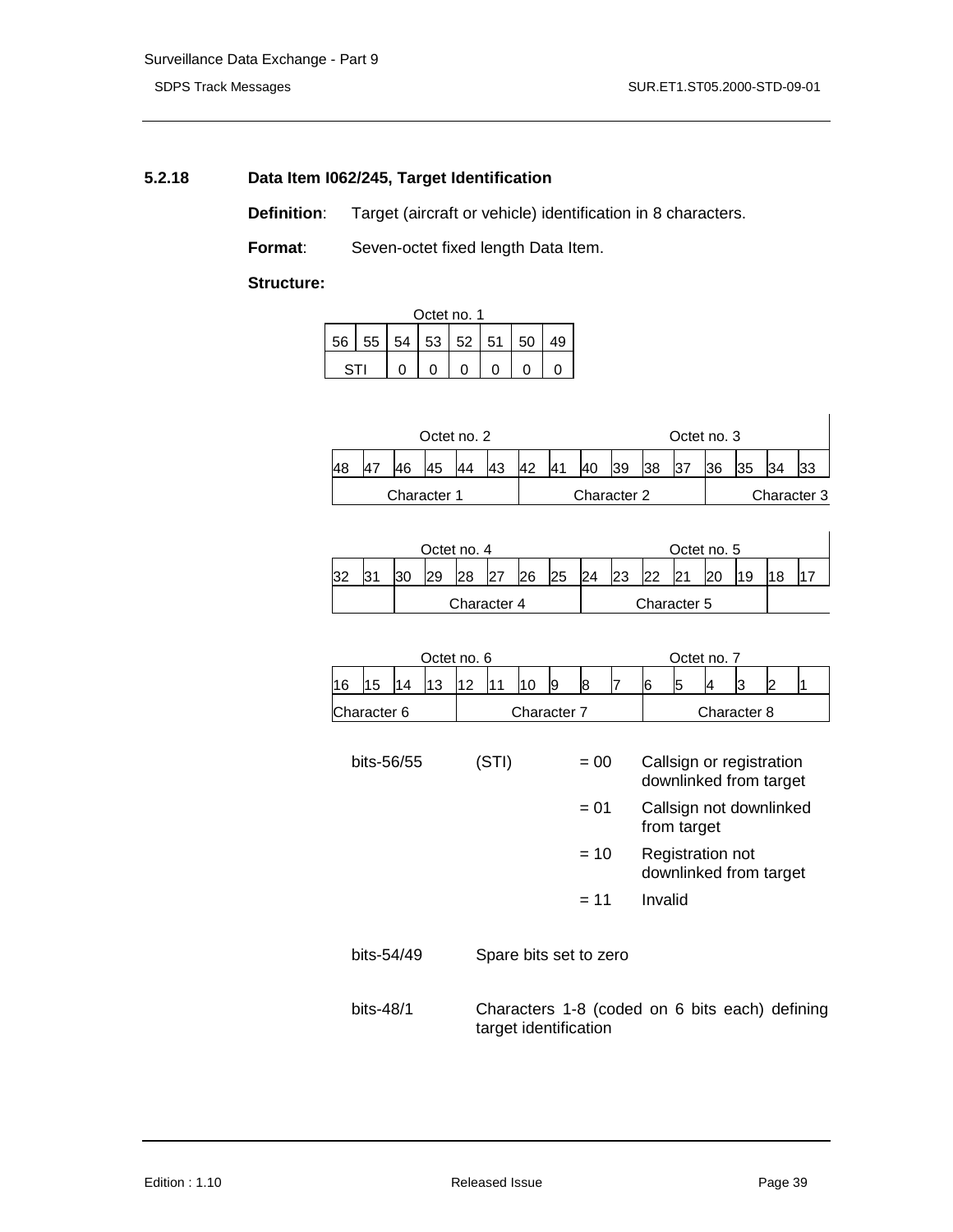#### 5.2.18 Data Item I062/245, Target Identification

**Definition**: Target (aircraft or vehicle) identification in 8 characters.

**Format**: Seven-octet fixed length Data Item.

**Structure:**

Octet no. 1

| 56 | 55 | 54 | 53 | 52 | 51 | 50 | 49 |
|---|---|---|---|---|---|---|---|
| STI | | 0 | 0 | 0 | 0 | 0 | 0 |

Octet no. 2, Octet no. 3

| 48 | 47 | 46 | 45 | 44 | 43 | 42 | 41 | 40 | 39 | 38 | 37 | 36 | 35 | 34 | 33 |
|---|---|---|---|---|---|---|---|---|---|---|---|---|---|---|---|
| Character 1 | | | | | | Character 2 | | | | | | Character 3 | | | |

Octet no. 4, Octet no. 5

| 32 | 31 | 30 | 29 | 28 | 27 | 26 | 25 | 24 | 23 | 22 | 21 | 20 | 19 | 18 | 17 |
|---|---|---|---|---|---|---|---|---|---|---|---|---|---|---|---|
| | | Character 4 | | | | | | Character 5 | | | | | | | |

Octet no. 6, Octet no. 7

| 16 | 15 | 14 | 13 | 12 | 11 | 10 | 9 | 8 | 7 | 6 | 5 | 4 | 3 | 2 | 1 |
|---|---|---|---|---|---|---|---|---|---|---|---|---|---|---|---|
| Character 6 | | | | Character 7 | | | | | | Character 8 | | | | | |

bits-56/55 (STI)
- = 00 Callsign or registration downlinked from target
- = 01 Callsign not downlinked from target
- = 10 Registration not downlinked from target
- = 11 Invalid

bits-54/49 Spare bits set to zero

bits-48/1 Characters 1-8 (coded on 6 bits each) defining target identification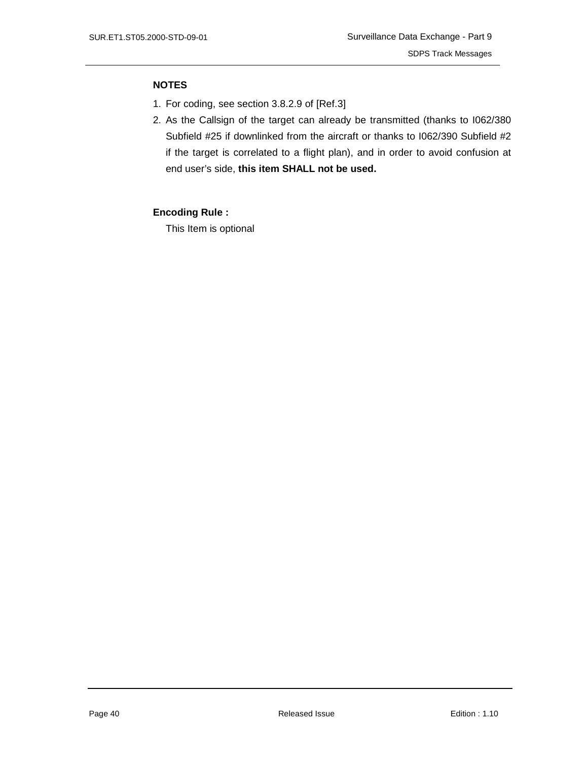**NOTES**

1. For coding, see section 3.8.2.9 of [Ref.3]
2. As the Callsign of the target can already be transmitted (thanks to I062/380 Subfield #25 if downlinked from the aircraft or thanks to I062/390 Subfield #2 if the target is correlated to a flight plan), and in order to avoid confusion at end user's side, **this item SHALL not be used.**

**Encoding Rule :**

This Item is optional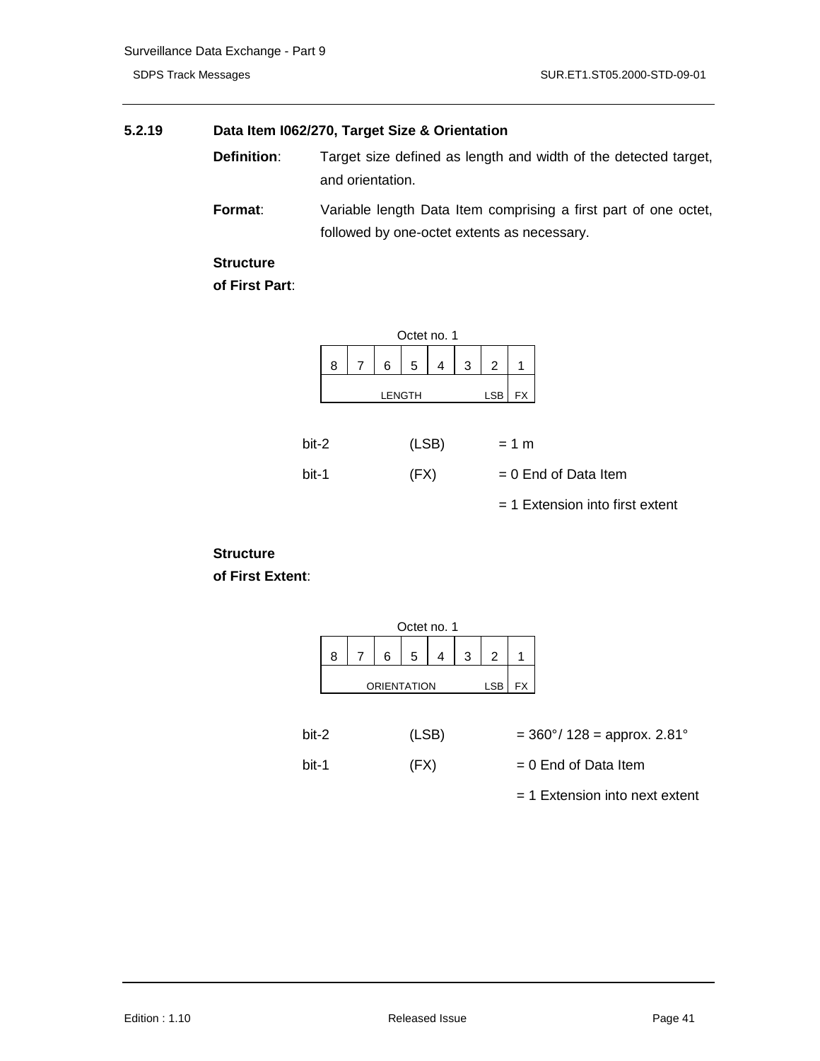### 5.2.19 Data Item I062/270, Target Size & Orientation

**Definition**: Target size defined as length and width of the detected target, and orientation.

**Format**: Variable length Data Item comprising a first part of one octet, followed by one-octet extents as necessary.

**Structure of First Part**:

Octet no. 1

| 8 | 7 | 6 | 5 | 4 | 3 | 2 | 1 |
|---|---|---|---|---|---|---|---|
| LENGTH | | | | | | LSB | FX |

bit-2 (LSB) = 1 m

bit-1 (FX) = 0 End of Data Item

= 1 Extension into first extent

**Structure of First Extent**:

Octet no. 1

| 8 | 7 | 6 | 5 | 4 | 3 | 2 | 1 |
|---|---|---|---|---|---|---|---|
| ORIENTATION | | | | | | LSB | FX |

bit-2 (LSB) = 360°/ 128 = approx. 2.81°

bit-1 (FX) = 0 End of Data Item

= 1 Extension into next extent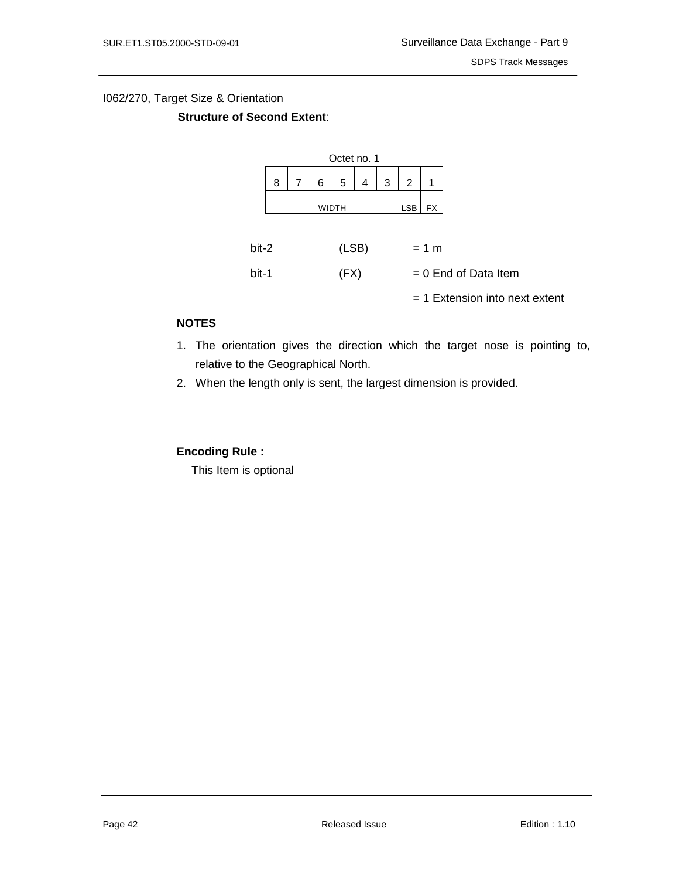I062/270, Target Size & Orientation

**Structure of Second Extent**:

| Octet no. 1 | | | | | | | |
|---|---|---|---|---|---|---|---|
| 8 | 7 | 6 | 5 | 4 | 3 | 2 | 1 |
| WIDTH | | | | | | LSB | FX |

| | | |
|---|---|---|
| bit-2 | (LSB) | = 1 m |
| bit-1 | (FX) | = 0 End of Data Item |
| | | = 1 Extension into next extent |

**NOTES**

1. The orientation gives the direction which the target nose is pointing to, relative to the Geographical North.
2. When the length only is sent, the largest dimension is provided.

**Encoding Rule :**

This Item is optional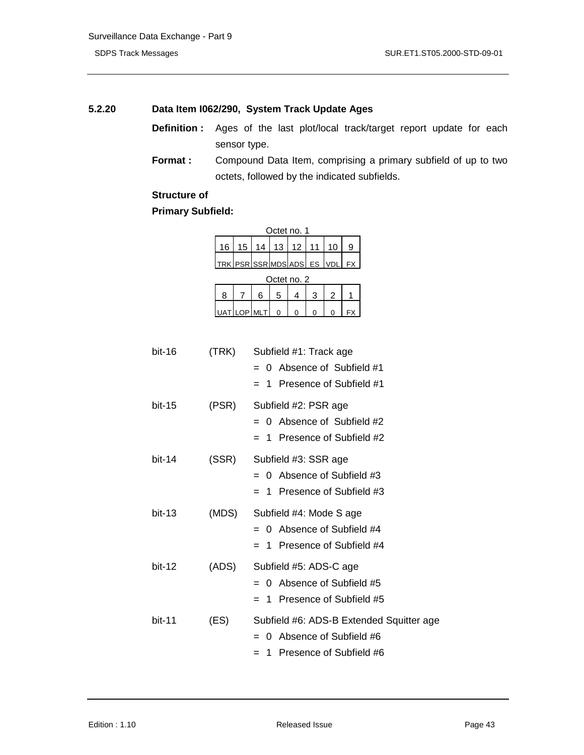### 5.2.20 Data Item I062/290, System Track Update Ages

**Definition :** Ages of the last plot/local track/target report update for each sensor type.

**Format :** Compound Data Item, comprising a primary subfield of up to two octets, followed by the indicated subfields.

**Structure of Primary Subfield:**

Octet no. 1

| 16 | 15 | 14 | 13 | 12 | 11 | 10 | 9 |
|---|---|---|---|---|---|---|---|
| TRK | PSR | SSR | MDS | ADS | ES | VDL | FX |

Octet no. 2

| 8 | 7 | 6 | 5 | 4 | 3 | 2 | 1 |
|---|---|---|---|---|---|---|---|
| UAT | LOP | MLT | 0 | 0 | 0 | 0 | FX |

bit-16 (TRK) Subfield #1: Track age
- = 0 Absence of Subfield #1
- = 1 Presence of Subfield #1

bit-15 (PSR) Subfield #2: PSR age
- = 0 Absence of Subfield #2
- = 1 Presence of Subfield #2

bit-14 (SSR) Subfield #3: SSR age
- = 0 Absence of Subfield #3
- = 1 Presence of Subfield #3

bit-13 (MDS) Subfield #4: Mode S age
- = 0 Absence of Subfield #4
- = 1 Presence of Subfield #4

bit-12 (ADS) Subfield #5: ADS-C age
- = 0 Absence of Subfield #5
- = 1 Presence of Subfield #5

bit-11 (ES) Subfield #6: ADS-B Extended Squitter age
- = 0 Absence of Subfield #6
- = 1 Presence of Subfield #6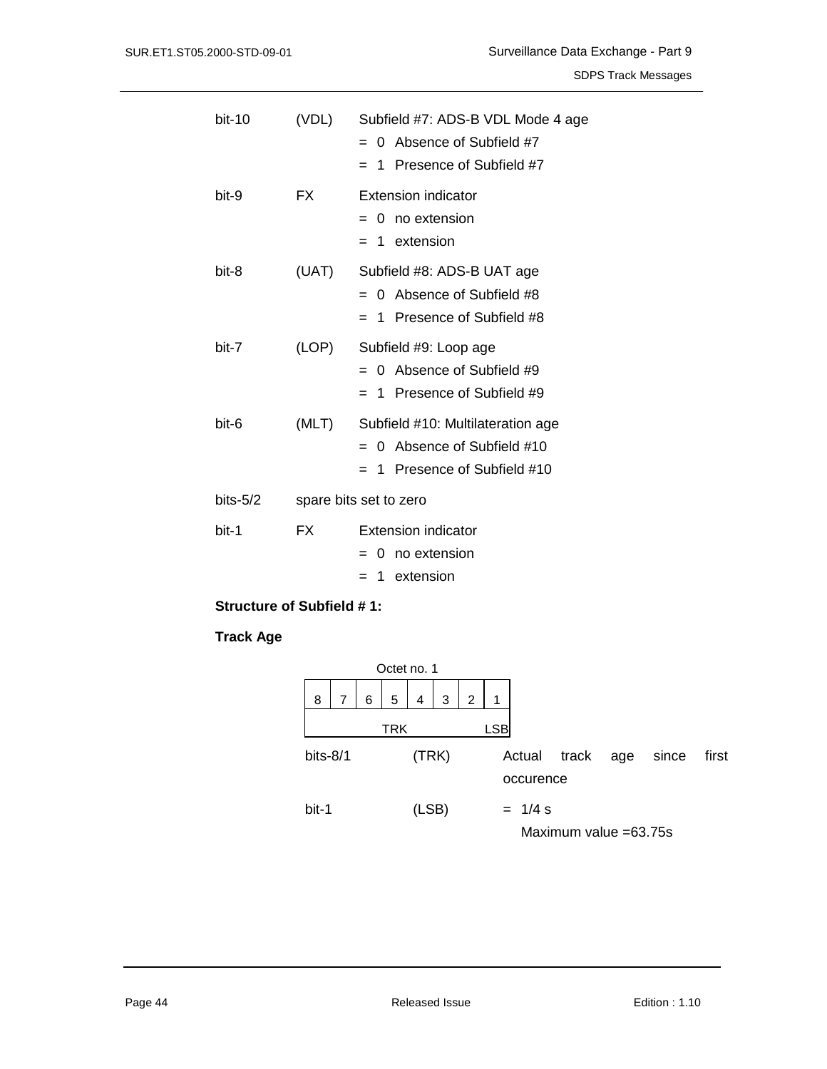| | | |
|---|---|---|
| bit-10 | (VDL) | Subfield #7: ADS-B VDL Mode 4 age<br>= 0 Absence of Subfield #7<br>= 1 Presence of Subfield #7 |
| bit-9 | FX | Extension indicator<br>= 0 no extension<br>= 1 extension |
| bit-8 | (UAT) | Subfield #8: ADS-B UAT age<br>= 0 Absence of Subfield #8<br>= 1 Presence of Subfield #8 |
| bit-7 | (LOP) | Subfield #9: Loop age<br>= 0 Absence of Subfield #9<br>= 1 Presence of Subfield #9 |
| bit-6 | (MLT) | Subfield #10: Multilateration age<br>= 0 Absence of Subfield #10<br>= 1 Presence of Subfield #10 |
| bits-5/2 | spare bits set to zero | |
| bit-1 | FX | Extension indicator<br>= 0 no extension<br>= 1 extension |

**Structure of Subfield # 1:**

**Track Age**

| Octet no. 1 | | | | | | | |
|---|---|---|---|---|---|---|---|
| 8 | 7 | 6 | 5 | 4 | 3 | 2 | 1 |
| | | | TRK | | | | LSB |

| | | |
|---|---|---|
| bits-8/1 | (TRK) | Actual track age since first occurence |
| bit-1 | (LSB) | = 1/4 s<br>Maximum value =63.75s |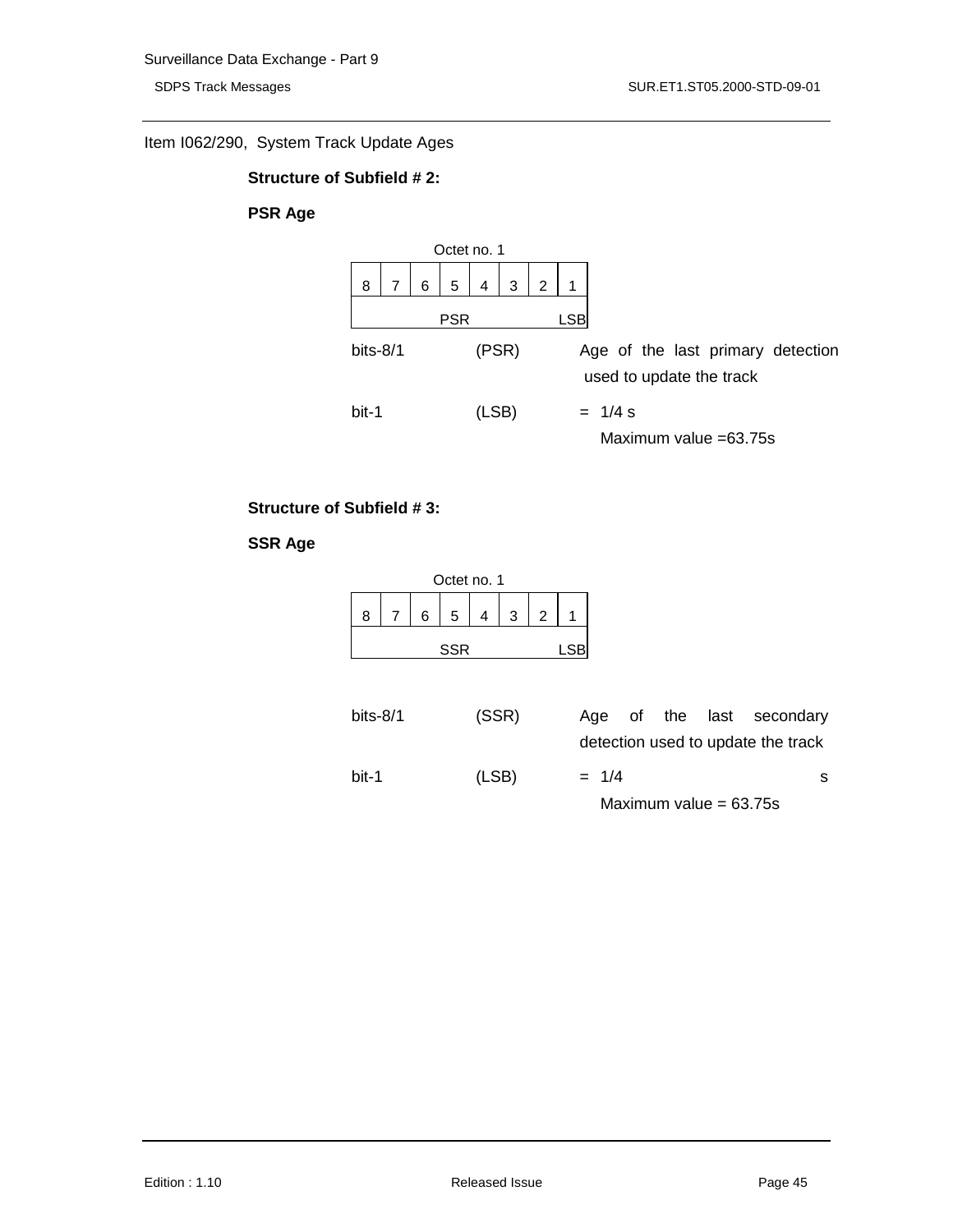Item I062/290, System Track Update Ages

**Structure of Subfield # 2:**

**PSR Age**

| Octet no. 1 | | | | | | | |
|---|---|---|---|---|---|---|---|
| 8 | 7 | 6 | 5 | 4 | 3 | 2 | 1 |
| PSR | | | | | | | LSB |

bits-8/1 (PSR) Age of the last primary detection used to update the track

bit-1 (LSB) = 1/4 s
Maximum value =63.75s

**Structure of Subfield # 3:**

**SSR Age**

| Octet no. 1 | | | | | | | |
|---|---|---|---|---|---|---|---|
| 8 | 7 | 6 | 5 | 4 | 3 | 2 | 1 |
| SSR | | | | | | | LSB |

bits-8/1 (SSR) Age of the last secondary detection used to update the track

bit-1 (LSB) = 1/4 s
Maximum value = 63.75s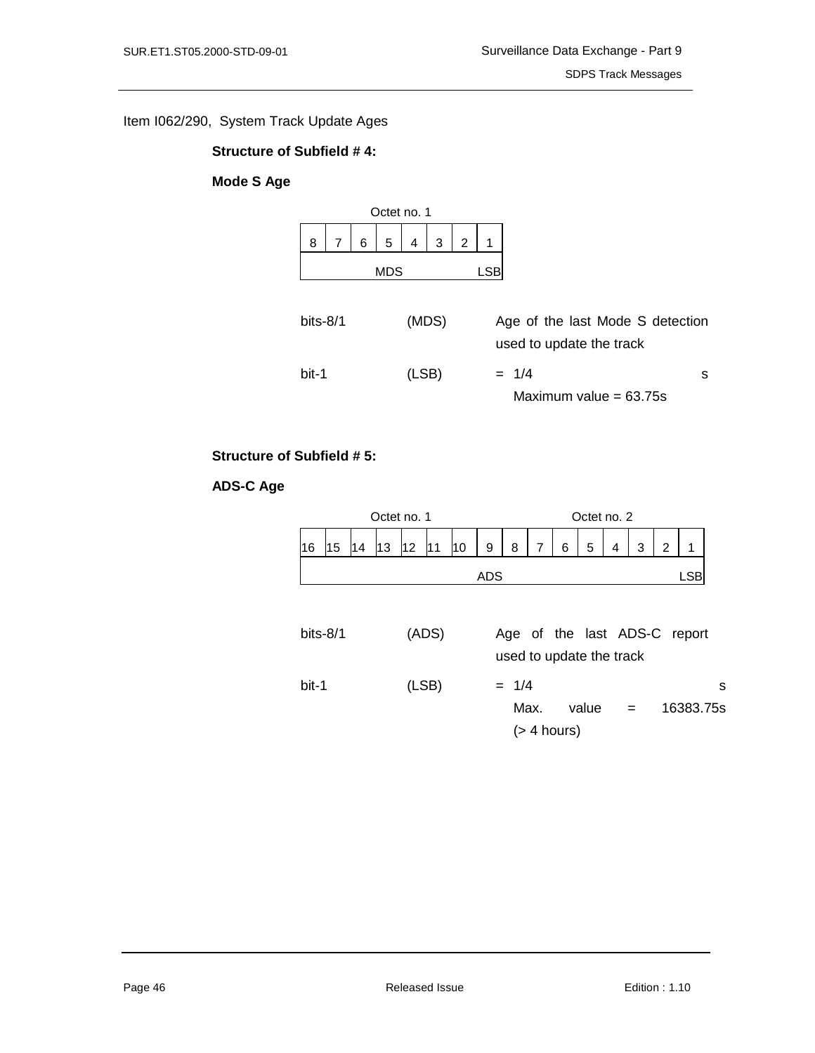Item I062/290, System Track Update Ages

**Structure of Subfield # 4:**

**Mode S Age**

| Octet no. 1 | | | | | | | |
|---|---|---|---|---|---|---|---|
| 8 | 7 | 6 | 5 | 4 | 3 | 2 | 1 |
| | | | MDS | | | | LSB |

| | | |
|---|---|---|
| bits-8/1 | (MDS) | Age of the last Mode S detection used to update the track |
| bit-1 | (LSB) | = 1/4 s<br>Maximum value = 63.75s |

**Structure of Subfield # 5:**

**ADS-C Age**

| Octet no. 1 | | | | | | | | Octet no. 2 | | | | | | | |
|---|---|---|---|---|---|---|---|---|---|---|---|---|---|---|---|
| 16 | 15 | 14 | 13 | 12 | 11 | 10 | 9 | 8 | 7 | 6 | 5 | 4 | 3 | 2 | 1 |
| | | | | | | | ADS | | | | | | | | LSB |

| | | |
|---|---|---|
| bits-8/1 | (ADS) | Age of the last ADS-C report used to update the track |
| bit-1 | (LSB) | = 1/4 s<br>Max. value = 16383.75s (> 4 hours) |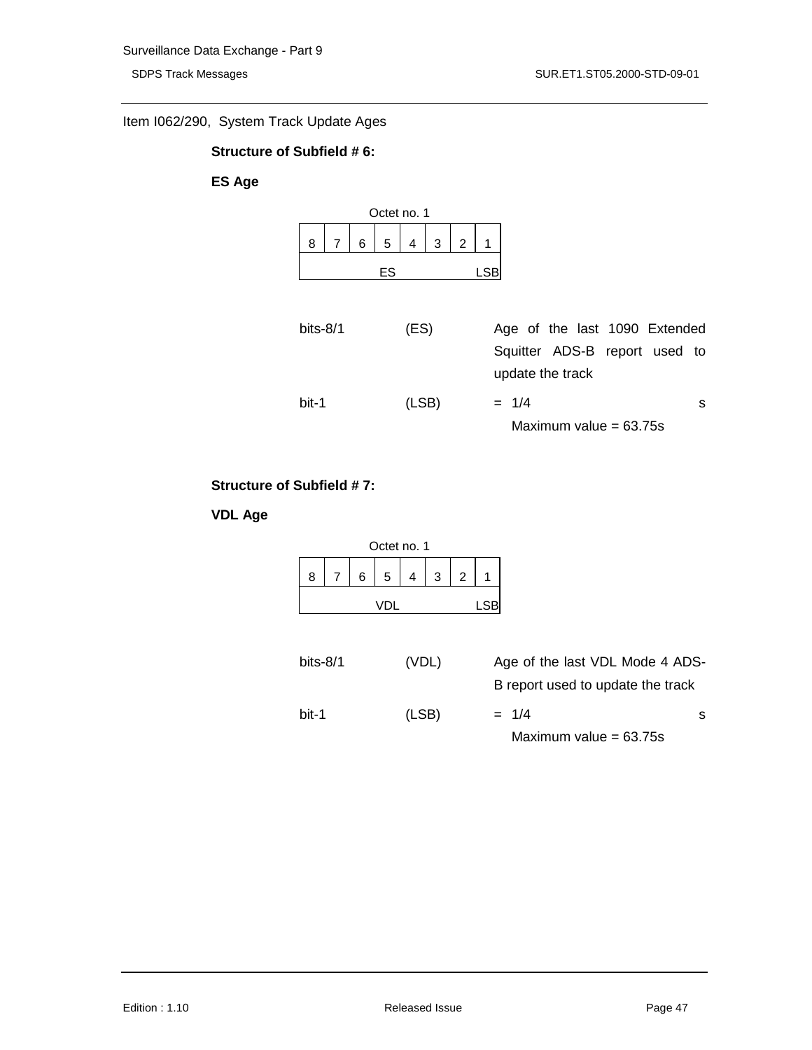Item I062/290, System Track Update Ages

**Structure of Subfield # 6:**

**ES Age**

| Octet no. 1 | | | | | | | |
|---|---|---|---|---|---|---|---|
| 8 | 7 | 6 | 5 | 4 | 3 | 2 | 1 |
| ES | | | | | | | LSB |

| | | |
|---|---|---|
| bits-8/1 | (ES) | Age of the last 1090 Extended Squitter ADS-B report used to update the track |
| bit-1 | (LSB) | = 1/4 s<br>Maximum value = 63.75s |

**Structure of Subfield # 7:**

**VDL Age**

| Octet no. 1 | | | | | | | |
|---|---|---|---|---|---|---|---|
| 8 | 7 | 6 | 5 | 4 | 3 | 2 | 1 |
| VDL | | | | | | | LSB |

| | | |
|---|---|---|
| bits-8/1 | (VDL) | Age of the last VDL Mode 4 ADS-B report used to update the track |
| bit-1 | (LSB) | = 1/4 s<br>Maximum value = 63.75s |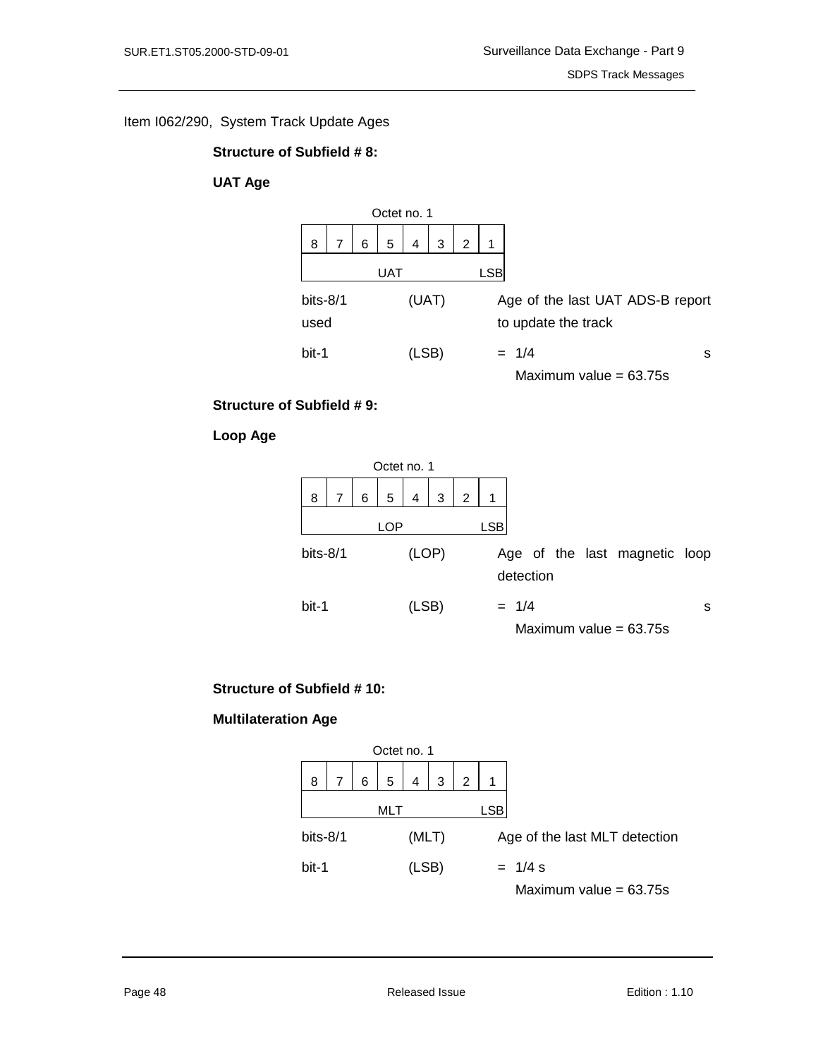Item I062/290, System Track Update Ages

**Structure of Subfield # 8:**

**UAT Age**

| Octet no. 1 | | | | | | | |
|---|---|---|---|---|---|---|---|
| 8 | 7 | 6 | 5 | 4 | 3 | 2 | 1 |
| UAT | | | | | | | LSB |

bits-8/1 used (UAT) Age of the last UAT ADS-B report to update the track

bit-1 (LSB) = 1/4 s
Maximum value = 63.75s

**Structure of Subfield # 9:**

**Loop Age**

| Octet no. 1 | | | | | | | |
|---|---|---|---|---|---|---|---|
| 8 | 7 | 6 | 5 | 4 | 3 | 2 | 1 |
| LOP | | | | | | | LSB |

bits-8/1 (LOP) Age of the last magnetic loop detection

bit-1 (LSB) = 1/4 s
Maximum value = 63.75s

**Structure of Subfield # 10:**

**Multilateration Age**

| Octet no. 1 | | | | | | | |
|---|---|---|---|---|---|---|---|
| 8 | 7 | 6 | 5 | 4 | 3 | 2 | 1 |
| MLT | | | | | | | LSB |

bits-8/1 (MLT) Age of the last MLT detection

bit-1 (LSB) = 1/4 s
Maximum value = 63.75s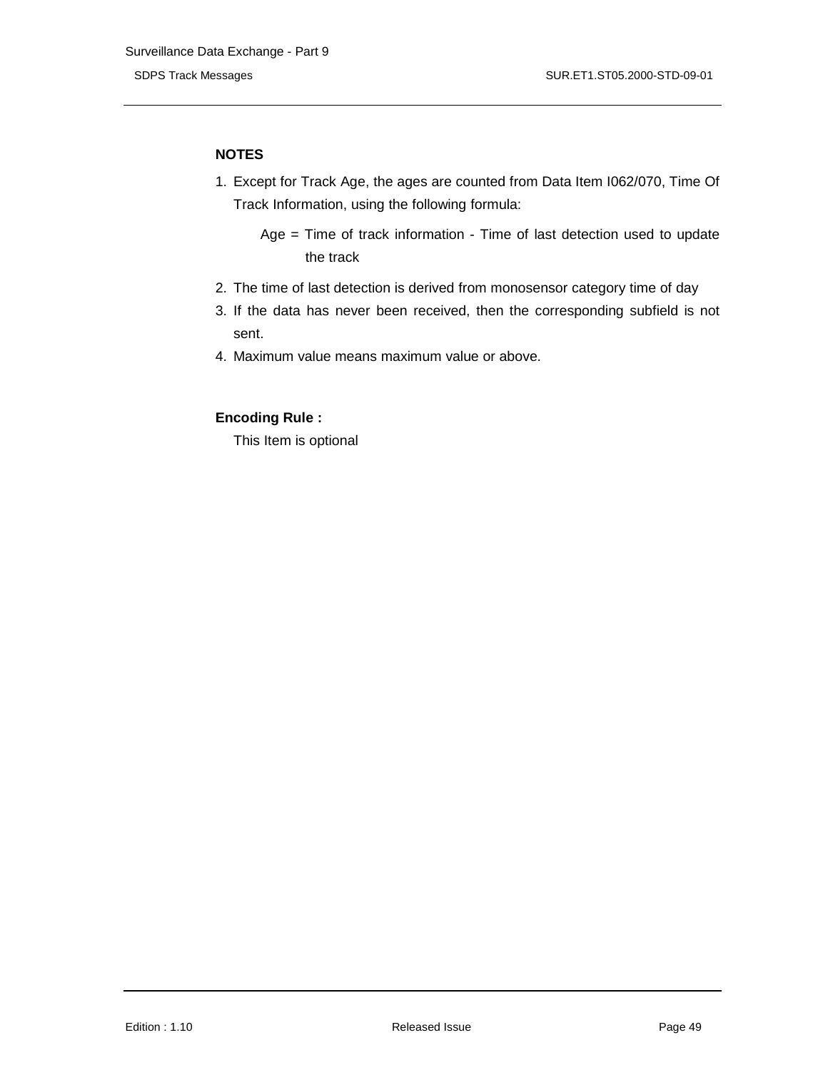**NOTES**

1. Except for Track Age, the ages are counted from Data Item I062/070, Time Of Track Information, using the following formula:

   Age = Time of track information - Time of last detection used to update the track

2. The time of last detection is derived from monosensor category time of day
3. If the data has never been received, then the corresponding subfield is not sent.
4. Maximum value means maximum value or above.

**Encoding Rule :**

This Item is optional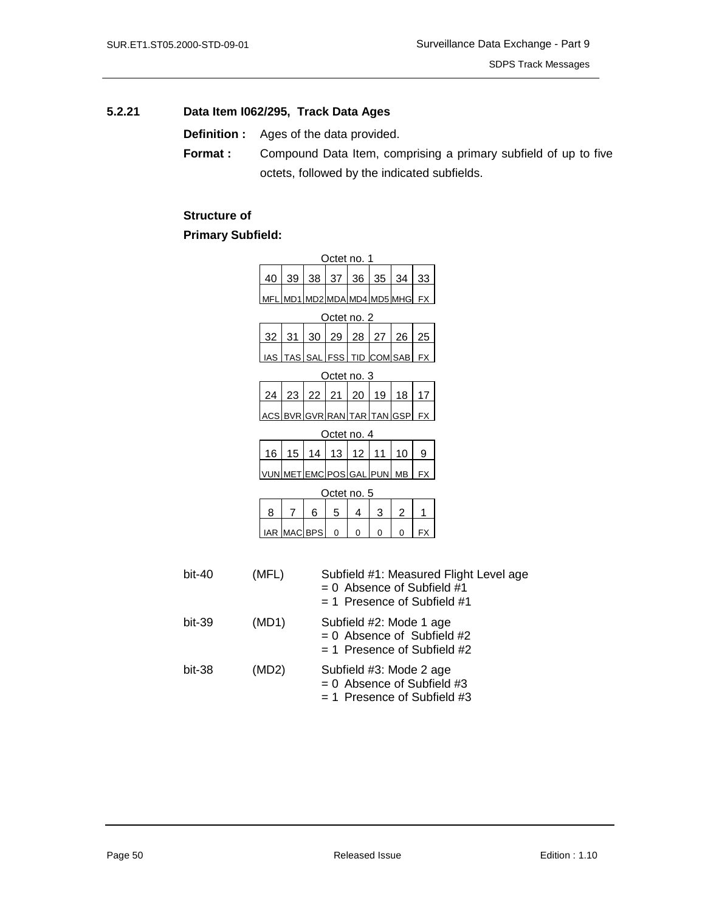### 5.2.21 Data Item I062/295, Track Data Ages

**Definition :** Ages of the data provided.

**Format :** Compound Data Item, comprising a primary subfield of up to five octets, followed by the indicated subfields.

**Structure of Primary Subfield:**

Octet no. 1

| 40 | 39 | 38 | 37 | 36 | 35 | 34 | 33 |
|---|---|---|---|---|---|---|---|
| MFL | MD1 | MD2 | MDA | MD4 | MD5 | MHG | FX |

Octet no. 2

| 32 | 31 | 30 | 29 | 28 | 27 | 26 | 25 |
|---|---|---|---|---|---|---|---|
| IAS | TAS | SAL | FSS | TID | COM | SAB | FX |

Octet no. 3

| 24 | 23 | 22 | 21 | 20 | 19 | 18 | 17 |
|---|---|---|---|---|---|---|---|
| ACS | BVR | GVR | RAN | TAR | TAN | GSP | FX |

Octet no. 4

| 16 | 15 | 14 | 13 | 12 | 11 | 10 | 9 |
|---|---|---|---|---|---|---|---|
| VUN | MET | EMC | POS | GAL | PUN | MB | FX |

Octet no. 5

| 8 | 7 | 6 | 5 | 4 | 3 | 2 | 1 |
|---|---|---|---|---|---|---|---|
| IAR | MAC | BPS | 0 | 0 | 0 | 0 | FX |

bit-40 (MFL) Subfield #1: Measured Flight Level age
= 0 Absence of Subfield #1
= 1 Presence of Subfield #1

bit-39 (MD1) Subfield #2: Mode 1 age
= 0 Absence of Subfield #2
= 1 Presence of Subfield #2

bit-38 (MD2) Subfield #3: Mode 2 age
= 0 Absence of Subfield #3
= 1 Presence of Subfield #3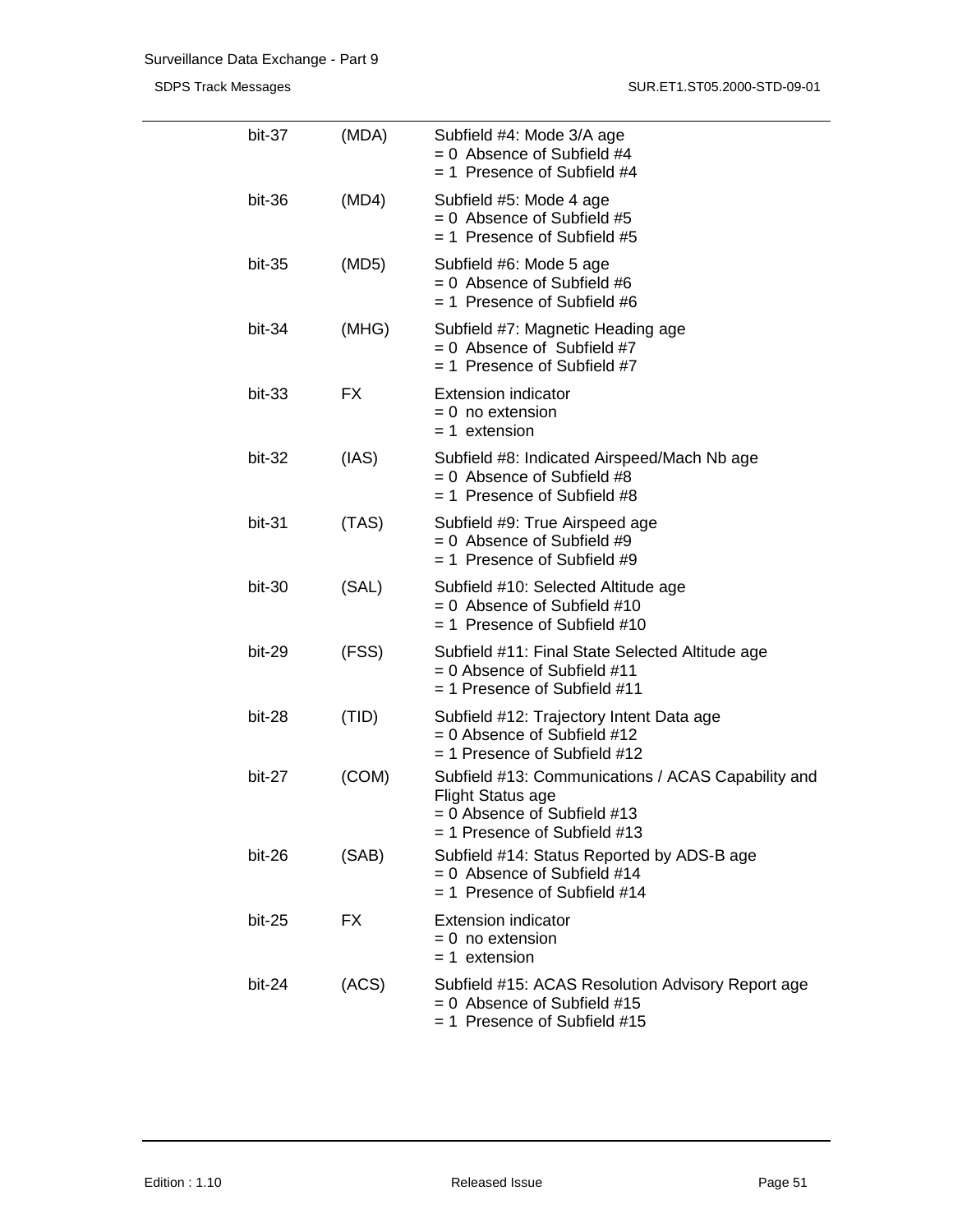| | | |
|---|---|---|
| bit-37 | (MDA) | Subfield #4: Mode 3/A age<br>= 0 Absence of Subfield #4<br>= 1 Presence of Subfield #4 |
| bit-36 | (MD4) | Subfield #5: Mode 4 age<br>= 0 Absence of Subfield #5<br>= 1 Presence of Subfield #5 |
| bit-35 | (MD5) | Subfield #6: Mode 5 age<br>= 0 Absence of Subfield #6<br>= 1 Presence of Subfield #6 |
| bit-34 | (MHG) | Subfield #7: Magnetic Heading age<br>= 0 Absence of Subfield #7<br>= 1 Presence of Subfield #7 |
| bit-33 | FX | Extension indicator<br>= 0 no extension<br>= 1 extension |
| bit-32 | (IAS) | Subfield #8: Indicated Airspeed/Mach Nb age<br>= 0 Absence of Subfield #8<br>= 1 Presence of Subfield #8 |
| bit-31 | (TAS) | Subfield #9: True Airspeed age<br>= 0 Absence of Subfield #9<br>= 1 Presence of Subfield #9 |
| bit-30 | (SAL) | Subfield #10: Selected Altitude age<br>= 0 Absence of Subfield #10<br>= 1 Presence of Subfield #10 |
| bit-29 | (FSS) | Subfield #11: Final State Selected Altitude age<br>= 0 Absence of Subfield #11<br>= 1 Presence of Subfield #11 |
| bit-28 | (TID) | Subfield #12: Trajectory Intent Data age<br>= 0 Absence of Subfield #12<br>= 1 Presence of Subfield #12 |
| bit-27 | (COM) | Subfield #13: Communications / ACAS Capability and Flight Status age<br>= 0 Absence of Subfield #13<br>= 1 Presence of Subfield #13 |
| bit-26 | (SAB) | Subfield #14: Status Reported by ADS-B age<br>= 0 Absence of Subfield #14<br>= 1 Presence of Subfield #14 |
| bit-25 | FX | Extension indicator<br>= 0 no extension<br>= 1 extension |
| bit-24 | (ACS) | Subfield #15: ACAS Resolution Advisory Report age<br>= 0 Absence of Subfield #15<br>= 1 Presence of Subfield #15 |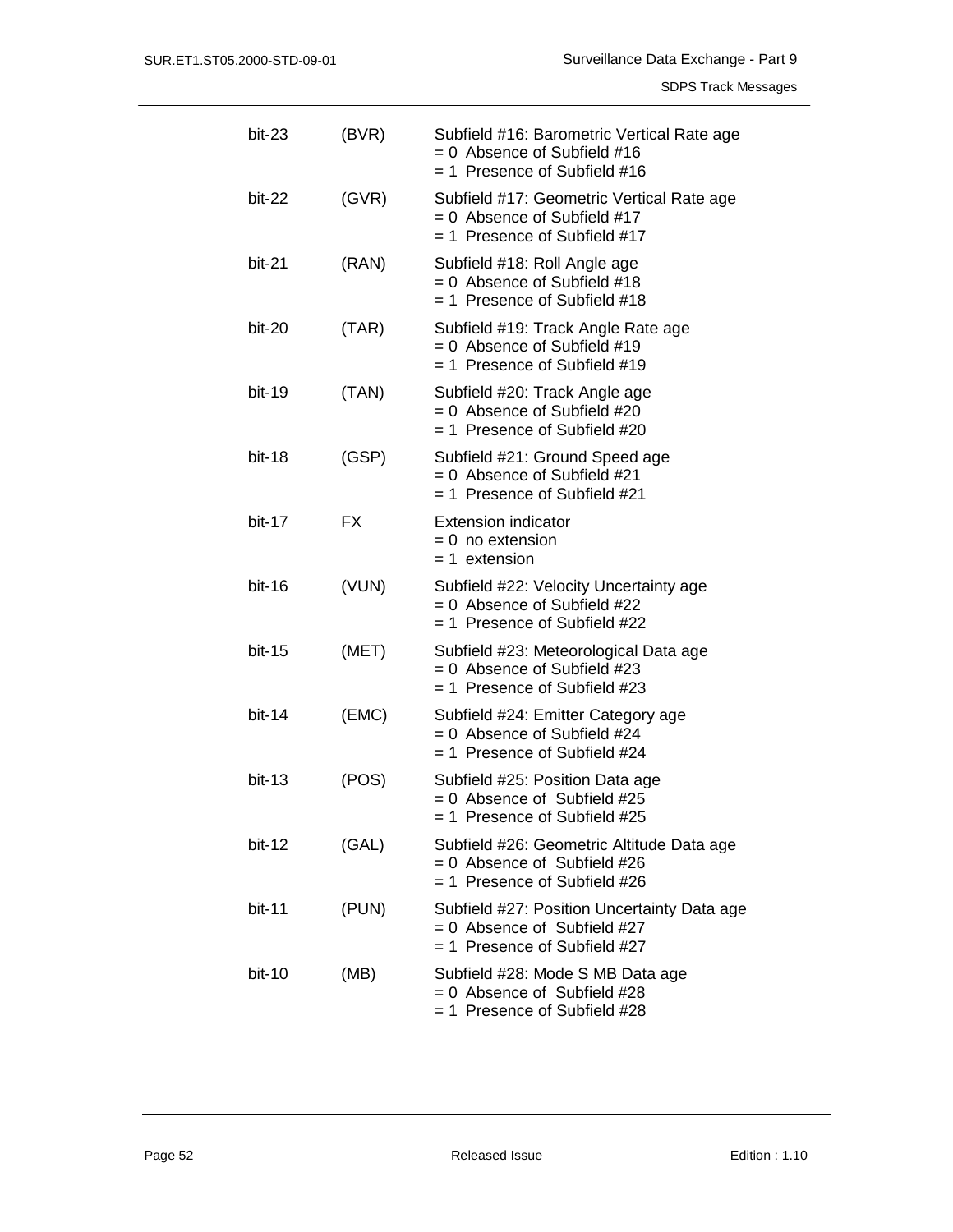| | | |
|---|---|---|
| bit-23 | (BVR) | Subfield #16: Barometric Vertical Rate age<br>= 0 Absence of Subfield #16<br>= 1 Presence of Subfield #16 |
| bit-22 | (GVR) | Subfield #17: Geometric Vertical Rate age<br>= 0 Absence of Subfield #17<br>= 1 Presence of Subfield #17 |
| bit-21 | (RAN) | Subfield #18: Roll Angle age<br>= 0 Absence of Subfield #18<br>= 1 Presence of Subfield #18 |
| bit-20 | (TAR) | Subfield #19: Track Angle Rate age<br>= 0 Absence of Subfield #19<br>= 1 Presence of Subfield #19 |
| bit-19 | (TAN) | Subfield #20: Track Angle age<br>= 0 Absence of Subfield #20<br>= 1 Presence of Subfield #20 |
| bit-18 | (GSP) | Subfield #21: Ground Speed age<br>= 0 Absence of Subfield #21<br>= 1 Presence of Subfield #21 |
| bit-17 | FX | Extension indicator<br>= 0 no extension<br>= 1 extension |
| bit-16 | (VUN) | Subfield #22: Velocity Uncertainty age<br>= 0 Absence of Subfield #22<br>= 1 Presence of Subfield #22 |
| bit-15 | (MET) | Subfield #23: Meteorological Data age<br>= 0 Absence of Subfield #23<br>= 1 Presence of Subfield #23 |
| bit-14 | (EMC) | Subfield #24: Emitter Category age<br>= 0 Absence of Subfield #24<br>= 1 Presence of Subfield #24 |
| bit-13 | (POS) | Subfield #25: Position Data age<br>= 0 Absence of Subfield #25<br>= 1 Presence of Subfield #25 |
| bit-12 | (GAL) | Subfield #26: Geometric Altitude Data age<br>= 0 Absence of Subfield #26<br>= 1 Presence of Subfield #26 |
| bit-11 | (PUN) | Subfield #27: Position Uncertainty Data age<br>= 0 Absence of Subfield #27<br>= 1 Presence of Subfield #27 |
| bit-10 | (MB) | Subfield #28: Mode S MB Data age<br>= 0 Absence of Subfield #28<br>= 1 Presence of Subfield #28 |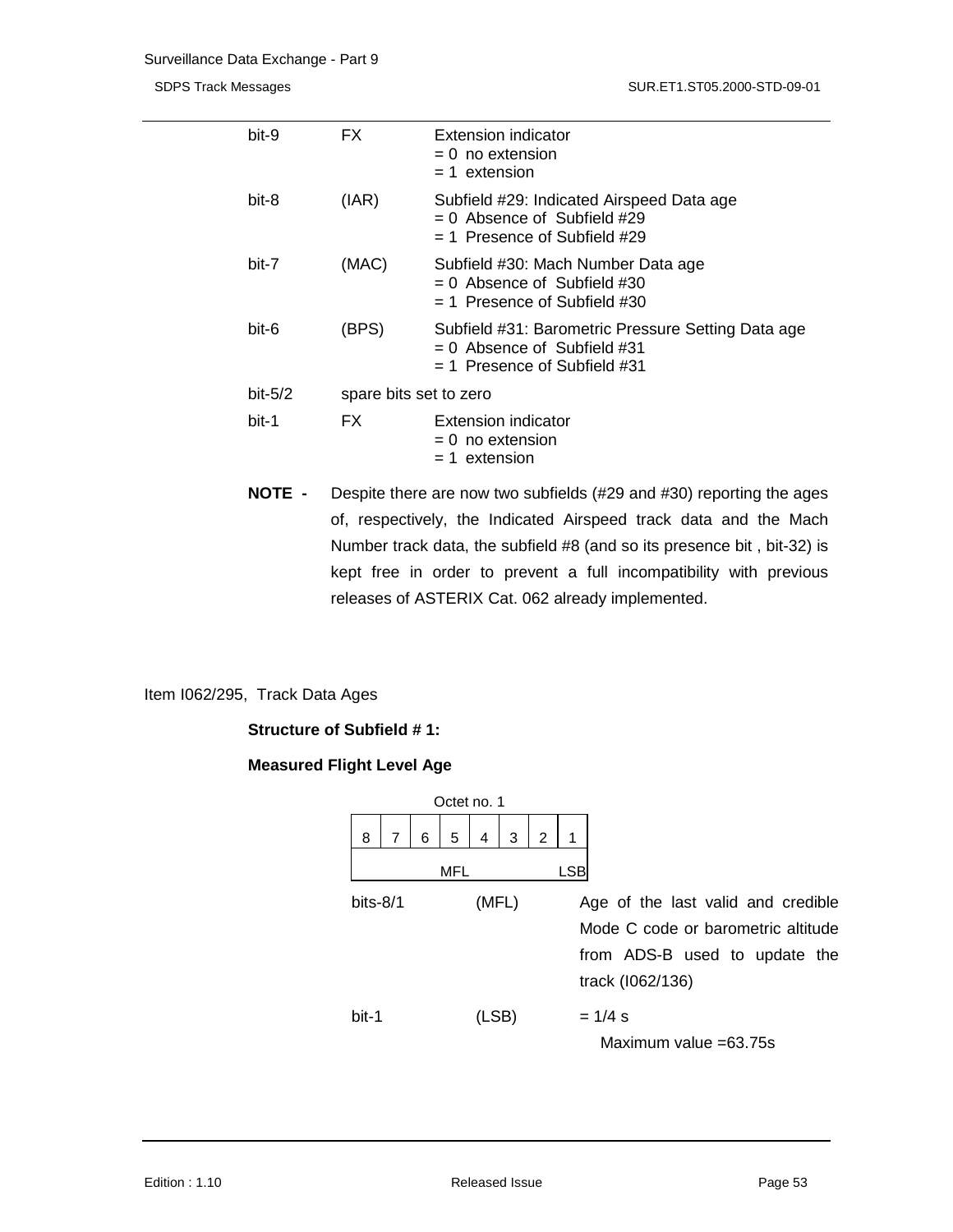| | | |
|---|---|---|
| bit-9 | FX | Extension indicator<br>= 0 no extension<br>= 1 extension |
| bit-8 | (IAR) | Subfield #29: Indicated Airspeed Data age<br>= 0 Absence of Subfield #29<br>= 1 Presence of Subfield #29 |
| bit-7 | (MAC) | Subfield #30: Mach Number Data age<br>= 0 Absence of Subfield #30<br>= 1 Presence of Subfield #30 |
| bit-6 | (BPS) | Subfield #31: Barometric Pressure Setting Data age<br>= 0 Absence of Subfield #31<br>= 1 Presence of Subfield #31 |
| bit-5/2 | spare bits set to zero | |
| bit-1 | FX | Extension indicator<br>= 0 no extension<br>= 1 extension |

**NOTE -** Despite there are now two subfields (#29 and #30) reporting the ages of, respectively, the Indicated Airspeed track data and the Mach Number track data, the subfield #8 (and so its presence bit , bit-32) is kept free in order to prevent a full incompatibility with previous releases of ASTERIX Cat. 062 already implemented.

Item I062/295, Track Data Ages

**Structure of Subfield # 1:**

**Measured Flight Level Age**

| Octet no. 1 | | | | | | | |
|---|---|---|---|---|---|---|---|
| 8 | 7 | 6 | 5 | 4 | 3 | 2 | 1 |
| MFL | | | | | | | LSB |

| | | |
|---|---|---|
| bits-8/1 | (MFL) | Age of the last valid and credible Mode C code or barometric altitude from ADS-B used to update the track (I062/136) |
| bit-1 | (LSB) | = 1/4 s<br>Maximum value =63.75s |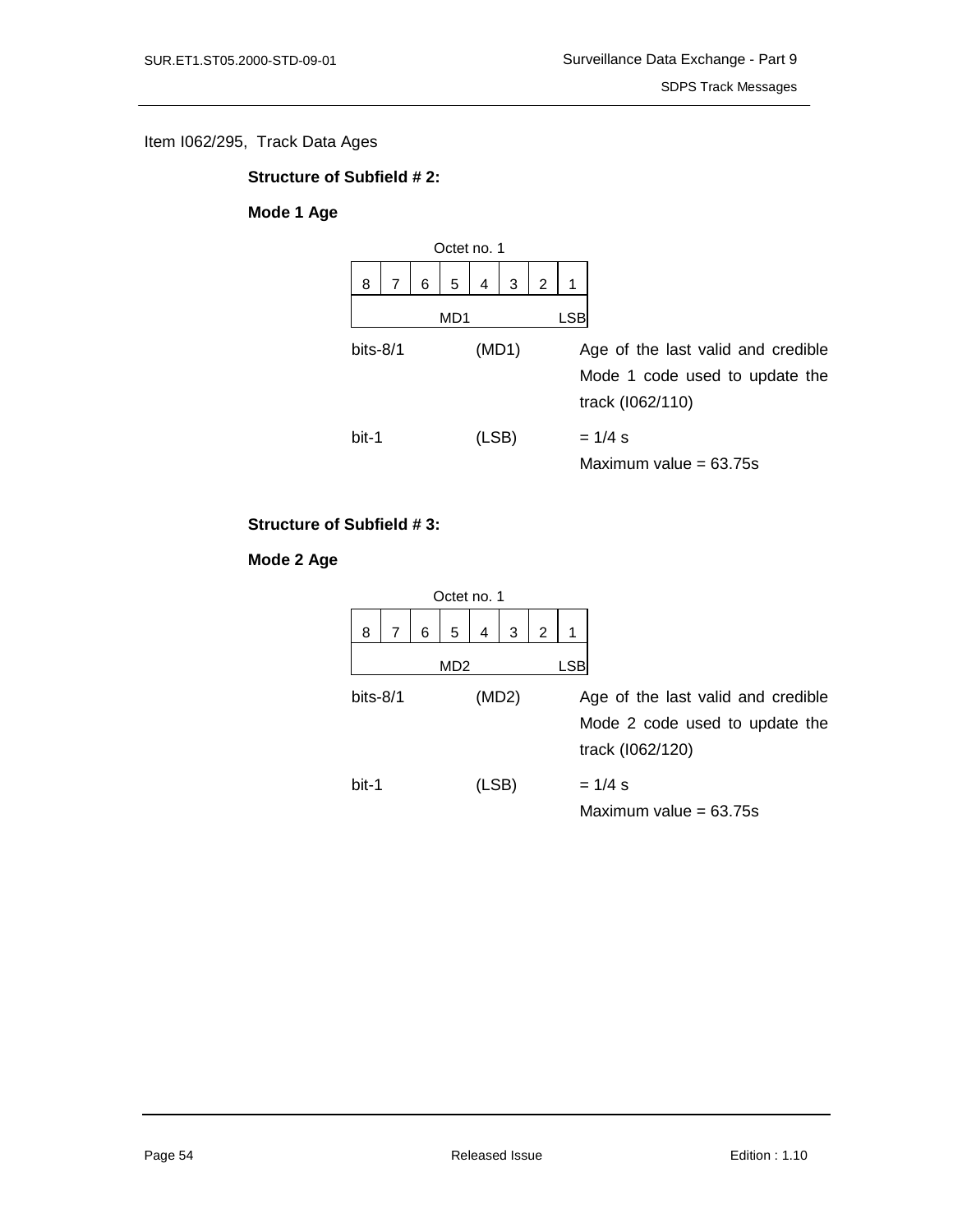Item I062/295, Track Data Ages

**Structure of Subfield # 2:**

**Mode 1 Age**

| Octet no. 1 | | | | | | | |
|---|---|---|---|---|---|---|---|
| 8 | 7 | 6 | 5 | 4 | 3 | 2 | 1 |
| MD1 | | | | | | | LSB |

bits-8/1 (MD1) Age of the last valid and credible Mode 1 code used to update the track (I062/110)

bit-1 (LSB) = 1/4 s
Maximum value = 63.75s

**Structure of Subfield # 3:**

**Mode 2 Age**

| Octet no. 1 | | | | | | | |
|---|---|---|---|---|---|---|---|
| 8 | 7 | 6 | 5 | 4 | 3 | 2 | 1 |
| MD2 | | | | | | | LSB |

bits-8/1 (MD2) Age of the last valid and credible Mode 2 code used to update the track (I062/120)

bit-1 (LSB) = 1/4 s
Maximum value = 63.75s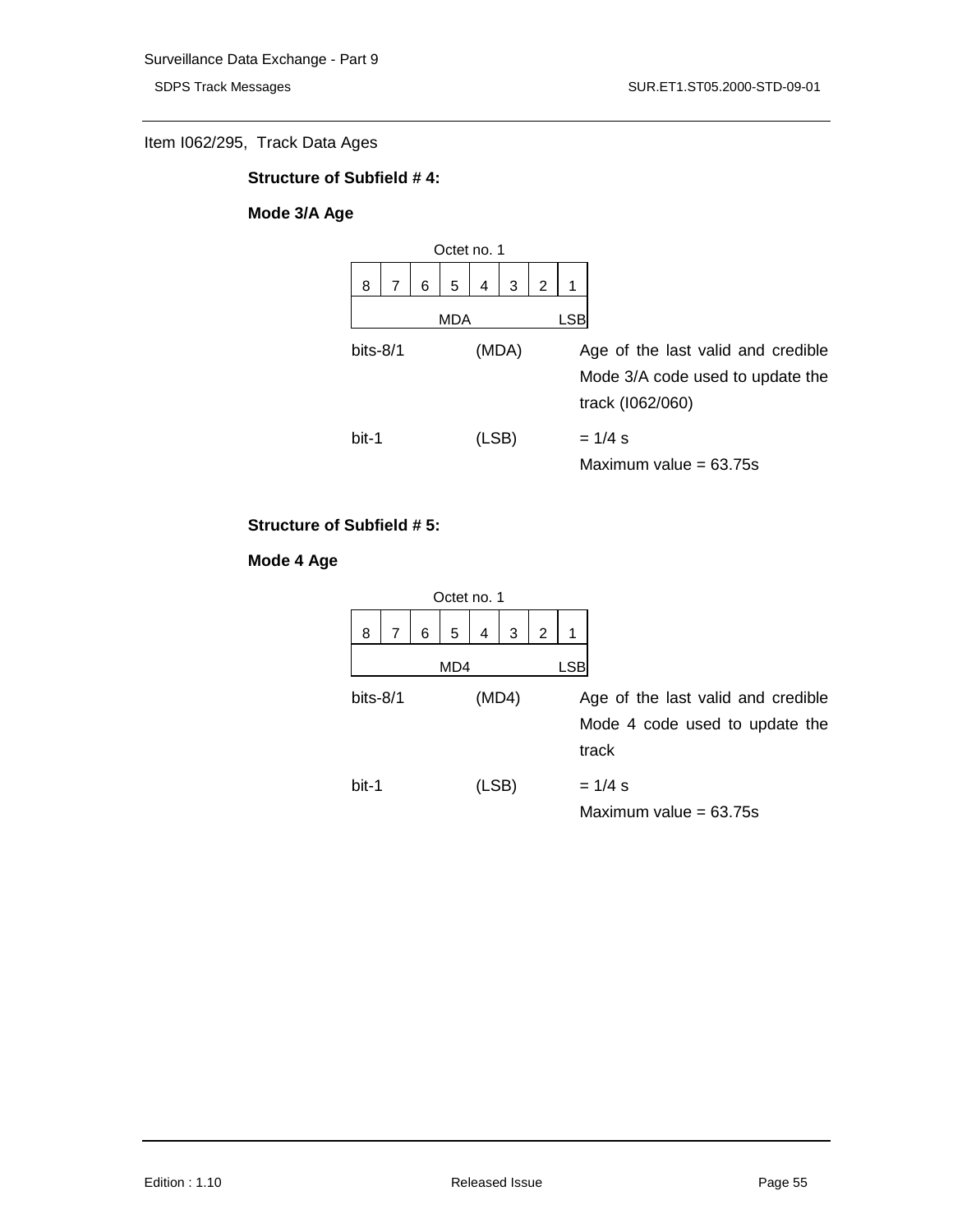Item I062/295, Track Data Ages

**Structure of Subfield # 4:**

**Mode 3/A Age**

Octet no. 1

| 8 | 7 | 6 | 5 | 4 | 3 | 2 | 1 |
|---|---|---|---|---|---|---|---|
| MDA | | | | | | | LSB |

| | | |
|---|---|---|
| bits-8/1 | (MDA) | Age of the last valid and credible Mode 3/A code used to update the track (I062/060) |
| bit-1 | (LSB) | = 1/4 s<br>Maximum value = 63.75s |

**Structure of Subfield # 5:**

**Mode 4 Age**

Octet no. 1

| 8 | 7 | 6 | 5 | 4 | 3 | 2 | 1 |
|---|---|---|---|---|---|---|---|
| MD4 | | | | | | | LSB |

| | | |
|---|---|---|
| bits-8/1 | (MD4) | Age of the last valid and credible Mode 4 code used to update the track |
| bit-1 | (LSB) | = 1/4 s<br>Maximum value = 63.75s |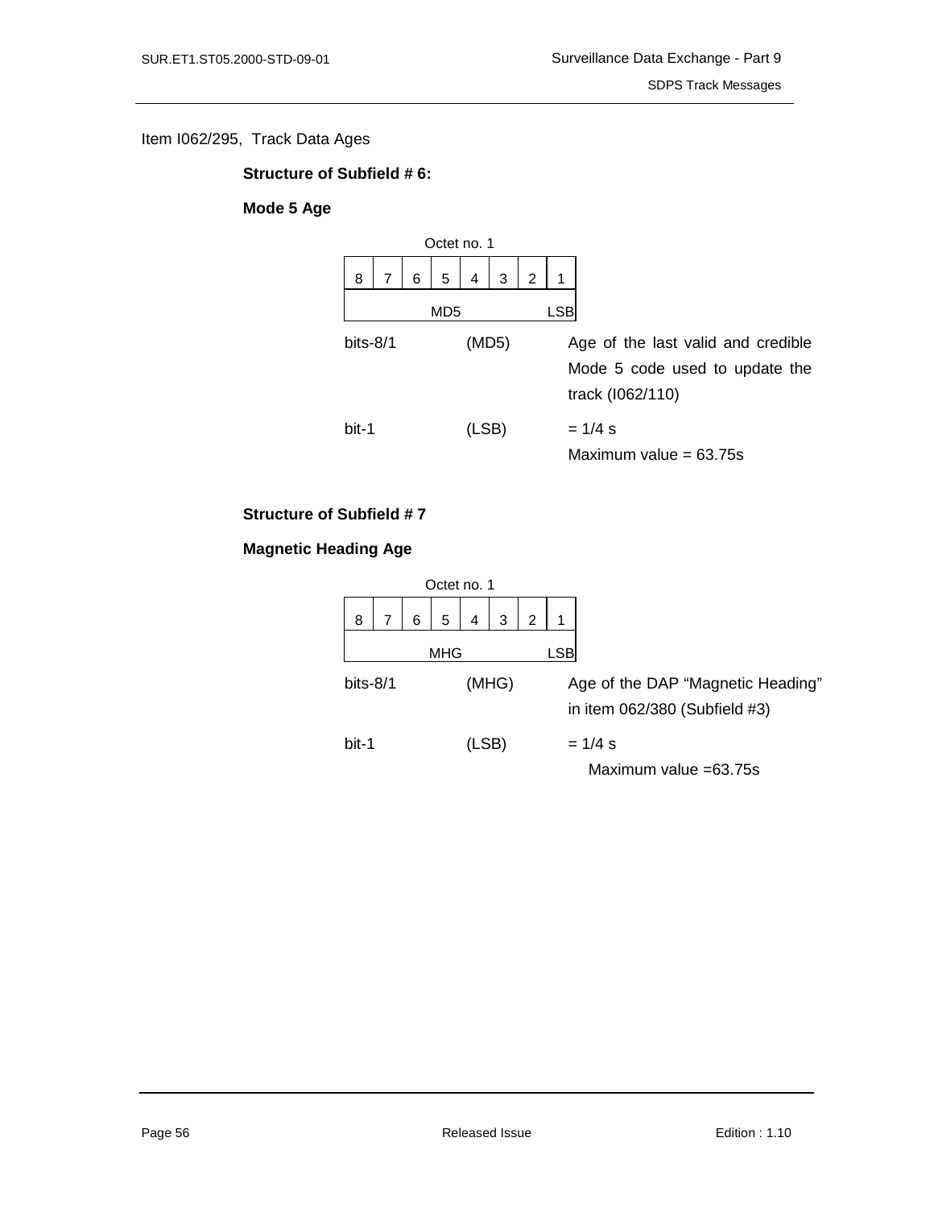Item I062/295, Track Data Ages

**Structure of Subfield # 6:**

**Mode 5 Age**

| Octet no. 1 | | | | | | | |
|---|---|---|---|---|---|---|---|
| 8 | 7 | 6 | 5 | 4 | 3 | 2 | 1 |
| MD5 | | | | | | | LSB |

bits-8/1 (MD5) Age of the last valid and credible Mode 5 code used to update the track (I062/110)

bit-1 (LSB) = 1/4 s
Maximum value = 63.75s

**Structure of Subfield # 7**

**Magnetic Heading Age**

| Octet no. 1 | | | | | | | |
|---|---|---|---|---|---|---|---|
| 8 | 7 | 6 | 5 | 4 | 3 | 2 | 1 |
| MHG | | | | | | | LSB |

bits-8/1 (MHG) Age of the DAP “Magnetic Heading” in item 062/380 (Subfield #3)

bit-1 (LSB) = 1/4 s
Maximum value =63.75s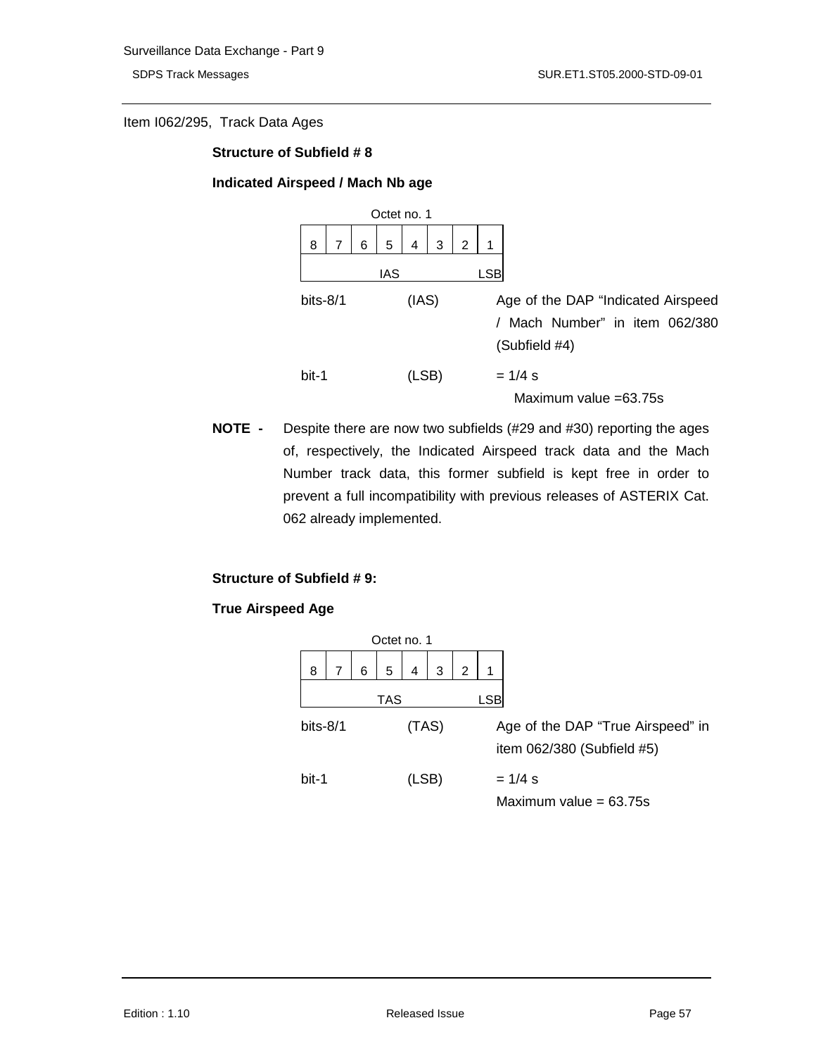Item I062/295, Track Data Ages

**Structure of Subfield # 8**

**Indicated Airspeed / Mach Nb age**

Octet no. 1

| 8 | 7 | 6 | 5 | 4 | 3 | 2 | 1 |
|---|---|---|---|---|---|---|---|
| | | | IAS | | | | LSB |

bits-8/1 (IAS) Age of the DAP “Indicated Airspeed / Mach Number” in item 062/380 (Subfield #4)

bit-1 (LSB) = 1/4 s
Maximum value =63.75s

**NOTE -** Despite there are now two subfields (#29 and #30) reporting the ages of, respectively, the Indicated Airspeed track data and the Mach Number track data, this former subfield is kept free in order to prevent a full incompatibility with previous releases of ASTERIX Cat. 062 already implemented.

**Structure of Subfield # 9:**

**True Airspeed Age**

Octet no. 1

| 8 | 7 | 6 | 5 | 4 | 3 | 2 | 1 |
|---|---|---|---|---|---|---|---|
| | | | TAS | | | | LSB |

bits-8/1 (TAS) Age of the DAP “True Airspeed” in item 062/380 (Subfield #5)

bit-1 (LSB) = 1/4 s
Maximum value = 63.75s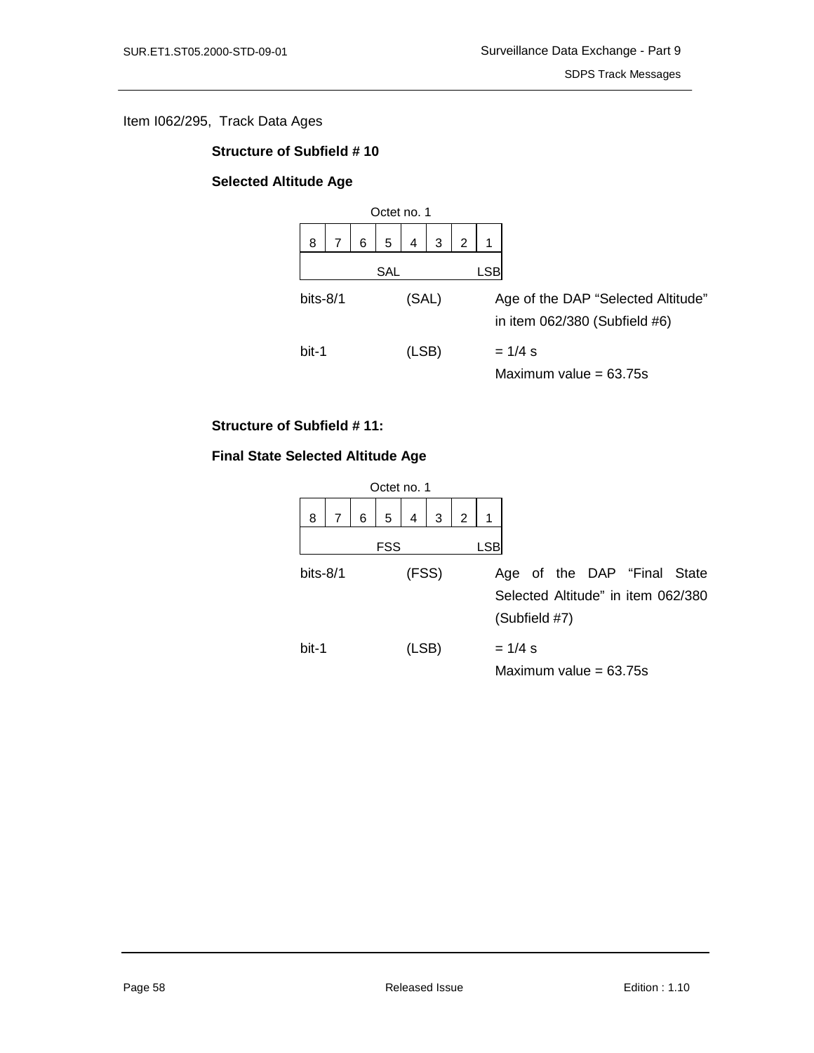Item I062/295, Track Data Ages

**Structure of Subfield # 10**

**Selected Altitude Age**

Octet no. 1

| 8 | 7 | 6 | 5 | 4 | 3 | 2 | 1 |
|---|---|---|---|---|---|---|---|
| SAL | | | | | | | LSB |

| | | |
|---|---|---|
| bits-8/1 | (SAL) | Age of the DAP "Selected Altitude" in item 062/380 (Subfield #6) |
| bit-1 | (LSB) | = 1/4 s<br>Maximum value = 63.75s |

**Structure of Subfield # 11:**

**Final State Selected Altitude Age**

Octet no. 1

| 8 | 7 | 6 | 5 | 4 | 3 | 2 | 1 |
|---|---|---|---|---|---|---|---|
| FSS | | | | | | | LSB |

| | | |
|---|---|---|
| bits-8/1 | (FSS) | Age of the DAP "Final State Selected Altitude" in item 062/380 (Subfield #7) |
| bit-1 | (LSB) | = 1/4 s<br>Maximum value = 63.75s |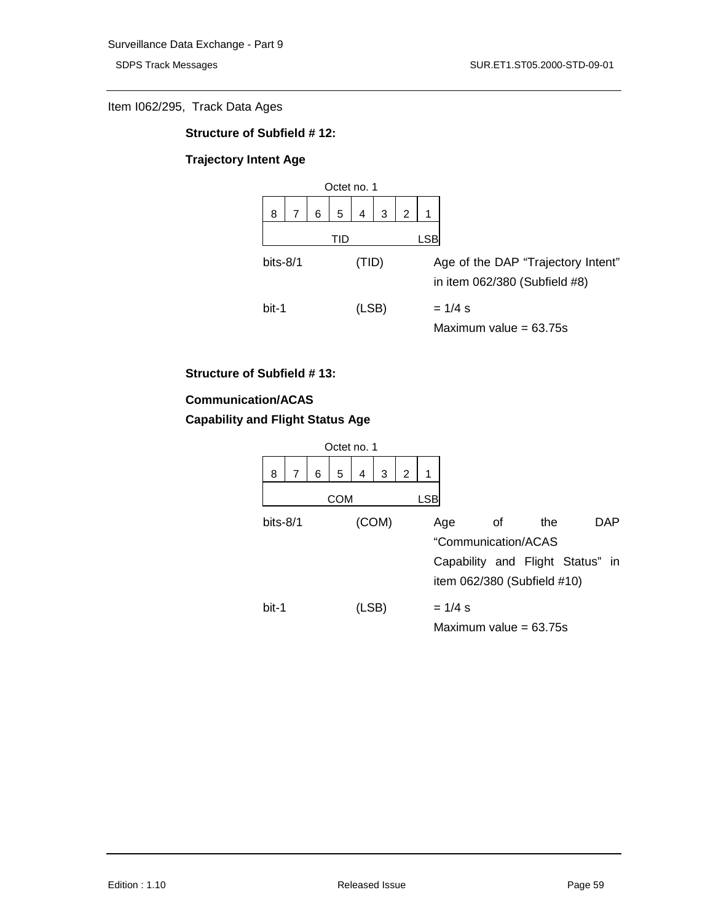Item I062/295, Track Data Ages

**Structure of Subfield # 12:**

**Trajectory Intent Age**

| Octet no. 1 | | | | | | | |
|---|---|---|---|---|---|---|---|
| 8 | 7 | 6 | 5 | 4 | 3 | 2 | 1 |
| TID | | | | | | | LSB |

| | | |
|---|---|---|
| bits-8/1 | (TID) | Age of the DAP “Trajectory Intent” in item 062/380 (Subfield #8) |
| bit-1 | (LSB) | = 1/4 s<br>Maximum value = 63.75s |

**Structure of Subfield # 13:**

**Communication/ACAS**
**Capability and Flight Status Age**

| Octet no. 1 | | | | | | | |
|---|---|---|---|---|---|---|---|
| 8 | 7 | 6 | 5 | 4 | 3 | 2 | 1 |
| COM | | | | | | | LSB |

| | | |
|---|---|---|
| bits-8/1 | (COM) | Age of the DAP “Communication/ACAS Capability and Flight Status” in item 062/380 (Subfield #10) |
| bit-1 | (LSB) | = 1/4 s<br>Maximum value = 63.75s |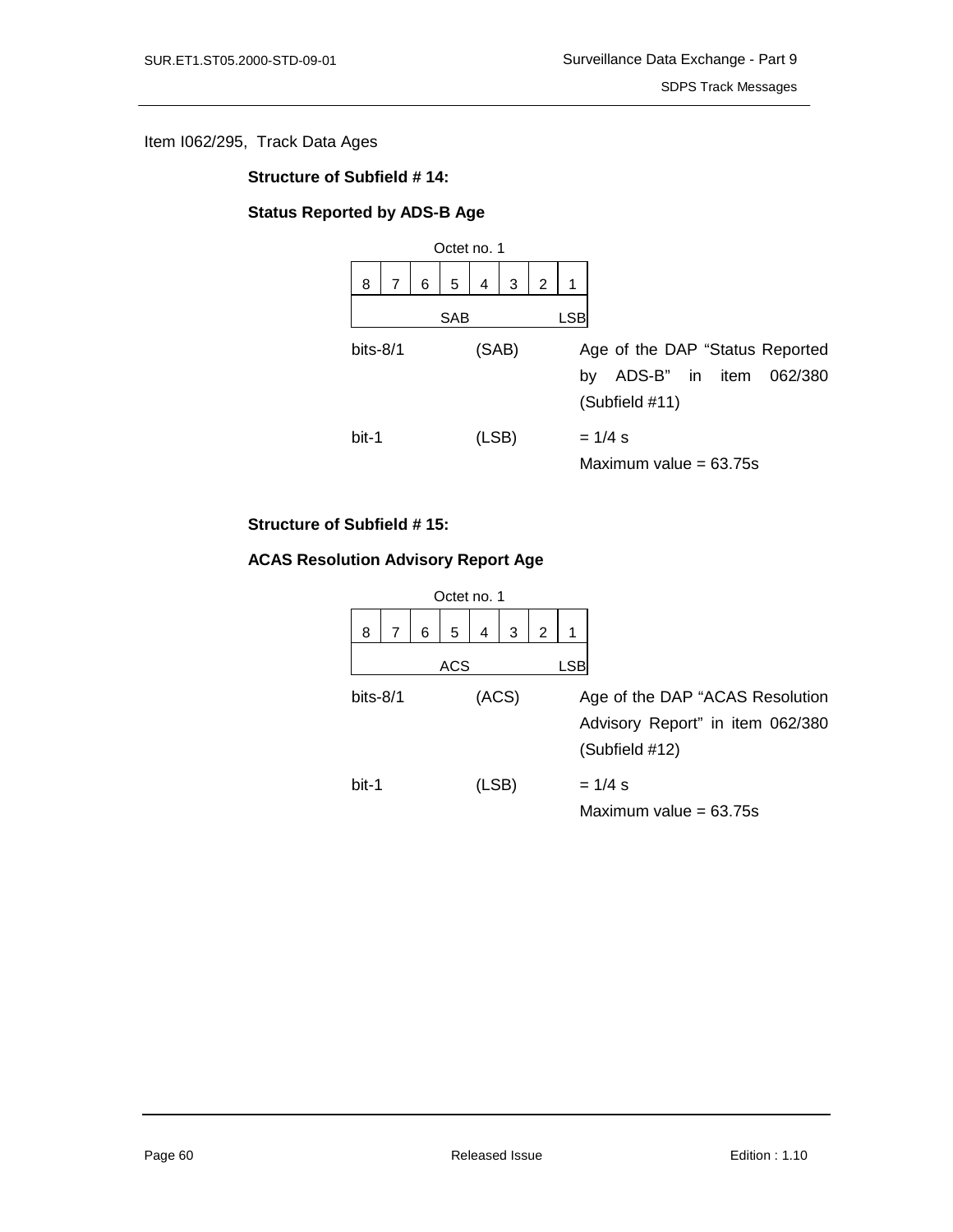Item I062/295, Track Data Ages

**Structure of Subfield # 14:**

**Status Reported by ADS-B Age**

| Octet no. 1 | | | | | | | |
|---|---|---|---|---|---|---|---|
| 8 | 7 | 6 | 5 | 4 | 3 | 2 | 1 |
| SAB | | | | | | | LSB |

| | | |
|---|---|---|
| bits-8/1 | (SAB) | Age of the DAP “Status Reported by ADS-B” in item 062/380 (Subfield #11) |
| bit-1 | (LSB) | = 1/4 s<br>Maximum value = 63.75s |

**Structure of Subfield # 15:**

**ACAS Resolution Advisory Report Age**

| Octet no. 1 | | | | | | | |
|---|---|---|---|---|---|---|---|
| 8 | 7 | 6 | 5 | 4 | 3 | 2 | 1 |
| ACS | | | | | | | LSB |

| | | |
|---|---|---|
| bits-8/1 | (ACS) | Age of the DAP “ACAS Resolution Advisory Report” in item 062/380 (Subfield #12) |
| bit-1 | (LSB) | = 1/4 s<br>Maximum value = 63.75s |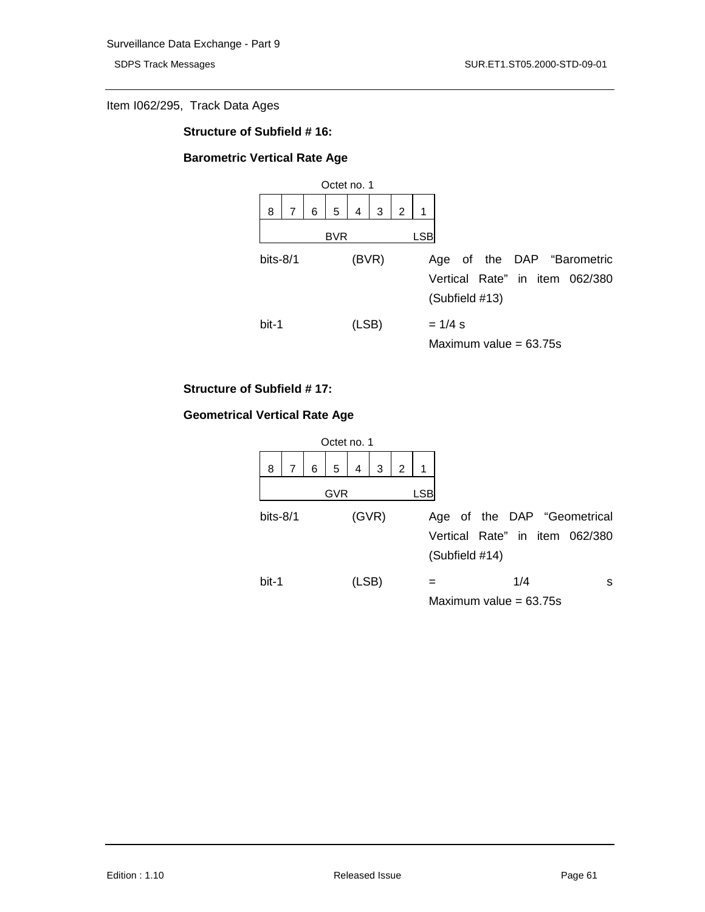Item I062/295, Track Data Ages

**Structure of Subfield # 16:**

**Barometric Vertical Rate Age**

Octet no. 1

| 8 | 7 | 6 | 5 | 4 | 3 | 2 | 1 |
|---|---|---|---|---|---|---|---|
| | | | BVR | | | | LSB |

bits-8/1 (BVR) Age of the DAP “Barometric Vertical Rate” in item 062/380 (Subfield #13)

bit-1 (LSB) = 1/4 s
Maximum value = 63.75s

**Structure of Subfield # 17:**

**Geometrical Vertical Rate Age**

Octet no. 1

| 8 | 7 | 6 | 5 | 4 | 3 | 2 | 1 |
|---|---|---|---|---|---|---|---|
| | | | GVR | | | | LSB |

bits-8/1 (GVR) Age of the DAP “Geometrical Vertical Rate” in item 062/380 (Subfield #14)

bit-1 (LSB) = 1/4 s
Maximum value = 63.75s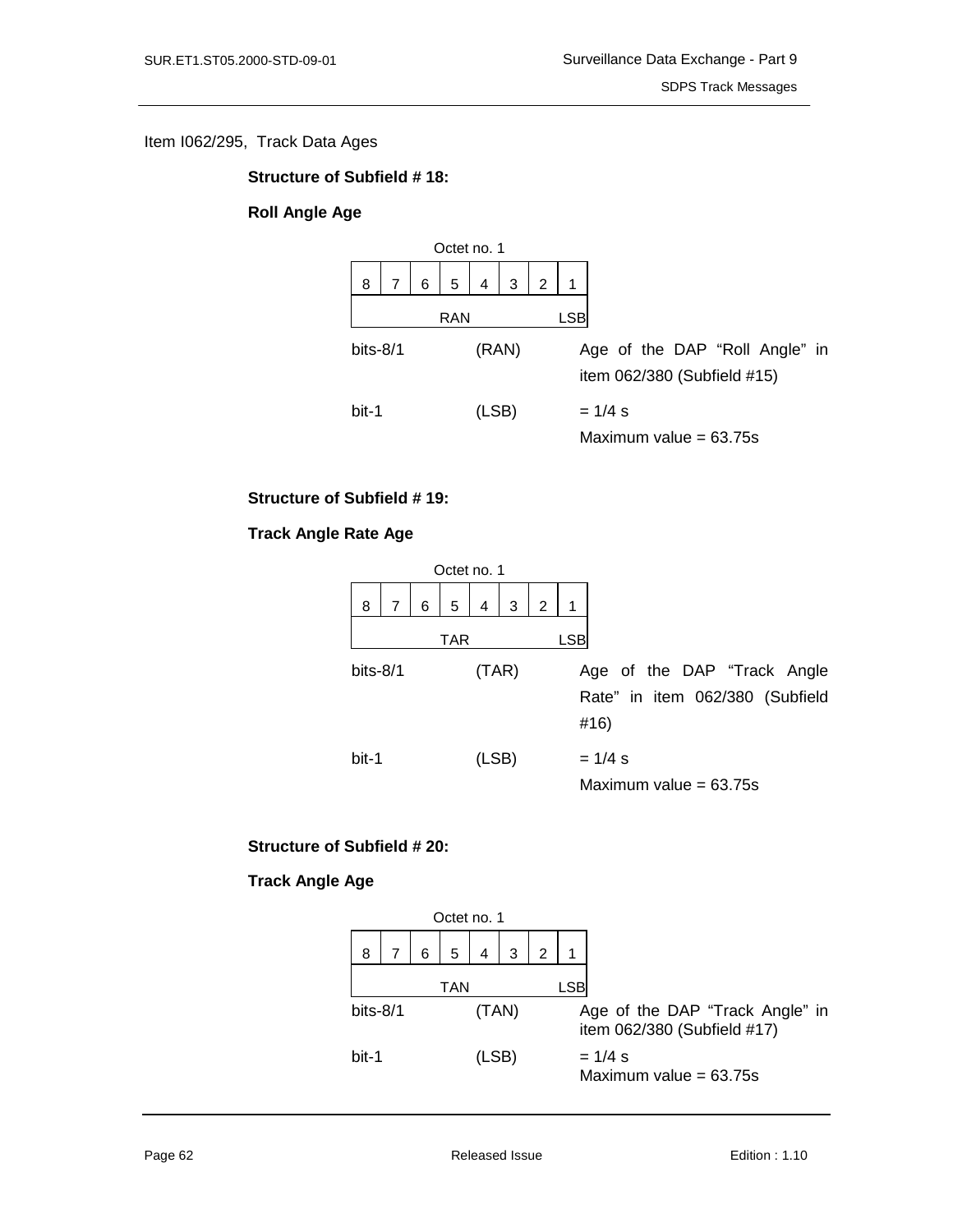Item I062/295, Track Data Ages

**Structure of Subfield # 18:**

**Roll Angle Age**

| Octet no. 1 | | | | | | | |
|---|---|---|---|---|---|---|---|
| 8 | 7 | 6 | 5 | 4 | 3 | 2 | 1 |
| | | | RAN | | | | LSB |

| | | |
|---|---|---|
| bits-8/1 | (RAN) | Age of the DAP “Roll Angle” in item 062/380 (Subfield #15) |
| bit-1 | (LSB) | = 1/4 s<br>Maximum value = 63.75s |

**Structure of Subfield # 19:**

**Track Angle Rate Age**

| Octet no. 1 | | | | | | | |
|---|---|---|---|---|---|---|---|
| 8 | 7 | 6 | 5 | 4 | 3 | 2 | 1 |
| | | | TAR | | | | LSB |

| | | |
|---|---|---|
| bits-8/1 | (TAR) | Age of the DAP “Track Angle Rate” in item 062/380 (Subfield #16) |
| bit-1 | (LSB) | = 1/4 s<br>Maximum value = 63.75s |

**Structure of Subfield # 20:**

**Track Angle Age**

| Octet no. 1 | | | | | | | |
|---|---|---|---|---|---|---|---|
| 8 | 7 | 6 | 5 | 4 | 3 | 2 | 1 |
| | | | TAN | | | | LSB |

| | | |
|---|---|---|
| bits-8/1 | (TAN) | Age of the DAP “Track Angle” in item 062/380 (Subfield #17) |
| bit-1 | (LSB) | = 1/4 s<br>Maximum value = 63.75s |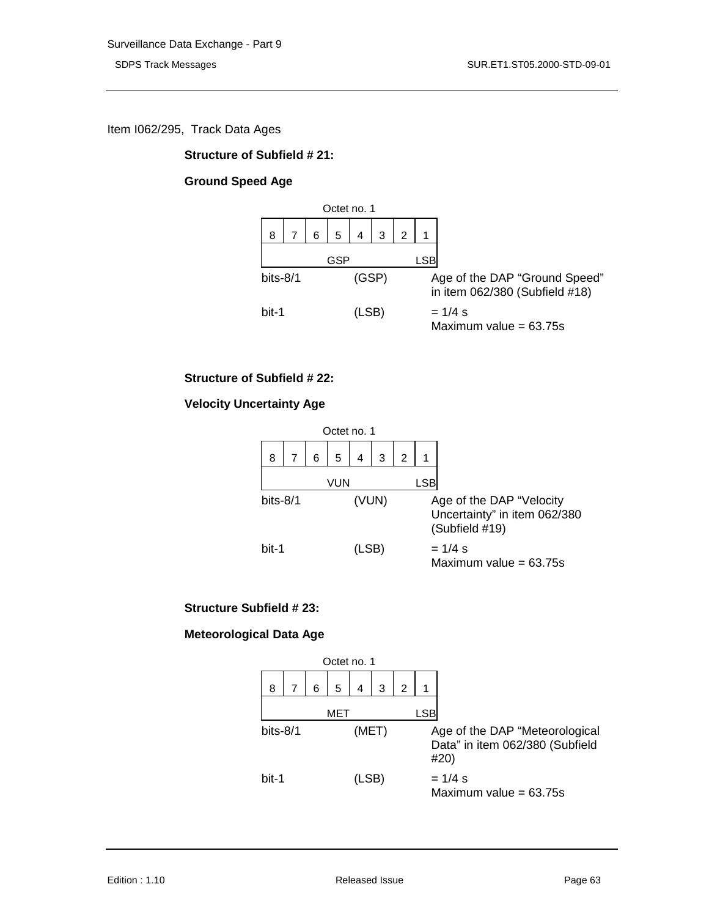Item I062/295, Track Data Ages

**Structure of Subfield # 21:**

**Ground Speed Age**

Octet no. 1

| 8 | 7 | 6 | 5 | 4 | 3 | 2 | 1 |
|---|---|---|---|---|---|---|---|
| GSP | | | | | | | LSB |

| | | |
|---|---|---|
| bits-8/1 | (GSP) | Age of the DAP “Ground Speed” in item 062/380 (Subfield #18) |
| bit-1 | (LSB) | = 1/4 s<br>Maximum value = 63.75s |

**Structure of Subfield # 22:**

**Velocity Uncertainty Age**

Octet no. 1

| 8 | 7 | 6 | 5 | 4 | 3 | 2 | 1 |
|---|---|---|---|---|---|---|---|
| VUN | | | | | | | LSB |

| | | |
|---|---|---|
| bits-8/1 | (VUN) | Age of the DAP “Velocity Uncertainty” in item 062/380 (Subfield #19) |
| bit-1 | (LSB) | = 1/4 s<br>Maximum value = 63.75s |

**Structure Subfield # 23:**

**Meteorological Data Age**

Octet no. 1

| 8 | 7 | 6 | 5 | 4 | 3 | 2 | 1 |
|---|---|---|---|---|---|---|---|
| MET | | | | | | | LSB |

| | | |
|---|---|---|
| bits-8/1 | (MET) | Age of the DAP “Meteorological Data” in item 062/380 (Subfield #20) |
| bit-1 | (LSB) | = 1/4 s<br>Maximum value = 63.75s |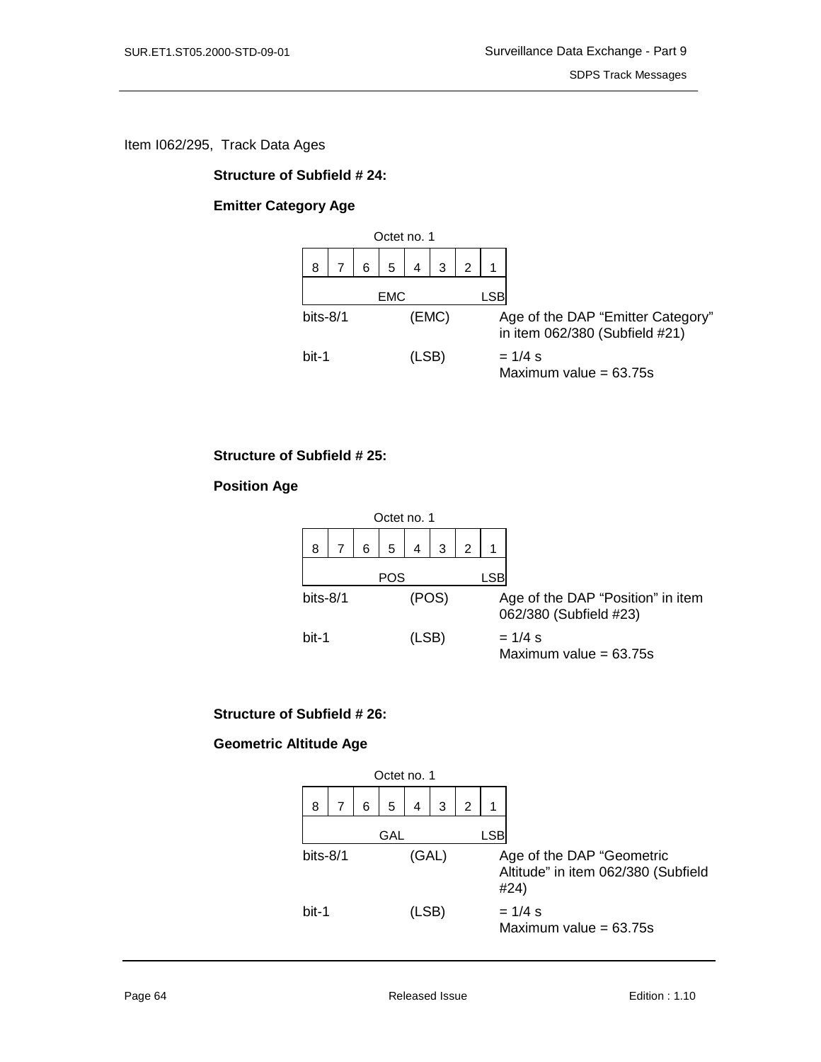Item I062/295, Track Data Ages

**Structure of Subfield # 24:**

**Emitter Category Age**

| Octet no. 1 | | | | | | | |
|---|---|---|---|---|---|---|---|
| 8 | 7 | 6 | 5 | 4 | 3 | 2 | 1 |
| EMC | | | | | | | LSB |

bits-8/1 (EMC) Age of the DAP “Emitter Category” in item 062/380 (Subfield #21)

bit-1 (LSB) = 1/4 s
Maximum value = 63.75s

**Structure of Subfield # 25:**

**Position Age**

| Octet no. 1 | | | | | | | |
|---|---|---|---|---|---|---|---|
| 8 | 7 | 6 | 5 | 4 | 3 | 2 | 1 |
| POS | | | | | | | LSB |

bits-8/1 (POS) Age of the DAP “Position” in item 062/380 (Subfield #23)

bit-1 (LSB) = 1/4 s
Maximum value = 63.75s

**Structure of Subfield # 26:**

**Geometric Altitude Age**

| Octet no. 1 | | | | | | | |
|---|---|---|---|---|---|---|---|
| 8 | 7 | 6 | 5 | 4 | 3 | 2 | 1 |
| GAL | | | | | | | LSB |

bits-8/1 (GAL) Age of the DAP “Geometric Altitude” in item 062/380 (Subfield #24)

bit-1 (LSB) = 1/4 s
Maximum value = 63.75s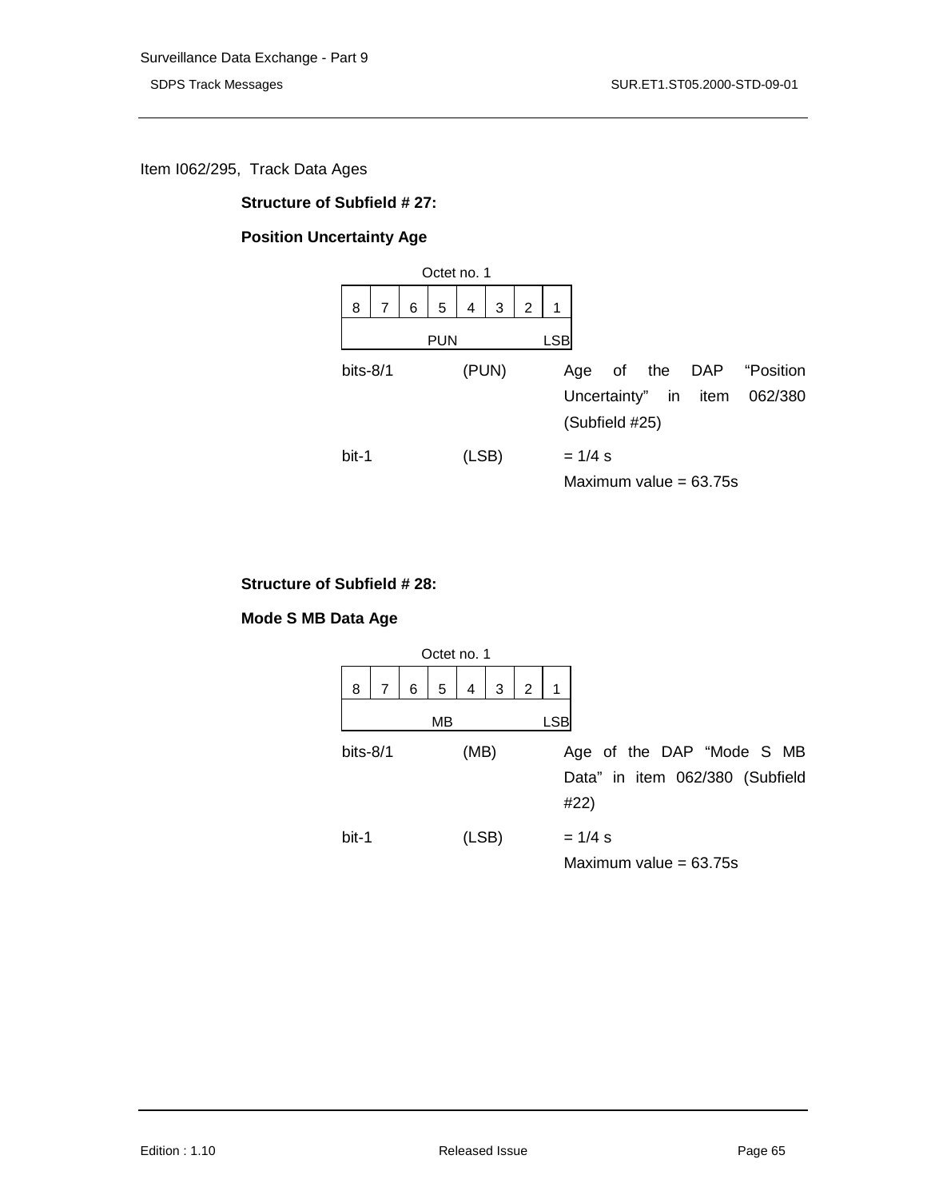Item I062/295, Track Data Ages

**Structure of Subfield # 27:**

**Position Uncertainty Age**

| Octet no. 1 | | | | | | | |
|---|---|---|---|---|---|---|---|
| 8 | 7 | 6 | 5 | 4 | 3 | 2 | 1 |
| | | | PUN | | | | LSB |

bits-8/1 (PUN) Age of the DAP “Position Uncertainty” in item 062/380 (Subfield #25)

bit-1 (LSB) = 1/4 s
Maximum value = 63.75s

**Structure of Subfield # 28:**

**Mode S MB Data Age**

| Octet no. 1 | | | | | | | |
|---|---|---|---|---|---|---|---|
| 8 | 7 | 6 | 5 | 4 | 3 | 2 | 1 |
| | | | MB | | | | LSB |

bits-8/1 (MB) Age of the DAP “Mode S MB Data” in item 062/380 (Subfield #22)

bit-1 (LSB) = 1/4 s
Maximum value = 63.75s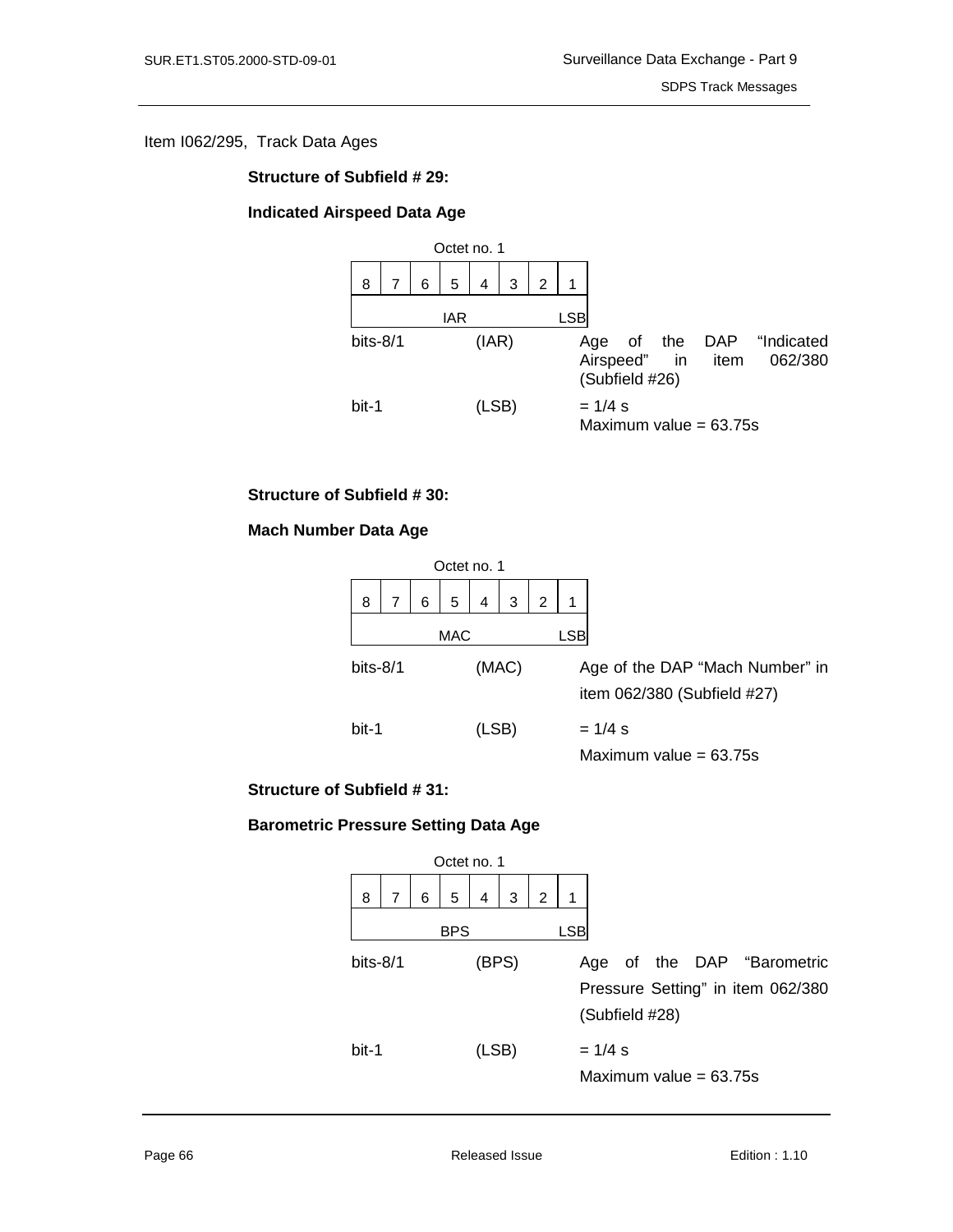Item I062/295, Track Data Ages

**Structure of Subfield # 29:**

**Indicated Airspeed Data Age**

| Octet no. 1 | | | | | | | |
|---|---|---|---|---|---|---|---|
| 8 | 7 | 6 | 5 | 4 | 3 | 2 | 1 |
| | | | IAR | | | | LSB |

bits-8/1 (IAR) Age of the DAP "Indicated Airspeed" in item 062/380 (Subfield #26)

bit-1 (LSB) = 1/4 s
Maximum value = 63.75s

**Structure of Subfield # 30:**

**Mach Number Data Age**

| Octet no. 1 | | | | | | | |
|---|---|---|---|---|---|---|---|
| 8 | 7 | 6 | 5 | 4 | 3 | 2 | 1 |
| | | | MAC | | | | LSB |

bits-8/1 (MAC) Age of the DAP "Mach Number" in item 062/380 (Subfield #27)

bit-1 (LSB) = 1/4 s
Maximum value = 63.75s

**Structure of Subfield # 31:**

**Barometric Pressure Setting Data Age**

| Octet no. 1 | | | | | | | |
|---|---|---|---|---|---|---|---|
| 8 | 7 | 6 | 5 | 4 | 3 | 2 | 1 |
| | | | BPS | | | | LSB |

bits-8/1 (BPS) Age of the DAP "Barometric Pressure Setting" in item 062/380 (Subfield #28)

bit-1 (LSB) = 1/4 s
Maximum value = 63.75s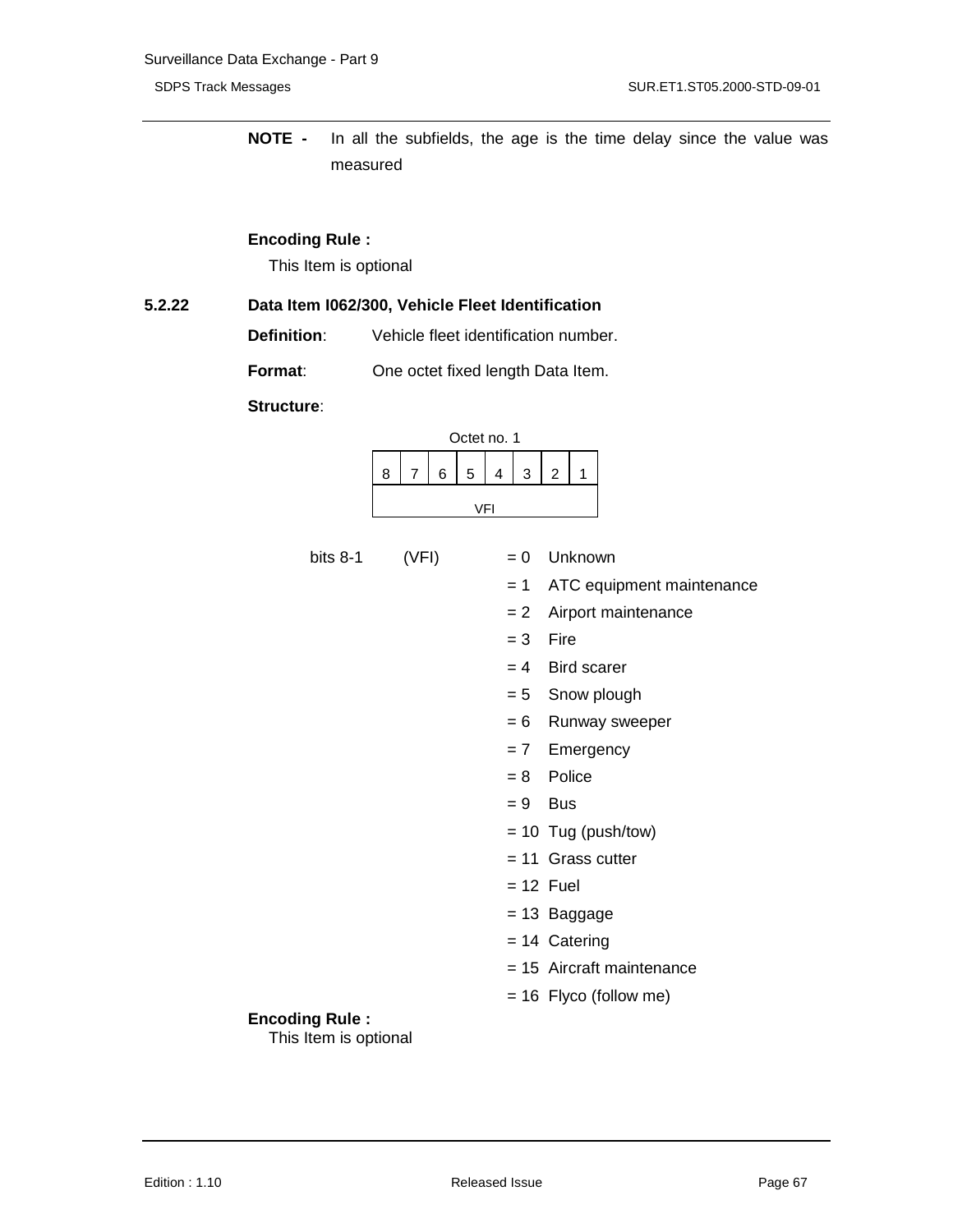**NOTE -** In all the subfields, the age is the time delay since the value was measured

**Encoding Rule :**

This Item is optional

### 5.2.22 Data Item I062/300, Vehicle Fleet Identification

**Definition**: Vehicle fleet identification number.

**Format**: One octet fixed length Data Item.

**Structure**:

Octet no. 1

| 8 | 7 | 6 | 5 | 4 | 3 | 2 | 1 |
|---|---|---|---|---|---|---|---|
| VFI | | | | | | | |

bits 8-1 (VFI)

- = 0 Unknown
- = 1 ATC equipment maintenance
- = 2 Airport maintenance
- = 3 Fire
- = 4 Bird scarer
- = 5 Snow plough
- = 6 Runway sweeper
- = 7 Emergency
- = 8 Police
- = 9 Bus
- = 10 Tug (push/tow)
- = 11 Grass cutter
- = 12 Fuel
- = 13 Baggage
- = 14 Catering
- = 15 Aircraft maintenance
- = 16 Flyco (follow me)

**Encoding Rule :**

This Item is optional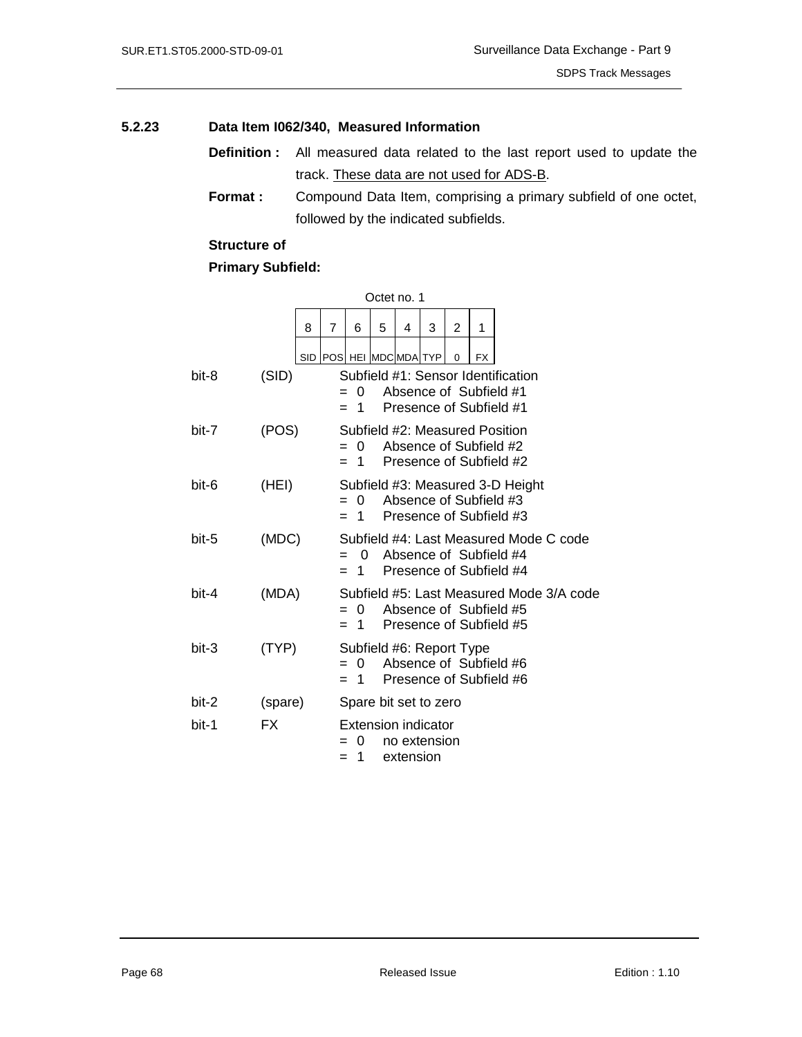### 5.2.23 Data Item I062/340, Measured Information

**Definition :** All measured data related to the last report used to update the track. These data are not used for ADS-B.

**Format :** Compound Data Item, comprising a primary subfield of one octet, followed by the indicated subfields.

**Structure of Primary Subfield:**

Octet no. 1

| 8 | 7 | 6 | 5 | 4 | 3 | 2 | 1 |
|---|---|---|---|---|---|---|---|
| SID | POS | HEI | MDC | MDA | TYP | 0 | FX |

| | | |
|---|---|---|
| bit-8 | (SID) | Subfield #1: Sensor Identification<br>= 0 Absence of Subfield #1<br>= 1 Presence of Subfield #1 |
| bit-7 | (POS) | Subfield #2: Measured Position<br>= 0 Absence of Subfield #2<br>= 1 Presence of Subfield #2 |
| bit-6 | (HEI) | Subfield #3: Measured 3-D Height<br>= 0 Absence of Subfield #3<br>= 1 Presence of Subfield #3 |
| bit-5 | (MDC) | Subfield #4: Last Measured Mode C code<br>= 0 Absence of Subfield #4<br>= 1 Presence of Subfield #4 |
| bit-4 | (MDA) | Subfield #5: Last Measured Mode 3/A code<br>= 0 Absence of Subfield #5<br>= 1 Presence of Subfield #5 |
| bit-3 | (TYP) | Subfield #6: Report Type<br>= 0 Absence of Subfield #6<br>= 1 Presence of Subfield #6 |
| bit-2 | (spare) | Spare bit set to zero |
| bit-1 | FX | Extension indicator<br>= 0 no extension<br>= 1 extension |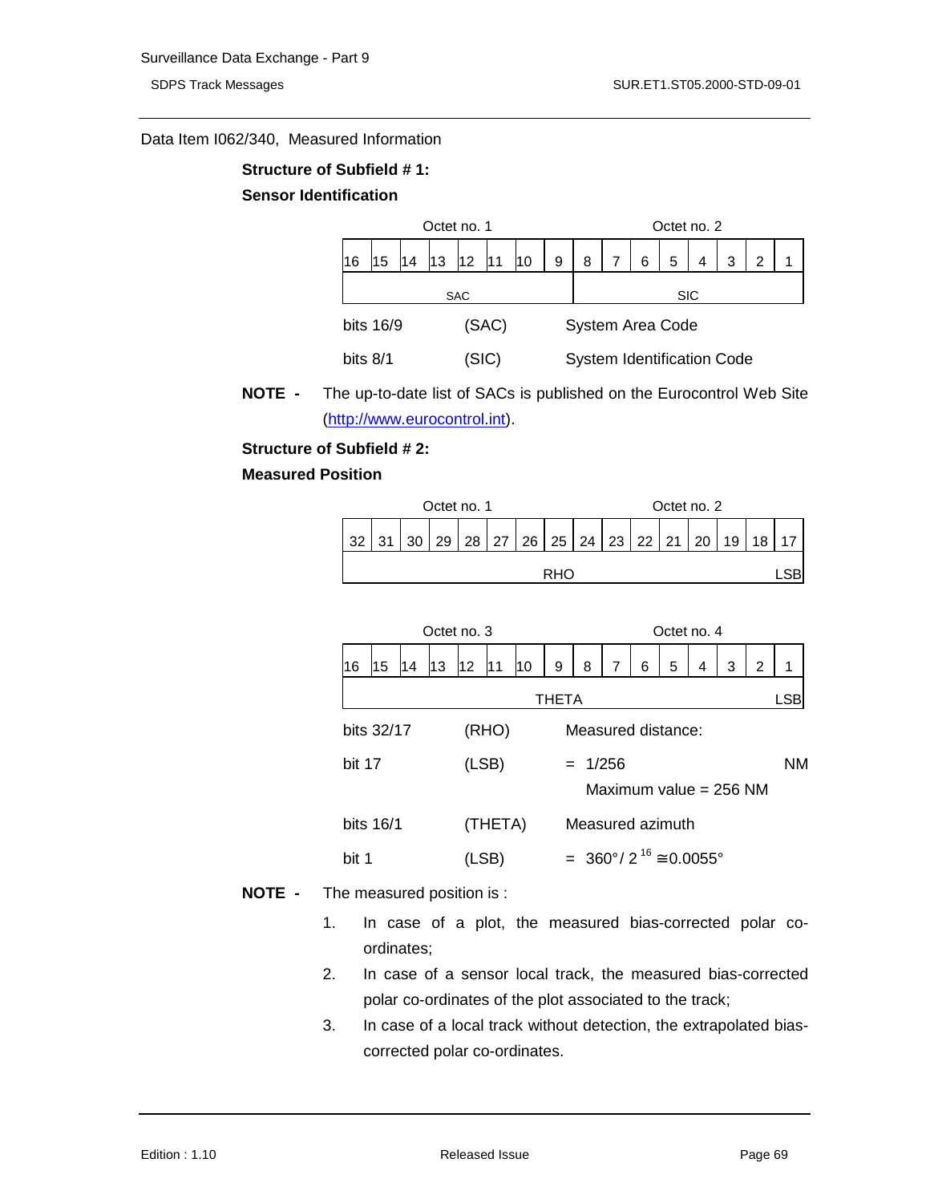Data Item I062/340, Measured Information

**Structure of Subfield # 1:**

**Sensor Identification**

| Octet no. 1 | | | | | | | | Octet no. 2 | | | | | | | |
|---|---|---|---|---|---|---|---|---|---|---|---|---|---|---|---|
| 16 | 15 | 14 | 13 | 12 | 11 | 10 | 9 | 8 | 7 | 6 | 5 | 4 | 3 | 2 | 1 |
| SAC | | | | | | | | SIC | | | | | | | |

bits 16/9 (SAC) System Area Code

bits 8/1 (SIC) System Identification Code

**NOTE -** The up-to-date list of SACs is published on the Eurocontrol Web Site (http://www.eurocontrol.int).

**Structure of Subfield # 2:**

**Measured Position**

| Octet no. 1 | | | | | | | | Octet no. 2 | | | | | | | |
|---|---|---|---|---|---|---|---|---|---|---|---|---|---|---|---|
| 32 | 31 | 30 | 29 | 28 | 27 | 26 | 25 | 24 | 23 | 22 | 21 | 20 | 19 | 18 | 17 |
| RHO | | | | | | | | | | | | | | | LSB |

| Octet no. 3 | | | | | | | | Octet no. 4 | | | | | | | |
|---|---|---|---|---|---|---|---|---|---|---|---|---|---|---|---|
| 16 | 15 | 14 | 13 | 12 | 11 | 10 | 9 | 8 | 7 | 6 | 5 | 4 | 3 | 2 | 1 |
| THETA | | | | | | | | | | | | | | | LSB |

bits 32/17 (RHO) Measured distance:

bit 17 (LSB) = 1/256 NM

Maximum value = 256 NM

bits 16/1 (THETA) Measured azimuth

bit 1 (LSB) = $360° / 2^{16} \cong 0.0055°$

**NOTE -** The measured position is :

1. In case of a plot, the measured bias-corrected polar co-ordinates;
2. In case of a sensor local track, the measured bias-corrected polar co-ordinates of the plot associated to the track;
3. In case of a local track without detection, the extrapolated bias-corrected polar co-ordinates.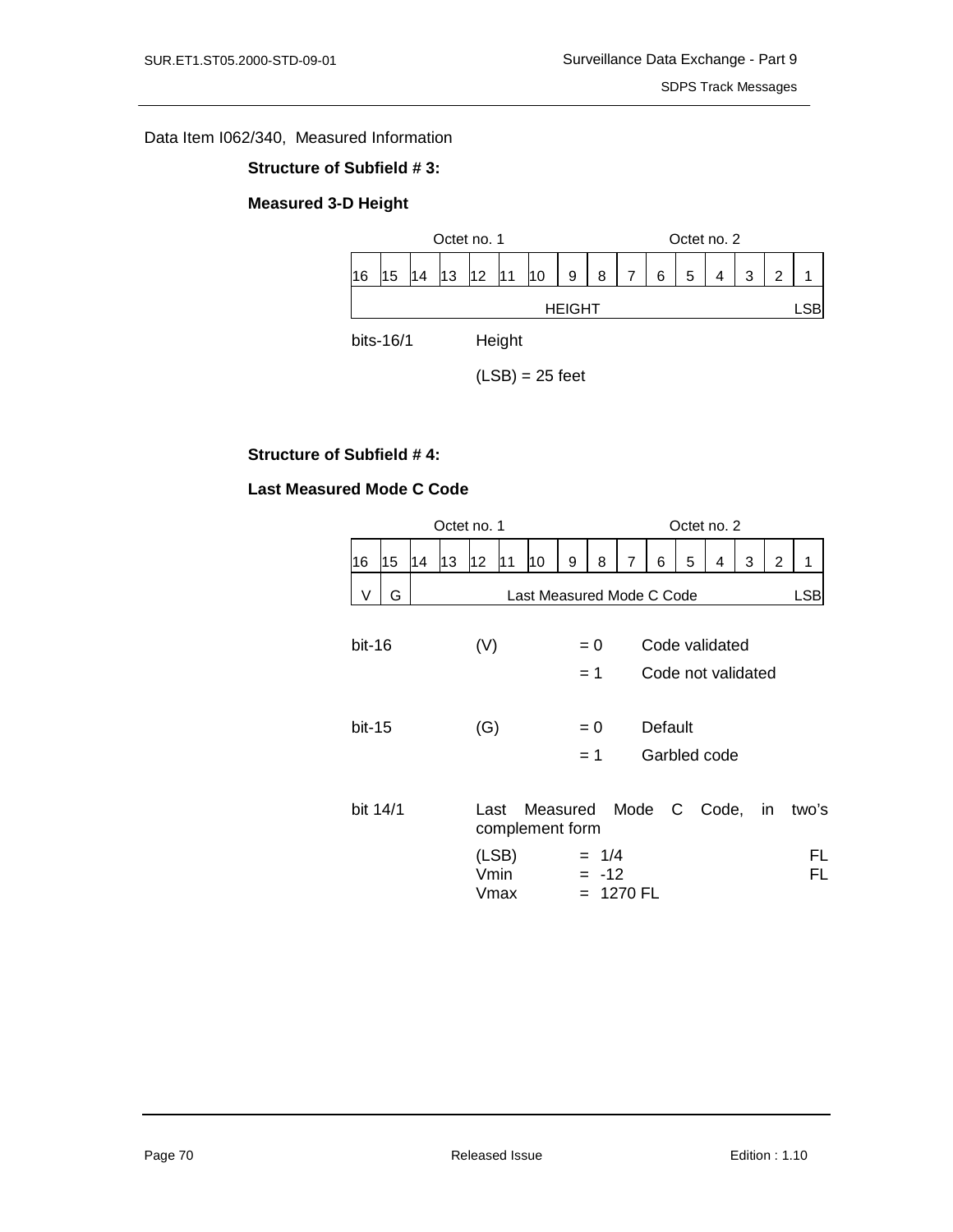Data Item I062/340, Measured Information

**Structure of Subfield # 3:**

**Measured 3-D Height**

| Octet no. 1 | | | | | | | | Octet no. 2 | | | | | | | |
|---|---|---|---|---|---|---|---|---|---|---|---|---|---|---|---|
| 16 | 15 | 14 | 13 | 12 | 11 | 10 | 9 | 8 | 7 | 6 | 5 | 4 | 3 | 2 | 1 |
| HEIGHT | | | | | | | | | | | | | | | LSB |

bits-16/1 Height

(LSB) = 25 feet

**Structure of Subfield # 4:**

**Last Measured Mode C Code**

| Octet no. 1 | | | | | | | | Octet no. 2 | | | | | | | |
|---|---|---|---|---|---|---|---|---|---|---|---|---|---|---|---|
| 16 | 15 | 14 | 13 | 12 | 11 | 10 | 9 | 8 | 7 | 6 | 5 | 4 | 3 | 2 | 1 |
| V | G | Last Measured Mode C Code | | | | | | | | | | | | | LSB |

bit-16 (V) = 0 Code validated
= 1 Code not validated

bit-15 (G) = 0 Default
= 1 Garbled code

bit 14/1 Last Measured Mode C Code, in two's complement form

(LSB) = 1/4 FL
Vmin = -12 FL
Vmax = 1270 FL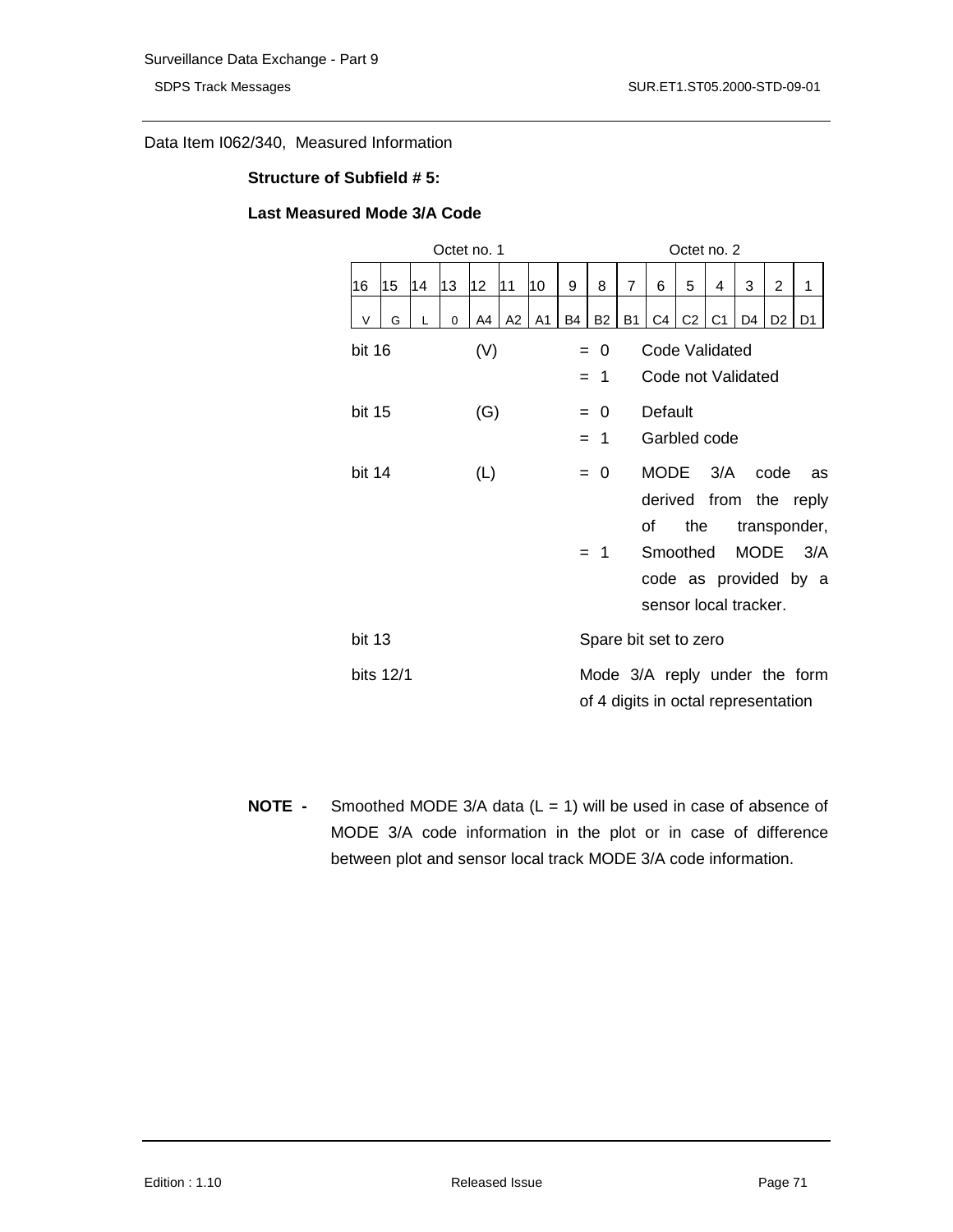Data Item I062/340, Measured Information

**Structure of Subfield # 5:**

**Last Measured Mode 3/A Code**

| Octet no. 1 | | | | | | | | Octet no. 2 | | | | | | | |
|---|---|---|---|---|---|---|---|---|---|---|---|---|---|---|---|
| 16 | 15 | 14 | 13 | 12 | 11 | 10 | 9 | 8 | 7 | 6 | 5 | 4 | 3 | 2 | 1 |
| V | G | L | 0 | A4 | A2 | A1 | B4 | B2 | B1 | C4 | C2 | C1 | D4 | D2 | D1 |

| | | | |
|---|---|---|---|
| bit 16 | (V) | = 0 | Code Validated |
| | | = 1 | Code not Validated |
| bit 15 | (G) | = 0 | Default |
| | | = 1 | Garbled code |
| bit 14 | (L) | = 0 | MODE 3/A code as derived from the reply of the transponder, |
| | | = 1 | Smoothed MODE 3/A code as provided by a sensor local tracker. |
| bit 13 | | | Spare bit set to zero |
| bits 12/1 | | | Mode 3/A reply under the form of 4 digits in octal representation |

**NOTE -** Smoothed MODE 3/A data (L = 1) will be used in case of absence of MODE 3/A code information in the plot or in case of difference between plot and sensor local track MODE 3/A code information.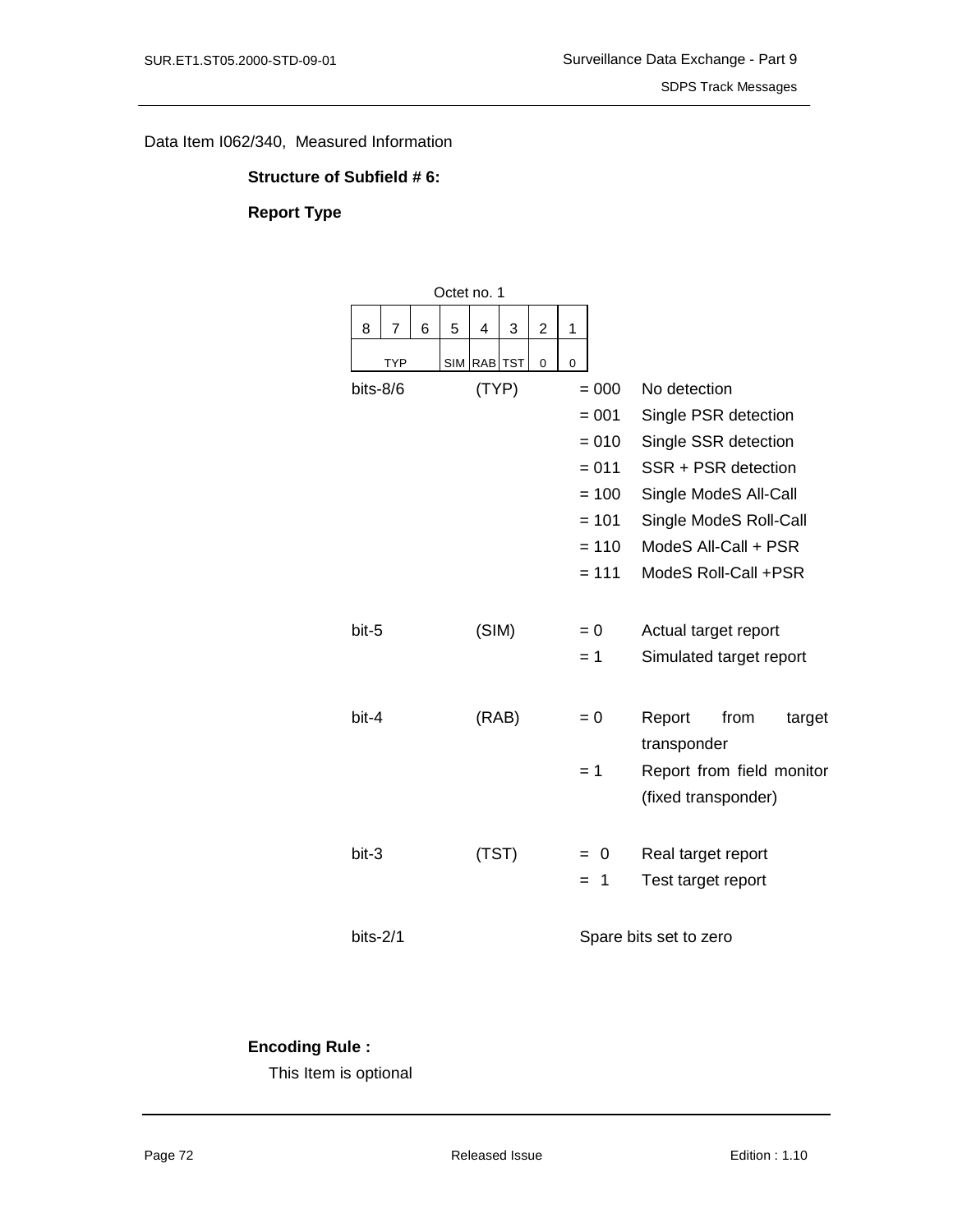Data Item I062/340, Measured Information

**Structure of Subfield # 6:**

**Report Type**

Octet no. 1

| 8 | 7 | 6 | 5 | 4 | 3 | 2 | 1 |
|---|---|---|---|---|---|---|---|
| TYP | | | SIM | RAB | TST | 0 | 0 |

| | | | |
|---|---|---|---|
| bits-8/6 | (TYP) | = 000 | No detection |
| | | = 001 | Single PSR detection |
| | | = 010 | Single SSR detection |
| | | = 011 | SSR + PSR detection |
| | | = 100 | Single ModeS All-Call |
| | | = 101 | Single ModeS Roll-Call |
| | | = 110 | ModeS All-Call + PSR |
| | | = 111 | ModeS Roll-Call +PSR |
| bit-5 | (SIM) | = 0 | Actual target report |
| | | = 1 | Simulated target report |
| bit-4 | (RAB) | = 0 | Report from target transponder |
| | | = 1 | Report from field monitor (fixed transponder) |
| bit-3 | (TST) | = 0 | Real target report |
| | | = 1 | Test target report |
| bits-2/1 | | Spare bits set to zero | |

**Encoding Rule :**

This Item is optional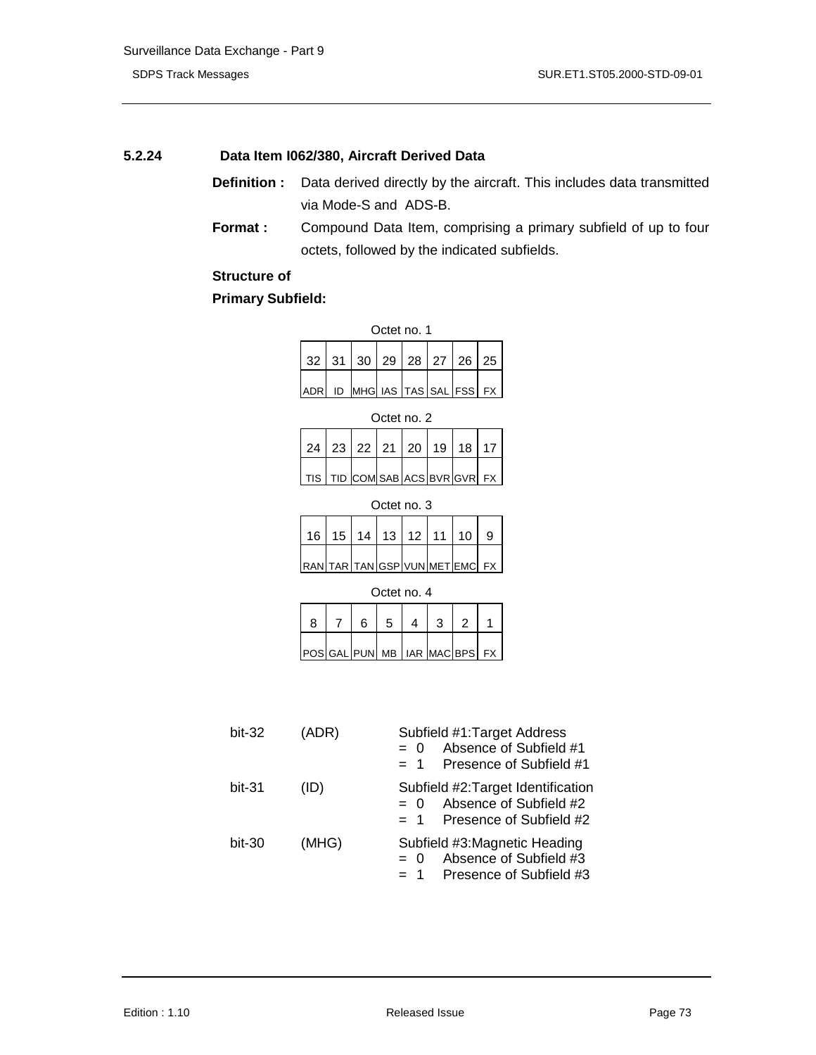### 5.2.24 Data Item I062/380, Aircraft Derived Data

**Definition :** Data derived directly by the aircraft. This includes data transmitted via Mode-S and ADS-B.

**Format :** Compound Data Item, comprising a primary subfield of up to four octets, followed by the indicated subfields.

**Structure of Primary Subfield:**

Octet no. 1

| 32 | 31 | 30 | 29 | 28 | 27 | 26 | 25 |
|---|---|---|---|---|---|---|---|
| ADR | ID | MHG | IAS | TAS | SAL | FSS | FX |

Octet no. 2

| 24 | 23 | 22 | 21 | 20 | 19 | 18 | 17 |
|---|---|---|---|---|---|---|---|
| TIS | TID | COM | SAB | ACS | BVR | GVR | FX |

Octet no. 3

| 16 | 15 | 14 | 13 | 12 | 11 | 10 | 9 |
|---|---|---|---|---|---|---|---|
| RAN | TAR | TAN | GSP | VUN | MET | EMC | FX |

Octet no. 4

| 8 | 7 | 6 | 5 | 4 | 3 | 2 | 1 |
|---|---|---|---|---|---|---|---|
| POS | GAL | PUN | MB | IAR | MAC | BPS | FX |

bit-32 (ADR) Subfield #1:Target Address
- = 0 Absence of Subfield #1
- = 1 Presence of Subfield #1

bit-31 (ID) Subfield #2:Target Identification
- = 0 Absence of Subfield #2
- = 1 Presence of Subfield #2

bit-30 (MHG) Subfield #3:Magnetic Heading
- = 0 Absence of Subfield #3
- = 1 Presence of Subfield #3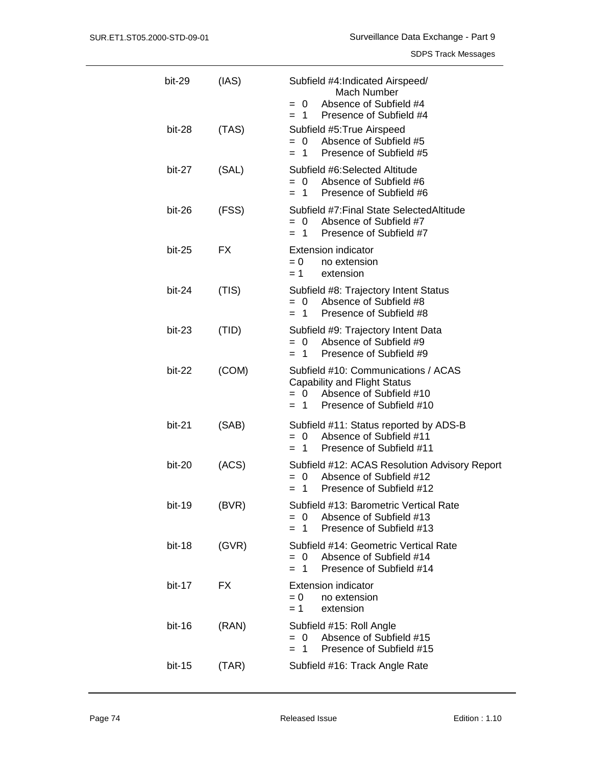| | | |
|---|---|---|
| bit-29 | (IAS) | Subfield #4:Indicated Airspeed/ Mach Number<br>= 0 Absence of Subfield #4<br>= 1 Presence of Subfield #4 |
| bit-28 | (TAS) | Subfield #5:True Airspeed<br>= 0 Absence of Subfield #5<br>= 1 Presence of Subfield #5 |
| bit-27 | (SAL) | Subfield #6:Selected Altitude<br>= 0 Absence of Subfield #6<br>= 1 Presence of Subfield #6 |
| bit-26 | (FSS) | Subfield #7:Final State SelectedAltitude<br>= 0 Absence of Subfield #7<br>= 1 Presence of Subfield #7 |
| bit-25 | FX | Extension indicator<br>= 0 no extension<br>= 1 extension |
| bit-24 | (TIS) | Subfield #8: Trajectory Intent Status<br>= 0 Absence of Subfield #8<br>= 1 Presence of Subfield #8 |
| bit-23 | (TID) | Subfield #9: Trajectory Intent Data<br>= 0 Absence of Subfield #9<br>= 1 Presence of Subfield #9 |
| bit-22 | (COM) | Subfield #10: Communications / ACAS Capability and Flight Status<br>= 0 Absence of Subfield #10<br>= 1 Presence of Subfield #10 |
| bit-21 | (SAB) | Subfield #11: Status reported by ADS-B<br>= 0 Absence of Subfield #11<br>= 1 Presence of Subfield #11 |
| bit-20 | (ACS) | Subfield #12: ACAS Resolution Advisory Report<br>= 0 Absence of Subfield #12<br>= 1 Presence of Subfield #12 |
| bit-19 | (BVR) | Subfield #13: Barometric Vertical Rate<br>= 0 Absence of Subfield #13<br>= 1 Presence of Subfield #13 |
| bit-18 | (GVR) | Subfield #14: Geometric Vertical Rate<br>= 0 Absence of Subfield #14<br>= 1 Presence of Subfield #14 |
| bit-17 | FX | Extension indicator<br>= 0 no extension<br>= 1 extension |
| bit-16 | (RAN) | Subfield #15: Roll Angle<br>= 0 Absence of Subfield #15<br>= 1 Presence of Subfield #15 |
| bit-15 | (TAR) | Subfield #16: Track Angle Rate |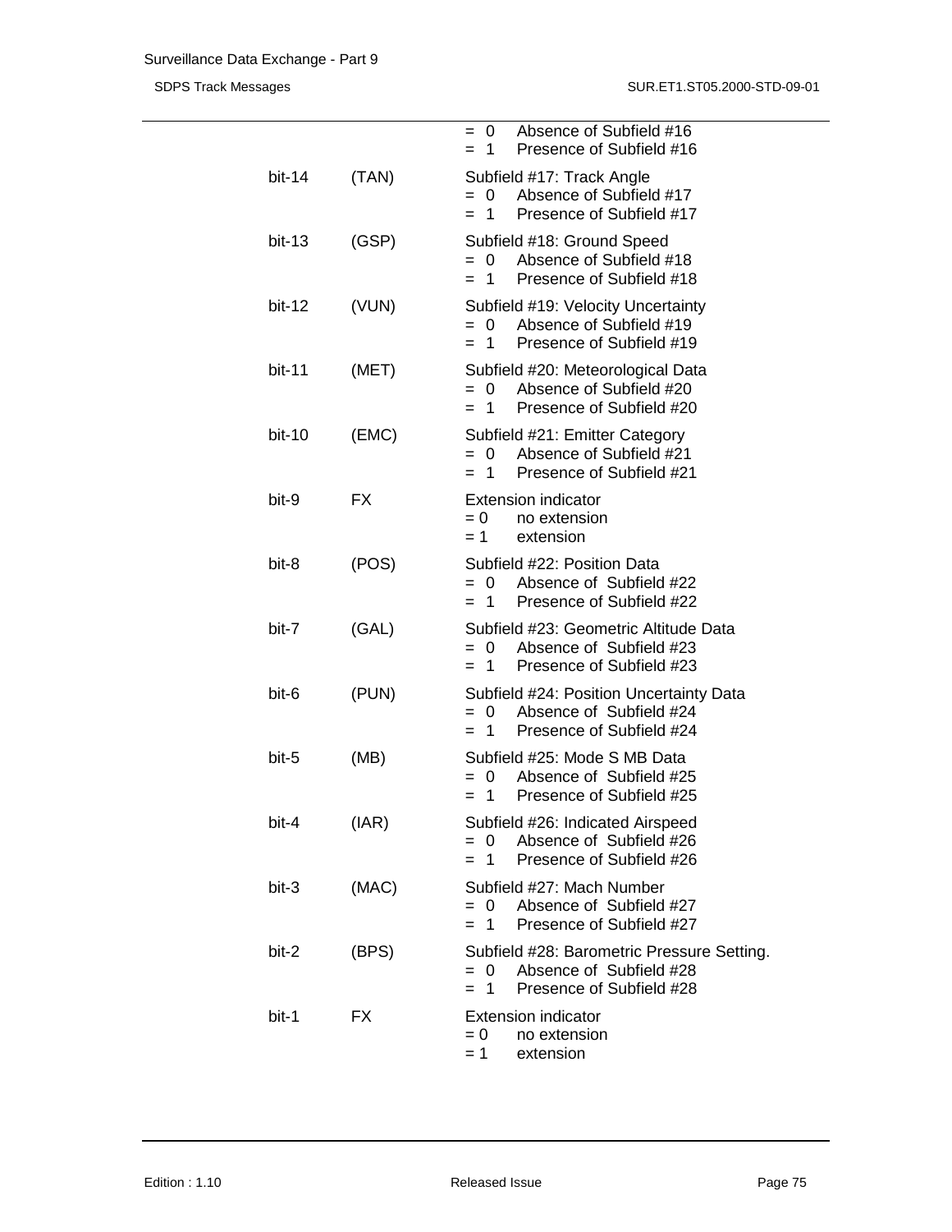| | | |
|---|---|---|
| | | = 0 Absence of Subfield #16<br>= 1 Presence of Subfield #16 |
| bit-14 | (TAN) | Subfield #17: Track Angle<br>= 0 Absence of Subfield #17<br>= 1 Presence of Subfield #17 |
| bit-13 | (GSP) | Subfield #18: Ground Speed<br>= 0 Absence of Subfield #18<br>= 1 Presence of Subfield #18 |
| bit-12 | (VUN) | Subfield #19: Velocity Uncertainty<br>= 0 Absence of Subfield #19<br>= 1 Presence of Subfield #19 |
| bit-11 | (MET) | Subfield #20: Meteorological Data<br>= 0 Absence of Subfield #20<br>= 1 Presence of Subfield #20 |
| bit-10 | (EMC) | Subfield #21: Emitter Category<br>= 0 Absence of Subfield #21<br>= 1 Presence of Subfield #21 |
| bit-9 | FX | Extension indicator<br>= 0 no extension<br>= 1 extension |
| bit-8 | (POS) | Subfield #22: Position Data<br>= 0 Absence of Subfield #22<br>= 1 Presence of Subfield #22 |
| bit-7 | (GAL) | Subfield #23: Geometric Altitude Data<br>= 0 Absence of Subfield #23<br>= 1 Presence of Subfield #23 |
| bit-6 | (PUN) | Subfield #24: Position Uncertainty Data<br>= 0 Absence of Subfield #24<br>= 1 Presence of Subfield #24 |
| bit-5 | (MB) | Subfield #25: Mode S MB Data<br>= 0 Absence of Subfield #25<br>= 1 Presence of Subfield #25 |
| bit-4 | (IAR) | Subfield #26: Indicated Airspeed<br>= 0 Absence of Subfield #26<br>= 1 Presence of Subfield #26 |
| bit-3 | (MAC) | Subfield #27: Mach Number<br>= 0 Absence of Subfield #27<br>= 1 Presence of Subfield #27 |
| bit-2 | (BPS) | Subfield #28: Barometric Pressure Setting.<br>= 0 Absence of Subfield #28<br>= 1 Presence of Subfield #28 |
| bit-1 | FX | Extension indicator<br>= 0 no extension<br>= 1 extension |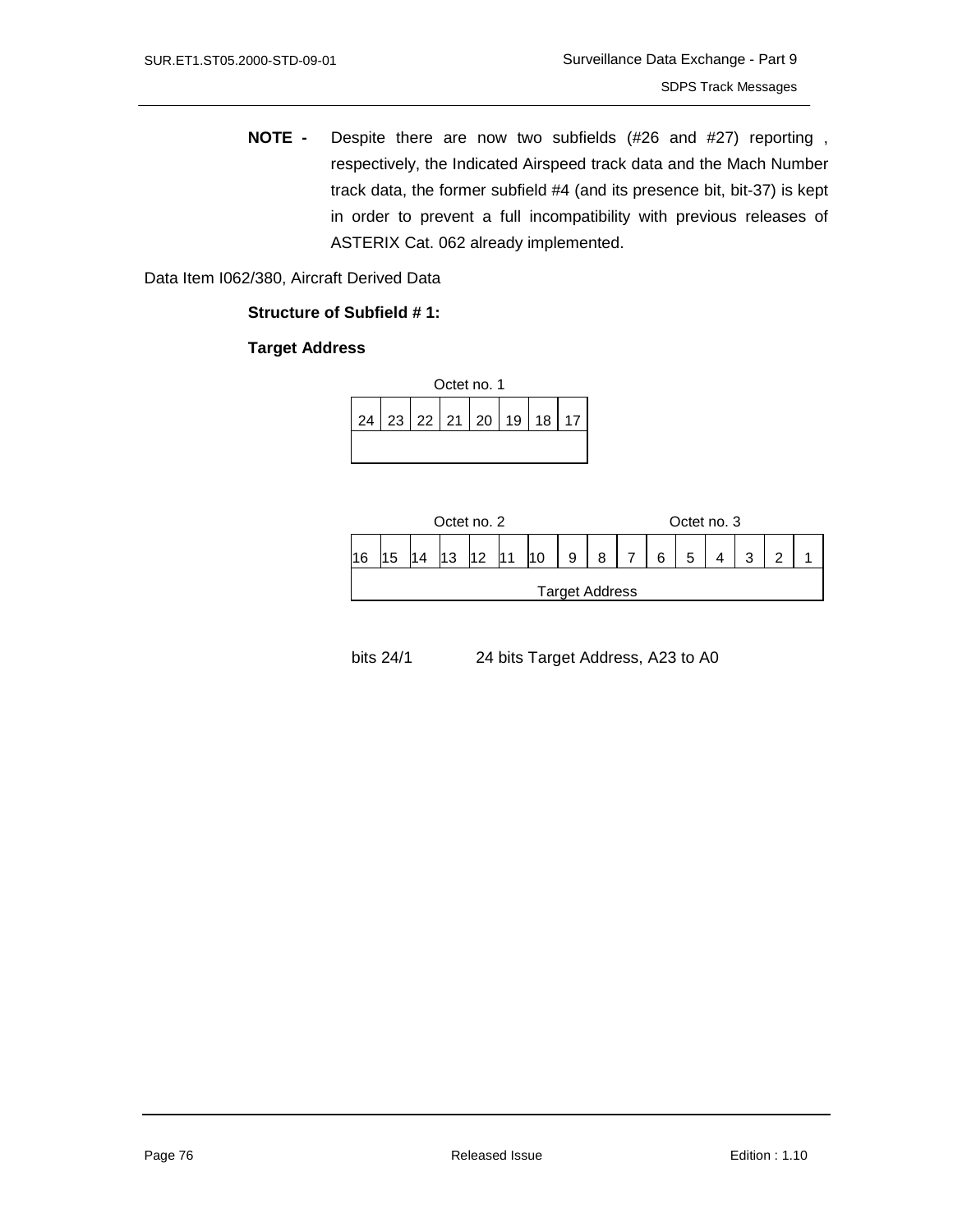**NOTE -** Despite there are now two subfields (#26 and #27) reporting , respectively, the Indicated Airspeed track data and the Mach Number track data, the former subfield #4 (and its presence bit, bit-37) is kept in order to prevent a full incompatibility with previous releases of ASTERIX Cat. 062 already implemented.

Data Item I062/380, Aircraft Derived Data

**Structure of Subfield # 1:**

**Target Address**

| Octet no. 1 | | | | | | | |
|---|---|---|---|---|---|---|---|
| 24 | 23 | 22 | 21 | 20 | 19 | 18 | 17 |
| | | | | | | | |

| Octet no. 2 | | | | | | | | Octet no. 3 | | | | | | | |
|---|---|---|---|---|---|---|---|---|---|---|---|---|---|---|---|
| 16 | 15 | 14 | 13 | 12 | 11 | 10 | 9 | 8 | 7 | 6 | 5 | 4 | 3 | 2 | 1 |
| Target Address | | | | | | | | | | | | | | | |

bits 24/1 24 bits Target Address, A23 to A0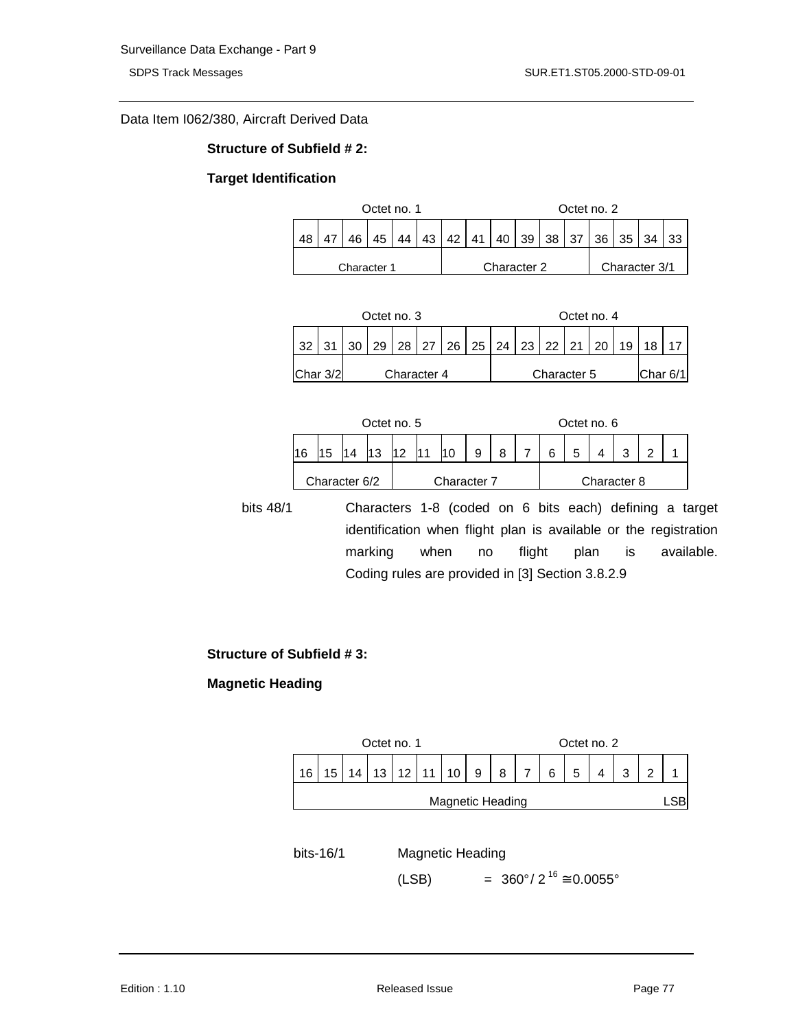Data Item I062/380, Aircraft Derived Data

**Structure of Subfield # 2:**

**Target Identification**

| Octet no. 1 | | | | | | | | Octet no. 2 | | | | | | | |
|---|---|---|---|---|---|---|---|---|---|---|---|---|---|---|---|
| 48 | 47 | 46 | 45 | 44 | 43 | 42 | 41 | 40 | 39 | 38 | 37 | 36 | 35 | 34 | 33 |
| Character 1 | | | | | | Character 2 | | | | | | Character 3/1 | | | |

| Octet no. 3 | | | | | | | | Octet no. 4 | | | | | | | |
|---|---|---|---|---|---|---|---|---|---|---|---|---|---|---|---|
| 32 | 31 | 30 | 29 | 28 | 27 | 26 | 25 | 24 | 23 | 22 | 21 | 20 | 19 | 18 | 17 |
| Char 3/2 | | Character 4 | | | | | | Character 5 | | | | | | Char 6/1 | |

| Octet no. 5 | | | | | | | | Octet no. 6 | | | | | | | |
|---|---|---|---|---|---|---|---|---|---|---|---|---|---|---|---|
| 16 | 15 | 14 | 13 | 12 | 11 | 10 | 9 | 8 | 7 | 6 | 5 | 4 | 3 | 2 | 1 |
| Character 6/2 | | | | Character 7 | | | | | | Character 8 | | | | | |

bits 48/1 Characters 1-8 (coded on 6 bits each) defining a target identification when flight plan is available or the registration marking when no flight plan is available. Coding rules are provided in [3] Section 3.8.2.9

**Structure of Subfield # 3:**

**Magnetic Heading**

| Octet no. 1 | | | | | | | | Octet no. 2 | | | | | | | |
|---|---|---|---|---|---|---|---|---|---|---|---|---|---|---|---|
| 16 | 15 | 14 | 13 | 12 | 11 | 10 | 9 | 8 | 7 | 6 | 5 | 4 | 3 | 2 | 1 |
| Magnetic Heading | | | | | | | | | | | | | | | LSB |

bits-16/1 Magnetic Heading

(LSB) = $360° / 2^{16} \cong 0.0055°$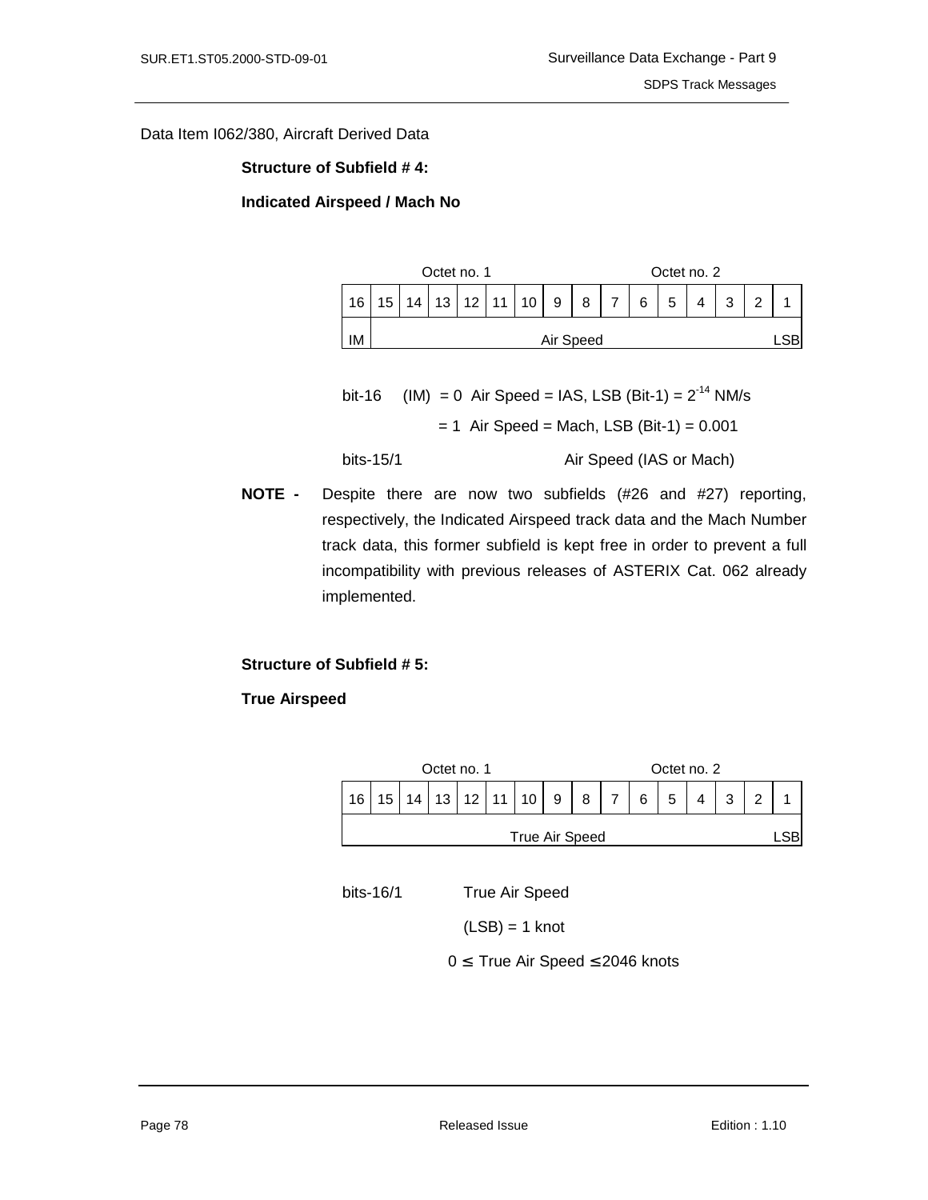Data Item I062/380, Aircraft Derived Data

**Structure of Subfield # 4:**

**Indicated Airspeed / Mach No**

| Octet no. 1 | | | | | | | | Octet no. 2 | | | | | | | |
|---|---|---|---|---|---|---|---|---|---|---|---|---|---|---|---|
| 16 | 15 | 14 | 13 | 12 | 11 | 10 | 9 | 8 | 7 | 6 | 5 | 4 | 3 | 2 | 1 |
| IM | Air Speed | | | | | | | | | | | | | | LSB |

bit-16 (IM) = 0 Air Speed = IAS, LSB (Bit-1) = $2^{-14}$ NM/s

= 1 Air Speed = Mach, LSB (Bit-1) = 0.001

bits-15/1 Air Speed (IAS or Mach)

**NOTE -** Despite there are now two subfields (#26 and #27) reporting, respectively, the Indicated Airspeed track data and the Mach Number track data, this former subfield is kept free in order to prevent a full incompatibility with previous releases of ASTERIX Cat. 062 already implemented.

**Structure of Subfield # 5:**

**True Airspeed**

| Octet no. 1 | | | | | | | | Octet no. 2 | | | | | | | |
|---|---|---|---|---|---|---|---|---|---|---|---|---|---|---|---|
| 16 | 15 | 14 | 13 | 12 | 11 | 10 | 9 | 8 | 7 | 6 | 5 | 4 | 3 | 2 | 1 |
| True Air Speed | | | | | | | | | | | | | | | LSB |

bits-16/1 True Air Speed

(LSB) = 1 knot

$0 \leq$ True Air Speed $\leq 2046$ knots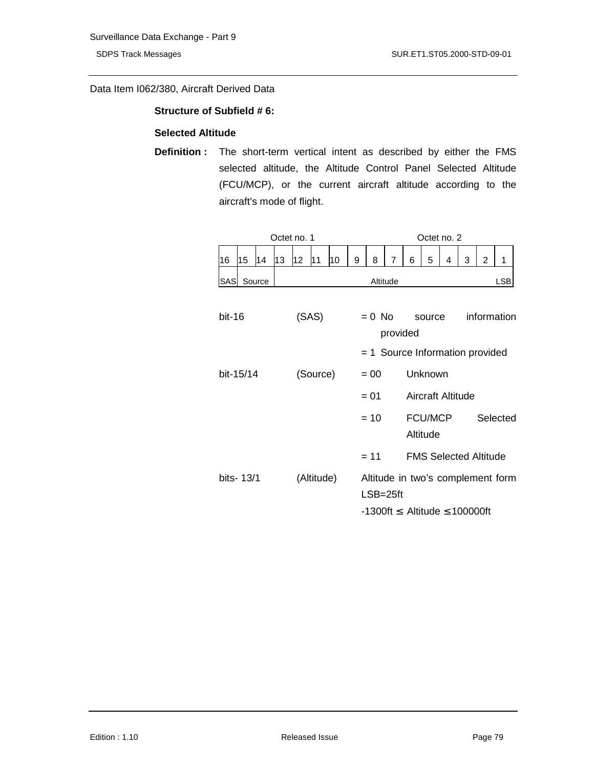Data Item I062/380, Aircraft Derived Data

**Structure of Subfield # 6:**

**Selected Altitude**

**Definition :** The short-term vertical intent as described by either the FMS selected altitude, the Altitude Control Panel Selected Altitude (FCU/MCP), or the current aircraft altitude according to the aircraft's mode of flight.

| Octet no. 1 | | | | | | | | Octet no. 2 | | | | | | | |
|---|---|---|---|---|---|---|---|---|---|---|---|---|---|---|---|
| 16 | 15 | 14 | 13 | 12 | 11 | 10 | 9 | 8 | 7 | 6 | 5 | 4 | 3 | 2 | 1 |
| SAS | Source | | Altitude | | | | | | | | | | | | LSB |

bit-16 (SAS) = 0 No source information provided

= 1 Source Information provided

bit-15/14 (Source) = 00 Unknown

= 01 Aircraft Altitude

= 10 FCU/MCP Selected Altitude

= 11 FMS Selected Altitude

bits- 13/1 (Altitude) Altitude in two's complement form LSB=25ft

-1300ft ≤ Altitude ≤ 100000ft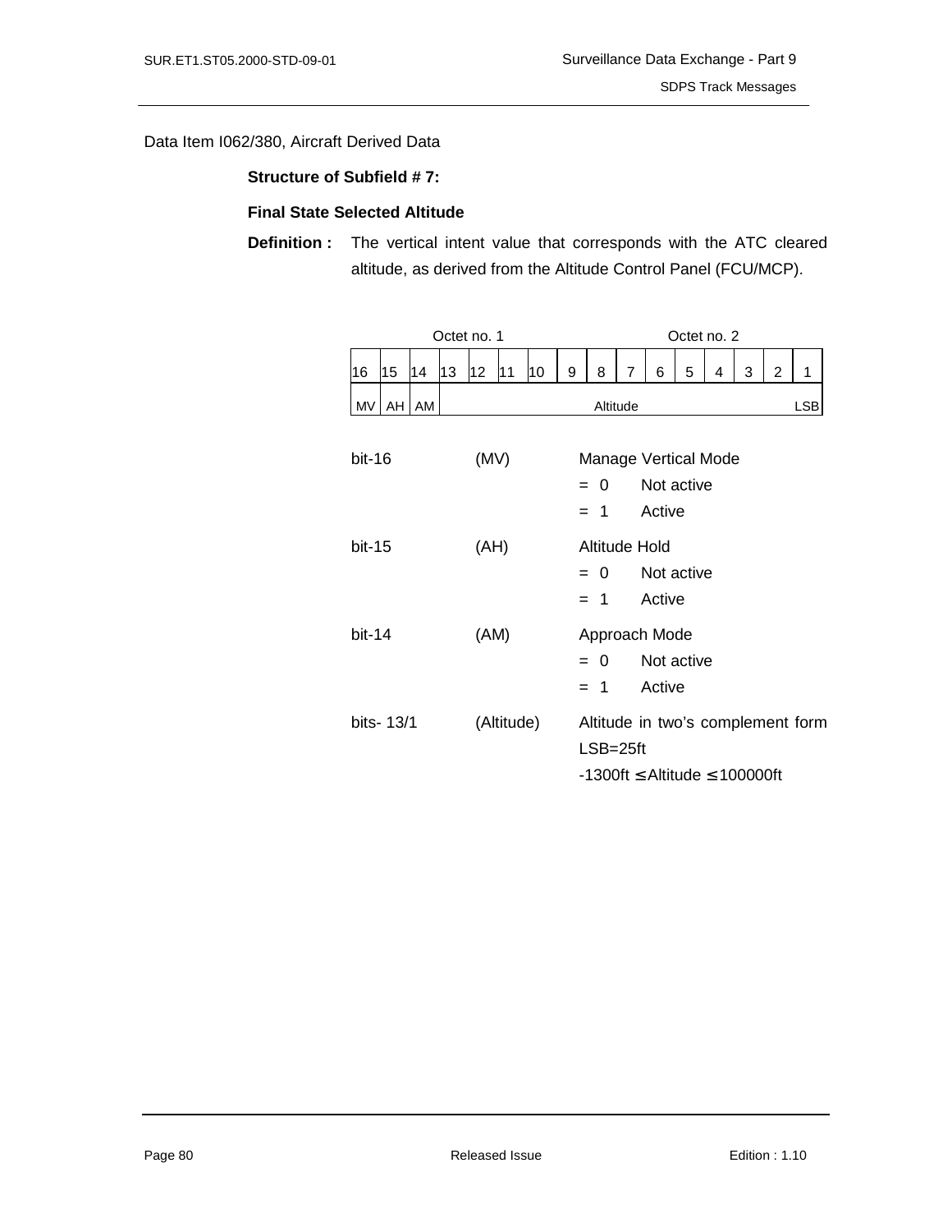Data Item I062/380, Aircraft Derived Data

**Structure of Subfield # 7:**

**Final State Selected Altitude**

**Definition :** The vertical intent value that corresponds with the ATC cleared altitude, as derived from the Altitude Control Panel (FCU/MCP).

| Octet no. 1 | | | | | | | | Octet no. 2 | | | | | | | |
|---|---|---|---|---|---|---|---|---|---|---|---|---|---|---|---|
| 16 | 15 | 14 | 13 | 12 | 11 | 10 | 9 | 8 | 7 | 6 | 5 | 4 | 3 | 2 | 1 |
| MV | AH | AM | Altitude | | | | | | | | | | | | LSB |

bit-16 (MV) Manage Vertical Mode
- = 0 Not active
- = 1 Active

bit-15 (AH) Altitude Hold
- = 0 Not active
- = 1 Active

bit-14 (AM) Approach Mode
- = 0 Not active
- = 1 Active

bits- 13/1 (Altitude) Altitude in two's complement form
LSB=25ft
-1300ft ≤ Altitude ≤ 100000ft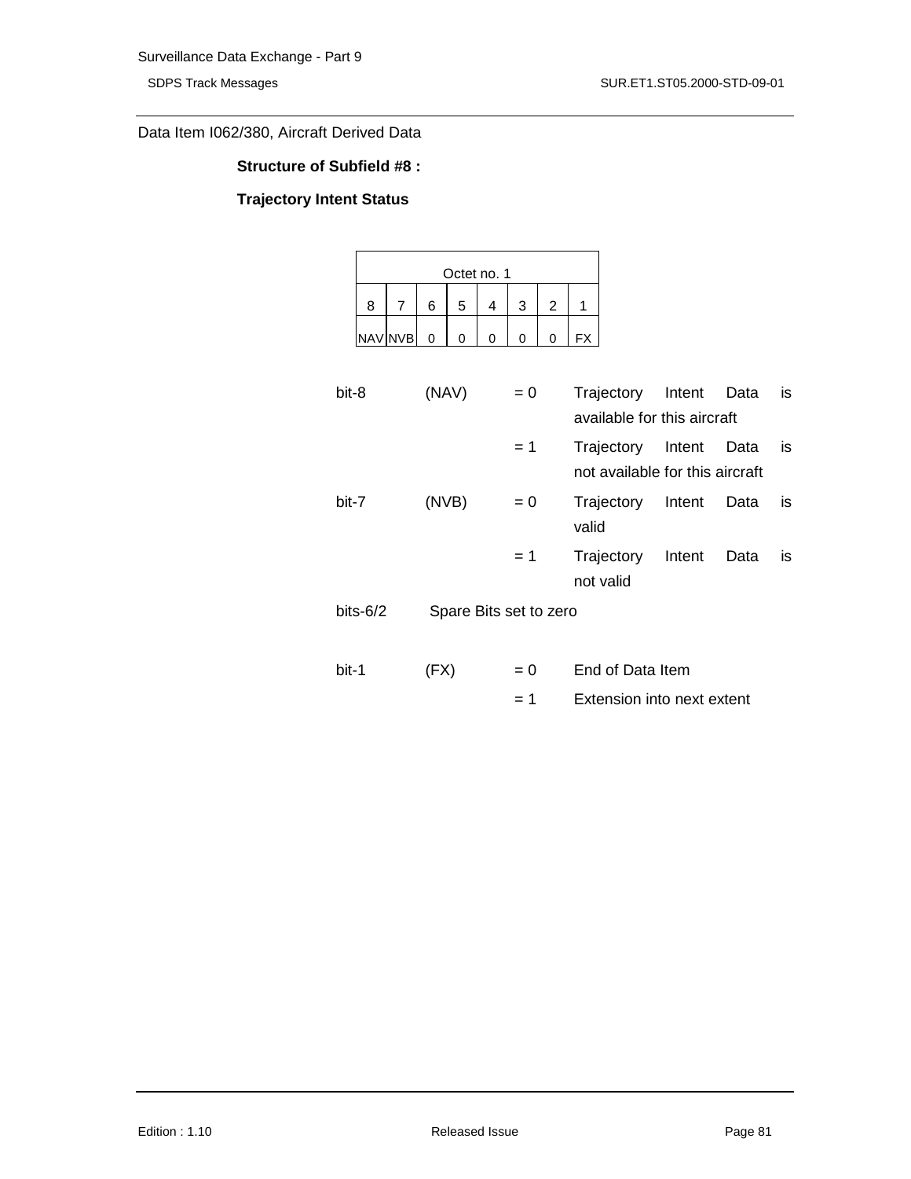Data Item I062/380, Aircraft Derived Data

**Structure of Subfield #8 :**

**Trajectory Intent Status**

| Octet no. 1 | | | | | | | |
|---|---|---|---|---|---|---|---|
| 8 | 7 | 6 | 5 | 4 | 3 | 2 | 1 |
| NAV | NVB | 0 | 0 | 0 | 0 | 0 | FX |

| | | | |
|---|---|---|---|
| bit-8 | (NAV) | = 0 | Trajectory Intent Data is available for this aircraft |
| | | = 1 | Trajectory Intent Data is not available for this aircraft |
| bit-7 | (NVB) | = 0 | Trajectory Intent Data is valid |
| | | = 1 | Trajectory Intent Data is not valid |
| bits-6/2 | Spare Bits set to zero | | |
| bit-1 | (FX) | = 0 | End of Data Item |
| | | = 1 | Extension into next extent |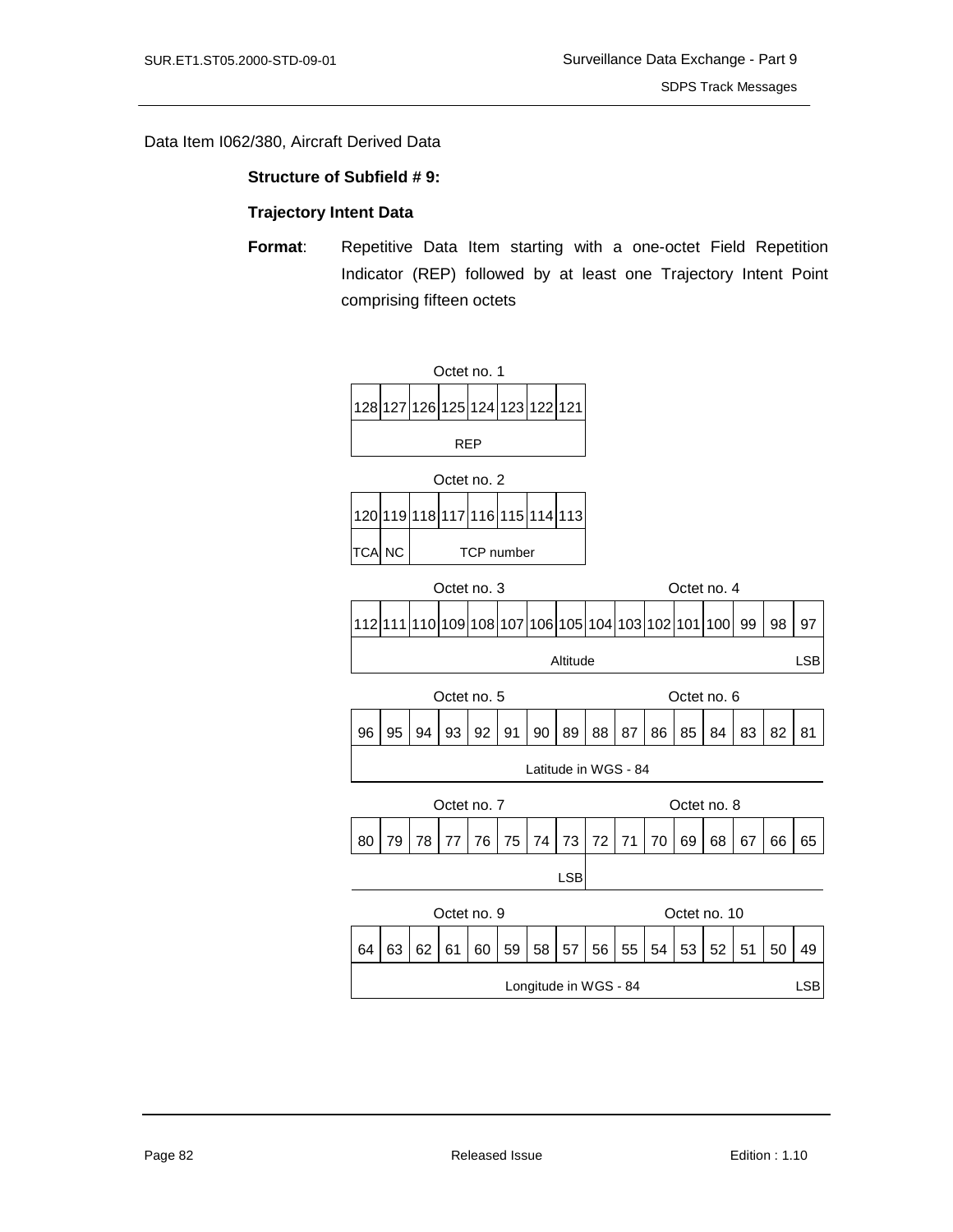Data Item I062/380, Aircraft Derived Data

**Structure of Subfield # 9:**

**Trajectory Intent Data**

**Format**: Repetitive Data Item starting with a one-octet Field Repetition Indicator (REP) followed by at least one Trajectory Intent Point comprising fifteen octets

Octet no. 1

| 128 | 127 | 126 | 125 | 124 | 123 | 122 | 121 |
|---|---|---|---|---|---|---|---|
| REP | | | | | | | |

Octet no. 2

| 120 | 119 | 118 | 117 | 116 | 115 | 114 | 113 |
|---|---|---|---|---|---|---|---|
| TCA | NC | TCP number | | | | | |

Octet no. 3 / Octet no. 4

| 112 | 111 | 110 | 109 | 108 | 107 | 106 | 105 | 104 | 103 | 102 | 101 | 100 | 99 | 98 | 97 |
|---|---|---|---|---|---|---|---|---|---|---|---|---|---|---|---|
| Altitude | | | | | | | | | | | | | | | LSB |

Octet no. 5 / Octet no. 6

| 96 | 95 | 94 | 93 | 92 | 91 | 90 | 89 | 88 | 87 | 86 | 85 | 84 | 83 | 82 | 81 |
|---|---|---|---|---|---|---|---|---|---|---|---|---|---|---|---|
| Latitude in WGS - 84 | | | | | | | | | | | | | | | |

Octet no. 7 / Octet no. 8

| 80 | 79 | 78 | 77 | 76 | 75 | 74 | 73 | 72 | 71 | 70 | 69 | 68 | 67 | 66 | 65 |
|---|---|---|---|---|---|---|---|---|---|---|---|---|---|---|---|
| | | | | | | | LSB | | | | | | | | |

Octet no. 9 / Octet no. 10

| 64 | 63 | 62 | 61 | 60 | 59 | 58 | 57 | 56 | 55 | 54 | 53 | 52 | 51 | 50 | 49 |
|---|---|---|---|---|---|---|---|---|---|---|---|---|---|---|---|
| Longitude in WGS - 84 | | | | | | | | | | | | | | | LSB |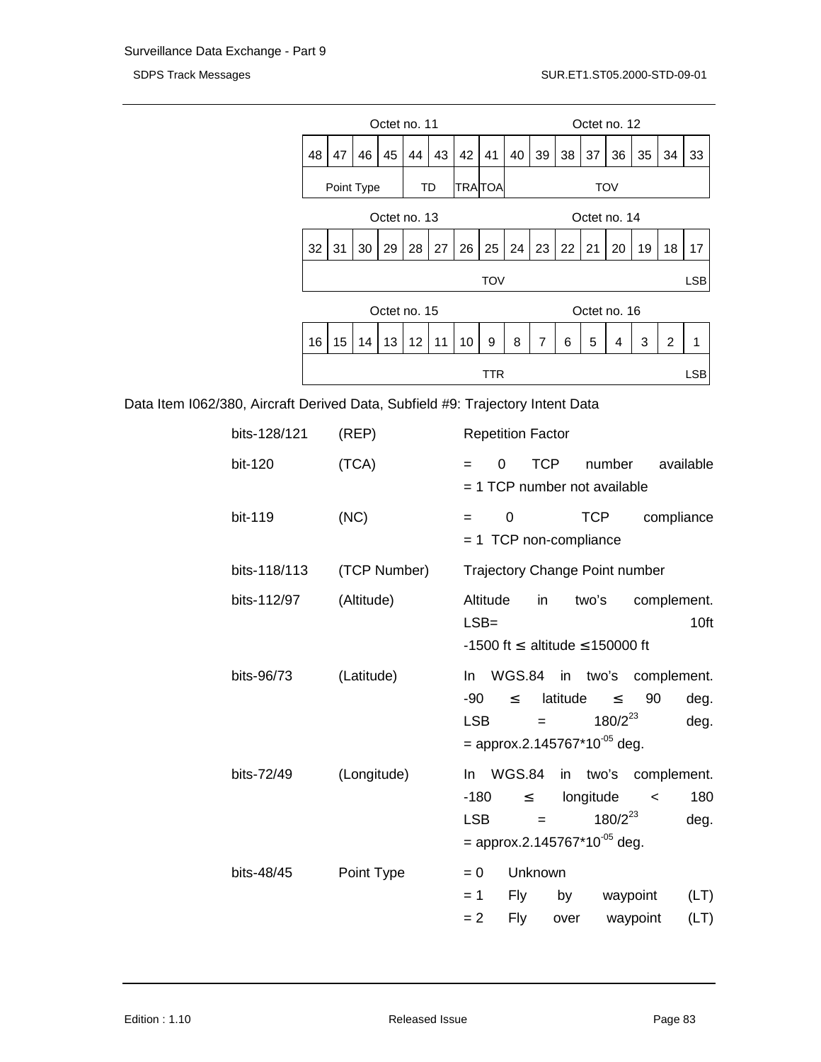| Octet no. 11 | | | | | | | | Octet no. 12 | | | | | | | |
|---|---|---|---|---|---|---|---|---|---|---|---|---|---|---|---|
| 48 | 47 | 46 | 45 | 44 | 43 | 42 | 41 | 40 | 39 | 38 | 37 | 36 | 35 | 34 | 33 |
| Point Type | | | | TD | | TRA | TOA | TOV | | | | | | | |

| Octet no. 13 | | | | | | | | Octet no. 14 | | | | | | | |
|---|---|---|---|---|---|---|---|---|---|---|---|---|---|---|---|
| 32 | 31 | 30 | 29 | 28 | 27 | 26 | 25 | 24 | 23 | 22 | 21 | 20 | 19 | 18 | 17 |
| TOV | | | | | | | | | | | | | | | LSB |

| Octet no. 15 | | | | | | | | Octet no. 16 | | | | | | | |
|---|---|---|---|---|---|---|---|---|---|---|---|---|---|---|---|
| 16 | 15 | 14 | 13 | 12 | 11 | 10 | 9 | 8 | 7 | 6 | 5 | 4 | 3 | 2 | 1 |
| TTR | | | | | | | | | | | | | | | LSB |

Data Item I062/380, Aircraft Derived Data, Subfield #9: Trajectory Intent Data

| | | |
|---|---|---|
| bits-128/121 | (REP) | Repetition Factor |
| bit-120 | (TCA) | = 0 TCP number available<br>= 1 TCP number not available |
| bit-119 | (NC) | = 0 TCP compliance<br>= 1 TCP non-compliance |
| bits-118/113 | (TCP Number) | Trajectory Change Point number |
| bits-112/97 | (Altitude) | Altitude in two's complement.<br>LSB= 10ft<br>-1500 ft ≤ altitude ≤ 150000 ft |
| bits-96/73 | (Latitude) | In WGS.84 in two's complement.<br>-90 ≤ latitude ≤ 90 deg.<br>LSB = $180/2^{23}$ deg.<br>= approx.$2.145767*10^{-05}$ deg. |
| bits-72/49 | (Longitude) | In WGS.84 in two's complement.<br>-180 ≤ longitude < 180<br>LSB = $180/2^{23}$ deg.<br>= approx.$2.145767*10^{-05}$ deg. |
| bits-48/45 | Point Type | = 0 Unknown<br>= 1 Fly by waypoint (LT)<br>= 2 Fly over waypoint (LT) |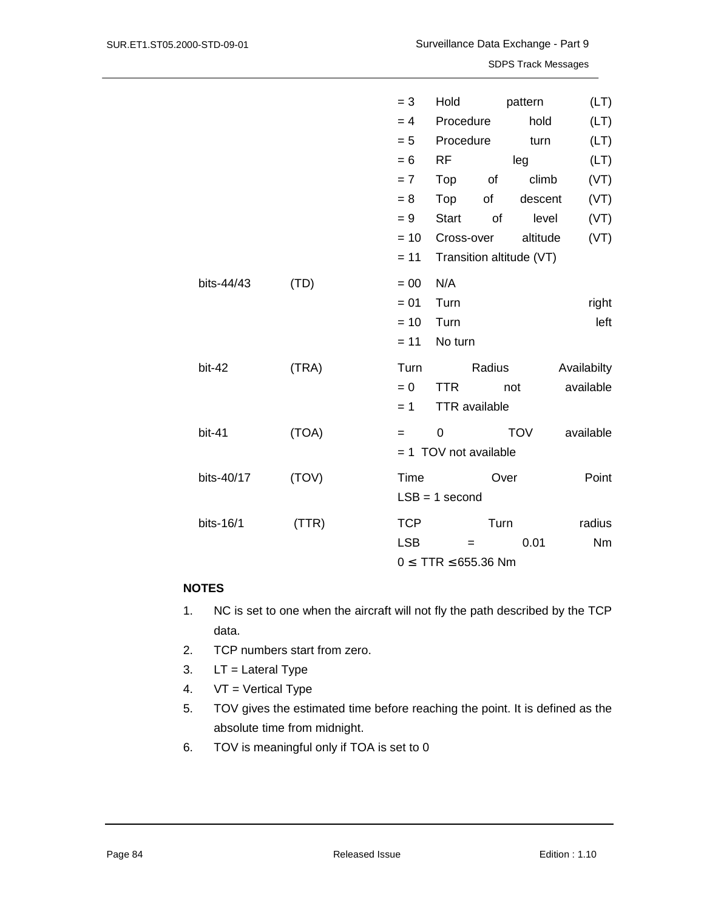| | | | |
|---|---|---|---|
| | | = 3 | Hold pattern (LT) |
| | | = 4 | Procedure hold (LT) |
| | | = 5 | Procedure turn (LT) |
| | | = 6 | RF leg (LT) |
| | | = 7 | Top of climb (VT) |
| | | = 8 | Top of descent (VT) |
| | | = 9 | Start of level (VT) |
| | | = 10 | Cross-over altitude (VT) |
| | | = 11 | Transition altitude (VT) |
| bits-44/43 | (TD) | = 00 | N/A |
| | | = 01 | Turn right |
| | | = 10 | Turn left |
| | | = 11 | No turn |
| bit-42 | (TRA) | Turn Radius Availabilty | |
| | | = 0 | TTR not available |
| | | = 1 | TTR available |
| bit-41 | (TOA) | = 0 | TOV available |
| | | = 1 | TOV not available |
| bits-40/17 | (TOV) | Time Over Point | |
| | | LSB = 1 second | |
| bits-16/1 | (TTR) | TCP Turn radius | |
| | | LSB = 0.01 Nm | |
| | | $0 \leq$ TTR $\leq 655.36$ Nm | |

**NOTES**

1. NC is set to one when the aircraft will not fly the path described by the TCP data.
2. TCP numbers start from zero.
3. LT = Lateral Type
4. VT = Vertical Type
5. TOV gives the estimated time before reaching the point. It is defined as the absolute time from midnight.
6. TOV is meaningful only if TOA is set to 0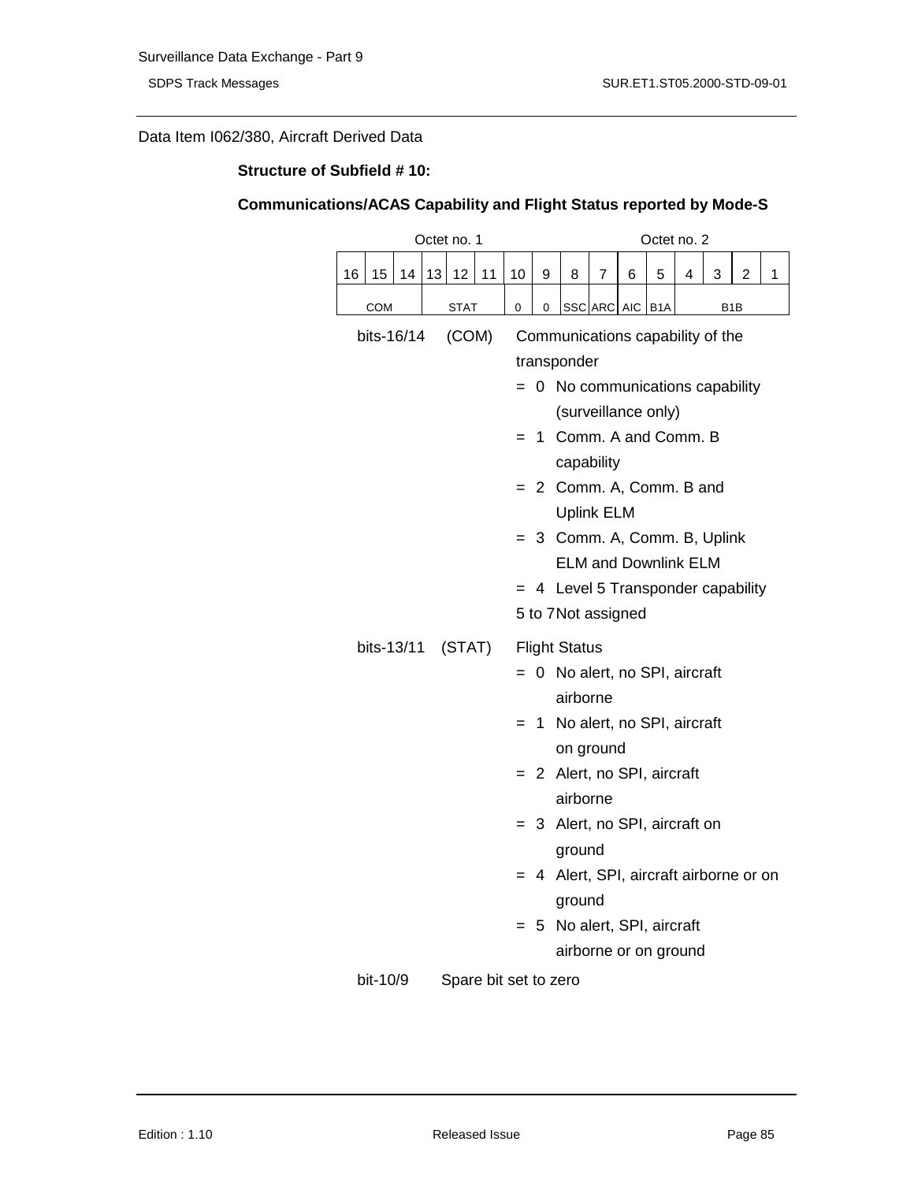Data Item I062/380, Aircraft Derived Data

**Structure of Subfield # 10:**

**Communications/ACAS Capability and Flight Status reported by Mode-S**

| Octet no. 1 | | | | | | | | Octet no. 2 | | | | | | | |
|---|---|---|---|---|---|---|---|---|---|---|---|---|---|---|---|
| 16 | 15 | 14 | 13 | 12 | 11 | 10 | 9 | 8 | 7 | 6 | 5 | 4 | 3 | 2 | 1 |
| COM | | | STAT | | | 0 | 0 | SSC | ARC | AIC | B1A | B1B | | | |

bits-16/14 (COM) Communications capability of the transponder

- = 0 No communications capability (surveillance only)
- = 1 Comm. A and Comm. B capability
- = 2 Comm. A, Comm. B and Uplink ELM
- = 3 Comm. A, Comm. B, Uplink ELM and Downlink ELM
- = 4 Level 5 Transponder capability
- 5 to 7 Not assigned

bits-13/11 (STAT) Flight Status

- = 0 No alert, no SPI, aircraft airborne
- = 1 No alert, no SPI, aircraft on ground
- = 2 Alert, no SPI, aircraft airborne
- = 3 Alert, no SPI, aircraft on ground
- = 4 Alert, SPI, aircraft airborne or on ground
- = 5 No alert, SPI, aircraft airborne or on ground

bit-10/9 Spare bit set to zero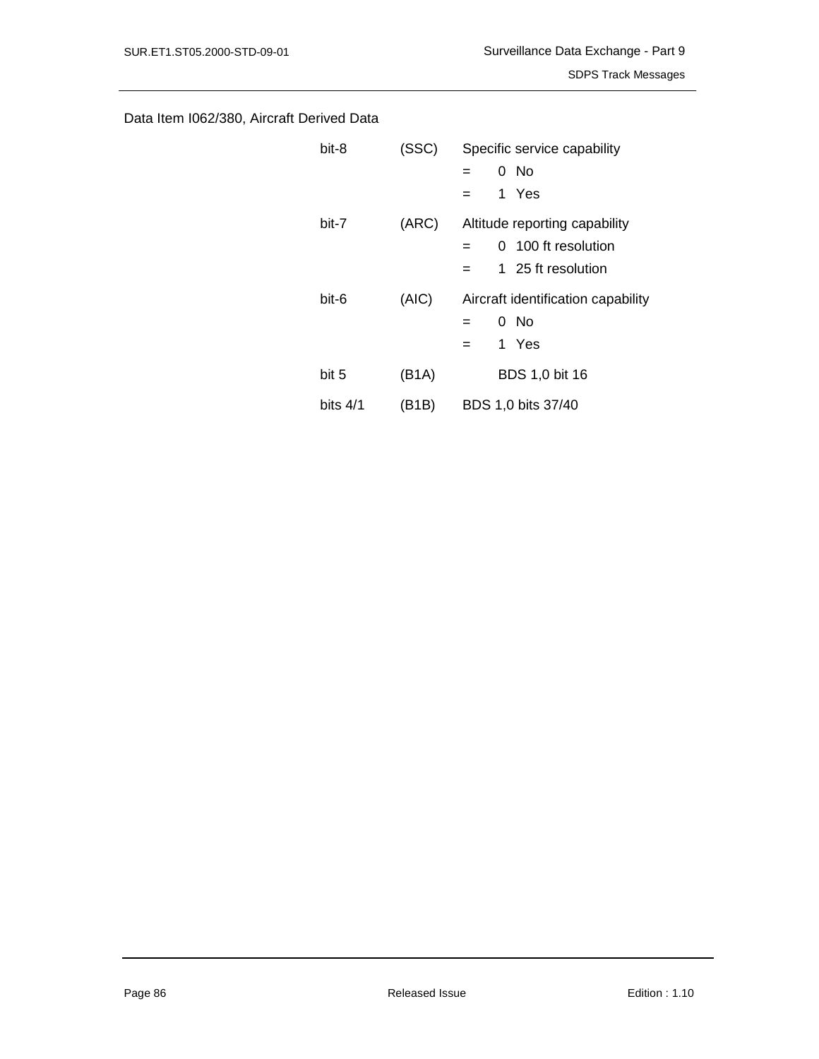Data Item I062/380, Aircraft Derived Data

| | | |
|---|---|---|
| bit-8 | (SSC) | Specific service capability<br>= 0 No<br>= 1 Yes |
| bit-7 | (ARC) | Altitude reporting capability<br>= 0 100 ft resolution<br>= 1 25 ft resolution |
| bit-6 | (AIC) | Aircraft identification capability<br>= 0 No<br>= 1 Yes |
| bit 5 | (B1A) | BDS 1,0 bit 16 |
| bits 4/1 | (B1B) | BDS 1,0 bits 37/40 |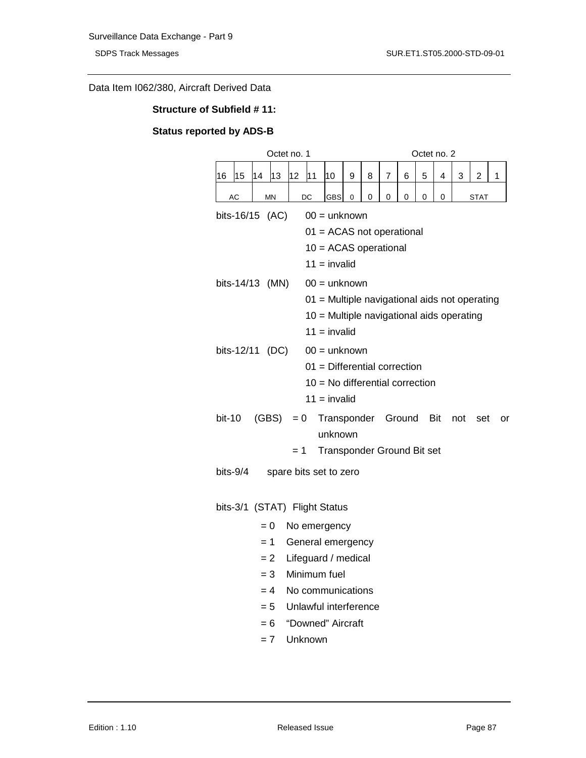Data Item I062/380, Aircraft Derived Data

**Structure of Subfield # 11:**

**Status reported by ADS-B**

| Octet no. 1 | | | | | | | | Octet no. 2 | | | | | | | |
|---|---|---|---|---|---|---|---|---|---|---|---|---|---|---|---|
| 16 | 15 | 14 | 13 | 12 | 11 | 10 | 9 | 8 | 7 | 6 | 5 | 4 | 3 | 2 | 1 |
| AC | | MN | | DC | | GBS | 0 | 0 | 0 | 0 | 0 | 0 | STAT | | |

bits-16/15 (AC)
- 00 = unknown
- 01 = ACAS not operational
- 10 = ACAS operational
- 11 = invalid

bits-14/13 (MN)
- 00 = unknown
- 01 = Multiple navigational aids not operating
- 10 = Multiple navigational aids operating
- 11 = invalid

bits-12/11 (DC)
- 00 = unknown
- 01 = Differential correction
- 10 = No differential correction
- 11 = invalid

bit-10 (GBS)
- = 0 Transponder Ground Bit not set or unknown
- = 1 Transponder Ground Bit set

bits-9/4 spare bits set to zero

bits-3/1 (STAT) Flight Status
- = 0 No emergency
- = 1 General emergency
- = 2 Lifeguard / medical
- = 3 Minimum fuel
- = 4 No communications
- = 5 Unlawful interference
- = 6 “Downed” Aircraft
- = 7 Unknown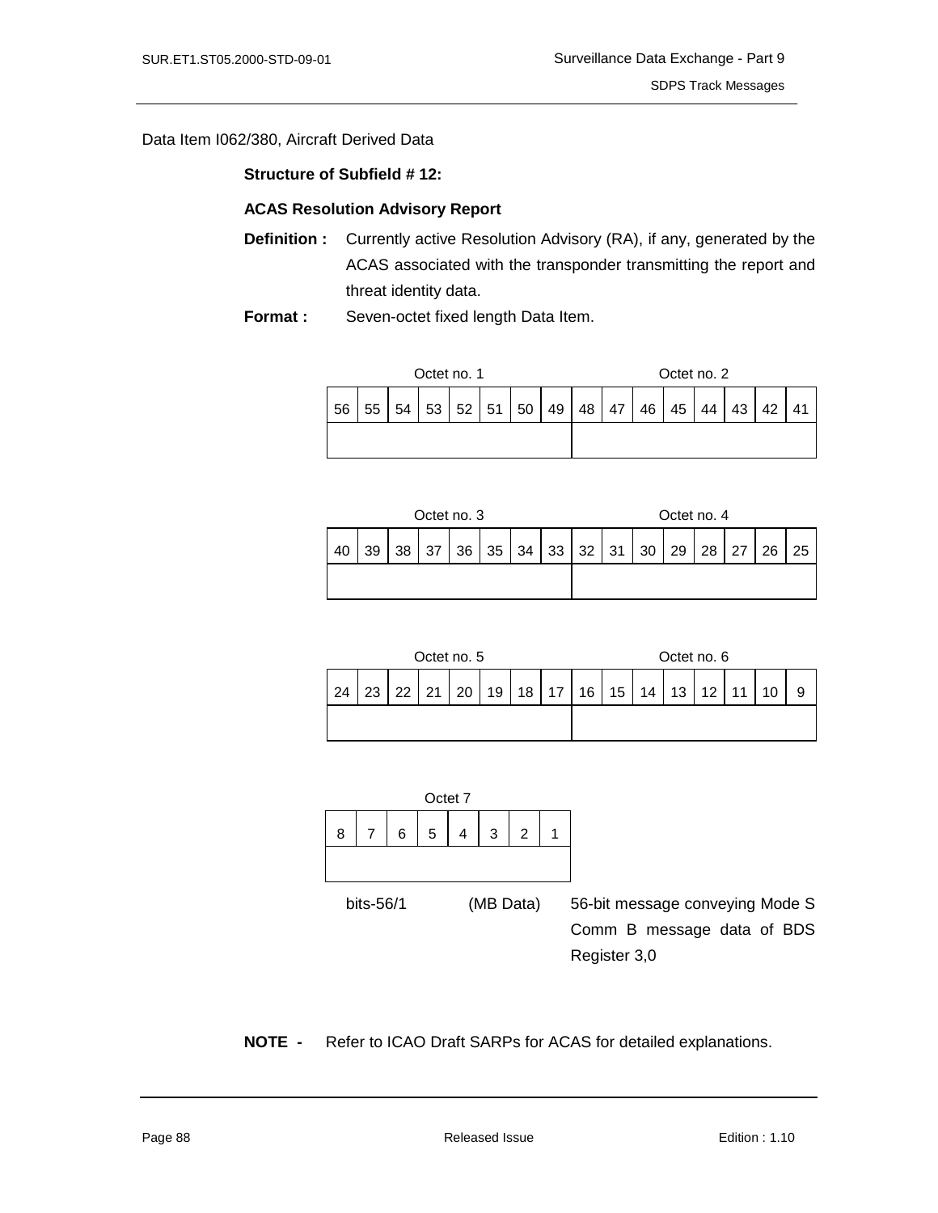Data Item I062/380, Aircraft Derived Data

**Structure of Subfield # 12:**

**ACAS Resolution Advisory Report**

**Definition :** Currently active Resolution Advisory (RA), if any, generated by the ACAS associated with the transponder transmitting the report and threat identity data.

**Format :** Seven-octet fixed length Data Item.

| Octet no. 1 | | | | | | | | Octet no. 2 | | | | | | | |
|---|---|---|---|---|---|---|---|---|---|---|---|---|---|---|---|
| 56 | 55 | 54 | 53 | 52 | 51 | 50 | 49 | 48 | 47 | 46 | 45 | 44 | 43 | 42 | 41 |
| | | | | | | | | | | | | | | | |

| Octet no. 3 | | | | | | | | Octet no. 4 | | | | | | | |
|---|---|---|---|---|---|---|---|---|---|---|---|---|---|---|---|
| 40 | 39 | 38 | 37 | 36 | 35 | 34 | 33 | 32 | 31 | 30 | 29 | 28 | 27 | 26 | 25 |
| | | | | | | | | | | | | | | | |

| Octet no. 5 | | | | | | | | Octet no. 6 | | | | | | | |
|---|---|---|---|---|---|---|---|---|---|---|---|---|---|---|---|
| 24 | 23 | 22 | 21 | 20 | 19 | 18 | 17 | 16 | 15 | 14 | 13 | 12 | 11 | 10 | 9 |
| | | | | | | | | | | | | | | | |

| Octet 7 | | | | | | | |
|---|---|---|---|---|---|---|---|
| 8 | 7 | 6 | 5 | 4 | 3 | 2 | 1 |
| | | | | | | | |

bits-56/1 (MB Data) 56-bit message conveying Mode S Comm B message data of BDS Register 3,0

**NOTE -** Refer to ICAO Draft SARPs for ACAS for detailed explanations.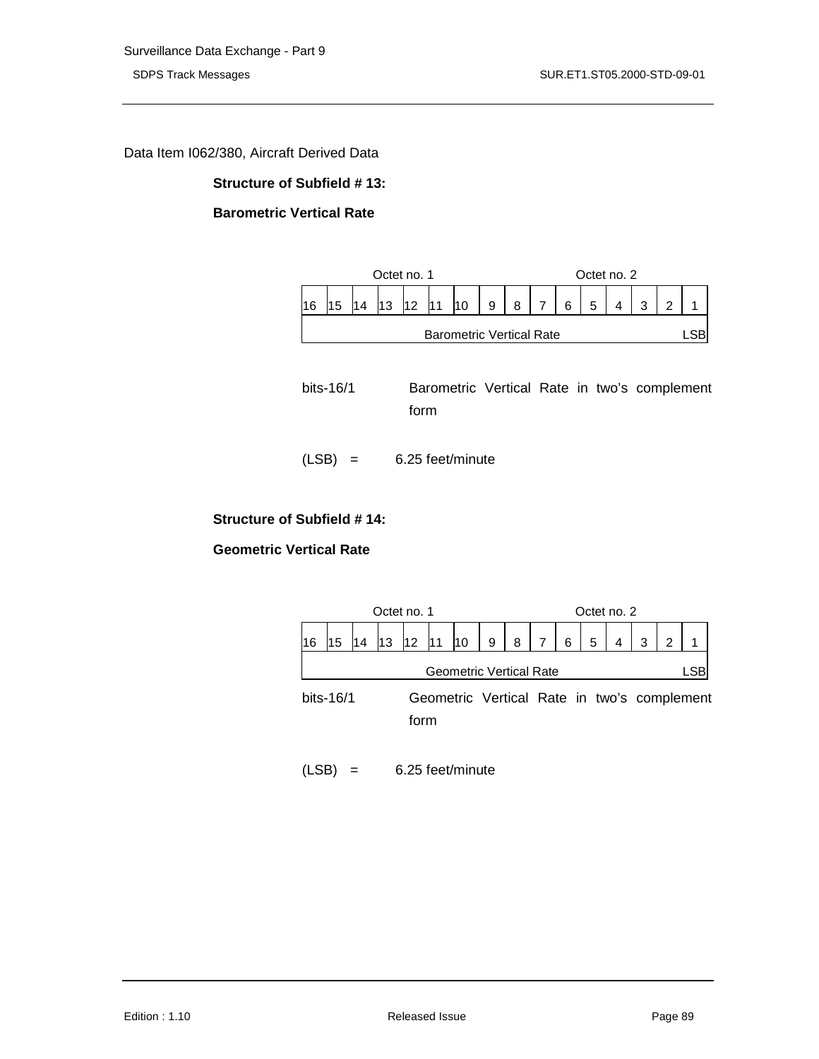Data Item I062/380, Aircraft Derived Data

**Structure of Subfield # 13:**

**Barometric Vertical Rate**

| Octet no. 1 | | | | | | | | Octet no. 2 | | | | | | | |
|---|---|---|---|---|---|---|---|---|---|---|---|---|---|---|---|
| 16 | 15 | 14 | 13 | 12 | 11 | 10 | 9 | 8 | 7 | 6 | 5 | 4 | 3 | 2 | 1 |
| Barometric Vertical Rate | | | | | | | | | | | | | | | LSB |

bits-16/1 Barometric Vertical Rate in two's complement form

(LSB) = 6.25 feet/minute

**Structure of Subfield # 14:**

**Geometric Vertical Rate**

| Octet no. 1 | | | | | | | | Octet no. 2 | | | | | | | |
|---|---|---|---|---|---|---|---|---|---|---|---|---|---|---|---|
| 16 | 15 | 14 | 13 | 12 | 11 | 10 | 9 | 8 | 7 | 6 | 5 | 4 | 3 | 2 | 1 |
| Geometric Vertical Rate | | | | | | | | | | | | | | | LSB |

bits-16/1 Geometric Vertical Rate in two's complement form

(LSB) = 6.25 feet/minute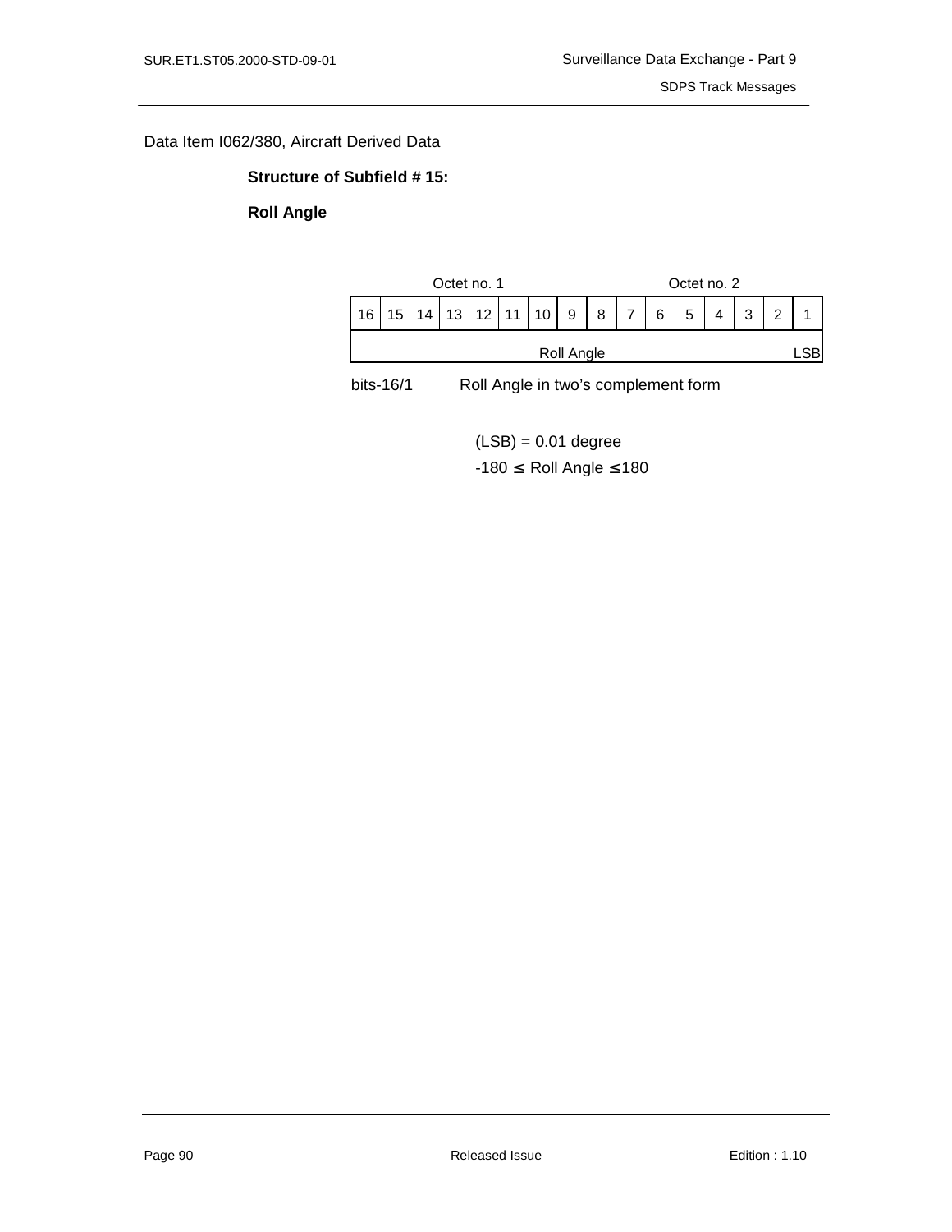Data Item I062/380, Aircraft Derived Data

**Structure of Subfield # 15:**

**Roll Angle**

| Octet no. 1 | | | | | | | | Octet no. 2 | | | | | | | |
|---|---|---|---|---|---|---|---|---|---|---|---|---|---|---|---|
| 16 | 15 | 14 | 13 | 12 | 11 | 10 | 9 | 8 | 7 | 6 | 5 | 4 | 3 | 2 | 1 |
| Roll Angle | | | | | | | | | | | | | | | LSB |

bits-16/1 Roll Angle in two's complement form

(LSB) = 0.01 degree

$-180 \leq$ Roll Angle $\leq 180$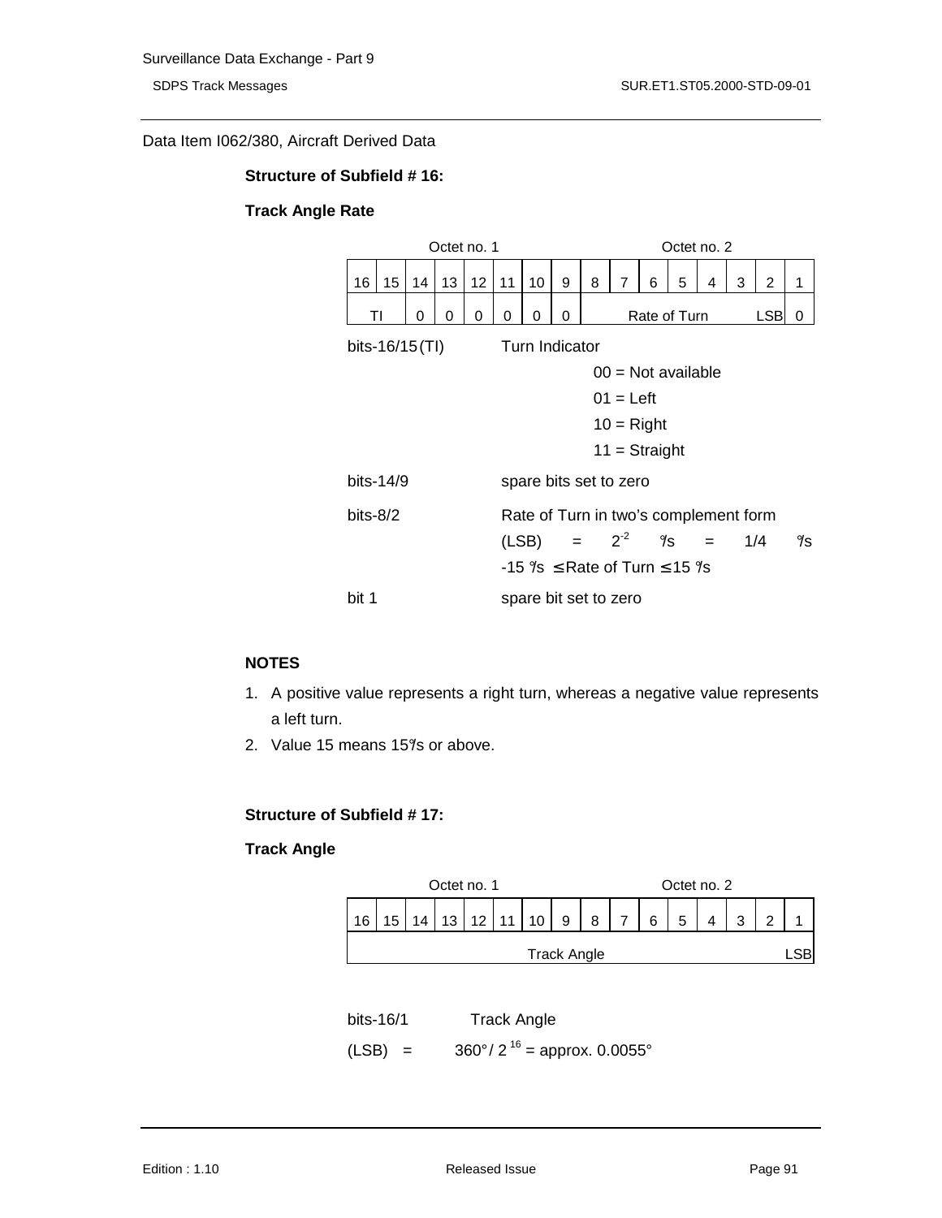Data Item I062/380, Aircraft Derived Data

**Structure of Subfield # 16:**

**Track Angle Rate**

| Octet no. 1 | | | | | | | | Octet no. 2 | | | | | | | |
|---|---|---|---|---|---|---|---|---|---|---|---|---|---|---|---|
| 16 | 15 | 14 | 13 | 12 | 11 | 10 | 9 | 8 | 7 | 6 | 5 | 4 | 3 | 2 | 1 |
| TI | | 0 | 0 | 0 | 0 | 0 | 0 | Rate of Turn | | | | | | LSB | 0 |

bits-16/15 (TI) Turn Indicator

- 00 = Not available
- 01 = Left
- 10 = Right
- 11 = Straight

bits-14/9 spare bits set to zero

bits-8/2 Rate of Turn in two's complement form
(LSB) = $2^{-2}$ °/s = 1/4 °/s
-15 °/s ≤ Rate of Turn ≤ 15 °/s

bit 1 spare bit set to zero

**NOTES**

1. A positive value represents a right turn, whereas a negative value represents a left turn.
2. Value 15 means 15°/s or above.

**Structure of Subfield # 17:**

**Track Angle**

| Octet no. 1 | | | | | | | | Octet no. 2 | | | | | | | |
|---|---|---|---|---|---|---|---|---|---|---|---|---|---|---|---|
| 16 | 15 | 14 | 13 | 12 | 11 | 10 | 9 | 8 | 7 | 6 | 5 | 4 | 3 | 2 | 1 |
| Track Angle | | | | | | | | | | | | | | | LSB |

bits-16/1 Track Angle

(LSB) = 360° / $2^{16}$ = approx. 0.0055°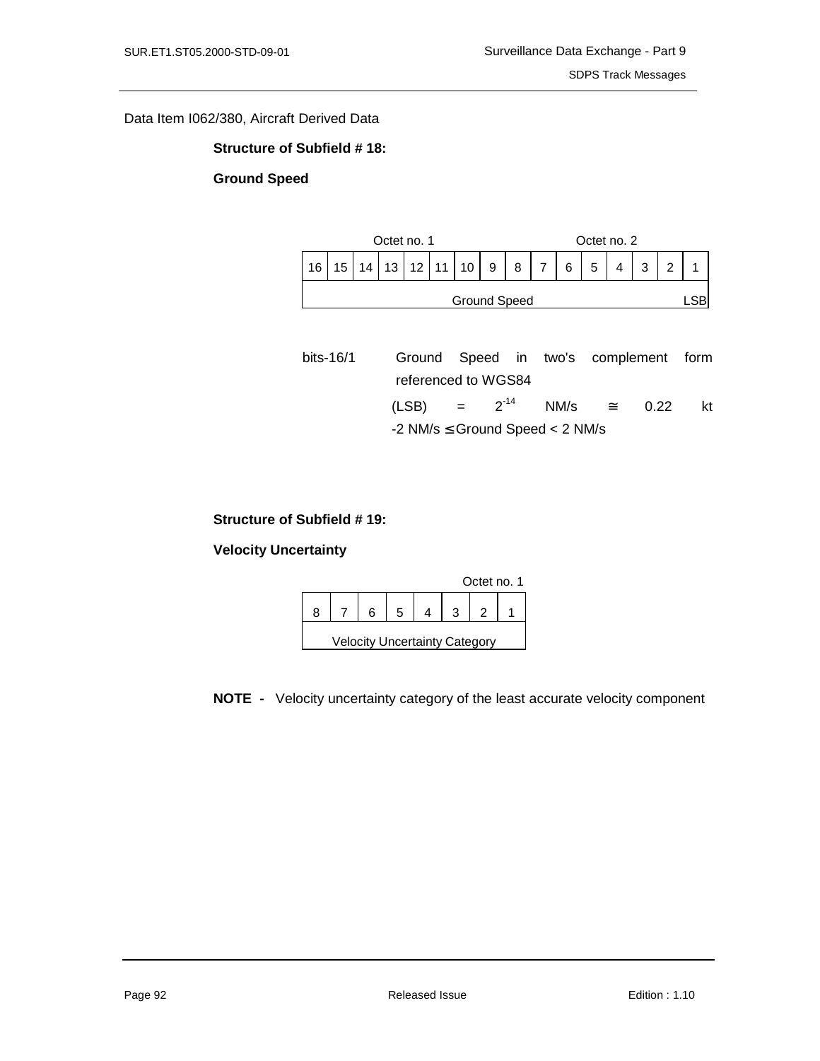Data Item I062/380, Aircraft Derived Data

**Structure of Subfield # 18:**

**Ground Speed**

| Octet no. 1 | | | | | | | | Octet no. 2 | | | | | | | |
|---|---|---|---|---|---|---|---|---|---|---|---|---|---|---|---|
| 16 | 15 | 14 | 13 | 12 | 11 | 10 | 9 | 8 | 7 | 6 | 5 | 4 | 3 | 2 | 1 |
| Ground Speed | | | | | | | | | | | | | | | LSB |

bits-16/1 Ground Speed in two's complement form referenced to WGS84

(LSB) = $2^{-14}$ NM/s ≅ 0.22 kt

-2 NM/s ≤ Ground Speed < 2 NM/s

**Structure of Subfield # 19:**

**Velocity Uncertainty**

| Octet no. 1 | | | | | | | |
|---|---|---|---|---|---|---|---|
| 8 | 7 | 6 | 5 | 4 | 3 | 2 | 1 |
| Velocity Uncertainty Category | | | | | | | |

**NOTE -** Velocity uncertainty category of the least accurate velocity component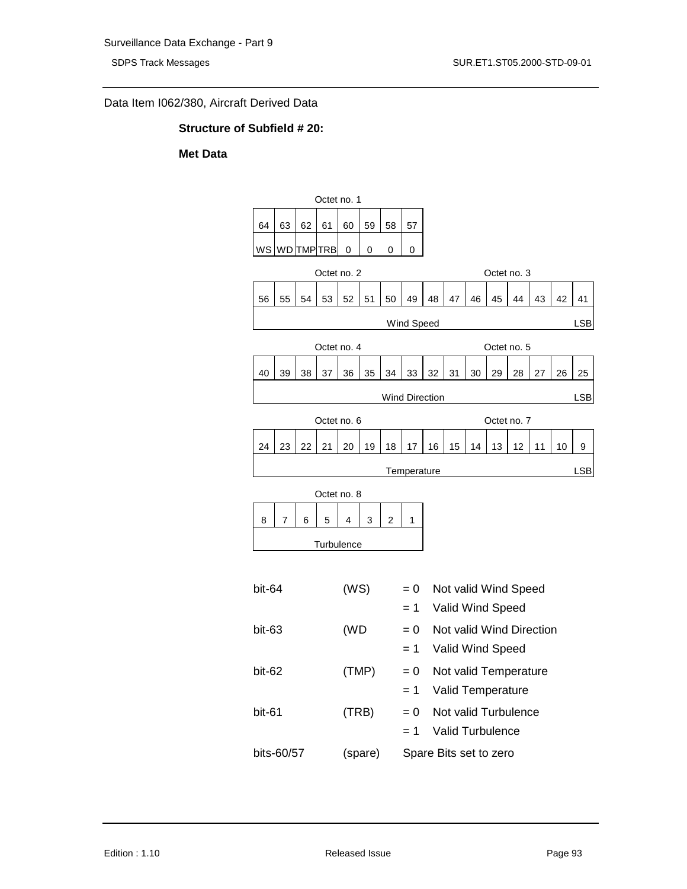Data Item I062/380, Aircraft Derived Data

**Structure of Subfield # 20:**

**Met Data**

| Octet no. 1 | | | | | | | |
|---|---|---|---|---|---|---|---|
| 64 | 63 | 62 | 61 | 60 | 59 | 58 | 57 |
| WS | WD | TMP | TRB | 0 | 0 | 0 | 0 |

| Octet no. 2 | | | | | | | | Octet no. 3 | | | | | | | |
|---|---|---|---|---|---|---|---|---|---|---|---|---|---|---|---|
| 56 | 55 | 54 | 53 | 52 | 51 | 50 | 49 | 48 | 47 | 46 | 45 | 44 | 43 | 42 | 41 |
| Wind Speed | | | | | | | | | | | | | | | LSB |

| Octet no. 4 | | | | | | | | Octet no. 5 | | | | | | | |
|---|---|---|---|---|---|---|---|---|---|---|---|---|---|---|---|
| 40 | 39 | 38 | 37 | 36 | 35 | 34 | 33 | 32 | 31 | 30 | 29 | 28 | 27 | 26 | 25 |
| Wind Direction | | | | | | | | | | | | | | | LSB |

| Octet no. 6 | | | | | | | | Octet no. 7 | | | | | | | |
|---|---|---|---|---|---|---|---|---|---|---|---|---|---|---|---|
| 24 | 23 | 22 | 21 | 20 | 19 | 18 | 17 | 16 | 15 | 14 | 13 | 12 | 11 | 10 | 9 |
| Temperature | | | | | | | | | | | | | | | LSB |

| Octet no. 8 | | | | | | | |
|---|---|---|---|---|---|---|---|
| 8 | 7 | 6 | 5 | 4 | 3 | 2 | 1 |
| Turbulence | | | | | | | |

| | | | |
|---|---|---|---|
| bit-64 | (WS) | = 0 | Not valid Wind Speed |
| | | = 1 | Valid Wind Speed |
| bit-63 | (WD | = 0 | Not valid Wind Direction |
| | | = 1 | Valid Wind Speed |
| bit-62 | (TMP) | = 0 | Not valid Temperature |
| | | = 1 | Valid Temperature |
| bit-61 | (TRB) | = 0 | Not valid Turbulence |
| | | = 1 | Valid Turbulence |
| bits-60/57 | (spare) | Spare Bits set to zero | |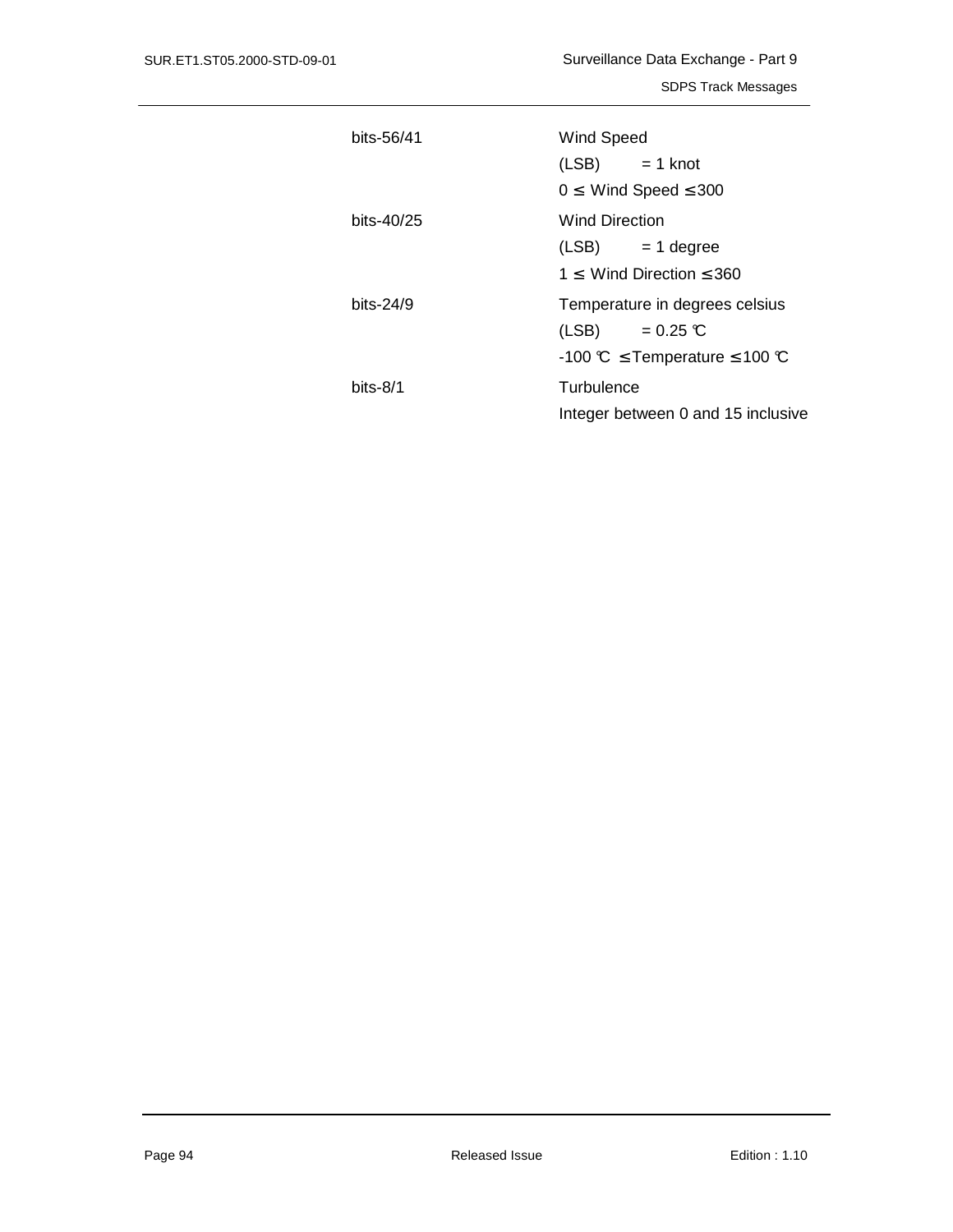| | |
|---|---|
| bits-56/41 | Wind Speed<br>(LSB) = 1 knot<br>$0 \leq$ Wind Speed $\leq 300$ |
| bits-40/25 | Wind Direction<br>(LSB) = 1 degree<br>$1 \leq$ Wind Direction $\leq 360$ |
| bits-24/9 | Temperature in degrees celsius<br>(LSB) = 0.25 ℃<br>-100 ℃ $\leq$ Temperature $\leq$ 100 ℃ |
| bits-8/1 | Turbulence<br>Integer between 0 and 15 inclusive |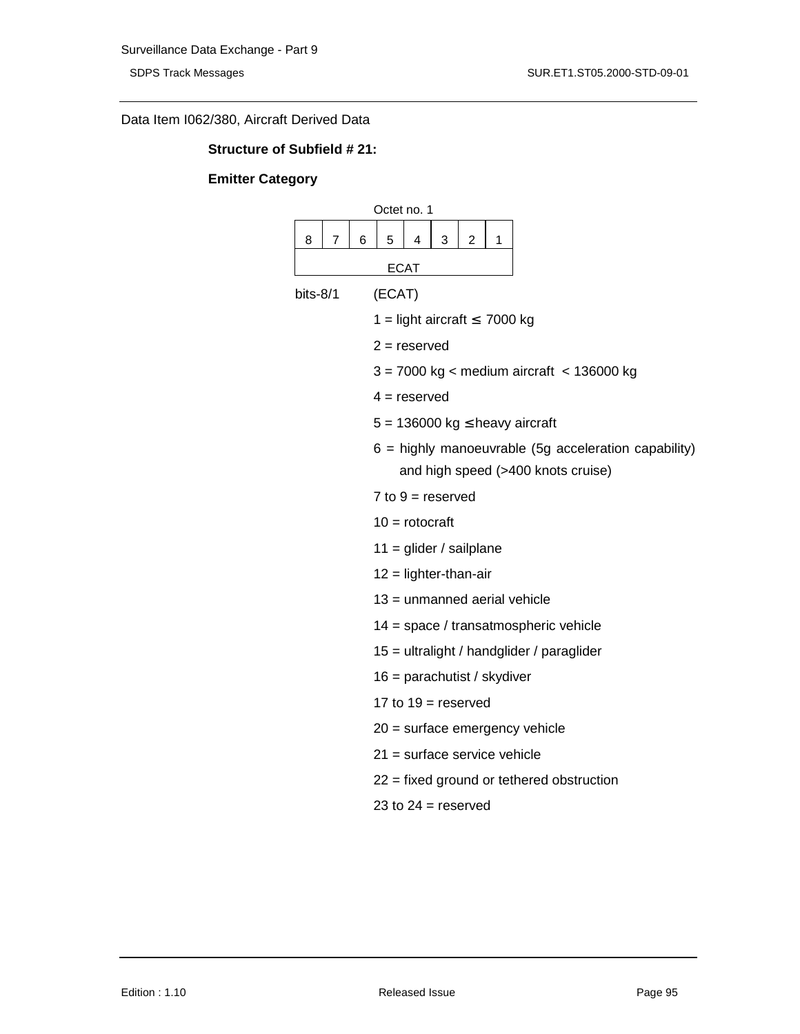Data Item I062/380, Aircraft Derived Data

**Structure of Subfield # 21:**

**Emitter Category**

Octet no. 1

| 8 | 7 | 6 | 5 | 4 | 3 | 2 | 1 |
|---|---|---|---|---|---|---|---|
| ECAT | | | | | | | |

bits-8/1 (ECAT)

1 = light aircraft ≤ 7000 kg

2 = reserved

3 = 7000 kg < medium aircraft < 136000 kg

4 = reserved

5 = 136000 kg ≤ heavy aircraft

6 = highly manoeuvrable (5g acceleration capability) and high speed (>400 knots cruise)

7 to 9 = reserved

10 = rotocraft

11 = glider / sailplane

12 = lighter-than-air

13 = unmanned aerial vehicle

14 = space / transatmospheric vehicle

15 = ultralight / handglider / paraglider

16 = parachutist / skydiver

17 to 19 = reserved

20 = surface emergency vehicle

21 = surface service vehicle

22 = fixed ground or tethered obstruction

23 to 24 = reserved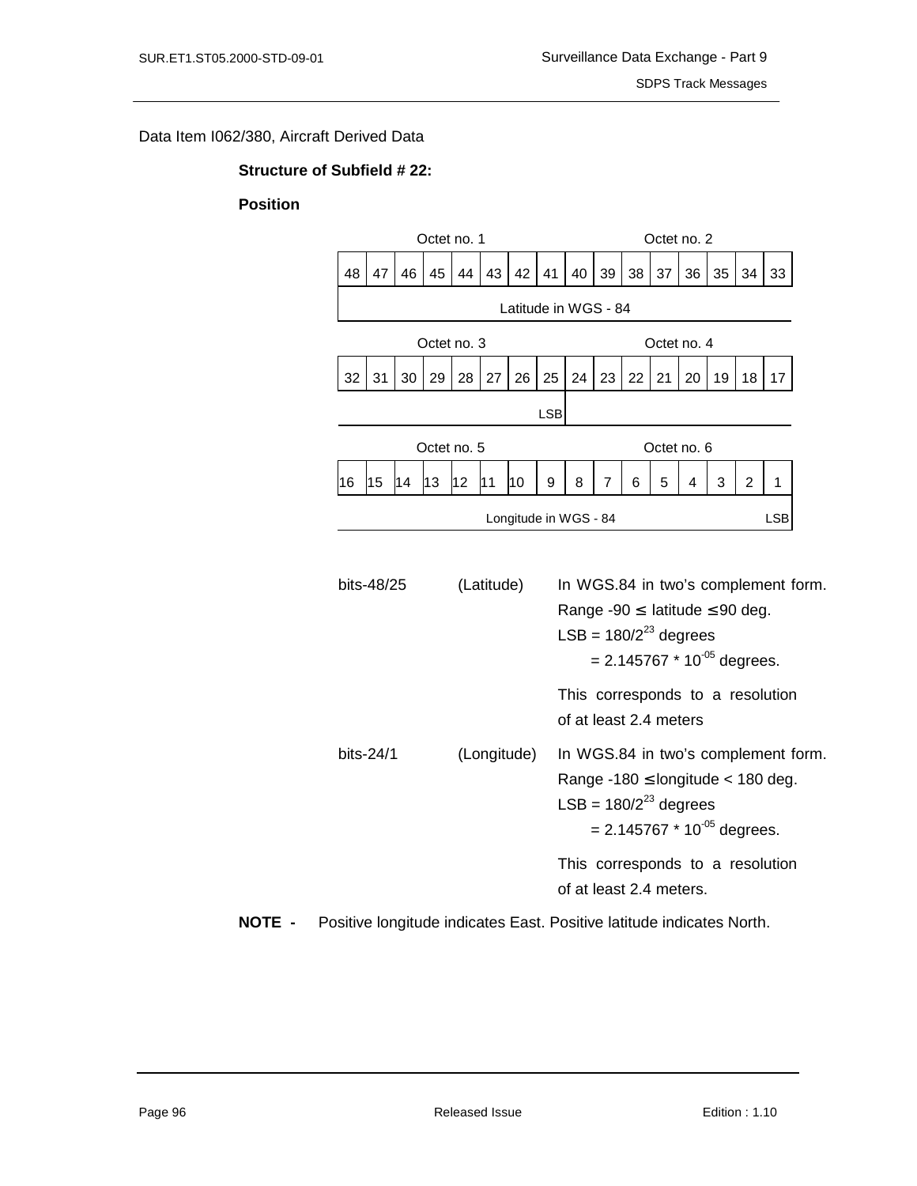Data Item I062/380, Aircraft Derived Data

**Structure of Subfield # 22:**

**Position**

| Octet no. 1 | | | | | | | | Octet no. 2 | | | | | | | |
|---|---|---|---|---|---|---|---|---|---|---|---|---|---|---|---|
| 48 | 47 | 46 | 45 | 44 | 43 | 42 | 41 | 40 | 39 | 38 | 37 | 36 | 35 | 34 | 33 |
| Latitude in WGS - 84 | | | | | | | | | | | | | | | |

| Octet no. 3 | | | | | | | | Octet no. 4 | | | | | | | |
|---|---|---|---|---|---|---|---|---|---|---|---|---|---|---|---|
| 32 | 31 | 30 | 29 | 28 | 27 | 26 | 25 | 24 | 23 | 22 | 21 | 20 | 19 | 18 | 17 |
| | | | | | | | LSB | | | | | | | | |

| Octet no. 5 | | | | | | | | Octet no. 6 | | | | | | | |
|---|---|---|---|---|---|---|---|---|---|---|---|---|---|---|---|
| 16 | 15 | 14 | 13 | 12 | 11 | 10 | 9 | 8 | 7 | 6 | 5 | 4 | 3 | 2 | 1 |
| Longitude in WGS - 84 | | | | | | | | | | | | | | | LSB |

bits-48/25 (Latitude) In WGS.84 in two's complement form.
Range -90 ≤ latitude ≤ 90 deg.
LSB = $180/2^{23}$ degrees
= $2.145767 * 10^{-05}$ degrees.

This corresponds to a resolution of at least 2.4 meters

bits-24/1 (Longitude) In WGS.84 in two's complement form.
Range -180 ≤ longitude < 180 deg.
LSB = $180/2^{23}$ degrees
= $2.145767 * 10^{-05}$ degrees.

This corresponds to a resolution of at least 2.4 meters.

**NOTE -** Positive longitude indicates East. Positive latitude indicates North.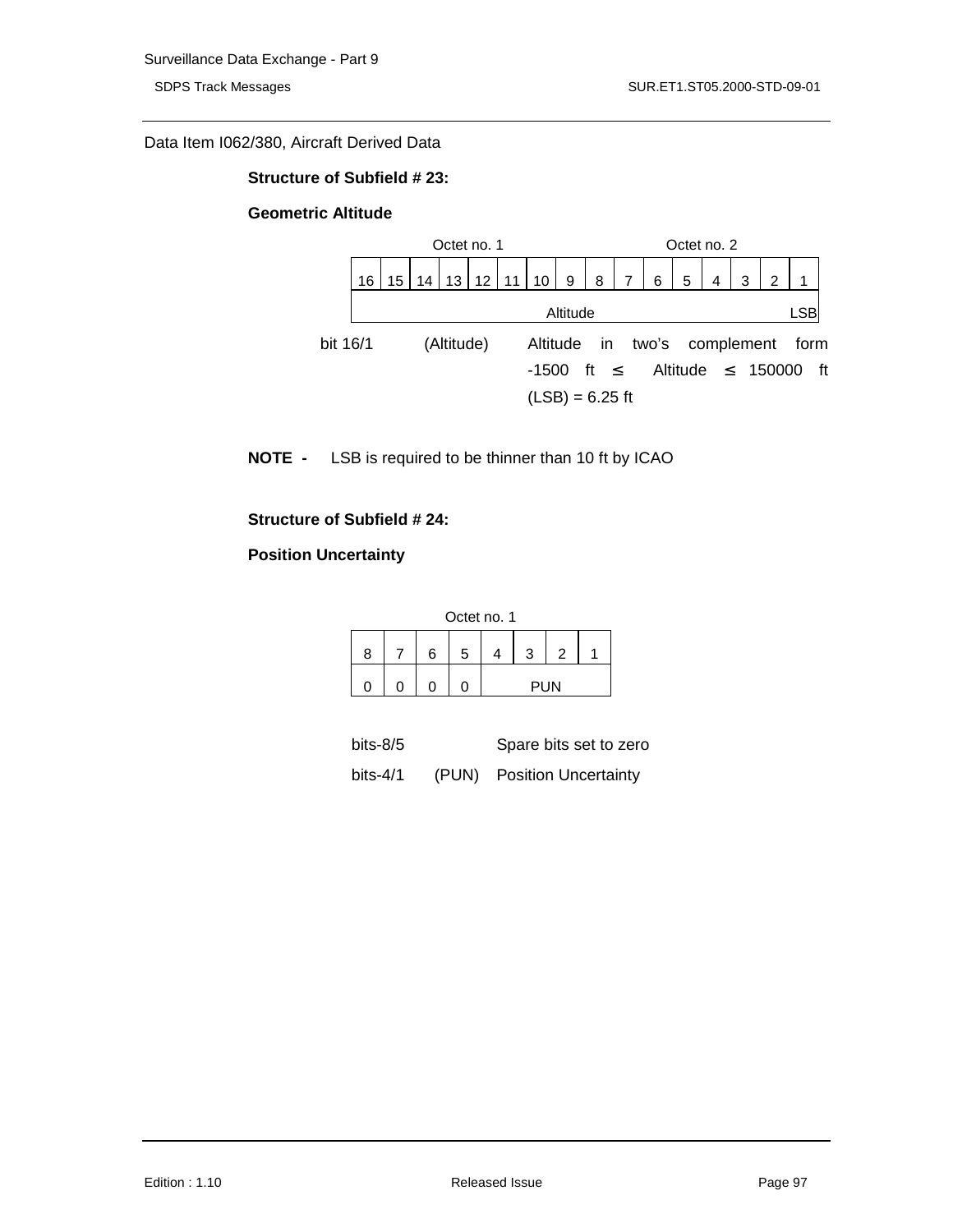Data Item I062/380, Aircraft Derived Data

**Structure of Subfield # 23:**

**Geometric Altitude**

| Octet no. 1 | | | | | | | | Octet no. 2 | | | | | | | |
|---|---|---|---|---|---|---|---|---|---|---|---|---|---|---|---|
| 16 | 15 | 14 | 13 | 12 | 11 | 10 | 9 | 8 | 7 | 6 | 5 | 4 | 3 | 2 | 1 |
| Altitude | | | | | | | | | | | | | | | LSB |

bit 16/1 (Altitude) Altitude in two's complement form
$-1500 \text{ ft} \leq \text{Altitude} \leq 150000 \text{ ft}$
(LSB) = 6.25 ft

**NOTE -** LSB is required to be thinner than 10 ft by ICAO

**Structure of Subfield # 24:**

**Position Uncertainty**

| Octet no. 1 | | | | | | | |
|---|---|---|---|---|---|---|---|
| 8 | 7 | 6 | 5 | 4 | 3 | 2 | 1 |
| 0 | 0 | 0 | 0 | PUN | | | |

bits-8/5 Spare bits set to zero

bits-4/1 (PUN) Position Uncertainty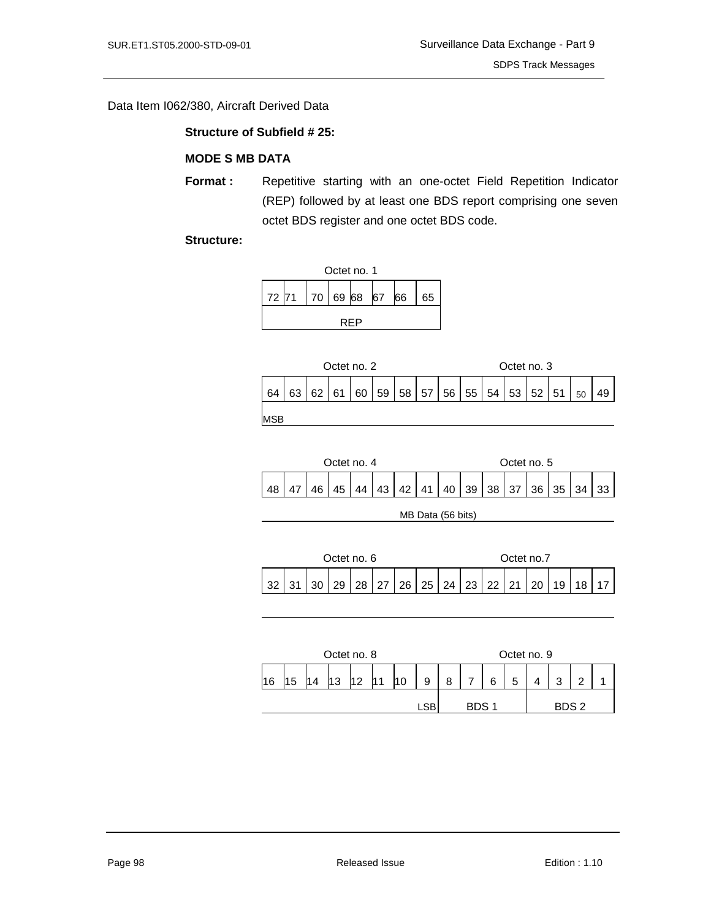Data Item I062/380, Aircraft Derived Data

**Structure of Subfield # 25:**

**MODE S MB DATA**

**Format :** Repetitive starting with an one-octet Field Repetition Indicator (REP) followed by at least one BDS report comprising one seven octet BDS register and one octet BDS code.

**Structure:**

Octet no. 1

| 72 | 71 | 70 | 69 | 68 | 67 | 66 | 65 |
|---|---|---|---|---|---|---|---|
| REP | | | | | | | |

| Octet no. 2 | | | | | | | | Octet no. 3 | | | | | | | |
|---|---|---|---|---|---|---|---|---|---|---|---|---|---|---|---|
| 64 | 63 | 62 | 61 | 60 | 59 | 58 | 57 | 56 | 55 | 54 | 53 | 52 | 51 | 50 | 49 |
| MSB | | | | | | | | | | | | | | | |

| Octet no. 4 | | | | | | | | Octet no. 5 | | | | | | | |
|---|---|---|---|---|---|---|---|---|---|---|---|---|---|---|---|
| 48 | 47 | 46 | 45 | 44 | 43 | 42 | 41 | 40 | 39 | 38 | 37 | 36 | 35 | 34 | 33 |
| MB Data (56 bits) | | | | | | | | | | | | | | | |

| Octet no. 6 | | | | | | | | Octet no.7 | | | | | | | |
|---|---|---|---|---|---|---|---|---|---|---|---|---|---|---|---|
| 32 | 31 | 30 | 29 | 28 | 27 | 26 | 25 | 24 | 23 | 22 | 21 | 20 | 19 | 18 | 17 |

| Octet no. 8 | | | | | | | | Octet no. 9 | | | | | | | |
|---|---|---|---|---|---|---|---|---|---|---|---|---|---|---|---|
| 16 | 15 | 14 | 13 | 12 | 11 | 10 | 9 | 8 | 7 | 6 | 5 | 4 | 3 | 2 | 1 |
| | | | | | | | LSB | BDS 1 | | | | BDS 2 | | | |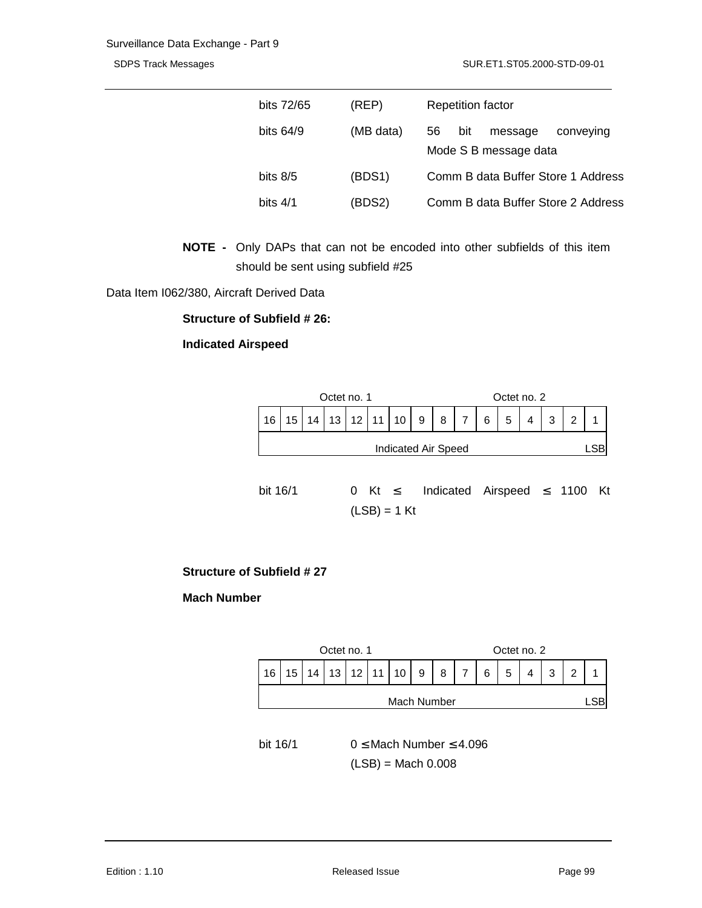| | | |
|---|---|---|
| bits 72/65 | (REP) | Repetition factor |
| bits 64/9 | (MB data) | 56 bit message conveying Mode S B message data |
| bits 8/5 | (BDS1) | Comm B data Buffer Store 1 Address |
| bits 4/1 | (BDS2) | Comm B data Buffer Store 2 Address |

**NOTE -** Only DAPs that can not be encoded into other subfields of this item should be sent using subfield #25

Data Item I062/380, Aircraft Derived Data

**Structure of Subfield # 26:**

**Indicated Airspeed**

| Octet no. 1 | | | | | | | | Octet no. 2 | | | | | | | |
|---|---|---|---|---|---|---|---|---|---|---|---|---|---|---|---|
| 16 | 15 | 14 | 13 | 12 | 11 | 10 | 9 | 8 | 7 | 6 | 5 | 4 | 3 | 2 | 1 |
| Indicated Air Speed | | | | | | | | | | | | | | | LSB |

bit 16/1 $0 \text{ Kt} \leq \text{Indicated Airspeed} \leq 1100 \text{ Kt}$
(LSB) = 1 Kt

**Structure of Subfield # 27**

**Mach Number**

| Octet no. 1 | | | | | | | | Octet no. 2 | | | | | | | |
|---|---|---|---|---|---|---|---|---|---|---|---|---|---|---|---|
| 16 | 15 | 14 | 13 | 12 | 11 | 10 | 9 | 8 | 7 | 6 | 5 | 4 | 3 | 2 | 1 |
| Mach Number | | | | | | | | | | | | | | | LSB |

bit 16/1 $0 \leq \text{Mach Number} \leq 4.096$
(LSB) = Mach 0.008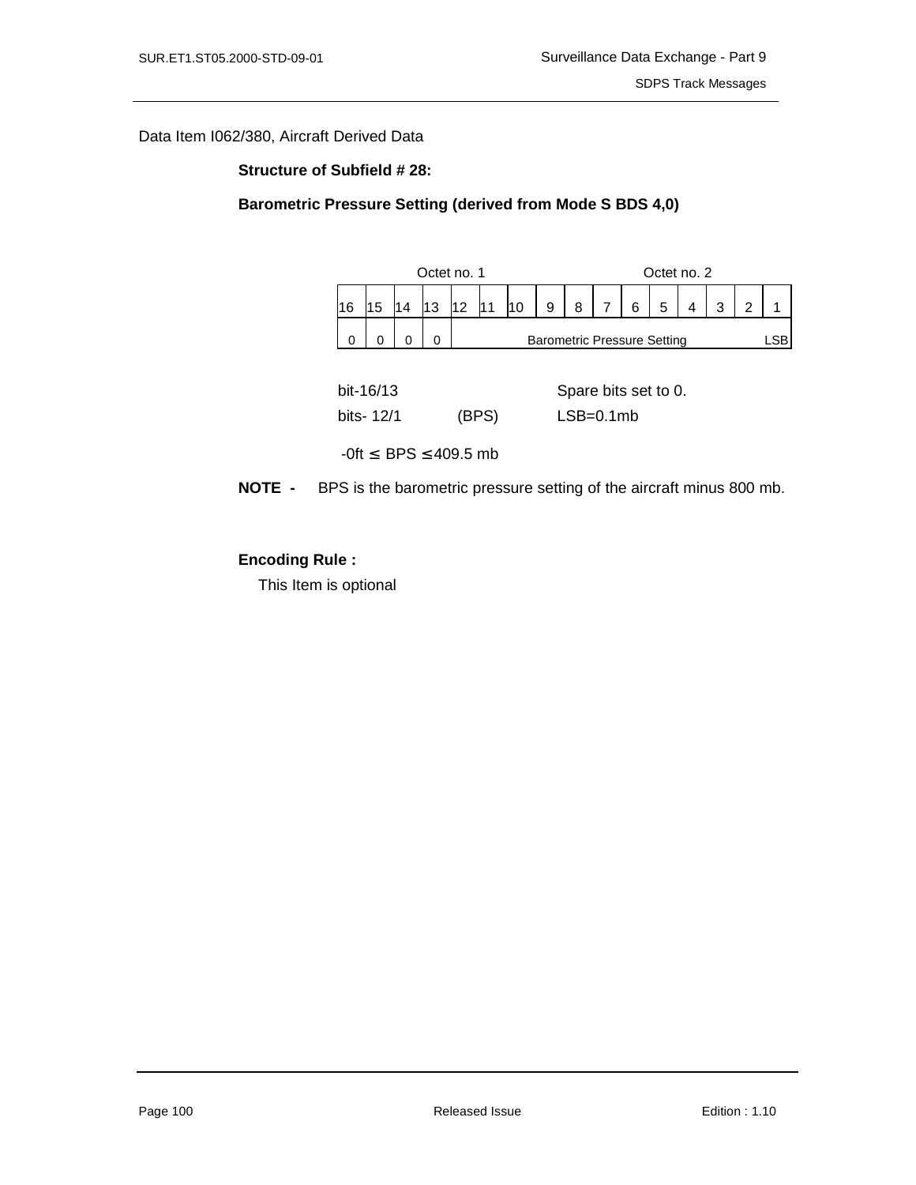Data Item I062/380, Aircraft Derived Data

**Structure of Subfield # 28:**

**Barometric Pressure Setting (derived from Mode S BDS 4,0)**

| Octet no. 1 | | | | | | | | Octet no. 2 | | | | | | | |
|---|---|---|---|---|---|---|---|---|---|---|---|---|---|---|---|
| 16 | 15 | 14 | 13 | 12 | 11 | 10 | 9 | 8 | 7 | 6 | 5 | 4 | 3 | 2 | 1 |
| 0 | 0 | 0 | 0 | Barometric Pressure Setting | | | | | | | | | | | LSB |

bit-16/13 Spare bits set to 0.

bits- 12/1 (BPS) LSB=0.1mb

-0ft ≤ BPS ≤ 409.5 mb

**NOTE -** BPS is the barometric pressure setting of the aircraft minus 800 mb.

**Encoding Rule :**

This Item is optional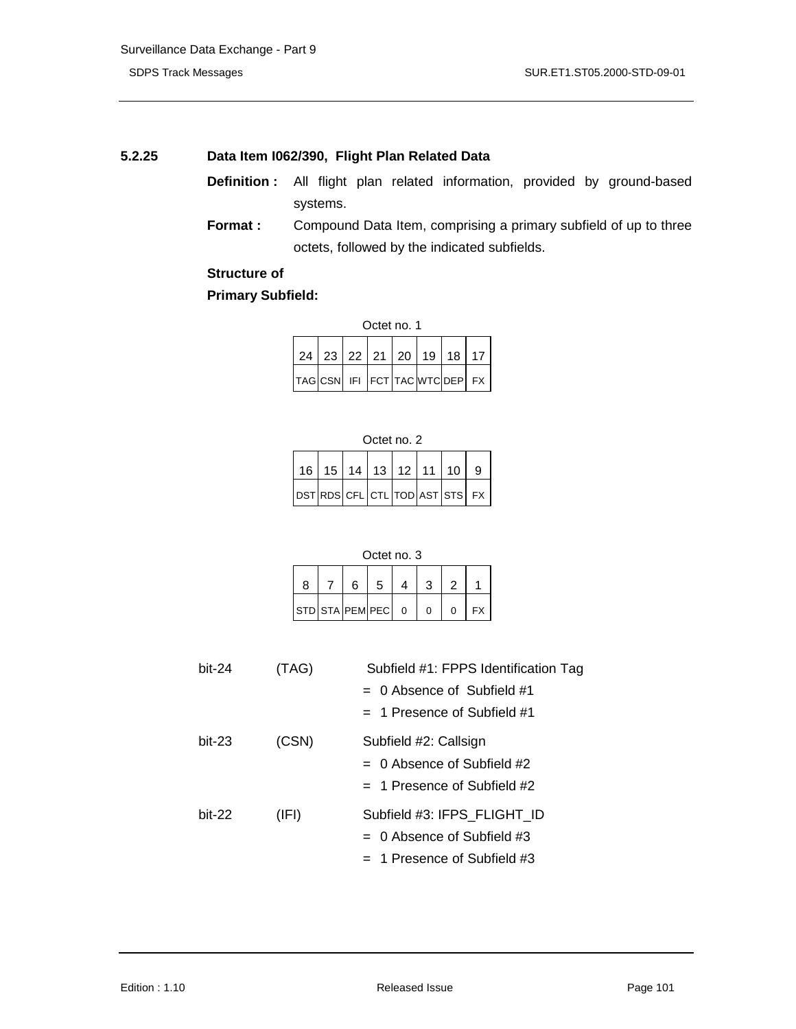### 5.2.25 Data Item I062/390, Flight Plan Related Data

**Definition :** All flight plan related information, provided by ground-based systems.

**Format :** Compound Data Item, comprising a primary subfield of up to three octets, followed by the indicated subfields.

**Structure of Primary Subfield:**

Octet no. 1

| 24 | 23 | 22 | 21 | 20 | 19 | 18 | 17 |
|---|---|---|---|---|---|---|---|
| TAG | CSN | IFI | FCT | TAC | WTC | DEP | FX |

Octet no. 2

| 16 | 15 | 14 | 13 | 12 | 11 | 10 | 9 |
|---|---|---|---|---|---|---|---|
| DST | RDS | CFL | CTL | TOD | AST | STS | FX |

Octet no. 3

| 8 | 7 | 6 | 5 | 4 | 3 | 2 | 1 |
|---|---|---|---|---|---|---|---|
| STD | STA | PEM | PEC | 0 | 0 | 0 | FX |

bit-24 (TAG) Subfield #1: FPPS Identification Tag
- = 0 Absence of Subfield #1
- = 1 Presence of Subfield #1

bit-23 (CSN) Subfield #2: Callsign
- = 0 Absence of Subfield #2
- = 1 Presence of Subfield #2

bit-22 (IFI) Subfield #3: IFPS_FLIGHT_ID
- = 0 Absence of Subfield #3
- = 1 Presence of Subfield #3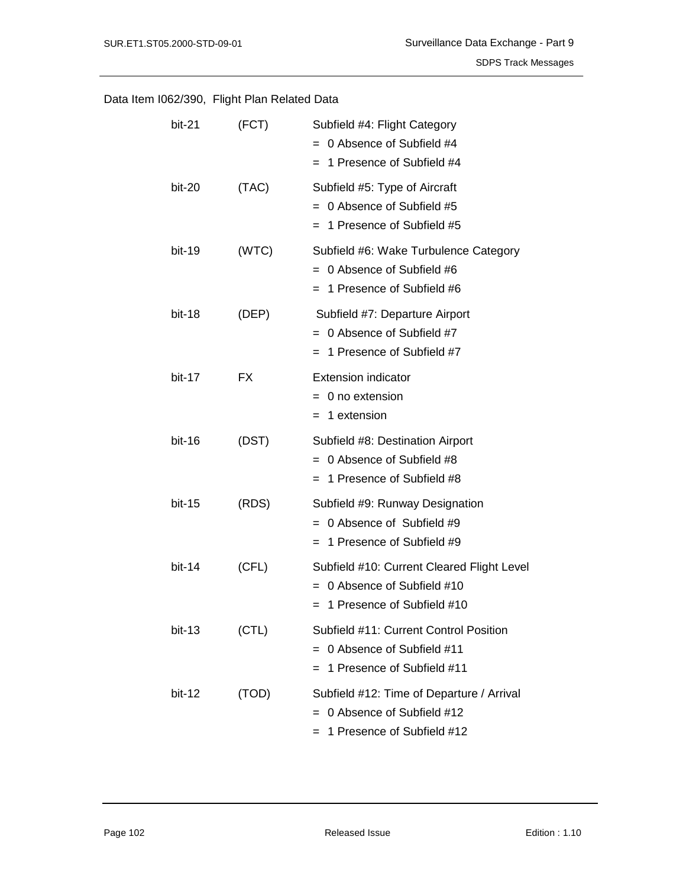Data Item I062/390, Flight Plan Related Data

| | | |
|---|---|---|
| bit-21 | (FCT) | Subfield #4: Flight Category<br>= 0 Absence of Subfield #4<br>= 1 Presence of Subfield #4 |
| bit-20 | (TAC) | Subfield #5: Type of Aircraft<br>= 0 Absence of Subfield #5<br>= 1 Presence of Subfield #5 |
| bit-19 | (WTC) | Subfield #6: Wake Turbulence Category<br>= 0 Absence of Subfield #6<br>= 1 Presence of Subfield #6 |
| bit-18 | (DEP) | Subfield #7: Departure Airport<br>= 0 Absence of Subfield #7<br>= 1 Presence of Subfield #7 |
| bit-17 | FX | Extension indicator<br>= 0 no extension<br>= 1 extension |
| bit-16 | (DST) | Subfield #8: Destination Airport<br>= 0 Absence of Subfield #8<br>= 1 Presence of Subfield #8 |
| bit-15 | (RDS) | Subfield #9: Runway Designation<br>= 0 Absence of Subfield #9<br>= 1 Presence of Subfield #9 |
| bit-14 | (CFL) | Subfield #10: Current Cleared Flight Level<br>= 0 Absence of Subfield #10<br>= 1 Presence of Subfield #10 |
| bit-13 | (CTL) | Subfield #11: Current Control Position<br>= 0 Absence of Subfield #11<br>= 1 Presence of Subfield #11 |
| bit-12 | (TOD) | Subfield #12: Time of Departure / Arrival<br>= 0 Absence of Subfield #12<br>= 1 Presence of Subfield #12 |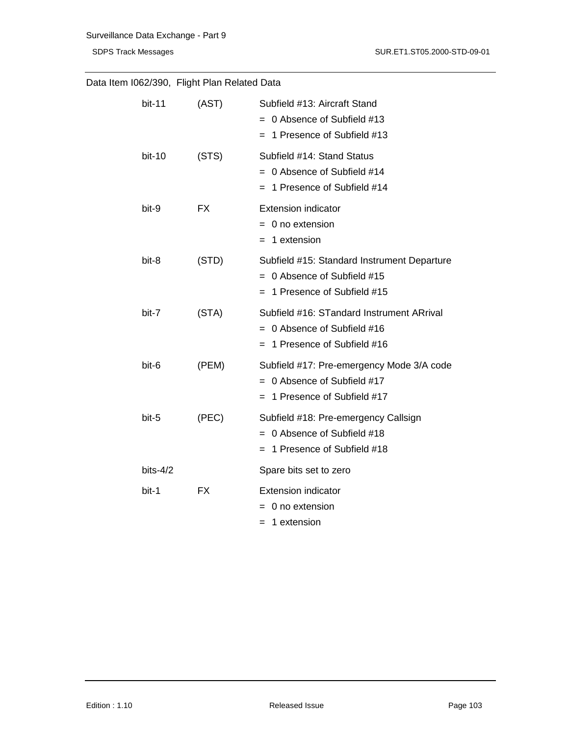Data Item I062/390, Flight Plan Related Data

| | | |
|---|---|---|
| bit-11 | (AST) | Subfield #13: Aircraft Stand<br>= 0 Absence of Subfield #13<br>= 1 Presence of Subfield #13 |
| bit-10 | (STS) | Subfield #14: Stand Status<br>= 0 Absence of Subfield #14<br>= 1 Presence of Subfield #14 |
| bit-9 | FX | Extension indicator<br>= 0 no extension<br>= 1 extension |
| bit-8 | (STD) | Subfield #15: Standard Instrument Departure<br>= 0 Absence of Subfield #15<br>= 1 Presence of Subfield #15 |
| bit-7 | (STA) | Subfield #16: STandard Instrument ARrival<br>= 0 Absence of Subfield #16<br>= 1 Presence of Subfield #16 |
| bit-6 | (PEM) | Subfield #17: Pre-emergency Mode 3/A code<br>= 0 Absence of Subfield #17<br>= 1 Presence of Subfield #17 |
| bit-5 | (PEC) | Subfield #18: Pre-emergency Callsign<br>= 0 Absence of Subfield #18<br>= 1 Presence of Subfield #18 |
| bits-4/2 | | Spare bits set to zero |
| bit-1 | FX | Extension indicator<br>= 0 no extension<br>= 1 extension |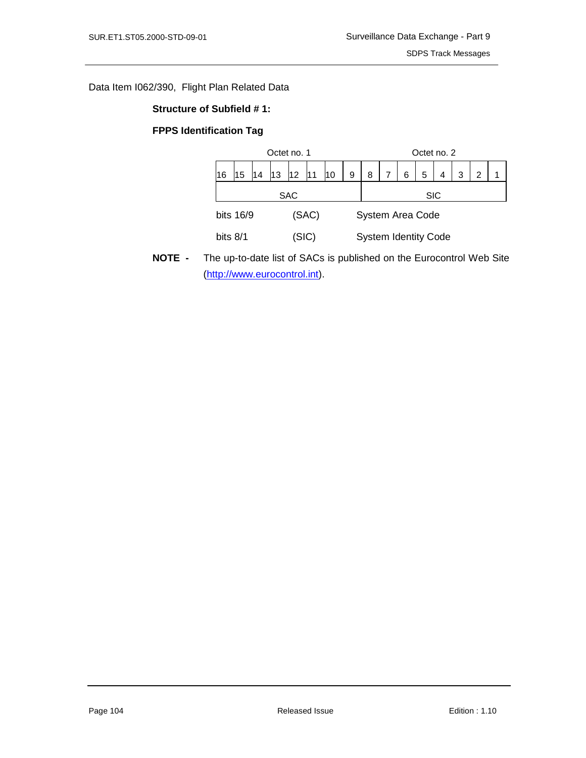Data Item I062/390, Flight Plan Related Data

**Structure of Subfield # 1:**

**FPPS Identification Tag**

| Octet no. 1 | | | | | | | | Octet no. 2 | | | | | | | |
|---|---|---|---|---|---|---|---|---|---|---|---|---|---|---|---|
| 16 | 15 | 14 | 13 | 12 | 11 | 10 | 9 | 8 | 7 | 6 | 5 | 4 | 3 | 2 | 1 |
| SAC | | | | | | | | SIC | | | | | | | |

bits 16/9 (SAC) System Area Code

bits 8/1 (SIC) System Identity Code

**NOTE -** The up-to-date list of SACs is published on the Eurocontrol Web Site (http://www.eurocontrol.int).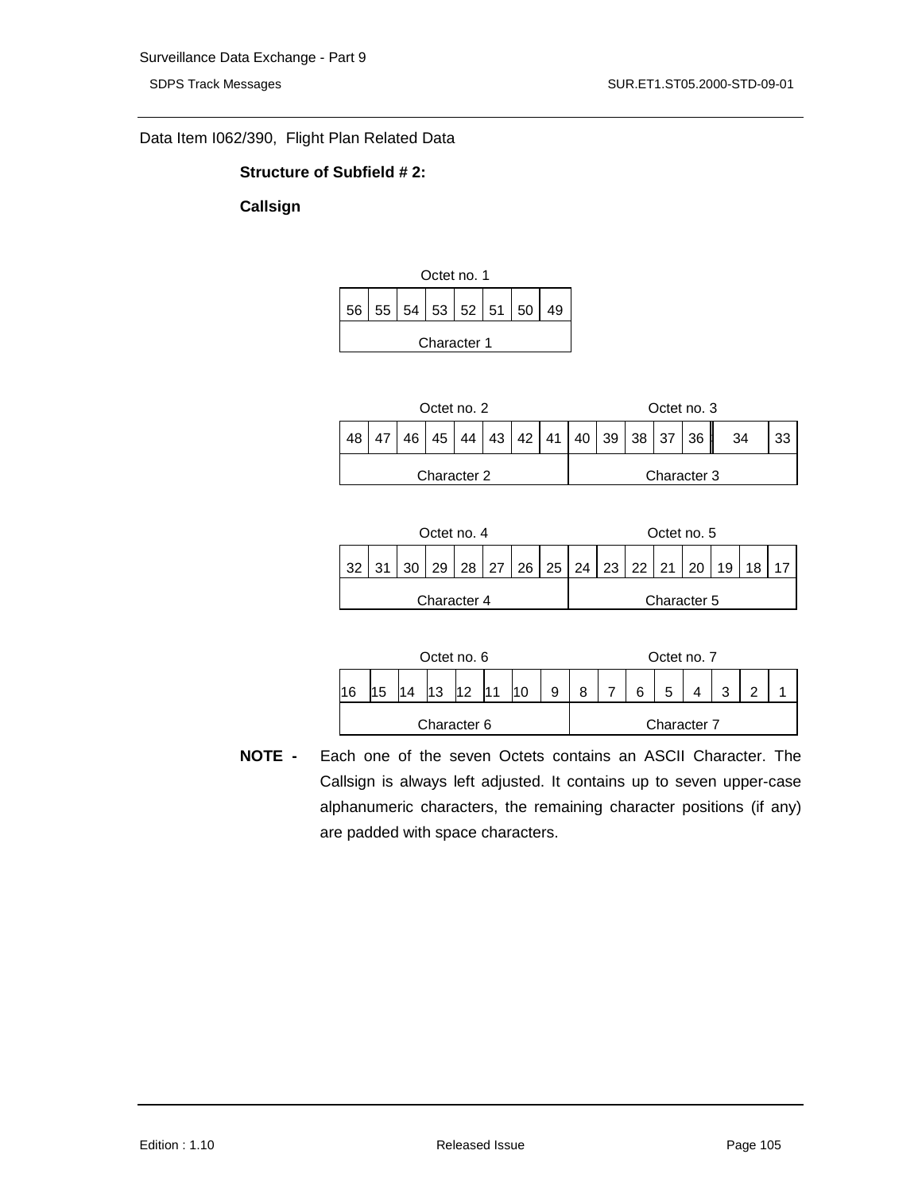Data Item I062/390, Flight Plan Related Data

**Structure of Subfield # 2:**

**Callsign**

| Octet no. 1 | | | | | | | |
|---|---|---|---|---|---|---|---|
| 56 | 55 | 54 | 53 | 52 | 51 | 50 | 49 |
| Character 1 | | | | | | | |

| Octet no. 2 | | | | | | | | Octet no. 3 | | | | | | |
|---|---|---|---|---|---|---|---|---|---|---|---|---|---|---|
| 48 | 47 | 46 | 45 | 44 | 43 | 42 | 41 | 40 | 39 | 38 | 37 | 36 | 34 | 33 |
| Character 2 | | | | | | | | Character 3 | | | | | | |

| Octet no. 4 | | | | | | | | Octet no. 5 | | | | | | | |
|---|---|---|---|---|---|---|---|---|---|---|---|---|---|---|---|
| 32 | 31 | 30 | 29 | 28 | 27 | 26 | 25 | 24 | 23 | 22 | 21 | 20 | 19 | 18 | 17 |
| Character 4 | | | | | | | | Character 5 | | | | | | | |

| Octet no. 6 | | | | | | | | Octet no. 7 | | | | | | | |
|---|---|---|---|---|---|---|---|---|---|---|---|---|---|---|---|
| 16 | 15 | 14 | 13 | 12 | 11 | 10 | 9 | 8 | 7 | 6 | 5 | 4 | 3 | 2 | 1 |
| Character 6 | | | | | | | | Character 7 | | | | | | | |

**NOTE -** Each one of the seven Octets contains an ASCII Character. The Callsign is always left adjusted. It contains up to seven upper-case alphanumeric characters, the remaining character positions (if any) are padded with space characters.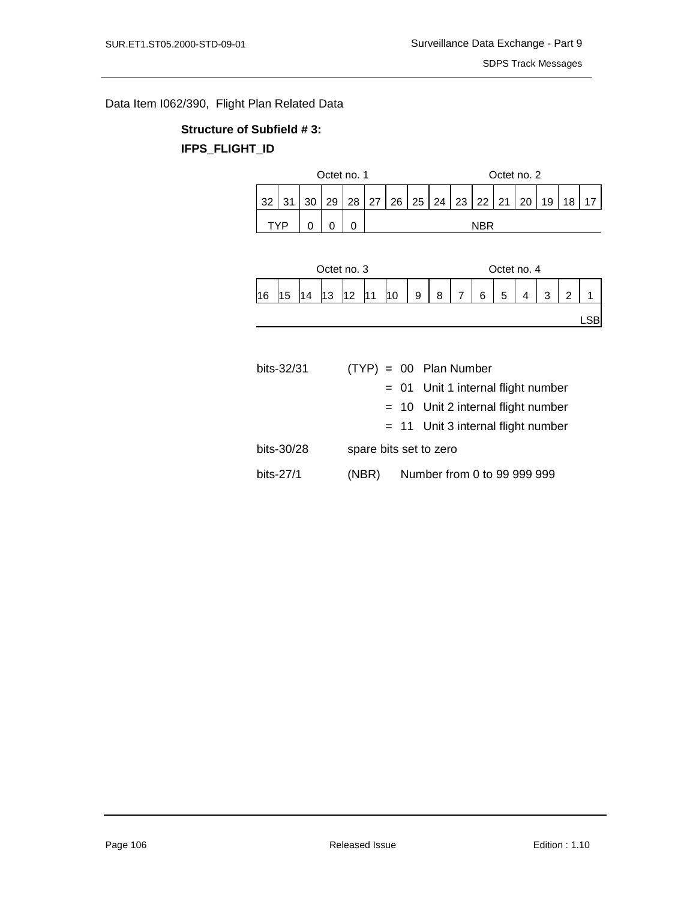Data Item I062/390, Flight Plan Related Data

**Structure of Subfield # 3:**

**IFPS_FLIGHT_ID**

| Octet no. 1 | | | | | | | | Octet no. 2 | | | | | | | |
|---|---|---|---|---|---|---|---|---|---|---|---|---|---|---|---|
| 32 | 31 | 30 | 29 | 28 | 27 | 26 | 25 | 24 | 23 | 22 | 21 | 20 | 19 | 18 | 17 |
| TYP | | 0 | 0 | 0 | NBR | | | | | | | | | | |

| Octet no. 3 | | | | | | | | Octet no. 4 | | | | | | | |
|---|---|---|---|---|---|---|---|---|---|---|---|---|---|---|---|
| 16 | 15 | 14 | 13 | 12 | 11 | 10 | 9 | 8 | 7 | 6 | 5 | 4 | 3 | 2 | 1 |
| | | | | | | | | | | | | | | | LSB |

bits-32/31 (TYP) = 00 Plan Number
= 01 Unit 1 internal flight number
= 10 Unit 2 internal flight number
= 11 Unit 3 internal flight number

bits-30/28 spare bits set to zero

bits-27/1 (NBR) Number from 0 to 99 999 999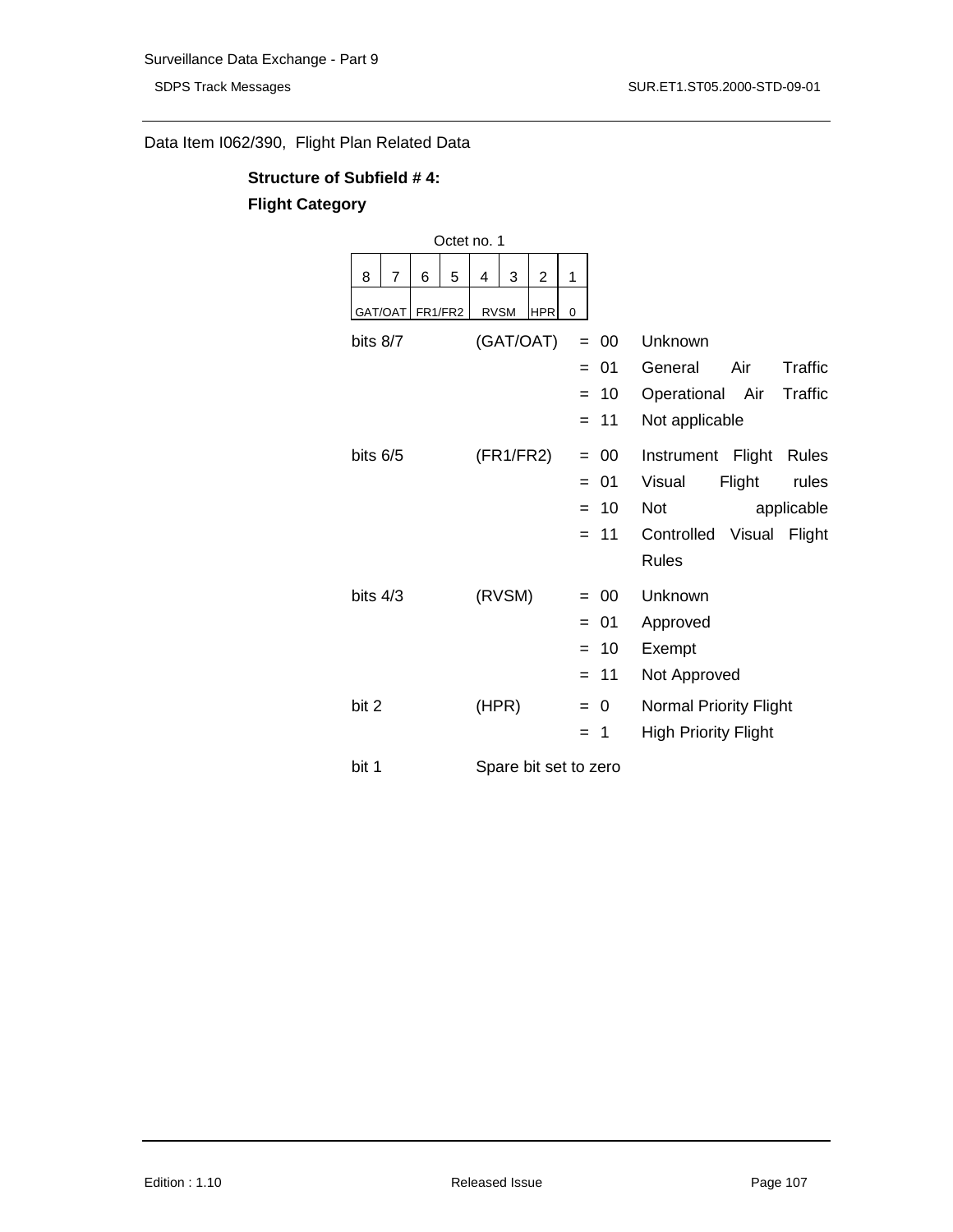Data Item I062/390, Flight Plan Related Data

**Structure of Subfield # 4:**

**Flight Category**

Octet no. 1

| 8 | 7 | 6 | 5 | 4 | 3 | 2 | 1 |
|---|---|---|---|---|---|---|---|
| GAT/OAT | | FR1/FR2 | | RVSM | | HPR | 0 |

| | | | |
|---|---|---|---|
| bits 8/7 | (GAT/OAT) | = 00 | Unknown |
| | | = 01 | General Air Traffic |
| | | = 10 | Operational Air Traffic |
| | | = 11 | Not applicable |
| bits 6/5 | (FR1/FR2) | = 00 | Instrument Flight Rules |
| | | = 01 | Visual Flight rules |
| | | = 10 | Not applicable |
| | | = 11 | Controlled Visual Flight Rules |
| bits 4/3 | (RVSM) | = 00 | Unknown |
| | | = 01 | Approved |
| | | = 10 | Exempt |
| | | = 11 | Not Approved |
| bit 2 | (HPR) | = 0 | Normal Priority Flight |
| | | = 1 | High Priority Flight |
| bit 1 | Spare bit set to zero | | |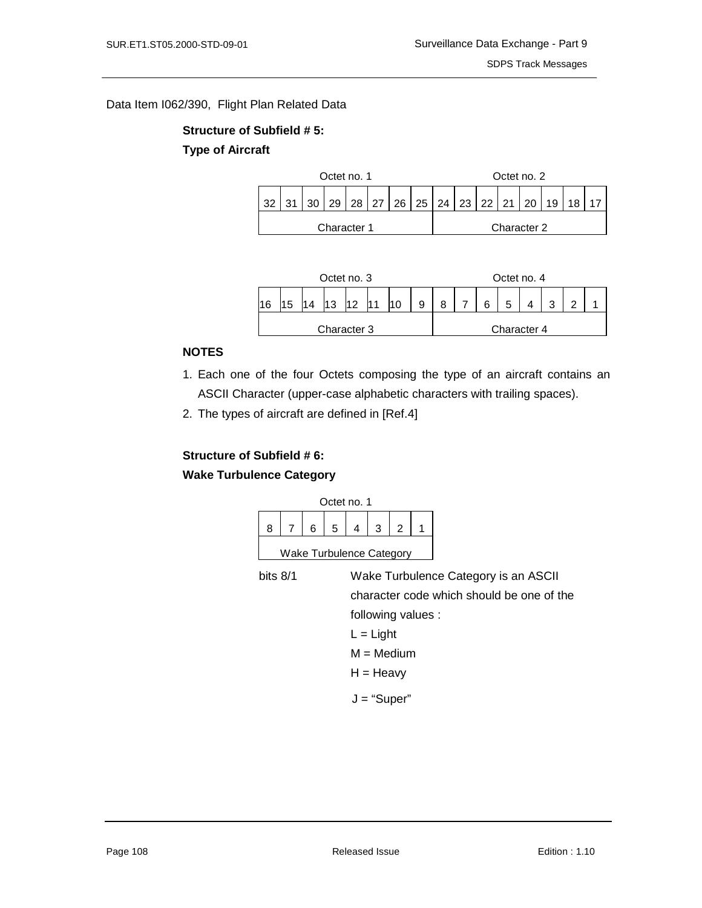Data Item I062/390, Flight Plan Related Data

**Structure of Subfield # 5:**

**Type of Aircraft**

| Octet no. 1 | | | | | | | | Octet no. 2 | | | | | | | |
|---|---|---|---|---|---|---|---|---|---|---|---|---|---|---|---|
| 32 | 31 | 30 | 29 | 28 | 27 | 26 | 25 | 24 | 23 | 22 | 21 | 20 | 19 | 18 | 17 |
| Character 1 | | | | | | | | Character 2 | | | | | | | |

| Octet no. 3 | | | | | | | | Octet no. 4 | | | | | | | |
|---|---|---|---|---|---|---|---|---|---|---|---|---|---|---|---|
| 16 | 15 | 14 | 13 | 12 | 11 | 10 | 9 | 8 | 7 | 6 | 5 | 4 | 3 | 2 | 1 |
| Character 3 | | | | | | | | Character 4 | | | | | | | |

**NOTES**

1. Each one of the four Octets composing the type of an aircraft contains an ASCII Character (upper-case alphabetic characters with trailing spaces).
2. The types of aircraft are defined in [Ref.4]

**Structure of Subfield # 6:**

**Wake Turbulence Category**

| Octet no. 1 | | | | | | | |
|---|---|---|---|---|---|---|---|
| 8 | 7 | 6 | 5 | 4 | 3 | 2 | 1 |
| Wake Turbulence Category | | | | | | | |

bits 8/1 Wake Turbulence Category is an ASCII character code which should be one of the following values :

L = Light

M = Medium

H = Heavy

J = "Super"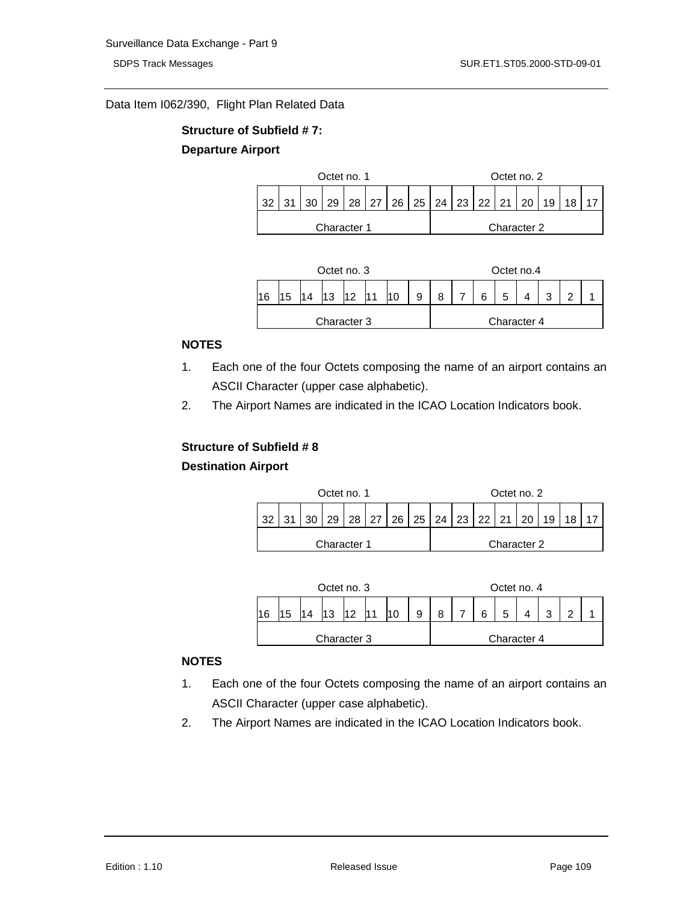Data Item I062/390, Flight Plan Related Data

**Structure of Subfield # 7:**

**Departure Airport**

| Octet no. 1 | | | | | | | | Octet no. 2 | | | | | | | |
|---|---|---|---|---|---|---|---|---|---|---|---|---|---|---|---|
| 32 | 31 | 30 | 29 | 28 | 27 | 26 | 25 | 24 | 23 | 22 | 21 | 20 | 19 | 18 | 17 |
| Character 1 | | | | | | | | Character 2 | | | | | | | |

| Octet no. 3 | | | | | | | | Octet no.4 | | | | | | | |
|---|---|---|---|---|---|---|---|---|---|---|---|---|---|---|---|
| 16 | 15 | 14 | 13 | 12 | 11 | 10 | 9 | 8 | 7 | 6 | 5 | 4 | 3 | 2 | 1 |
| Character 3 | | | | | | | | Character 4 | | | | | | | |

**NOTES**

1. Each one of the four Octets composing the name of an airport contains an ASCII Character (upper case alphabetic).
2. The Airport Names are indicated in the ICAO Location Indicators book.

**Structure of Subfield # 8**

**Destination Airport**

| Octet no. 1 | | | | | | | | Octet no. 2 | | | | | | | |
|---|---|---|---|---|---|---|---|---|---|---|---|---|---|---|---|
| 32 | 31 | 30 | 29 | 28 | 27 | 26 | 25 | 24 | 23 | 22 | 21 | 20 | 19 | 18 | 17 |
| Character 1 | | | | | | | | Character 2 | | | | | | | |

| Octet no. 3 | | | | | | | | Octet no. 4 | | | | | | | |
|---|---|---|---|---|---|---|---|---|---|---|---|---|---|---|---|
| 16 | 15 | 14 | 13 | 12 | 11 | 10 | 9 | 8 | 7 | 6 | 5 | 4 | 3 | 2 | 1 |
| Character 3 | | | | | | | | Character 4 | | | | | | | |

**NOTES**

1. Each one of the four Octets composing the name of an airport contains an ASCII Character (upper case alphabetic).
2. The Airport Names are indicated in the ICAO Location Indicators book.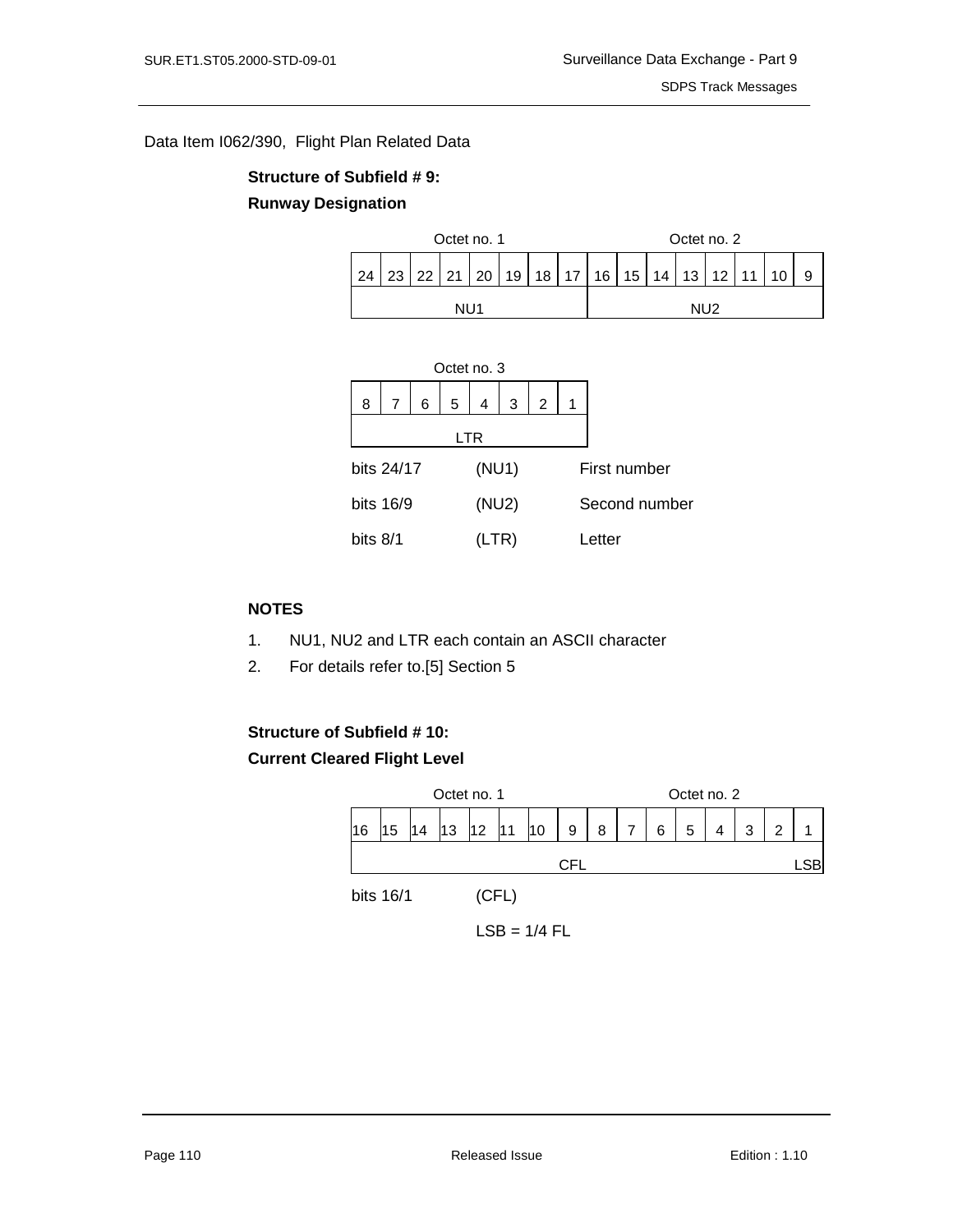Data Item I062/390, Flight Plan Related Data

**Structure of Subfield # 9:**

**Runway Designation**

| Octet no. 1 | | | | | | | | Octet no. 2 | | | | | | | |
|---|---|---|---|---|---|---|---|---|---|---|---|---|---|---|---|
| 24 | 23 | 22 | 21 | 20 | 19 | 18 | 17 | 16 | 15 | 14 | 13 | 12 | 11 | 10 | 9 |
| NU1 | | | | | | | | NU2 | | | | | | | |

| Octet no. 3 | | | | | | | |
|---|---|---|---|---|---|---|---|
| 8 | 7 | 6 | 5 | 4 | 3 | 2 | 1 |
| LTR | | | | | | | |

bits 24/17 (NU1) First number

bits 16/9 (NU2) Second number

bits 8/1 (LTR) Letter

**NOTES**

1. NU1, NU2 and LTR each contain an ASCII character
2. For details refer to.[5] Section 5

**Structure of Subfield # 10:**

**Current Cleared Flight Level**

| Octet no. 1 | | | | | | | | Octet no. 2 | | | | | | | |
|---|---|---|---|---|---|---|---|---|---|---|---|---|---|---|---|
| 16 | 15 | 14 | 13 | 12 | 11 | 10 | 9 | 8 | 7 | 6 | 5 | 4 | 3 | 2 | 1 |
| CFL | | | | | | | | | | | | | | | LSB |

bits 16/1 (CFL)

LSB = 1/4 FL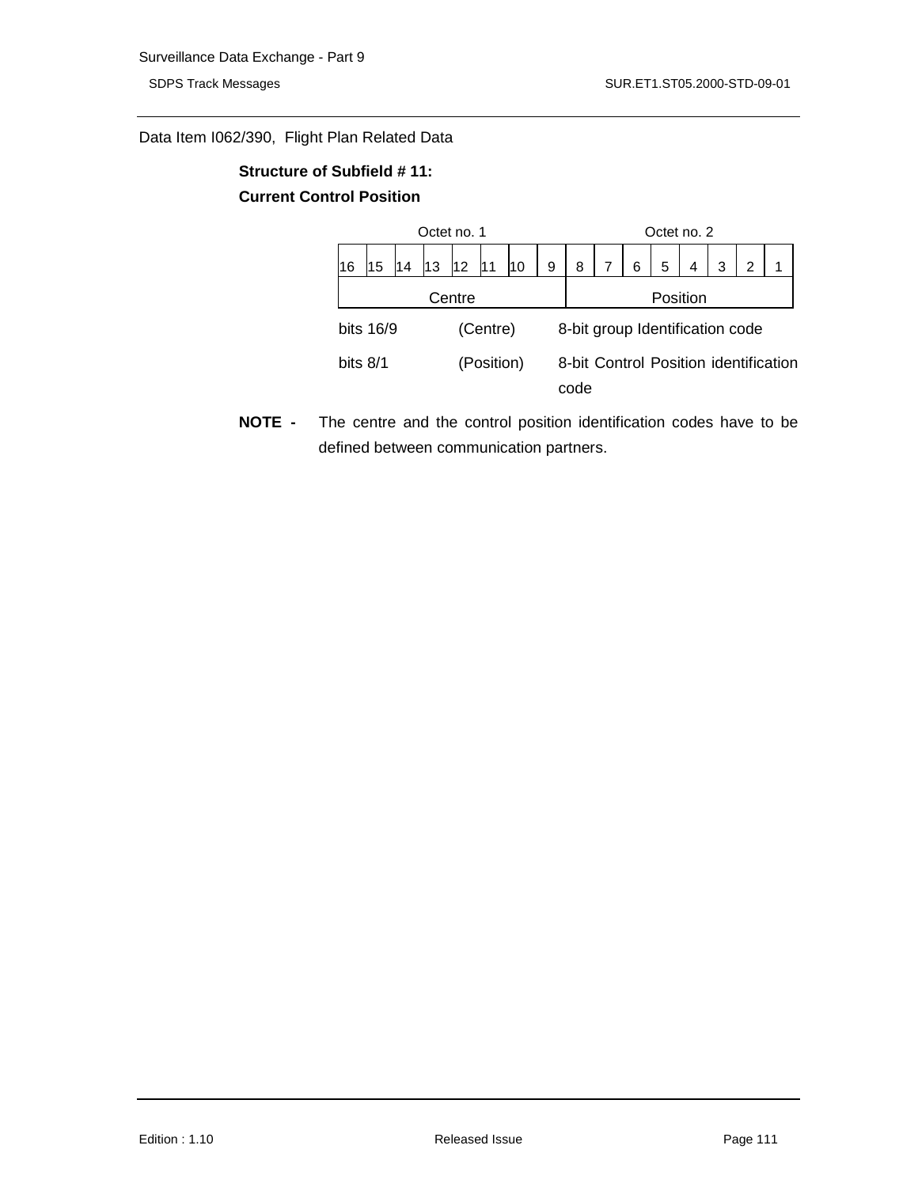Data Item I062/390, Flight Plan Related Data

**Structure of Subfield # 11:**

**Current Control Position**

| Octet no. 1 | | | | | | | | Octet no. 2 | | | | | | | |
|---|---|---|---|---|---|---|---|---|---|---|---|---|---|---|---|
| 16 | 15 | 14 | 13 | 12 | 11 | 10 | 9 | 8 | 7 | 6 | 5 | 4 | 3 | 2 | 1 |
| Centre | | | | | | | | Position | | | | | | | |

| | | |
|---|---|---|
| bits 16/9 | (Centre) | 8-bit group Identification code |
| bits 8/1 | (Position) | 8-bit Control Position identification code |

**NOTE -** The centre and the control position identification codes have to be defined between communication partners.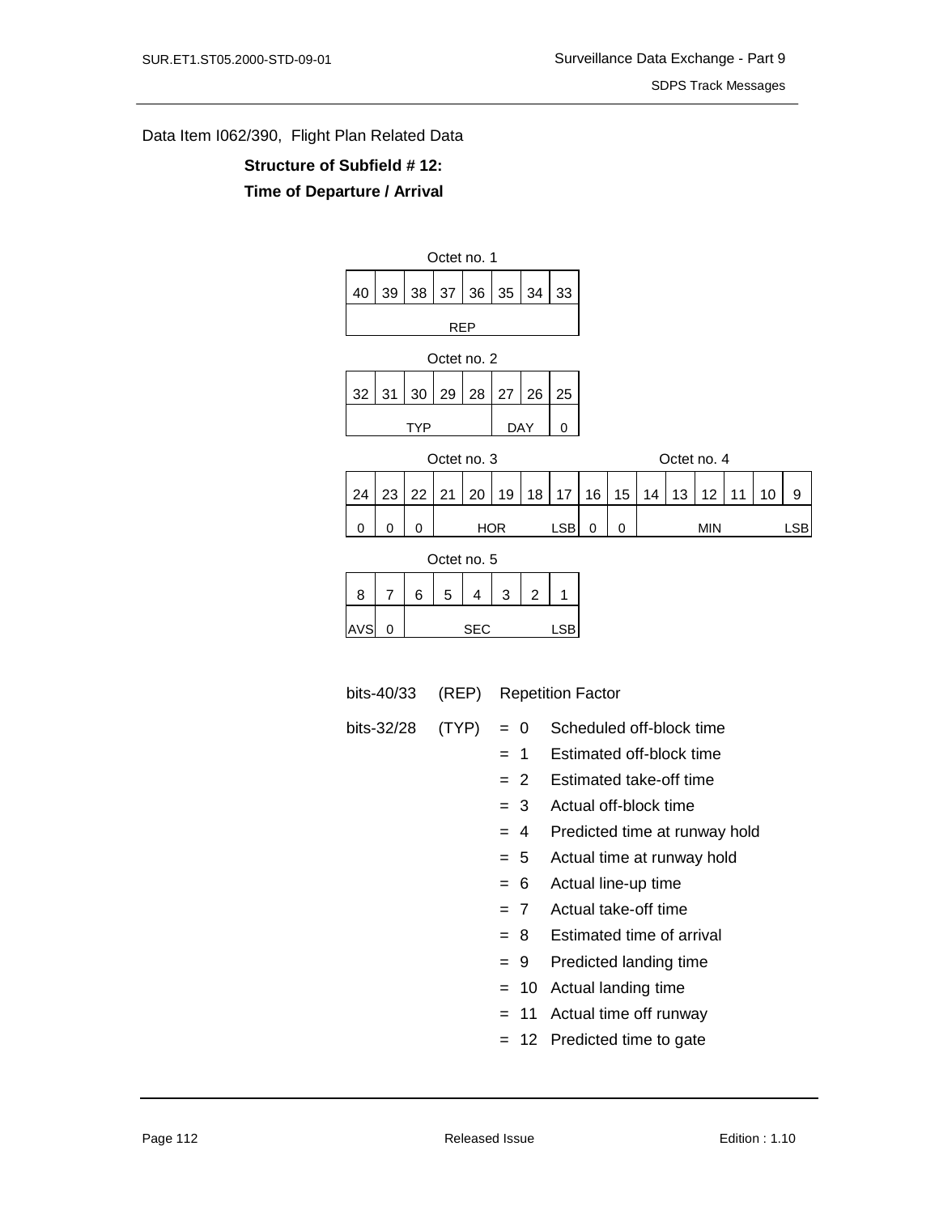Data Item I062/390, Flight Plan Related Data

**Structure of Subfield # 12:**

**Time of Departure / Arrival**

Octet no. 1

| 40 | 39 | 38 | 37 | 36 | 35 | 34 | 33 |
|---|---|---|---|---|---|---|---|
| REP | | | | | | | |

Octet no. 2

| 32 | 31 | 30 | 29 | 28 | 27 | 26 | 25 |
|---|---|---|---|---|---|---|---|
| TYP | | | | | DAY | | 0 |

Octet no. 3 / Octet no. 4

| 24 | 23 | 22 | 21 | 20 | 19 | 18 | 17 | 16 | 15 | 14 | 13 | 12 | 11 | 10 | 9 |
|---|---|---|---|---|---|---|---|---|---|---|---|---|---|---|---|
| 0 | 0 | 0 | HOR | | | | LSB | 0 | 0 | MIN | | | | | LSB |

Octet no. 5

| 8 | 7 | 6 | 5 | 4 | 3 | 2 | 1 |
|---|---|---|---|---|---|---|---|
| AVS | 0 | SEC | | | | | LSB |

bits-40/33 (REP) Repetition Factor

bits-32/28 (TYP)
- = 0 Scheduled off-block time
- = 1 Estimated off-block time
- = 2 Estimated take-off time
- = 3 Actual off-block time
- = 4 Predicted time at runway hold
- = 5 Actual time at runway hold
- = 6 Actual line-up time
- = 7 Actual take-off time
- = 8 Estimated time of arrival
- = 9 Predicted landing time
- = 10 Actual landing time
- = 11 Actual time off runway
- = 12 Predicted time to gate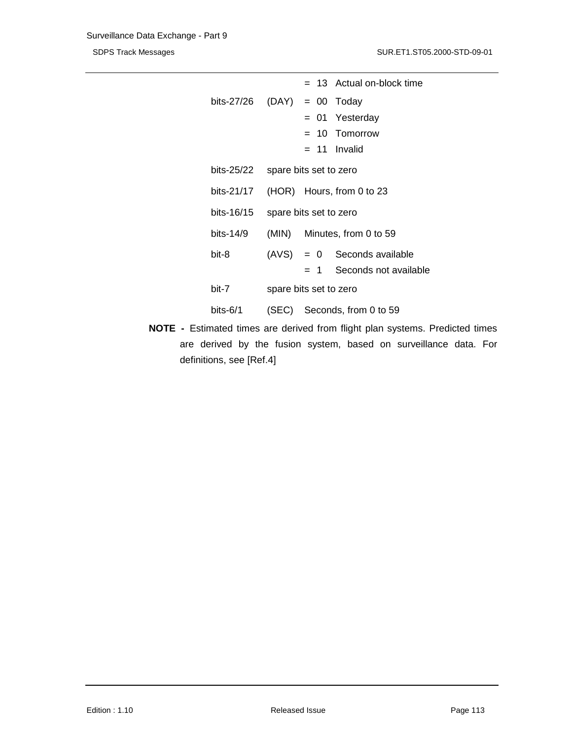| | | | |
|---|---|---|---|
| | | = 13 | Actual on-block time |
| bits-27/26 | (DAY) | = 00 | Today |
| | | = 01 | Yesterday |
| | | = 10 | Tomorrow |
| | | = 11 | Invalid |
| bits-25/22 | spare bits set to zero | | |
| bits-21/17 | (HOR) | Hours, from 0 to 23 | |
| bits-16/15 | spare bits set to zero | | |
| bits-14/9 | (MIN) | Minutes, from 0 to 59 | |
| bit-8 | (AVS) | = 0 | Seconds available |
| | | = 1 | Seconds not available |
| bit-7 | spare bits set to zero | | |
| bits-6/1 | (SEC) | Seconds, from 0 to 59 | |

**NOTE -** Estimated times are derived from flight plan systems. Predicted times are derived by the fusion system, based on surveillance data. For definitions, see [Ref.4]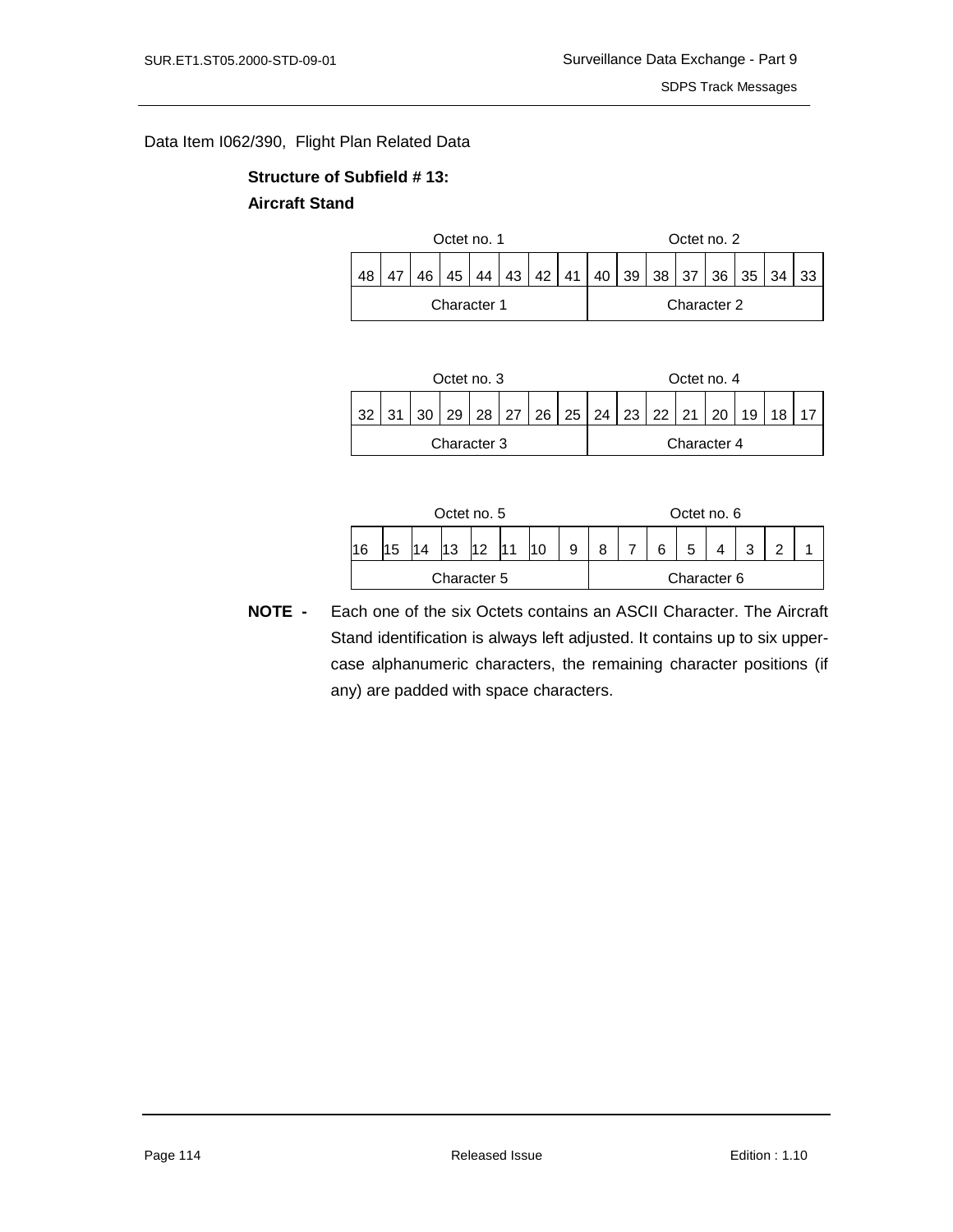Data Item I062/390, Flight Plan Related Data

**Structure of Subfield # 13:**

**Aircraft Stand**

| Octet no. 1 | | | | | | | | Octet no. 2 | | | | | | | |
|---|---|---|---|---|---|---|---|---|---|---|---|---|---|---|---|
| 48 | 47 | 46 | 45 | 44 | 43 | 42 | 41 | 40 | 39 | 38 | 37 | 36 | 35 | 34 | 33 |
| Character 1 | | | | | | | | Character 2 | | | | | | | |

| Octet no. 3 | | | | | | | | Octet no. 4 | | | | | | | |
|---|---|---|---|---|---|---|---|---|---|---|---|---|---|---|---|
| 32 | 31 | 30 | 29 | 28 | 27 | 26 | 25 | 24 | 23 | 22 | 21 | 20 | 19 | 18 | 17 |
| Character 3 | | | | | | | | Character 4 | | | | | | | |

| Octet no. 5 | | | | | | | | Octet no. 6 | | | | | | | |
|---|---|---|---|---|---|---|---|---|---|---|---|---|---|---|---|
| 16 | 15 | 14 | 13 | 12 | 11 | 10 | 9 | 8 | 7 | 6 | 5 | 4 | 3 | 2 | 1 |
| Character 5 | | | | | | | | Character 6 | | | | | | | |

**NOTE -** Each one of the six Octets contains an ASCII Character. The Aircraft Stand identification is always left adjusted. It contains up to six upper-case alphanumeric characters, the remaining character positions (if any) are padded with space characters.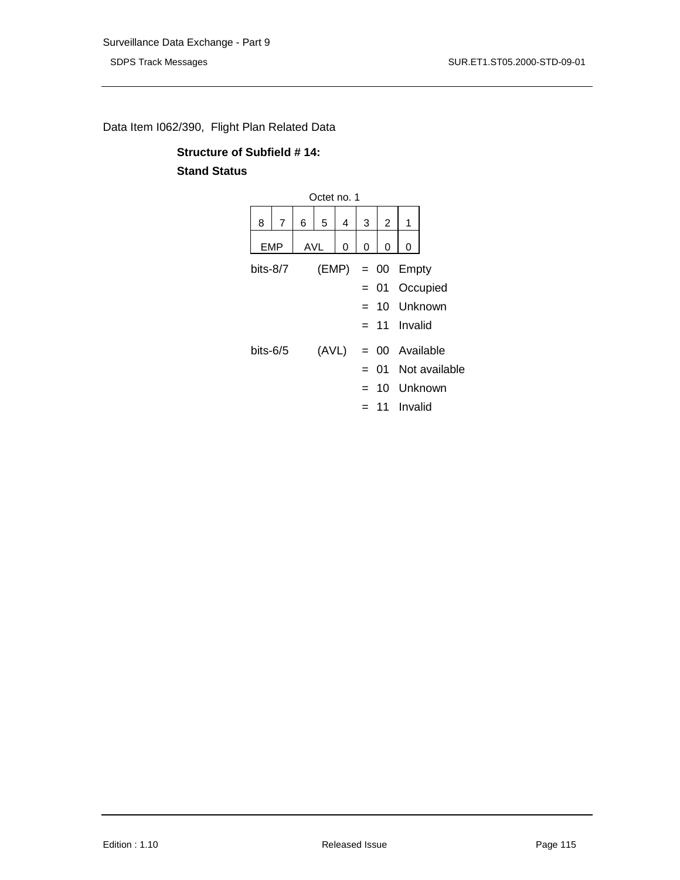Data Item I062/390, Flight Plan Related Data

**Structure of Subfield # 14:**

**Stand Status**

Octet no. 1

| 8 | 7 | 6 | 5 | 4 | 3 | 2 | 1 |
|---|---|---|---|---|---|---|---|
| EMP | | AVL | | 0 | 0 | 0 | 0 |

| | | | | |
|---|---|---|---|---|
| bits-8/7 | (EMP) | = | 00 | Empty |
| | | = | 01 | Occupied |
| | | = | 10 | Unknown |
| | | = | 11 | Invalid |
| bits-6/5 | (AVL) | = | 00 | Available |
| | | = | 01 | Not available |
| | | = | 10 | Unknown |
| | | = | 11 | Invalid |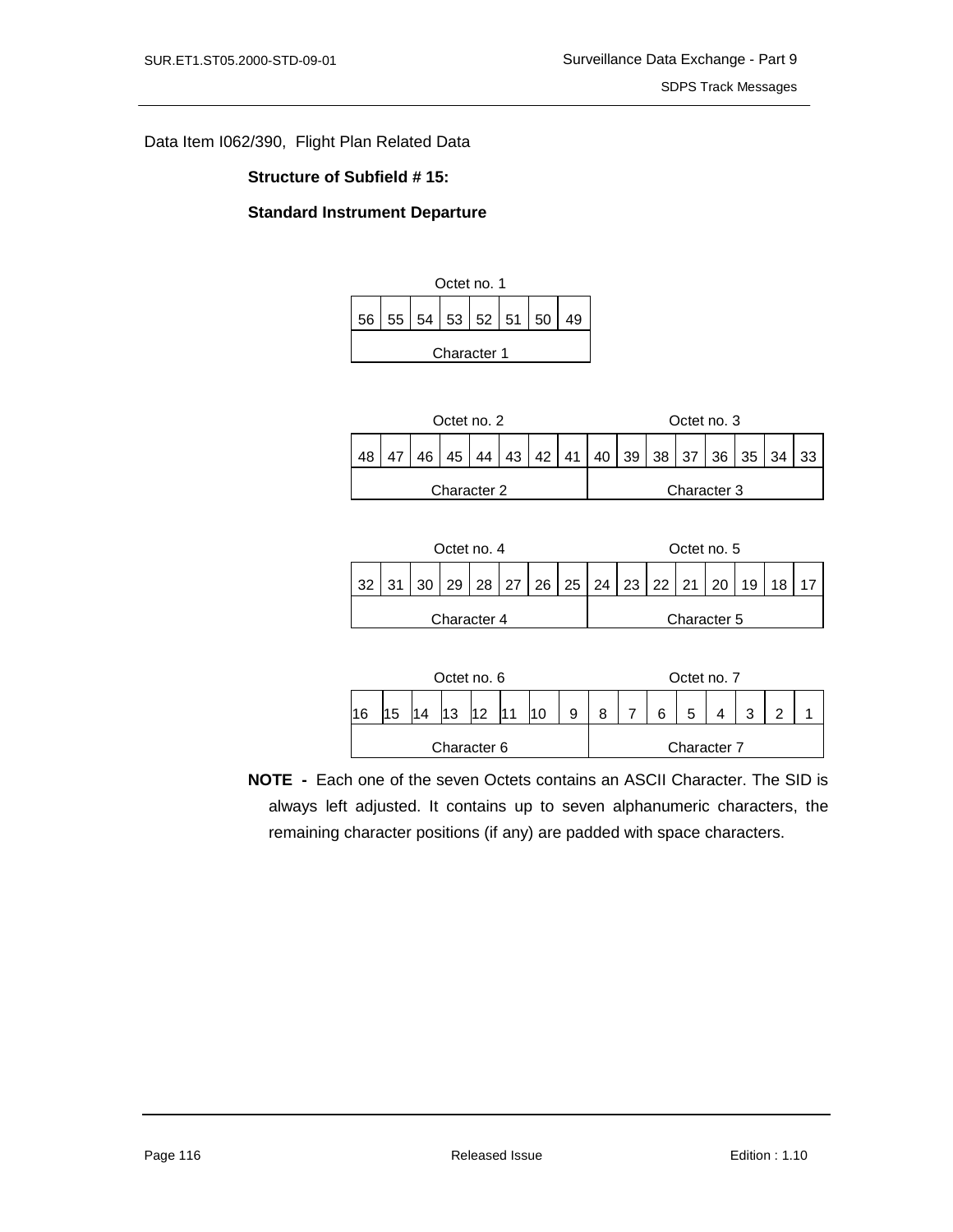Data Item I062/390, Flight Plan Related Data

**Structure of Subfield # 15:**

**Standard Instrument Departure**

| Octet no. 1 | | | | | | | |
|---|---|---|---|---|---|---|---|
| 56 | 55 | 54 | 53 | 52 | 51 | 50 | 49 |
| Character 1 | | | | | | | |

| Octet no. 2 | | | | | | | | Octet no. 3 | | | | | | | |
|---|---|---|---|---|---|---|---|---|---|---|---|---|---|---|---|
| 48 | 47 | 46 | 45 | 44 | 43 | 42 | 41 | 40 | 39 | 38 | 37 | 36 | 35 | 34 | 33 |
| Character 2 | | | | | | | | Character 3 | | | | | | | |

| Octet no. 4 | | | | | | | | Octet no. 5 | | | | | | | |
|---|---|---|---|---|---|---|---|---|---|---|---|---|---|---|---|
| 32 | 31 | 30 | 29 | 28 | 27 | 26 | 25 | 24 | 23 | 22 | 21 | 20 | 19 | 18 | 17 |
| Character 4 | | | | | | | | Character 5 | | | | | | | |

| Octet no. 6 | | | | | | | | Octet no. 7 | | | | | | | |
|---|---|---|---|---|---|---|---|---|---|---|---|---|---|---|---|
| 16 | 15 | 14 | 13 | 12 | 11 | 10 | 9 | 8 | 7 | 6 | 5 | 4 | 3 | 2 | 1 |
| Character 6 | | | | | | | | Character 7 | | | | | | | |

**NOTE -** Each one of the seven Octets contains an ASCII Character. The SID is always left adjusted. It contains up to seven alphanumeric characters, the remaining character positions (if any) are padded with space characters.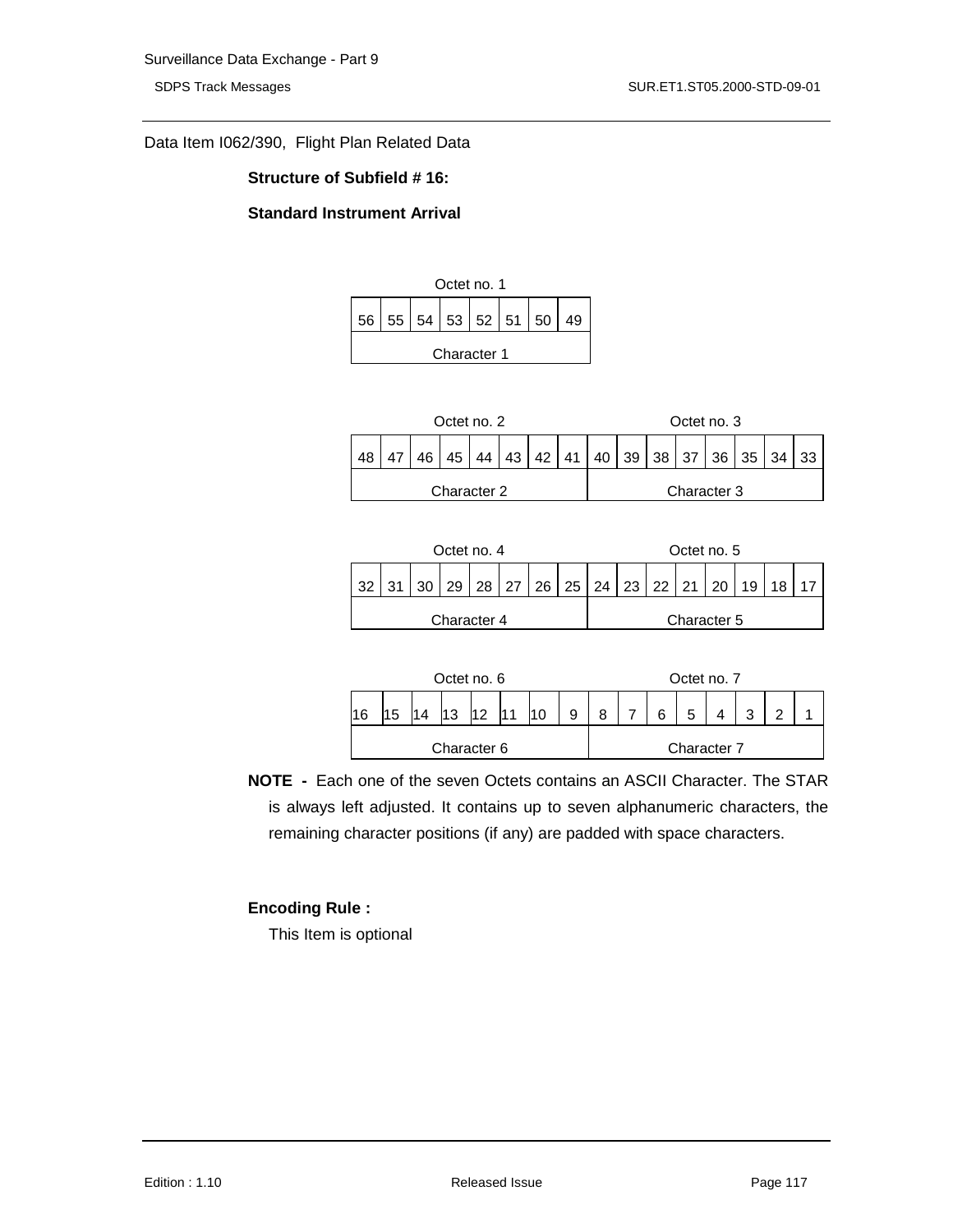Data Item I062/390, Flight Plan Related Data

**Structure of Subfield # 16:**

**Standard Instrument Arrival**

| Octet no. 1 | | | | | | | |
|---|---|---|---|---|---|---|---|
| 56 | 55 | 54 | 53 | 52 | 51 | 50 | 49 |
| Character 1 | | | | | | | |

| Octet no. 2 | | | | | | | | Octet no. 3 | | | | | | | |
|---|---|---|---|---|---|---|---|---|---|---|---|---|---|---|---|
| 48 | 47 | 46 | 45 | 44 | 43 | 42 | 41 | 40 | 39 | 38 | 37 | 36 | 35 | 34 | 33 |
| Character 2 | | | | | | | | Character 3 | | | | | | | |

| Octet no. 4 | | | | | | | | Octet no. 5 | | | | | | | |
|---|---|---|---|---|---|---|---|---|---|---|---|---|---|---|---|
| 32 | 31 | 30 | 29 | 28 | 27 | 26 | 25 | 24 | 23 | 22 | 21 | 20 | 19 | 18 | 17 |
| Character 4 | | | | | | | | Character 5 | | | | | | | |

| Octet no. 6 | | | | | | | | Octet no. 7 | | | | | | | |
|---|---|---|---|---|---|---|---|---|---|---|---|---|---|---|---|
| 16 | 15 | 14 | 13 | 12 | 11 | 10 | 9 | 8 | 7 | 6 | 5 | 4 | 3 | 2 | 1 |
| Character 6 | | | | | | | | Character 7 | | | | | | | |

**NOTE -** Each one of the seven Octets contains an ASCII Character. The STAR is always left adjusted. It contains up to seven alphanumeric characters, the remaining character positions (if any) are padded with space characters.

**Encoding Rule :**

This Item is optional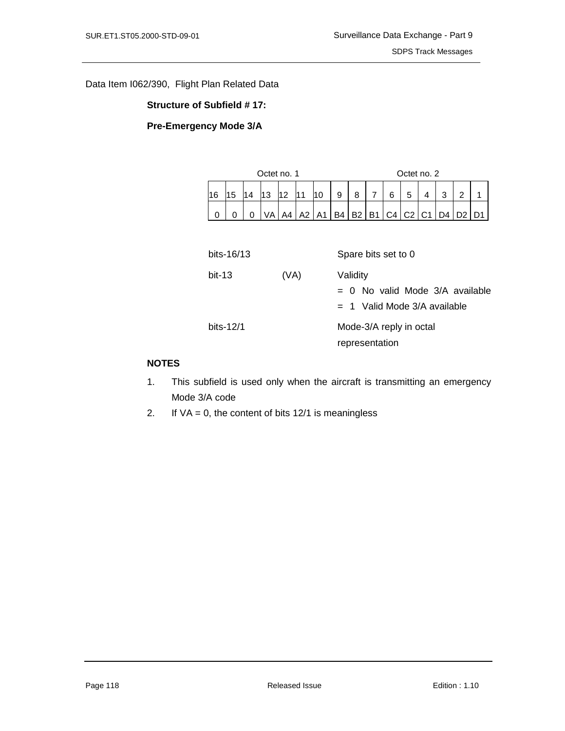Data Item I062/390, Flight Plan Related Data

**Structure of Subfield # 17:**

**Pre-Emergency Mode 3/A**

| Octet no. 1 | | | | | | | | Octet no. 2 | | | | | | | |
|---|---|---|---|---|---|---|---|---|---|---|---|---|---|---|---|
| 16 | 15 | 14 | 13 | 12 | 11 | 10 | 9 | 8 | 7 | 6 | 5 | 4 | 3 | 2 | 1 |
| 0 | 0 | 0 | VA | A4 | A2 | A1 | B4 | B2 | B1 | C4 | C2 | C1 | D4 | D2 | D1 |

| | | |
|---|---|---|
| bits-16/13 | | Spare bits set to 0 |
| bit-13 | (VA) | Validity<br>= 0 No valid Mode 3/A available<br>= 1 Valid Mode 3/A available |
| bits-12/1 | | Mode-3/A reply in octal representation |

**NOTES**

1. This subfield is used only when the aircraft is transmitting an emergency Mode 3/A code
2. If VA = 0, the content of bits 12/1 is meaningless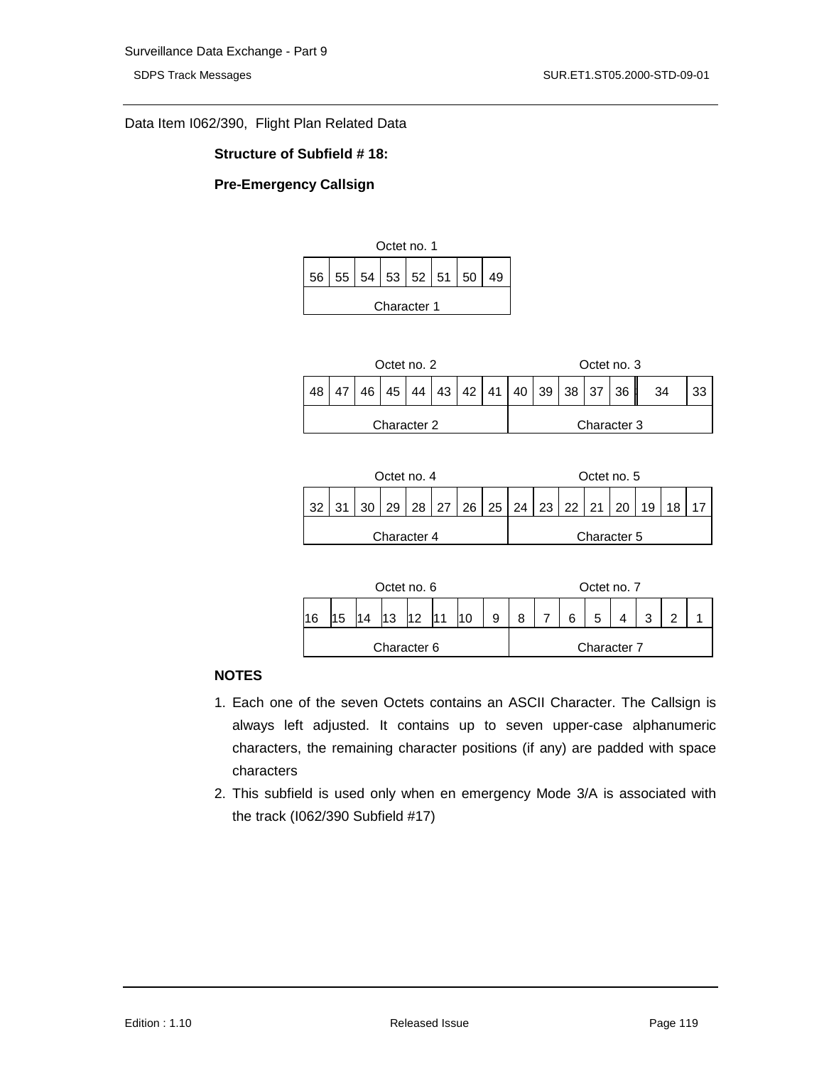Data Item I062/390, Flight Plan Related Data

**Structure of Subfield # 18:**

**Pre-Emergency Callsign**

| Octet no. 1 | | | | | | | |
|---|---|---|---|---|---|---|---|
| 56 | 55 | 54 | 53 | 52 | 51 | 50 | 49 |
| Character 1 | | | | | | | |

| Octet no. 2 | | | | | | | | Octet no. 3 | | | | | | | |
|---|---|---|---|---|---|---|---|---|---|---|---|---|---|---|---|
| 48 | 47 | 46 | 45 | 44 | 43 | 42 | 41 | 40 | 39 | 38 | 37 | 36 | 34 | 33 | |
| Character 2 | | | | | | | | Character 3 | | | | | | | |

| Octet no. 4 | | | | | | | | Octet no. 5 | | | | | | | |
|---|---|---|---|---|---|---|---|---|---|---|---|---|---|---|---|
| 32 | 31 | 30 | 29 | 28 | 27 | 26 | 25 | 24 | 23 | 22 | 21 | 20 | 19 | 18 | 17 |
| Character 4 | | | | | | | | Character 5 | | | | | | | |

| Octet no. 6 | | | | | | | | Octet no. 7 | | | | | | | |
|---|---|---|---|---|---|---|---|---|---|---|---|---|---|---|---|
| 16 | 15 | 14 | 13 | 12 | 11 | 10 | 9 | 8 | 7 | 6 | 5 | 4 | 3 | 2 | 1 |
| Character 6 | | | | | | | | Character 7 | | | | | | | |

**NOTES**

1. Each one of the seven Octets contains an ASCII Character. The Callsign is always left adjusted. It contains up to seven upper-case alphanumeric characters, the remaining character positions (if any) are padded with space characters
2. This subfield is used only when en emergency Mode 3/A is associated with the track (I062/390 Subfield #17)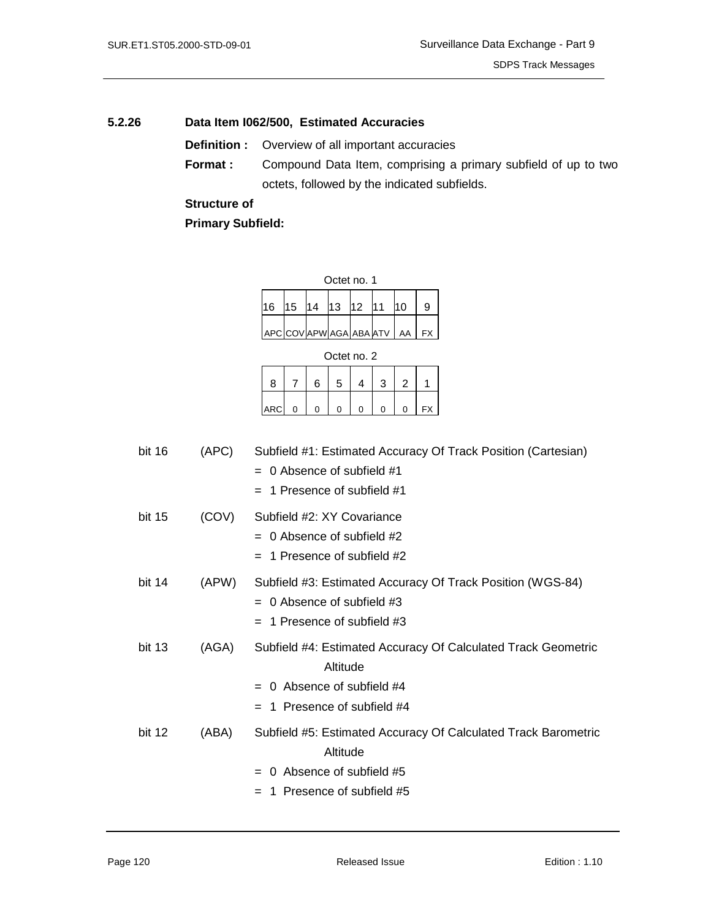### 5.2.26 Data Item I062/500, Estimated Accuracies

**Definition :** Overview of all important accuracies

**Format :** Compound Data Item, comprising a primary subfield of up to two octets, followed by the indicated subfields.

**Structure of Primary Subfield:**

Octet no. 1

| 16 | 15 | 14 | 13 | 12 | 11 | 10 | 9 |
|---|---|---|---|---|---|---|---|
| APC | COV | APW | AGA | ABA | ATV | AA | FX |

Octet no. 2

| 8 | 7 | 6 | 5 | 4 | 3 | 2 | 1 |
|---|---|---|---|---|---|---|---|
| ARC | 0 | 0 | 0 | 0 | 0 | 0 | FX |

bit 16 (APC) Subfield #1: Estimated Accuracy Of Track Position (Cartesian)
- = 0 Absence of subfield #1
- = 1 Presence of subfield #1

bit 15 (COV) Subfield #2: XY Covariance
- = 0 Absence of subfield #2
- = 1 Presence of subfield #2

bit 14 (APW) Subfield #3: Estimated Accuracy Of Track Position (WGS-84)
- = 0 Absence of subfield #3
- = 1 Presence of subfield #3

bit 13 (AGA) Subfield #4: Estimated Accuracy Of Calculated Track Geometric Altitude
- = 0 Absence of subfield #4
- = 1 Presence of subfield #4

bit 12 (ABA) Subfield #5: Estimated Accuracy Of Calculated Track Barometric Altitude
- = 0 Absence of subfield #5
- = 1 Presence of subfield #5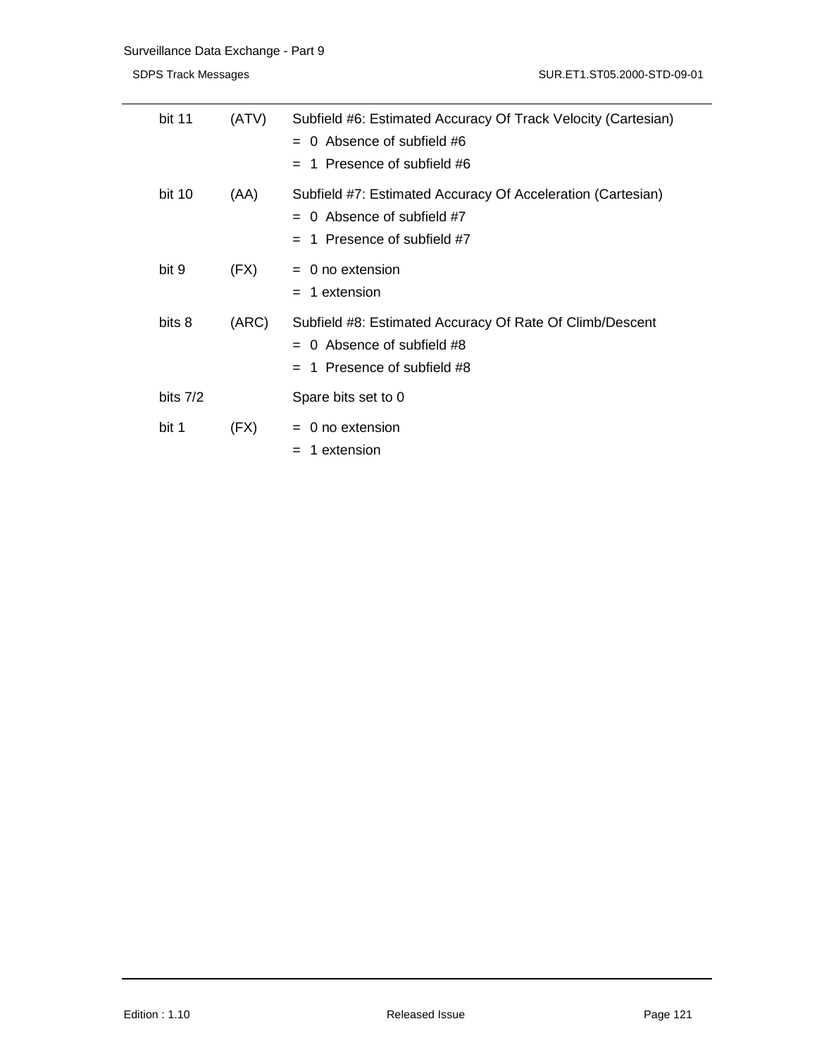| | | |
|---|---|---|
| bit 11 | (ATV) | Subfield #6: Estimated Accuracy Of Track Velocity (Cartesian)<br>= 0 Absence of subfield #6<br>= 1 Presence of subfield #6 |
| bit 10 | (AA) | Subfield #7: Estimated Accuracy Of Acceleration (Cartesian)<br>= 0 Absence of subfield #7<br>= 1 Presence of subfield #7 |
| bit 9 | (FX) | = 0 no extension<br>= 1 extension |
| bits 8 | (ARC) | Subfield #8: Estimated Accuracy Of Rate Of Climb/Descent<br>= 0 Absence of subfield #8<br>= 1 Presence of subfield #8 |
| bits 7/2 | | Spare bits set to 0 |
| bit 1 | (FX) | = 0 no extension<br>= 1 extension |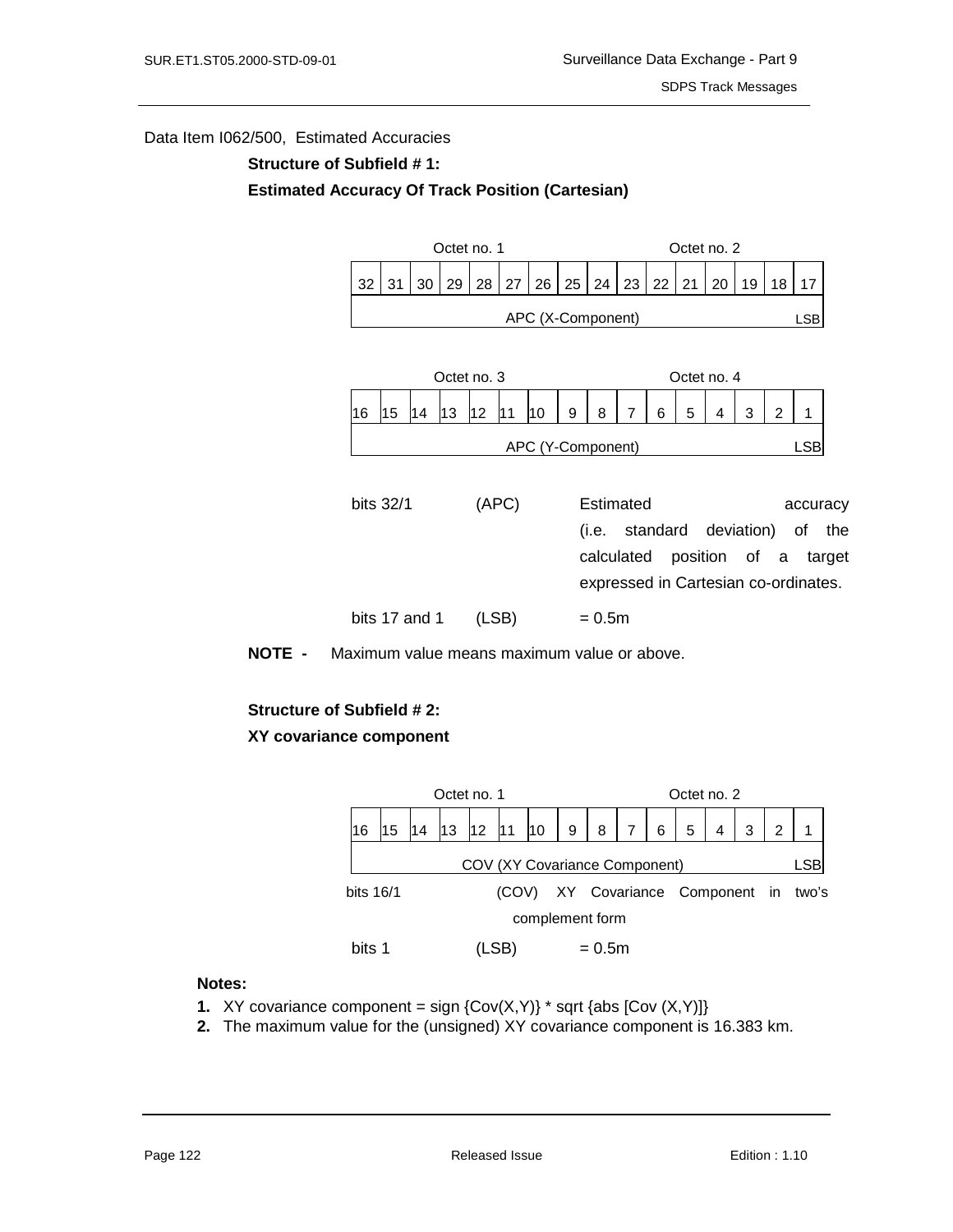Data Item I062/500, Estimated Accuracies

**Structure of Subfield # 1:**

**Estimated Accuracy Of Track Position (Cartesian)**

| Octet no. 1 | | | | | | | | Octet no. 2 | | | | | | | |
|---|---|---|---|---|---|---|---|---|---|---|---|---|---|---|---|
| 32 | 31 | 30 | 29 | 28 | 27 | 26 | 25 | 24 | 23 | 22 | 21 | 20 | 19 | 18 | 17 |
| APC (X-Component) | | | | | | | | | | | | | | | LSB |

| Octet no. 3 | | | | | | | | Octet no. 4 | | | | | | | |
|---|---|---|---|---|---|---|---|---|---|---|---|---|---|---|---|
| 16 | 15 | 14 | 13 | 12 | 11 | 10 | 9 | 8 | 7 | 6 | 5 | 4 | 3 | 2 | 1 |
| APC (Y-Component) | | | | | | | | | | | | | | | LSB |

bits 32/1 (APC) Estimated accuracy (i.e. standard deviation) of the calculated position of a target expressed in Cartesian co-ordinates.

bits 17 and 1 (LSB) = 0.5m

**NOTE -** Maximum value means maximum value or above.

**Structure of Subfield # 2:**

**XY covariance component**

| Octet no. 1 | | | | | | | | Octet no. 2 | | | | | | | |
|---|---|---|---|---|---|---|---|---|---|---|---|---|---|---|---|
| 16 | 15 | 14 | 13 | 12 | 11 | 10 | 9 | 8 | 7 | 6 | 5 | 4 | 3 | 2 | 1 |
| COV (XY Covariance Component) | | | | | | | | | | | | | | | LSB |

bits 16/1 (COV) XY Covariance Component in two's complement form

bits 1 (LSB) = 0.5m

**Notes:**

1. XY covariance component = sign {Cov(X,Y)} * sqrt {abs [Cov (X,Y)]}
2. The maximum value for the (unsigned) XY covariance component is 16.383 km.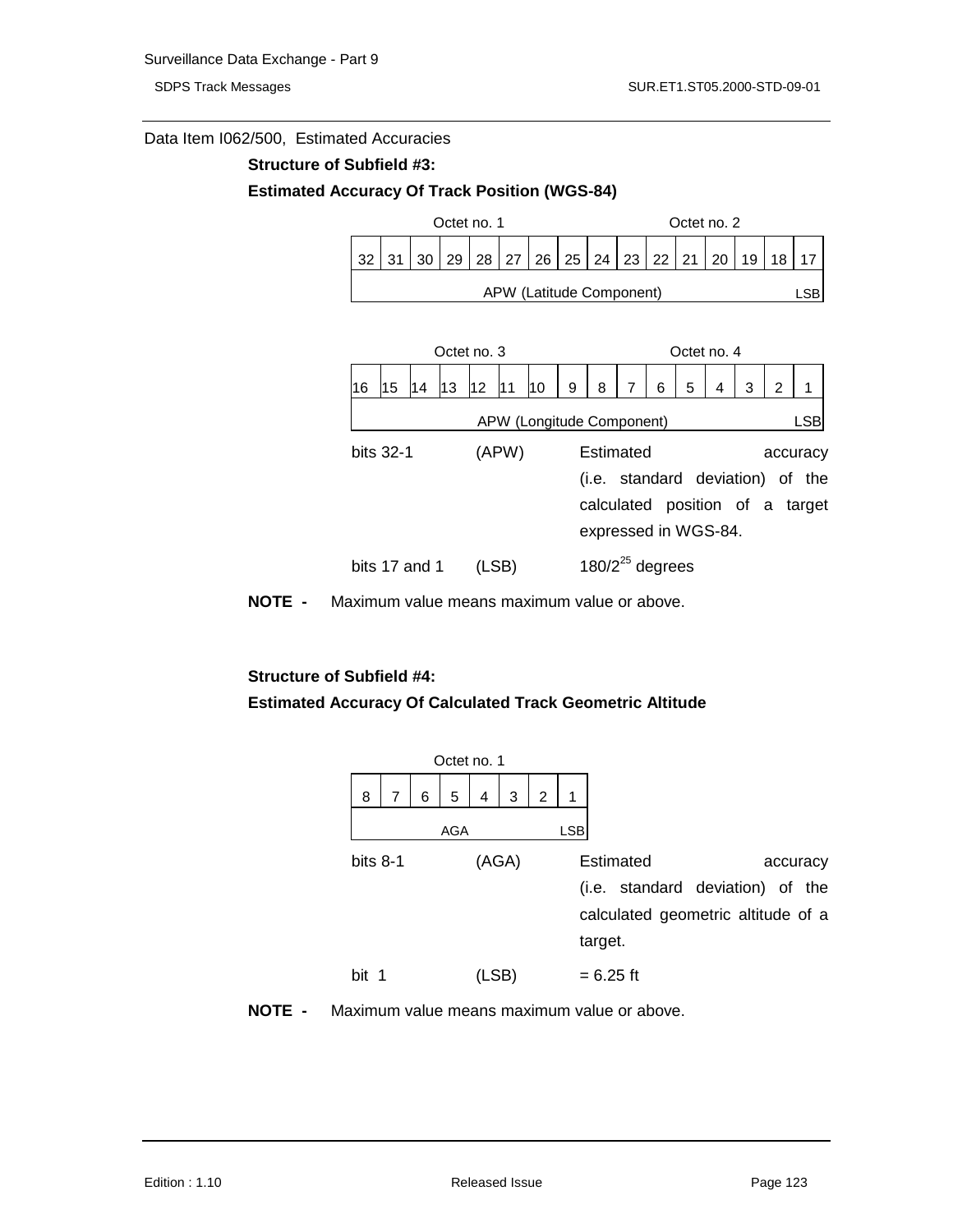Data Item I062/500, Estimated Accuracies

**Structure of Subfield #3:**

**Estimated Accuracy Of Track Position (WGS-84)**

| Octet no. 1 | | | | | | | | Octet no. 2 | | | | | | | |
|---|---|---|---|---|---|---|---|---|---|---|---|---|---|---|---|
| 32 | 31 | 30 | 29 | 28 | 27 | 26 | 25 | 24 | 23 | 22 | 21 | 20 | 19 | 18 | 17 |
| APW (Latitude Component) | | | | | | | | | | | | | | | LSB |

| Octet no. 3 | | | | | | | | Octet no. 4 | | | | | | | |
|---|---|---|---|---|---|---|---|---|---|---|---|---|---|---|---|
| 16 | 15 | 14 | 13 | 12 | 11 | 10 | 9 | 8 | 7 | 6 | 5 | 4 | 3 | 2 | 1 |
| APW (Longitude Component) | | | | | | | | | | | | | | | LSB |

| | | |
|---|---|---|
| bits 32-1 | (APW) | Estimated accuracy (i.e. standard deviation) of the calculated position of a target expressed in WGS-84. |
| bits 17 and 1 | (LSB) | $180/2^{25}$ degrees |

**NOTE -** Maximum value means maximum value or above.

**Structure of Subfield #4:**

**Estimated Accuracy Of Calculated Track Geometric Altitude**

| Octet no. 1 | | | | | | | |
|---|---|---|---|---|---|---|---|
| 8 | 7 | 6 | 5 | 4 | 3 | 2 | 1 |
| AGA | | | | | | | LSB |

| | | |
|---|---|---|
| bits 8-1 | (AGA) | Estimated accuracy (i.e. standard deviation) of the calculated geometric altitude of a target. |
| bit 1 | (LSB) | = 6.25 ft |

**NOTE -** Maximum value means maximum value or above.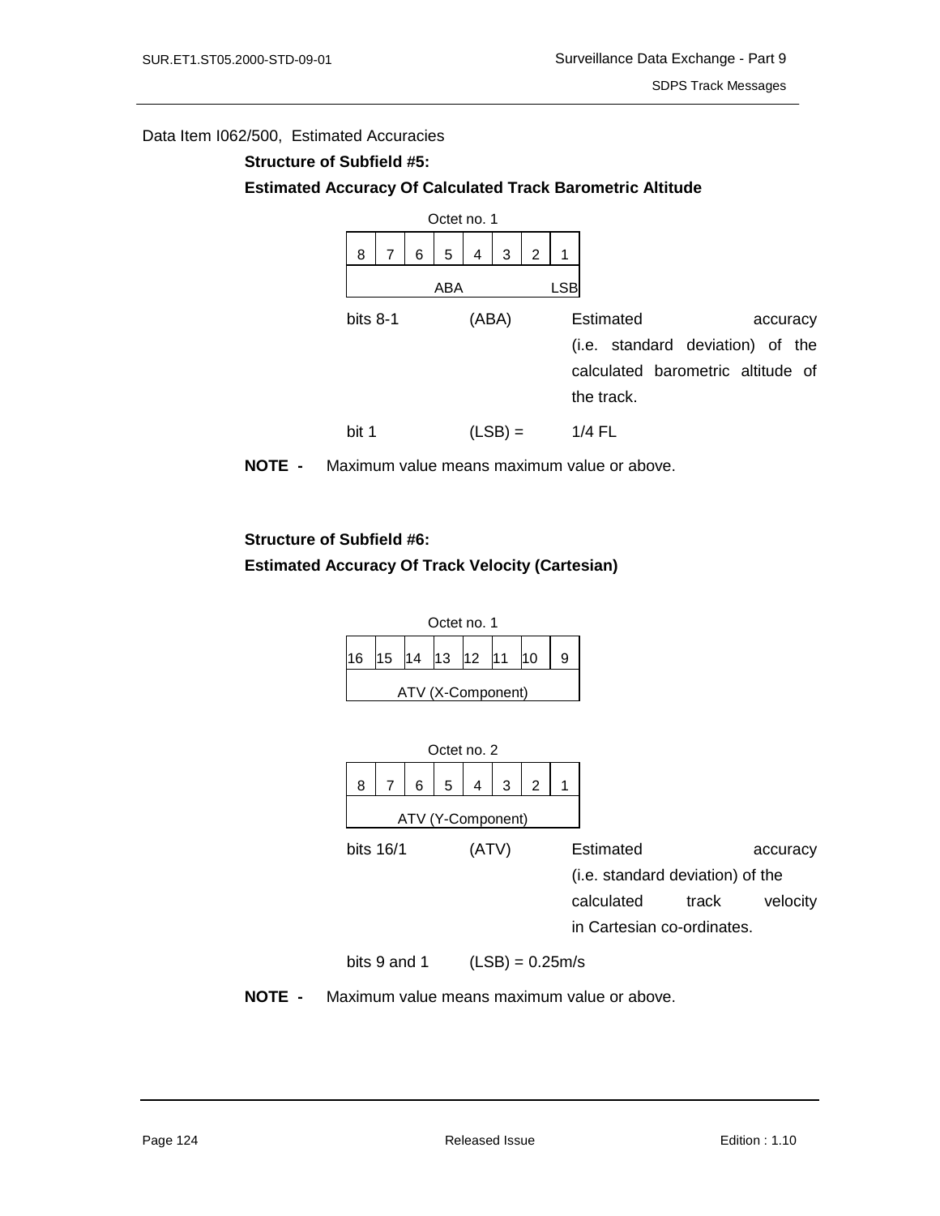Data Item I062/500, Estimated Accuracies

**Structure of Subfield #5:**

**Estimated Accuracy Of Calculated Track Barometric Altitude**

Octet no. 1

| 8 | 7 | 6 | 5 | 4 | 3 | 2 | 1 |
|---|---|---|---|---|---|---|---|
| | | | ABA | | | | LSB |

bits 8-1 (ABA) Estimated accuracy (i.e. standard deviation) of the calculated barometric altitude of the track.

bit 1 (LSB) = 1/4 FL

**NOTE -** Maximum value means maximum value or above.

**Structure of Subfield #6:**

**Estimated Accuracy Of Track Velocity (Cartesian)**

Octet no. 1

| 16 | 15 | 14 | 13 | 12 | 11 | 10 | 9 |
|---|---|---|---|---|---|---|---|
| | | | ATV (X-Component) | | | | |

Octet no. 2

| 8 | 7 | 6 | 5 | 4 | 3 | 2 | 1 |
|---|---|---|---|---|---|---|---|
| | | | ATV (Y-Component) | | | | |

bits 16/1 (ATV) Estimated accuracy (i.e. standard deviation) of the calculated track velocity in Cartesian co-ordinates.

bits 9 and 1 (LSB) = 0.25m/s

**NOTE -** Maximum value means maximum value or above.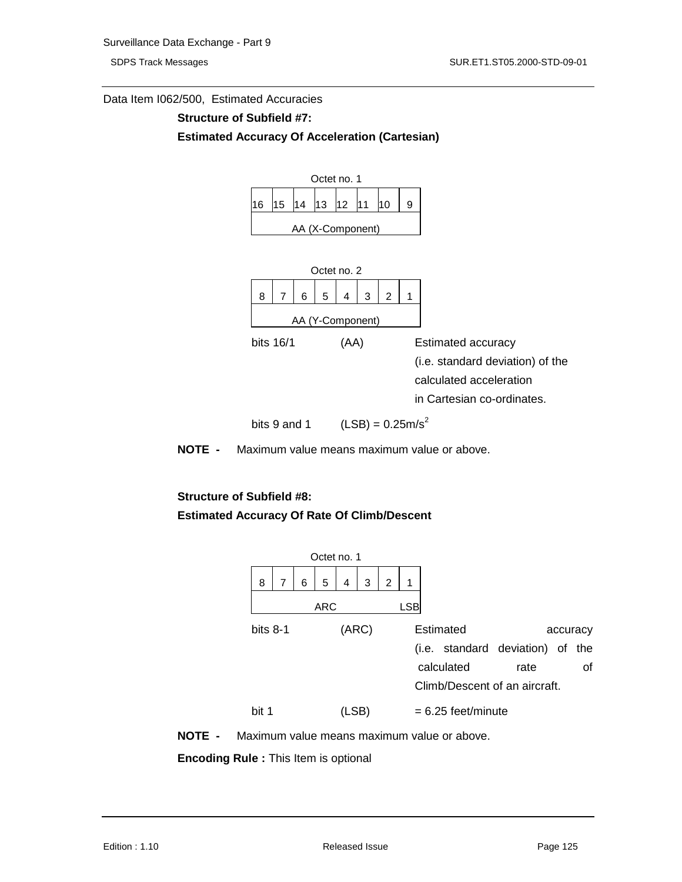Data Item I062/500, Estimated Accuracies

**Structure of Subfield #7:**

**Estimated Accuracy Of Acceleration (Cartesian)**

Octet no. 1

| 16 | 15 | 14 | 13 | 12 | 11 | 10 | 9 |
|---|---|---|---|---|---|---|---|
| AA (X-Component) | | | | | | | |

Octet no. 2

| 8 | 7 | 6 | 5 | 4 | 3 | 2 | 1 |
|---|---|---|---|---|---|---|---|
| AA (Y-Component) | | | | | | | |

bits 16/1 (AA) Estimated accuracy (i.e. standard deviation) of the calculated acceleration in Cartesian co-ordinates.

bits 9 and 1 (LSB) = $0.25 m/s^2$

**NOTE -** Maximum value means maximum value or above.

**Structure of Subfield #8:**

**Estimated Accuracy Of Rate Of Climb/Descent**

Octet no. 1

| 8 | 7 | 6 | 5 | 4 | 3 | 2 | 1 |
|---|---|---|---|---|---|---|---|
| ARC | | | | | | | LSB |

bits 8-1 (ARC) Estimated accuracy (i.e. standard deviation) of the calculated rate of Climb/Descent of an aircraft.

bit 1 (LSB) = 6.25 feet/minute

**NOTE -** Maximum value means maximum value or above.

**Encoding Rule :** This Item is optional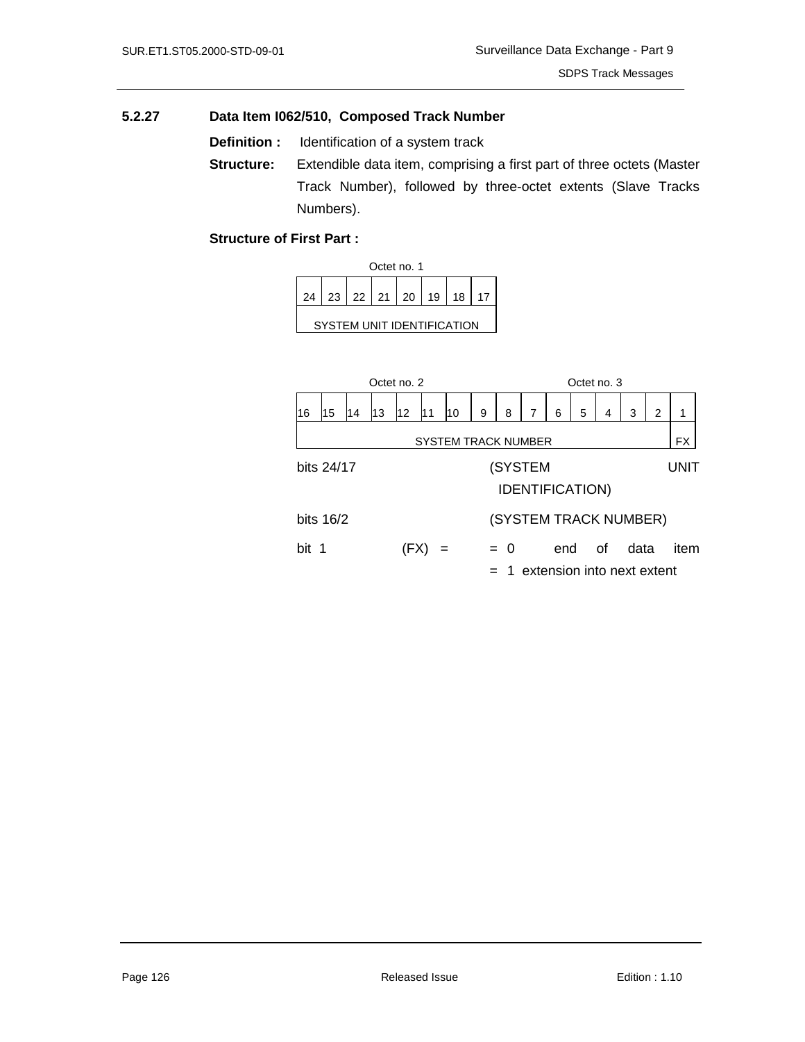### 5.2.27 Data Item I062/510, Composed Track Number

**Definition :** Identification of a system track

**Structure:** Extendible data item, comprising a first part of three octets (Master Track Number), followed by three-octet extents (Slave Tracks Numbers).

**Structure of First Part :**

Octet no. 1

| 24 | 23 | 22 | 21 | 20 | 19 | 18 | 17 |
|---|---|---|---|---|---|---|---|
| SYSTEM UNIT IDENTIFICATION | | | | | | | |

Octet no. 2 / Octet no. 3

| 16 | 15 | 14 | 13 | 12 | 11 | 10 | 9 | 8 | 7 | 6 | 5 | 4 | 3 | 2 | 1 |
|---|---|---|---|---|---|---|---|---|---|---|---|---|---|---|---|
| SYSTEM TRACK NUMBER | | | | | | | | | | | | | | | FX |

bits 24/17 (SYSTEM UNIT IDENTIFICATION)

bits 16/2 (SYSTEM TRACK NUMBER)

bit 1 (FX) = = 0 end of data item
= 1 extension into next extent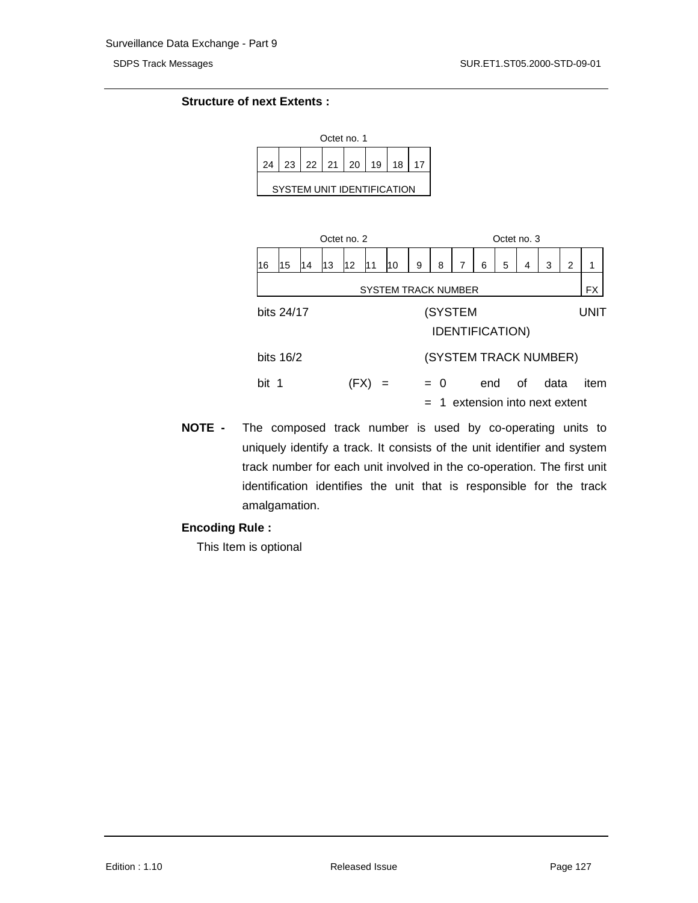**Structure of next Extents :**

| Octet no. 1 | | | | | | | |
|---|---|---|---|---|---|---|---|
| 24 | 23 | 22 | 21 | 20 | 19 | 18 | 17 |
| SYSTEM UNIT IDENTIFICATION | | | | | | | |

| Octet no. 2 | | | | | | | | Octet no. 3 | | | | | | | |
|---|---|---|---|---|---|---|---|---|---|---|---|---|---|---|---|
| 16 | 15 | 14 | 13 | 12 | 11 | 10 | 9 | 8 | 7 | 6 | 5 | 4 | 3 | 2 | 1 |
| SYSTEM TRACK NUMBER | | | | | | | | | | | | | | | FX |

bits 24/17 (SYSTEM UNIT IDENTIFICATION)

bits 16/2 (SYSTEM TRACK NUMBER)

bit 1 (FX) = = 0 end of data item
= 1 extension into next extent

**NOTE -** The composed track number is used by co-operating units to uniquely identify a track. It consists of the unit identifier and system track number for each unit involved in the co-operation. The first unit identification identifies the unit that is responsible for the track amalgamation.

**Encoding Rule :**

This Item is optional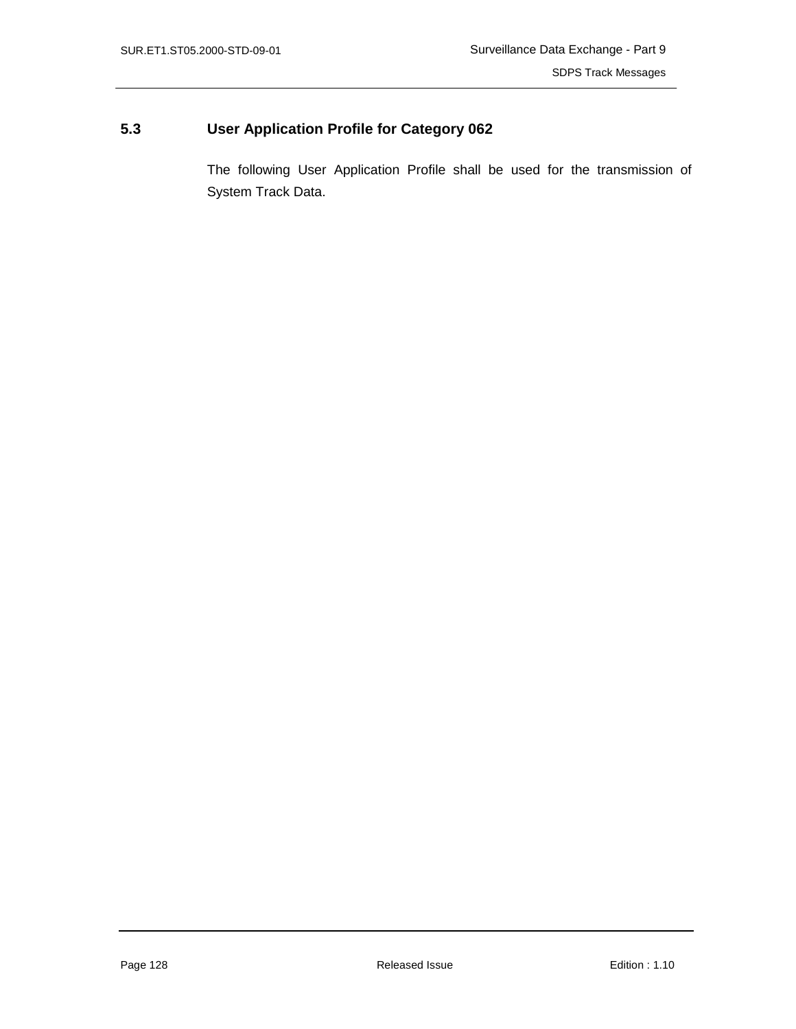## 5.3 User Application Profile for Category 062

The following User Application Profile shall be used for the transmission of System Track Data.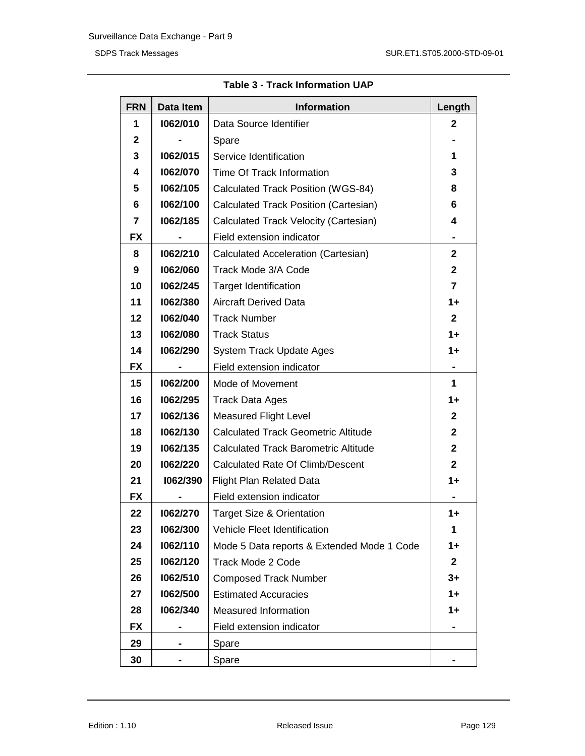**Table 3 - Track Information UAP**

| FRN | Data Item | Information | Length |
|---|---|---|---|
| 1 | I062/010 | Data Source Identifier | 2 |
| 2 | - | Spare | - |
| 3 | I062/015 | Service Identification | 1 |
| 4 | I062/070 | Time Of Track Information | 3 |
| 5 | I062/105 | Calculated Track Position (WGS-84) | 8 |
| 6 | I062/100 | Calculated Track Position (Cartesian) | 6 |
| 7 | I062/185 | Calculated Track Velocity (Cartesian) | 4 |
| FX | - | Field extension indicator | - |
| 8 | I062/210 | Calculated Acceleration (Cartesian) | 2 |
| 9 | I062/060 | Track Mode 3/A Code | 2 |
| 10 | I062/245 | Target Identification | 7 |
| 11 | I062/380 | Aircraft Derived Data | 1+ |
| 12 | I062/040 | Track Number | 2 |
| 13 | I062/080 | Track Status | 1+ |
| 14 | I062/290 | System Track Update Ages | 1+ |
| FX | - | Field extension indicator | - |
| 15 | I062/200 | Mode of Movement | 1 |
| 16 | I062/295 | Track Data Ages | 1+ |
| 17 | I062/136 | Measured Flight Level | 2 |
| 18 | I062/130 | Calculated Track Geometric Altitude | 2 |
| 19 | I062/135 | Calculated Track Barometric Altitude | 2 |
| 20 | I062/220 | Calculated Rate Of Climb/Descent | 2 |
| 21 | I062/390 | Flight Plan Related Data | 1+ |
| FX | - | Field extension indicator | - |
| 22 | I062/270 | Target Size & Orientation | 1+ |
| 23 | I062/300 | Vehicle Fleet Identification | 1 |
| 24 | I062/110 | Mode 5 Data reports & Extended Mode 1 Code | 1+ |
| 25 | I062/120 | Track Mode 2 Code | 2 |
| 26 | I062/510 | Composed Track Number | 3+ |
| 27 | I062/500 | Estimated Accuracies | 1+ |
| 28 | I062/340 | Measured Information | 1+ |
| FX | - | Field extension indicator | - |
| 29 | - | Spare | |
| 30 | - | Spare | - |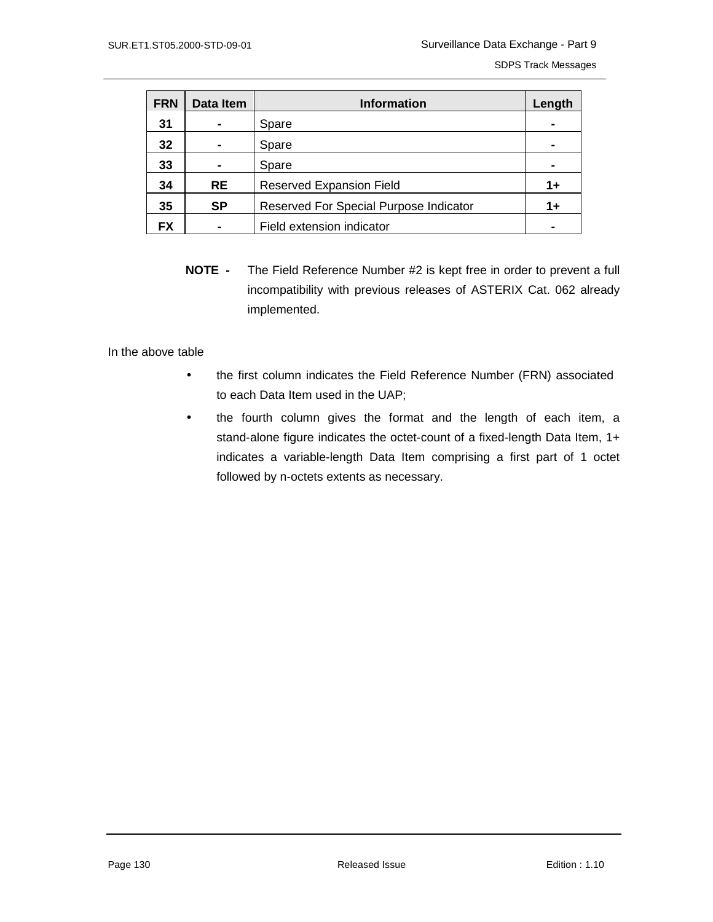| FRN | Data Item | Information | Length |
|---|---|---|---|
| **31** | **-** | Spare | **-** |
| **32** | **-** | Spare | **-** |
| **33** | **-** | Spare | **-** |
| **34** | **RE** | Reserved Expansion Field | **1+** |
| **35** | **SP** | Reserved For Special Purpose Indicator | **1+** |
| **FX** | **-** | Field extension indicator | **-** |

**NOTE -** The Field Reference Number #2 is kept free in order to prevent a full incompatibility with previous releases of ASTERIX Cat. 062 already implemented.

In the above table

- the first column indicates the Field Reference Number (FRN) associated to each Data Item used in the UAP;
- the fourth column gives the format and the length of each item, a stand-alone figure indicates the octet-count of a fixed-length Data Item, 1+ indicates a variable-length Data Item comprising a first part of 1 octet followed by n-octets extents as necessary.